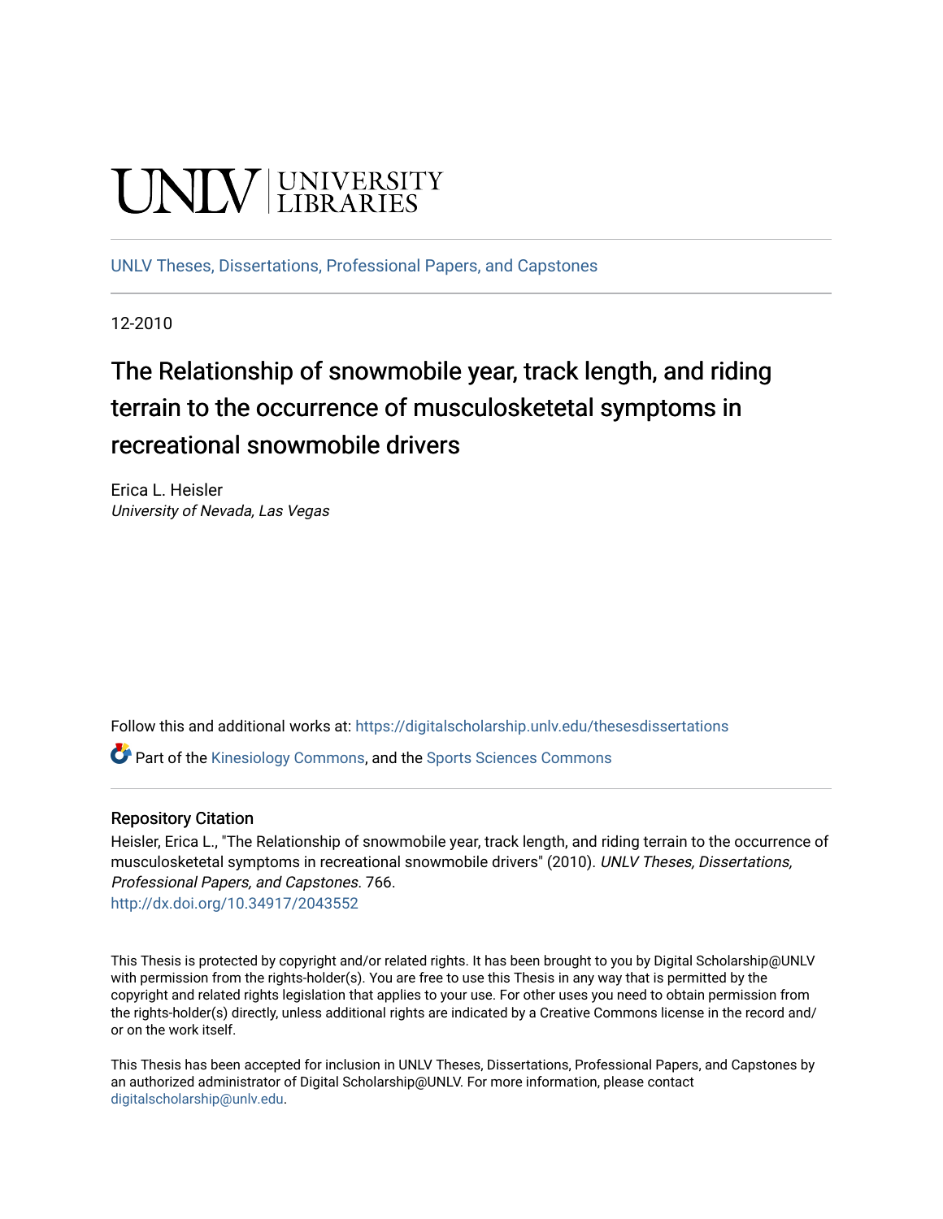UNLV | UNIVERSITY LIBRARIES

UNLV Theses, Dissertations, Professional Papers, and Capstones

12-2010

# The Relationship of snowmobile year, track length, and riding terrain to the occurrence of musculosketetal symptoms in recreational snowmobile drivers

Erica L. Heisler
*University of Nevada, Las Vegas*

Follow this and additional works at: https://digitalscholarship.unlv.edu/thesesdissertations

Part of the Kinesiology Commons, and the Sports Sciences Commons

## Repository Citation

Heisler, Erica L., "The Relationship of snowmobile year, track length, and riding terrain to the occurrence of musculosketetal symptoms in recreational snowmobile drivers" (2010). *UNLV Theses, Dissertations, Professional Papers, and Capstones*. 766.
http://dx.doi.org/10.34917/2043552

This Thesis is protected by copyright and/or related rights. It has been brought to you by Digital Scholarship@UNLV with permission from the rights-holder(s). You are free to use this Thesis in any way that is permitted by the copyright and related rights legislation that applies to your use. For other uses you need to obtain permission from the rights-holder(s) directly, unless additional rights are indicated by a Creative Commons license in the record and/or on the work itself.

This Thesis has been accepted for inclusion in UNLV Theses, Dissertations, Professional Papers, and Capstones by an authorized administrator of Digital Scholarship@UNLV. For more information, please contact digitalscholarship@unlv.edu.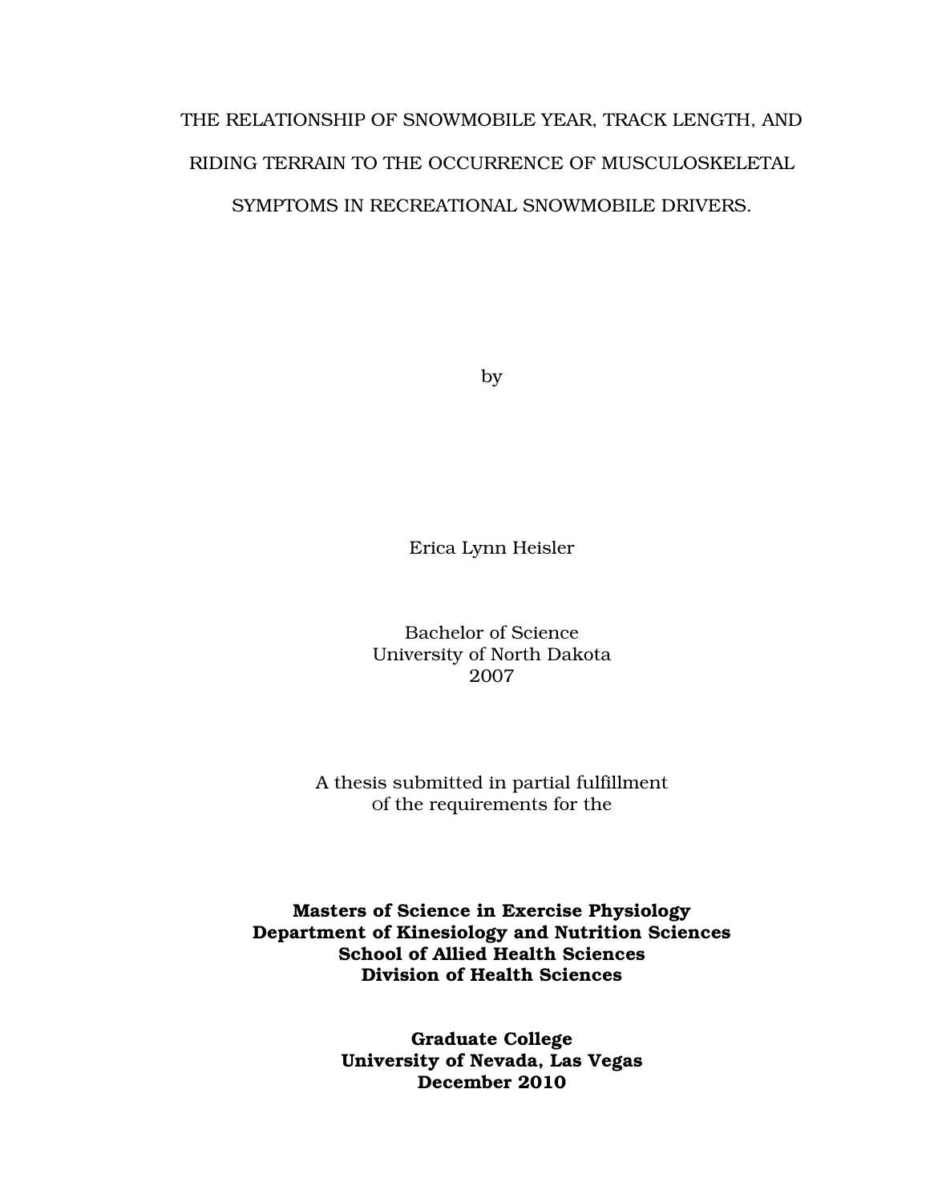# THE RELATIONSHIP OF SNOWMOBILE YEAR, TRACK LENGTH, AND RIDING TERRAIN TO THE OCCURRENCE OF MUSCULOSKELETAL SYMPTOMS IN RECREATIONAL SNOWMOBILE DRIVERS.

by

Erica Lynn Heisler

Bachelor of Science
University of North Dakota
2007

A thesis submitted in partial fulfillment
of the requirements for the

**Masters of Science in Exercise Physiology**
**Department of Kinesiology and Nutrition Sciences**
**School of Allied Health Sciences**
**Division of Health Sciences**

**Graduate College**
**University of Nevada, Las Vegas**
**December 2010**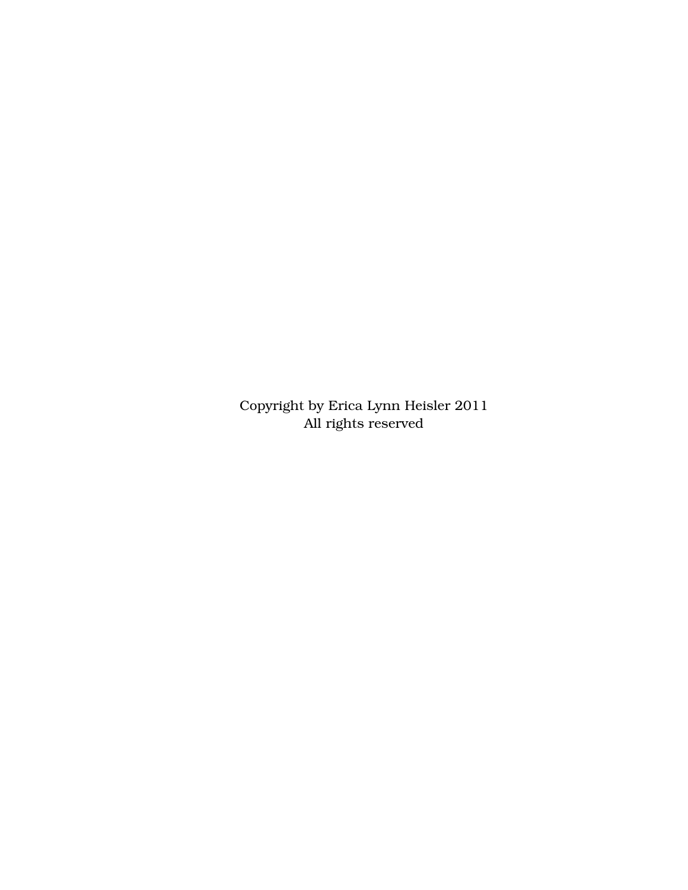Copyright by Erica Lynn Heisler 2011
All rights reserved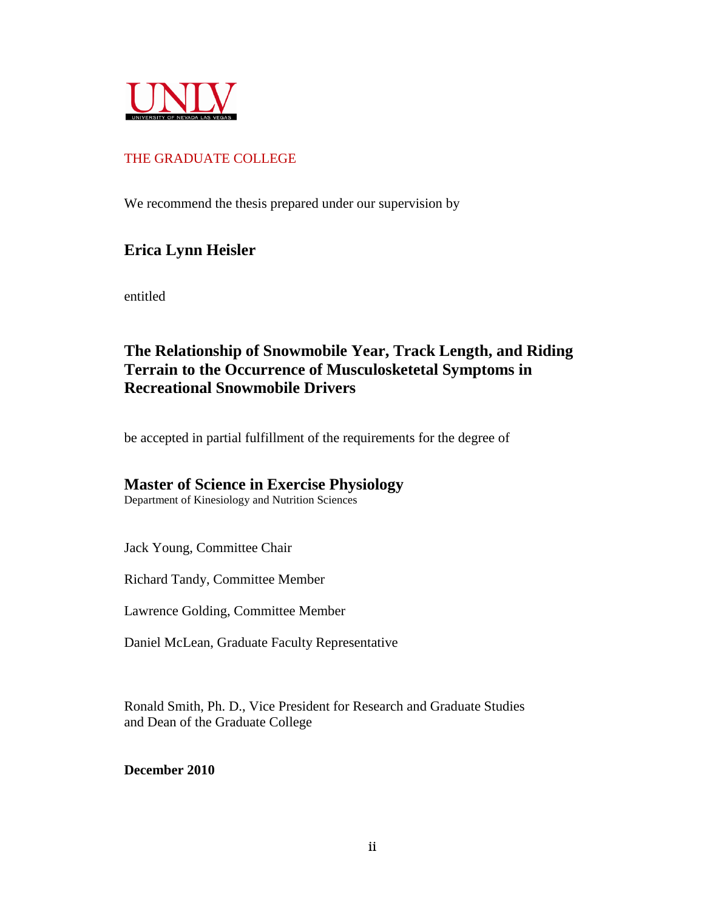UNLV

UNIVERSITY OF NEVADA LAS VEGAS

THE GRADUATE COLLEGE

We recommend the thesis prepared under our supervision by

**Erica Lynn Heisler**

entitled

**The Relationship of Snowmobile Year, Track Length, and Riding Terrain to the Occurrence of Musculosketetal Symptoms in Recreational Snowmobile Drivers**

be accepted in partial fulfillment of the requirements for the degree of

**Master of Science in Exercise Physiology**

Department of Kinesiology and Nutrition Sciences

Jack Young, Committee Chair

Richard Tandy, Committee Member

Lawrence Golding, Committee Member

Daniel McLean, Graduate Faculty Representative

Ronald Smith, Ph. D., Vice President for Research and Graduate Studies and Dean of the Graduate College

**December 2010**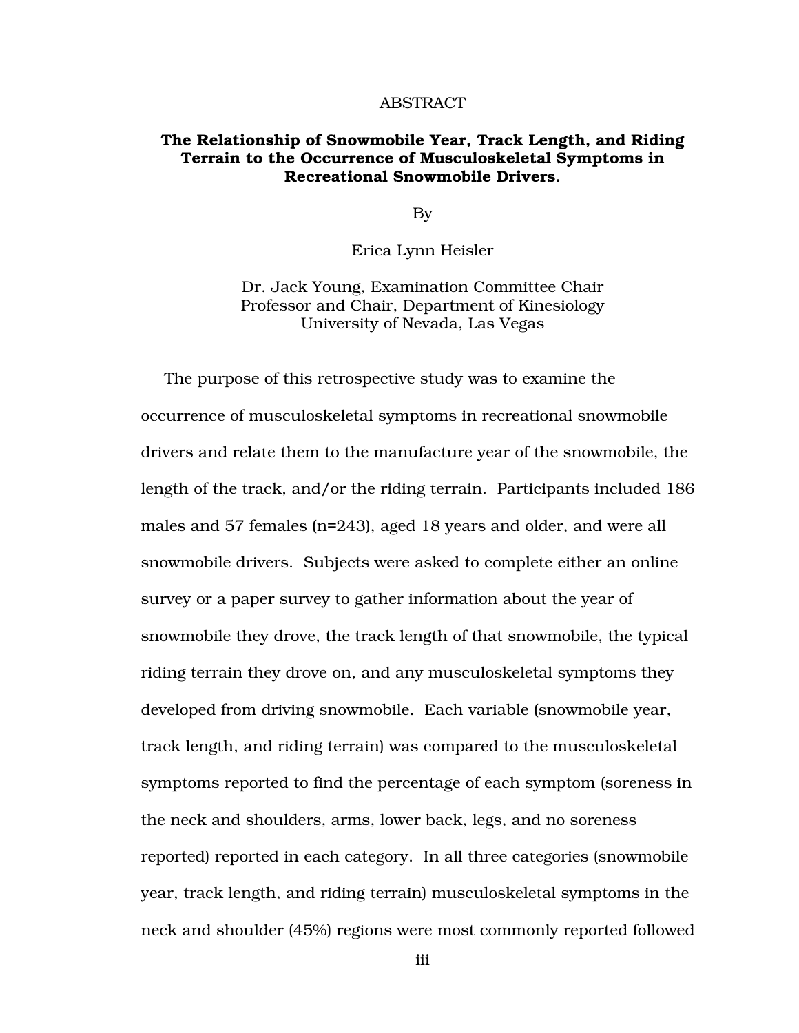# ABSTRACT

**The Relationship of Snowmobile Year, Track Length, and Riding Terrain to the Occurrence of Musculoskeletal Symptoms in Recreational Snowmobile Drivers.**

By

Erica Lynn Heisler

Dr. Jack Young, Examination Committee Chair
Professor and Chair, Department of Kinesiology
University of Nevada, Las Vegas

The purpose of this retrospective study was to examine the occurrence of musculoskeletal symptoms in recreational snowmobile drivers and relate them to the manufacture year of the snowmobile, the length of the track, and/or the riding terrain. Participants included 186 males and 57 females (n=243), aged 18 years and older, and were all snowmobile drivers. Subjects were asked to complete either an online survey or a paper survey to gather information about the year of snowmobile they drove, the track length of that snowmobile, the typical riding terrain they drove on, and any musculoskeletal symptoms they developed from driving snowmobile. Each variable (snowmobile year, track length, and riding terrain) was compared to the musculoskeletal symptoms reported to find the percentage of each symptom (soreness in the neck and shoulders, arms, lower back, legs, and no soreness reported) reported in each category. In all three categories (snowmobile year, track length, and riding terrain) musculoskeletal symptoms in the neck and shoulder (45%) regions were most commonly reported followed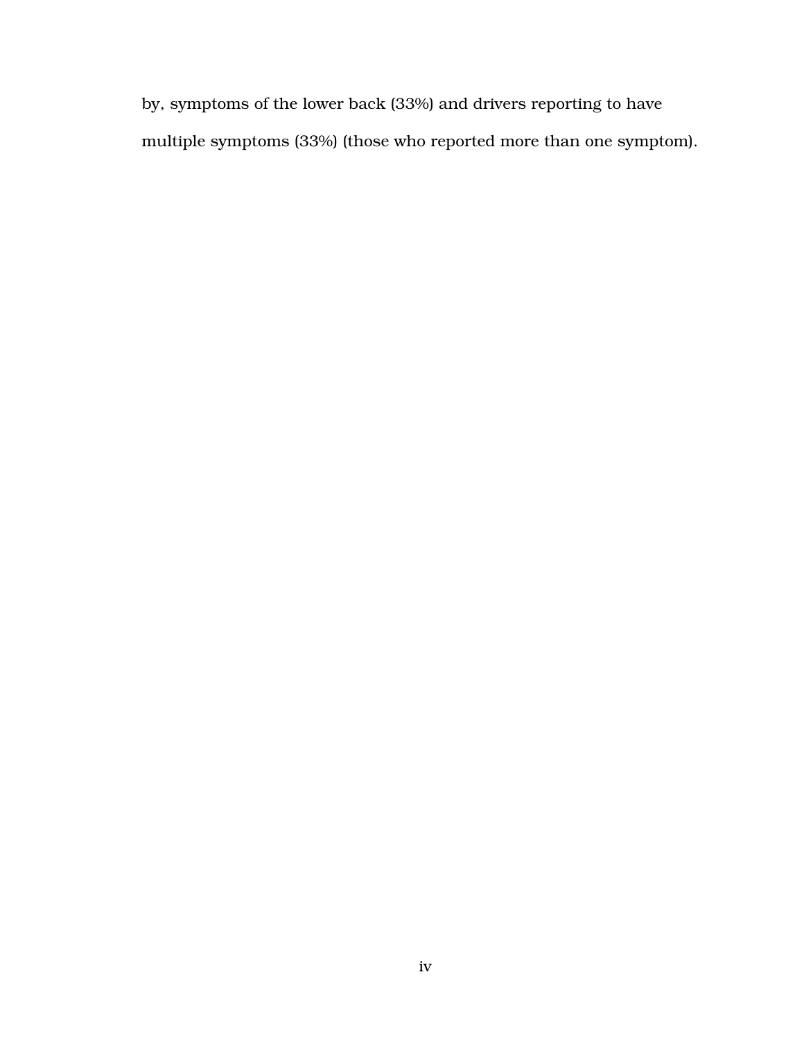by, symptoms of the lower back (33%) and drivers reporting to have multiple symptoms (33%) (those who reported more than one symptom).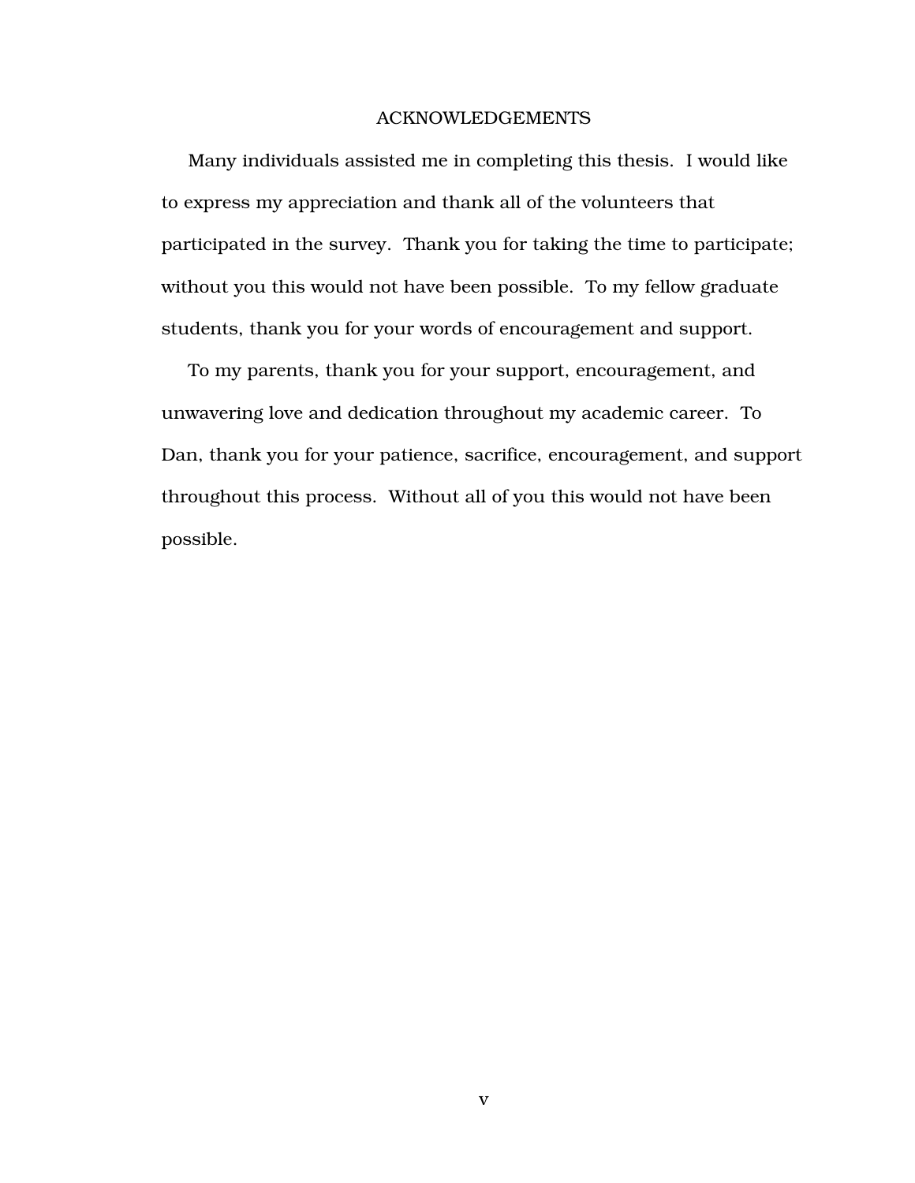# ACKNOWLEDGEMENTS

Many individuals assisted me in completing this thesis. I would like to express my appreciation and thank all of the volunteers that participated in the survey. Thank you for taking the time to participate; without you this would not have been possible. To my fellow graduate students, thank you for your words of encouragement and support.

To my parents, thank you for your support, encouragement, and unwavering love and dedication throughout my academic career. To Dan, thank you for your patience, sacrifice, encouragement, and support throughout this process. Without all of you this would not have been possible.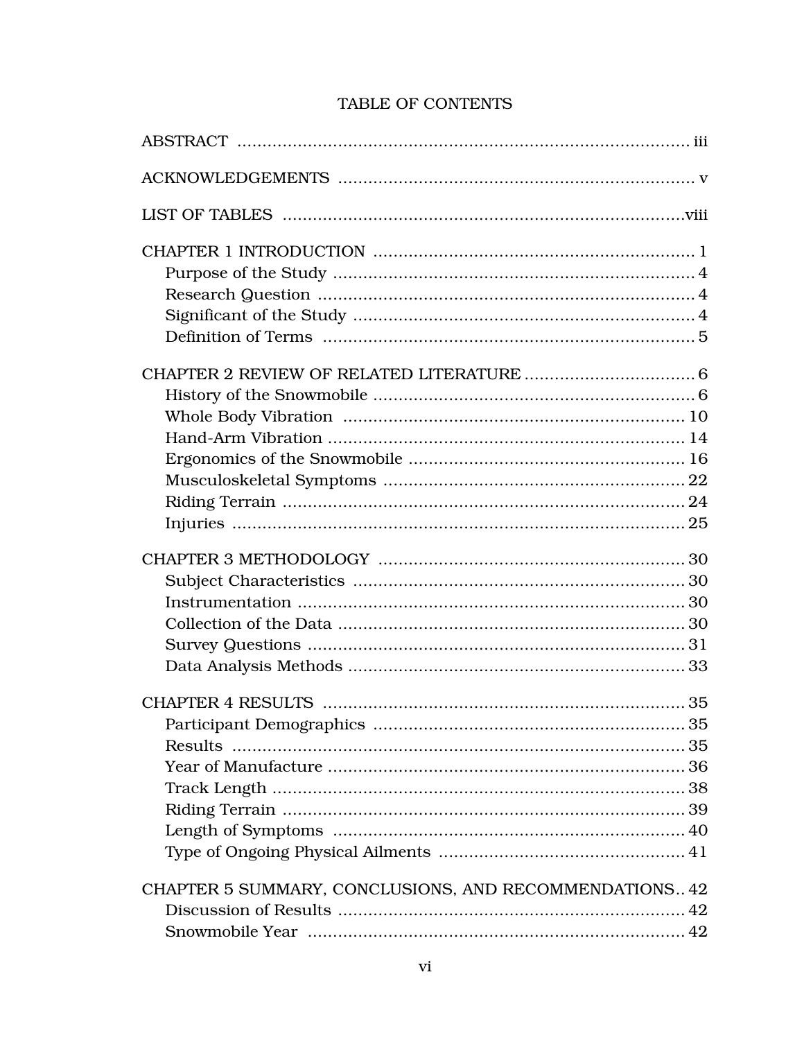# TABLE OF CONTENTS

ABSTRACT ..... iii

ACKNOWLEDGEMENTS ..... v

LIST OF TABLES ..... viii

CHAPTER 1 INTRODUCTION ..... 1
- Purpose of the Study ..... 4
- Research Question ..... 4
- Significant of the Study ..... 4
- Definition of Terms ..... 5

CHAPTER 2 REVIEW OF RELATED LITERATURE ..... 6
- History of the Snowmobile ..... 6
- Whole Body Vibration ..... 10
- Hand-Arm Vibration ..... 14
- Ergonomics of the Snowmobile ..... 16
- Musculoskeletal Symptoms ..... 22
- Riding Terrain ..... 24
- Injuries ..... 25

CHAPTER 3 METHODOLOGY ..... 30
- Subject Characteristics ..... 30
- Instrumentation ..... 30
- Collection of the Data ..... 30
- Survey Questions ..... 31
- Data Analysis Methods ..... 33

CHAPTER 4 RESULTS ..... 35
- Participant Demographics ..... 35
- Results ..... 35
- Year of Manufacture ..... 36
- Track Length ..... 38
- Riding Terrain ..... 39
- Length of Symptoms ..... 40
- Type of Ongoing Physical Ailments ..... 41

CHAPTER 5 SUMMARY, CONCLUSIONS, AND RECOMMENDATIONS ..... 42
- Discussion of Results ..... 42
- Snowmobile Year ..... 42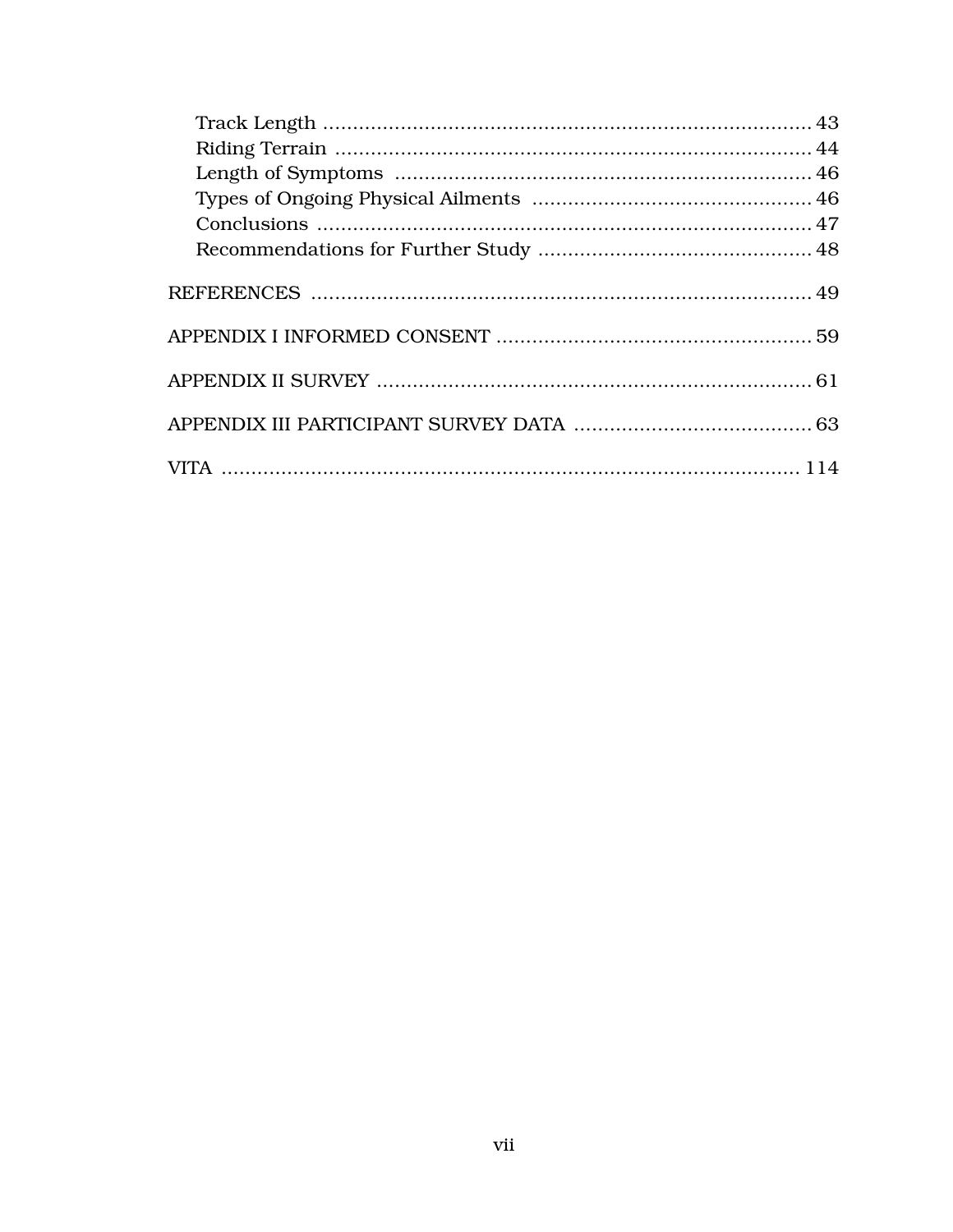Track Length ................................................................................ 43
Riding Terrain ............................................................................... 44
Length of Symptoms ..................................................................... 46
Types of Ongoing Physical Ailments .............................................. 46
Conclusions .................................................................................. 47
Recommendations for Further Study ............................................. 48

REFERENCES .................................................................................... 49

APPENDIX I INFORMED CONSENT .................................................... 59

APPENDIX II SURVEY ........................................................................ 61

APPENDIX III PARTICIPANT SURVEY DATA ........................................ 63

VITA ................................................................................................. 114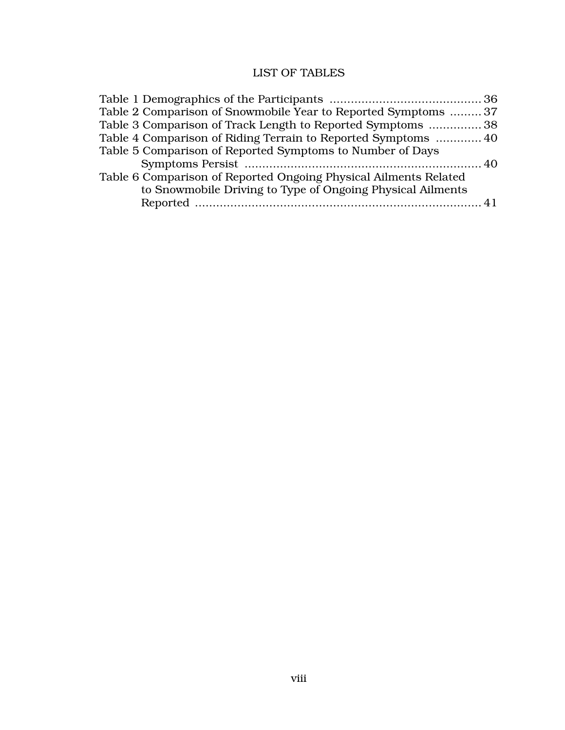# LIST OF TABLES

Table 1 Demographics of the Participants .......................................... 36
Table 2 Comparison of Snowmobile Year to Reported Symptoms ......... 37
Table 3 Comparison of Track Length to Reported Symptoms ............... 38
Table 4 Comparison of Riding Terrain to Reported Symptoms ............. 40
Table 5 Comparison of Reported Symptoms to Number of Days Symptoms Persist .................................................................. 40
Table 6 Comparison of Reported Ongoing Physical Ailments Related to Snowmobile Driving to Type of Ongoing Physical Ailments Reported ................................................................................ 41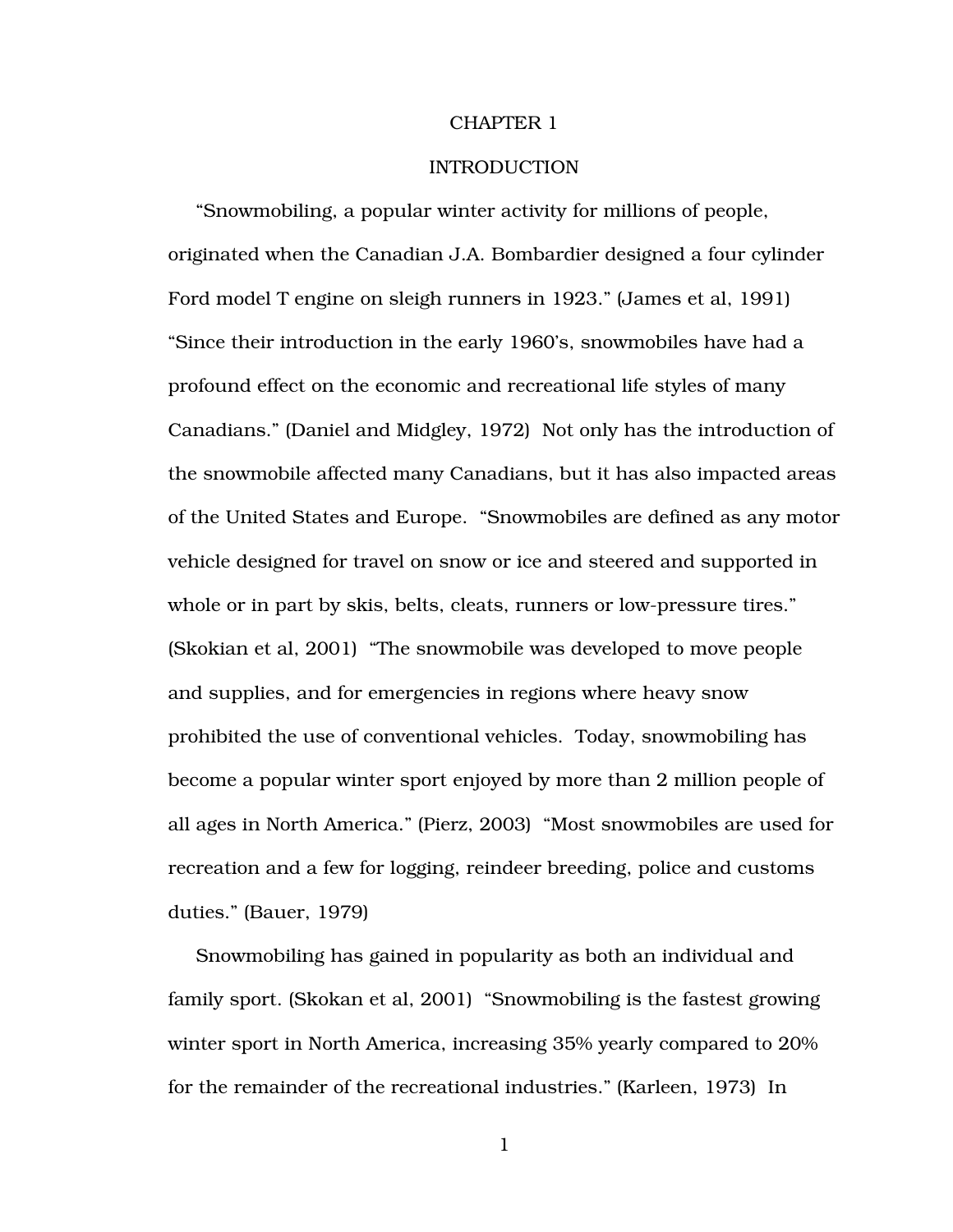# CHAPTER 1

# INTRODUCTION

"Snowmobiling, a popular winter activity for millions of people, originated when the Canadian J.A. Bombardier designed a four cylinder Ford model T engine on sleigh runners in 1923." (James et al, 1991) "Since their introduction in the early 1960's, snowmobiles have had a profound effect on the economic and recreational life styles of many Canadians." (Daniel and Midgley, 1972) Not only has the introduction of the snowmobile affected many Canadians, but it has also impacted areas of the United States and Europe. "Snowmobiles are defined as any motor vehicle designed for travel on snow or ice and steered and supported in whole or in part by skis, belts, cleats, runners or low-pressure tires." (Skokian et al, 2001) "The snowmobile was developed to move people and supplies, and for emergencies in regions where heavy snow prohibited the use of conventional vehicles. Today, snowmobiling has become a popular winter sport enjoyed by more than 2 million people of all ages in North America." (Pierz, 2003) "Most snowmobiles are used for recreation and a few for logging, reindeer breeding, police and customs duties." (Bauer, 1979)

Snowmobiling has gained in popularity as both an individual and family sport. (Skokan et al, 2001) "Snowmobiling is the fastest growing winter sport in North America, increasing 35% yearly compared to 20% for the remainder of the recreational industries." (Karleen, 1973) In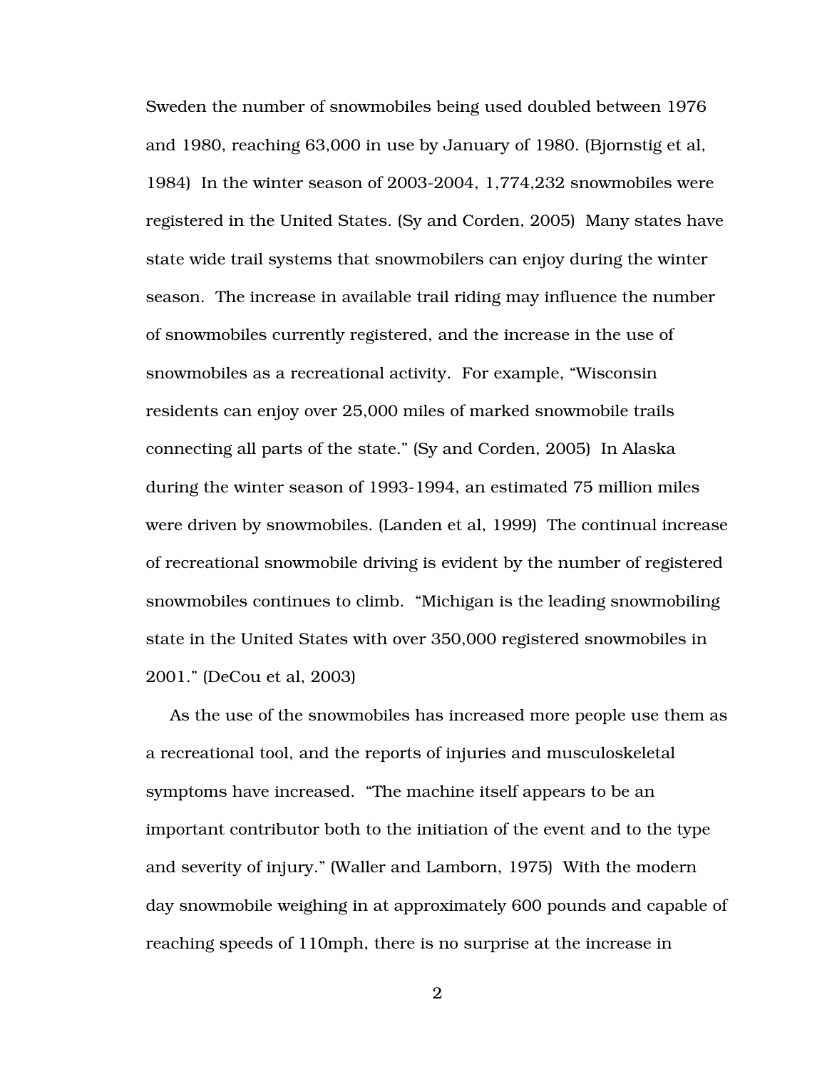Sweden the number of snowmobiles being used doubled between 1976 and 1980, reaching 63,000 in use by January of 1980. (Bjornstig et al, 1984) In the winter season of 2003-2004, 1,774,232 snowmobiles were registered in the United States. (Sy and Corden, 2005) Many states have state wide trail systems that snowmobilers can enjoy during the winter season. The increase in available trail riding may influence the number of snowmobiles currently registered, and the increase in the use of snowmobiles as a recreational activity. For example, "Wisconsin residents can enjoy over 25,000 miles of marked snowmobile trails connecting all parts of the state." (Sy and Corden, 2005) In Alaska during the winter season of 1993-1994, an estimated 75 million miles were driven by snowmobiles. (Landen et al, 1999) The continual increase of recreational snowmobile driving is evident by the number of registered snowmobiles continues to climb. "Michigan is the leading snowmobiling state in the United States with over 350,000 registered snowmobiles in 2001." (DeCou et al, 2003)

As the use of the snowmobiles has increased more people use them as a recreational tool, and the reports of injuries and musculoskeletal symptoms have increased. "The machine itself appears to be an important contributor both to the initiation of the event and to the type and severity of injury." (Waller and Lamborn, 1975) With the modern day snowmobile weighing in at approximately 600 pounds and capable of reaching speeds of 110mph, there is no surprise at the increase in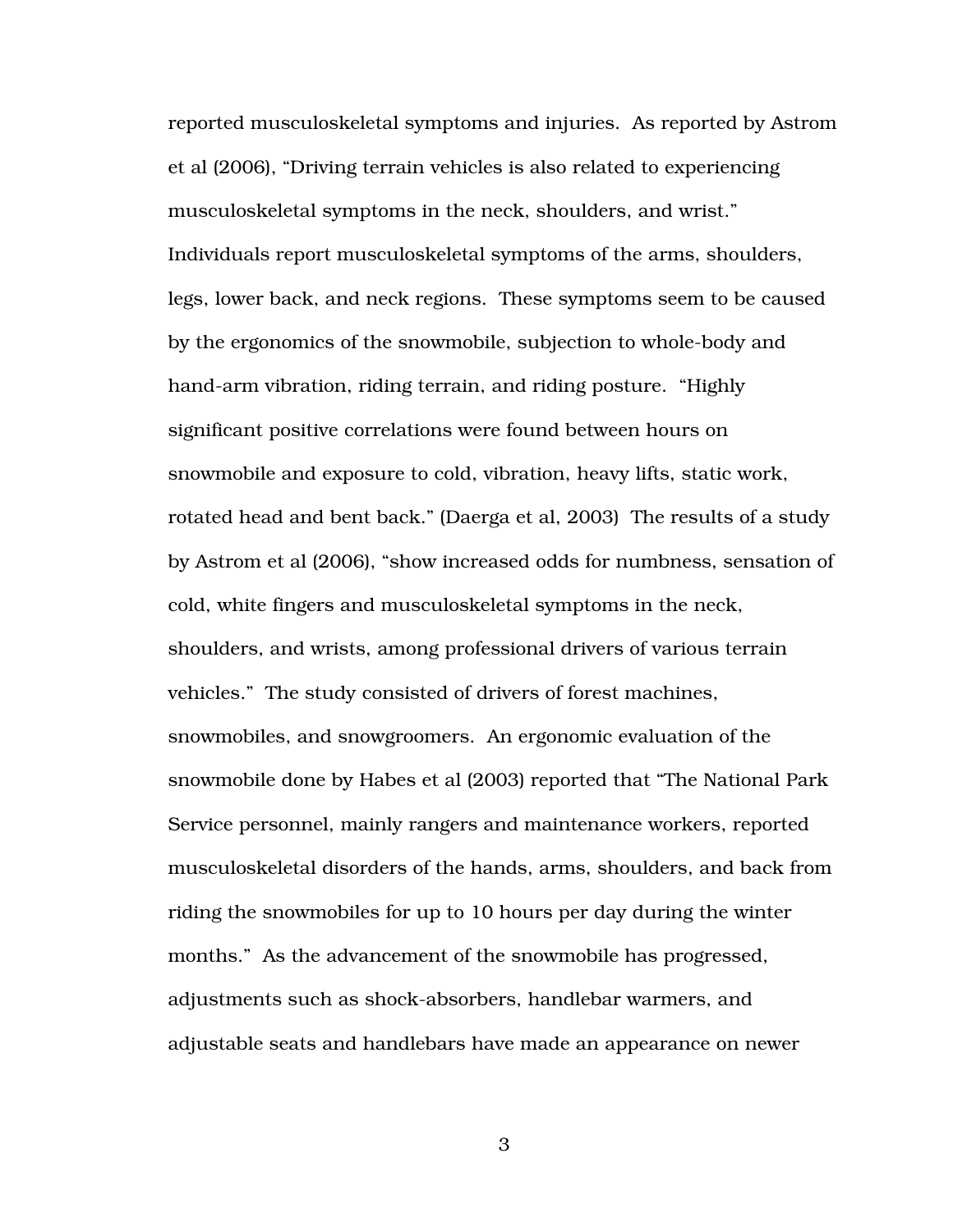reported musculoskeletal symptoms and injuries. As reported by Astrom et al (2006), "Driving terrain vehicles is also related to experiencing musculoskeletal symptoms in the neck, shoulders, and wrist." Individuals report musculoskeletal symptoms of the arms, shoulders, legs, lower back, and neck regions. These symptoms seem to be caused by the ergonomics of the snowmobile, subjection to whole-body and hand-arm vibration, riding terrain, and riding posture. "Highly significant positive correlations were found between hours on snowmobile and exposure to cold, vibration, heavy lifts, static work, rotated head and bent back." (Daerga et al, 2003) The results of a study by Astrom et al (2006), "show increased odds for numbness, sensation of cold, white fingers and musculoskeletal symptoms in the neck, shoulders, and wrists, among professional drivers of various terrain vehicles." The study consisted of drivers of forest machines, snowmobiles, and snowgroomers. An ergonomic evaluation of the snowmobile done by Habes et al (2003) reported that "The National Park Service personnel, mainly rangers and maintenance workers, reported musculoskeletal disorders of the hands, arms, shoulders, and back from riding the snowmobiles for up to 10 hours per day during the winter months." As the advancement of the snowmobile has progressed, adjustments such as shock-absorbers, handlebar warmers, and adjustable seats and handlebars have made an appearance on newer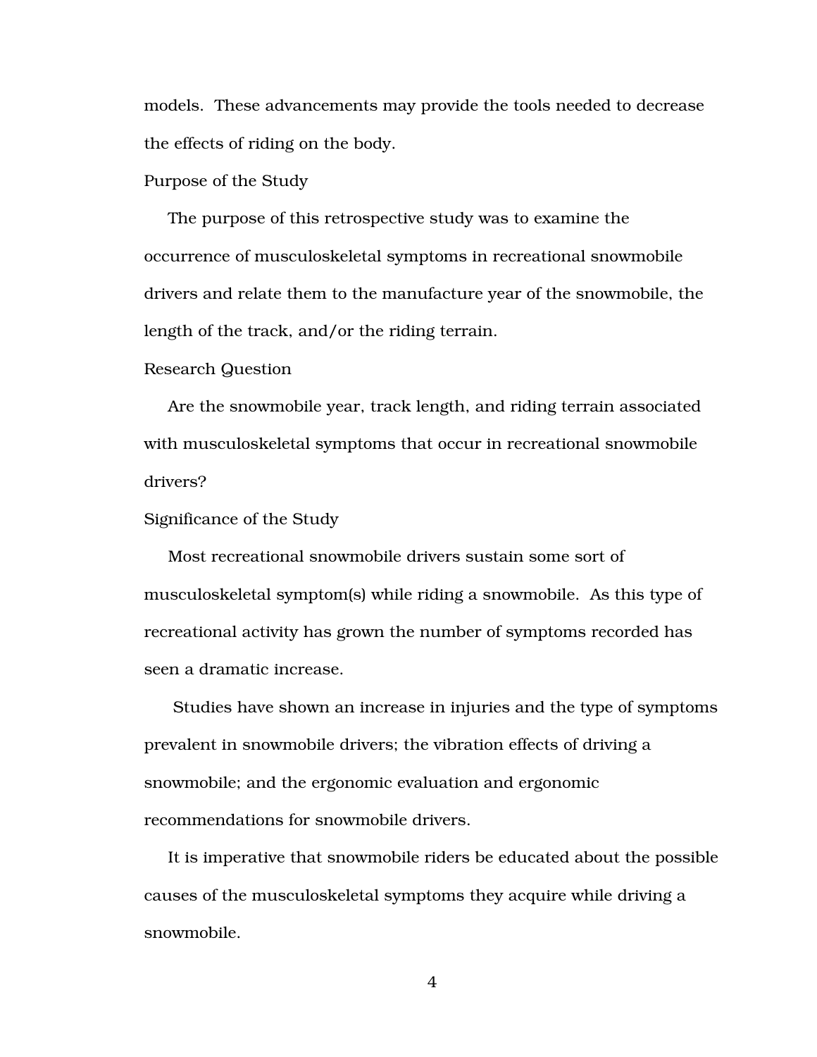models. These advancements may provide the tools needed to decrease the effects of riding on the body.

## Purpose of the Study

The purpose of this retrospective study was to examine the occurrence of musculoskeletal symptoms in recreational snowmobile drivers and relate them to the manufacture year of the snowmobile, the length of the track, and/or the riding terrain.

## Research Question

Are the snowmobile year, track length, and riding terrain associated with musculoskeletal symptoms that occur in recreational snowmobile drivers?

## Significance of the Study

Most recreational snowmobile drivers sustain some sort of musculoskeletal symptom(s) while riding a snowmobile. As this type of recreational activity has grown the number of symptoms recorded has seen a dramatic increase.

Studies have shown an increase in injuries and the type of symptoms prevalent in snowmobile drivers; the vibration effects of driving a snowmobile; and the ergonomic evaluation and ergonomic recommendations for snowmobile drivers.

It is imperative that snowmobile riders be educated about the possible causes of the musculoskeletal symptoms they acquire while driving a snowmobile.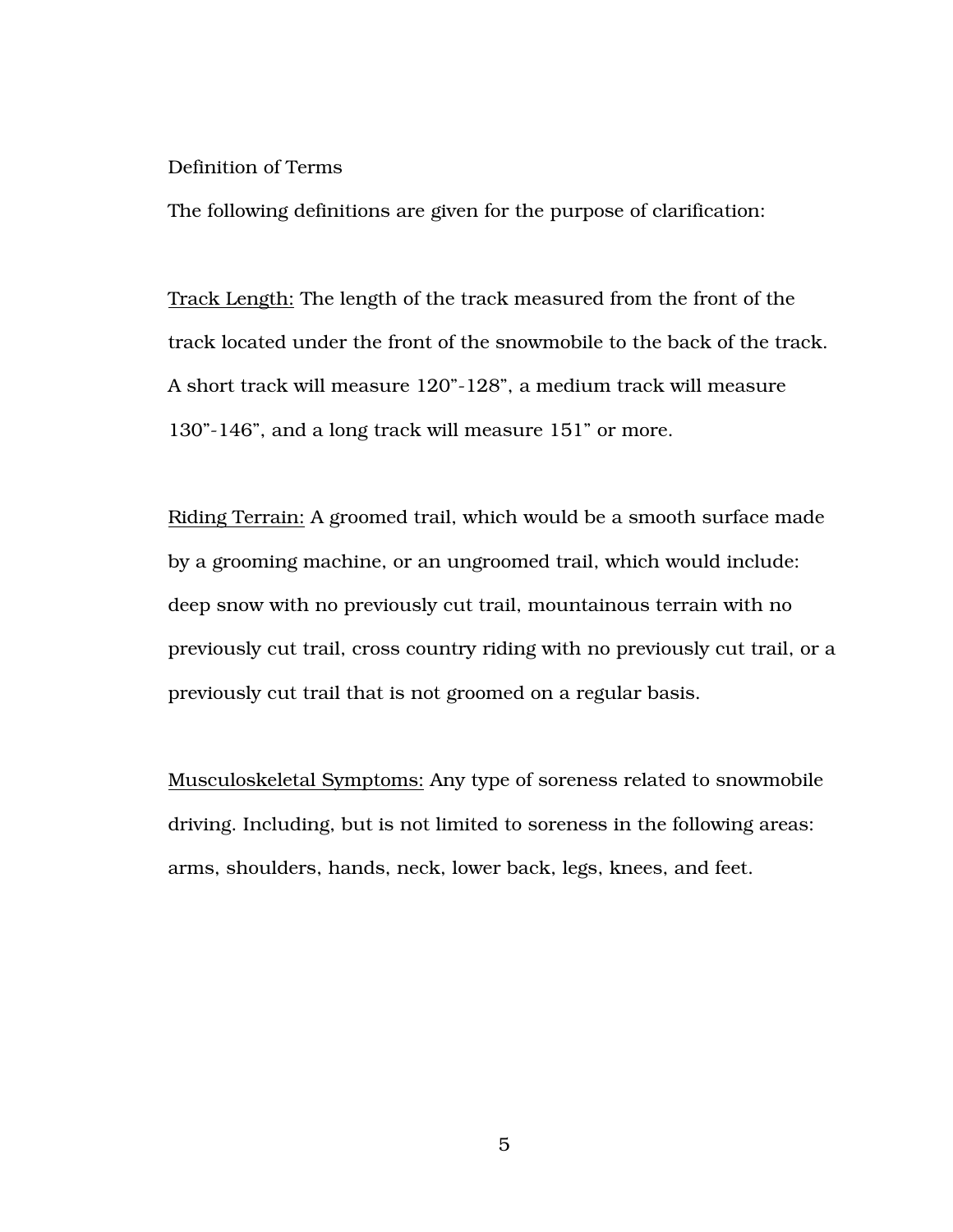## Definition of Terms

The following definitions are given for the purpose of clarification:

Track Length: The length of the track measured from the front of the track located under the front of the snowmobile to the back of the track. A short track will measure 120”-128”, a medium track will measure 130”-146”, and a long track will measure 151” or more.

Riding Terrain: A groomed trail, which would be a smooth surface made by a grooming machine, or an ungroomed trail, which would include: deep snow with no previously cut trail, mountainous terrain with no previously cut trail, cross country riding with no previously cut trail, or a previously cut trail that is not groomed on a regular basis.

Musculoskeletal Symptoms: Any type of soreness related to snowmobile driving. Including, but is not limited to soreness in the following areas: arms, shoulders, hands, neck, lower back, legs, knees, and feet.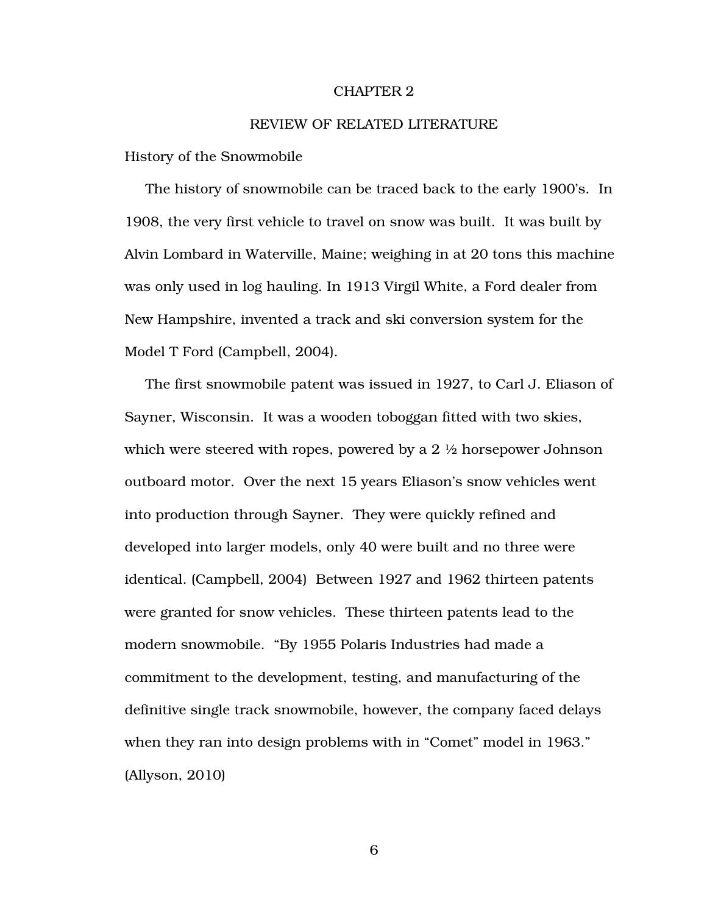# CHAPTER 2

## REVIEW OF RELATED LITERATURE

### History of the Snowmobile

The history of snowmobile can be traced back to the early 1900's. In 1908, the very first vehicle to travel on snow was built. It was built by Alvin Lombard in Waterville, Maine; weighing in at 20 tons this machine was only used in log hauling. In 1913 Virgil White, a Ford dealer from New Hampshire, invented a track and ski conversion system for the Model T Ford (Campbell, 2004).

The first snowmobile patent was issued in 1927, to Carl J. Eliason of Sayner, Wisconsin. It was a wooden toboggan fitted with two skies, which were steered with ropes, powered by a 2 ½ horsepower Johnson outboard motor. Over the next 15 years Eliason's snow vehicles went into production through Sayner. They were quickly refined and developed into larger models, only 40 were built and no three were identical. (Campbell, 2004) Between 1927 and 1962 thirteen patents were granted for snow vehicles. These thirteen patents lead to the modern snowmobile. "By 1955 Polaris Industries had made a commitment to the development, testing, and manufacturing of the definitive single track snowmobile, however, the company faced delays when they ran into design problems with in "Comet" model in 1963." (Allyson, 2010)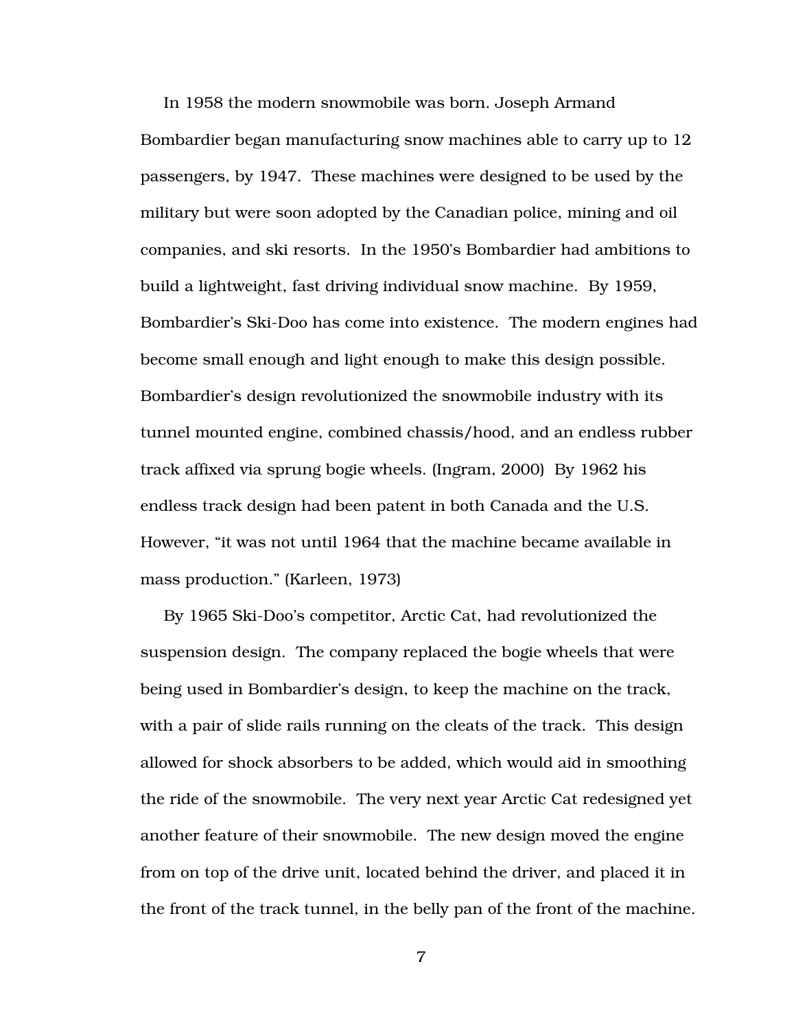In 1958 the modern snowmobile was born. Joseph Armand Bombardier began manufacturing snow machines able to carry up to 12 passengers, by 1947. These machines were designed to be used by the military but were soon adopted by the Canadian police, mining and oil companies, and ski resorts. In the 1950's Bombardier had ambitions to build a lightweight, fast driving individual snow machine. By 1959, Bombardier's Ski-Doo has come into existence. The modern engines had become small enough and light enough to make this design possible. Bombardier's design revolutionized the snowmobile industry with its tunnel mounted engine, combined chassis/hood, and an endless rubber track affixed via sprung bogie wheels. (Ingram, 2000) By 1962 his endless track design had been patent in both Canada and the U.S. However, "it was not until 1964 that the machine became available in mass production." (Karleen, 1973)

By 1965 Ski-Doo's competitor, Arctic Cat, had revolutionized the suspension design. The company replaced the bogie wheels that were being used in Bombardier's design, to keep the machine on the track, with a pair of slide rails running on the cleats of the track. This design allowed for shock absorbers to be added, which would aid in smoothing the ride of the snowmobile. The very next year Arctic Cat redesigned yet another feature of their snowmobile. The new design moved the engine from on top of the drive unit, located behind the driver, and placed it in the front of the track tunnel, in the belly pan of the front of the machine.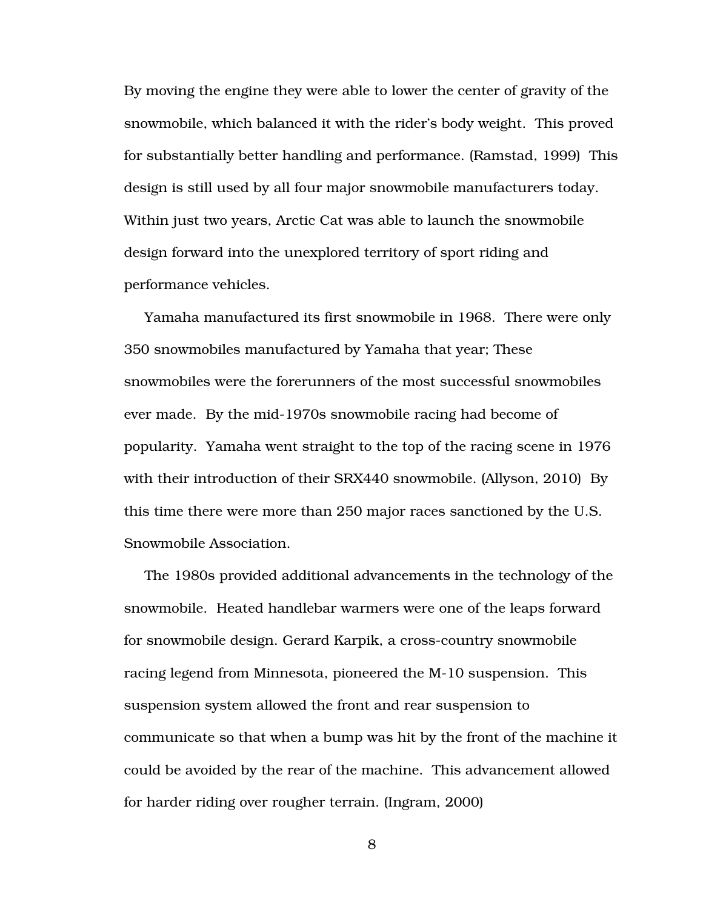By moving the engine they were able to lower the center of gravity of the snowmobile, which balanced it with the rider's body weight. This proved for substantially better handling and performance. (Ramstad, 1999) This design is still used by all four major snowmobile manufacturers today. Within just two years, Arctic Cat was able to launch the snowmobile design forward into the unexplored territory of sport riding and performance vehicles.

Yamaha manufactured its first snowmobile in 1968. There were only 350 snowmobiles manufactured by Yamaha that year; These snowmobiles were the forerunners of the most successful snowmobiles ever made. By the mid-1970s snowmobile racing had become of popularity. Yamaha went straight to the top of the racing scene in 1976 with their introduction of their SRX440 snowmobile. (Allyson, 2010) By this time there were more than 250 major races sanctioned by the U.S. Snowmobile Association.

The 1980s provided additional advancements in the technology of the snowmobile. Heated handlebar warmers were one of the leaps forward for snowmobile design. Gerard Karpik, a cross-country snowmobile racing legend from Minnesota, pioneered the M-10 suspension. This suspension system allowed the front and rear suspension to communicate so that when a bump was hit by the front of the machine it could be avoided by the rear of the machine. This advancement allowed for harder riding over rougher terrain. (Ingram, 2000)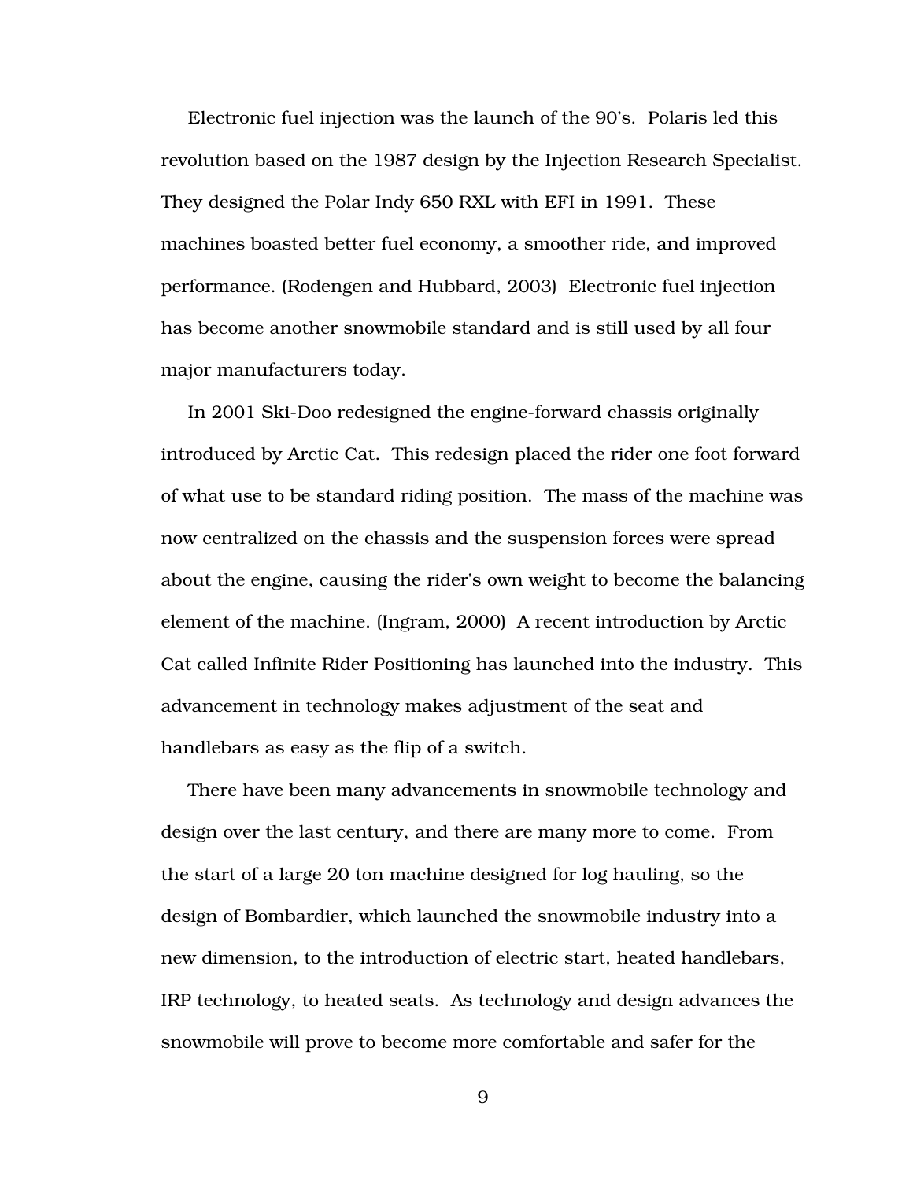Electronic fuel injection was the launch of the 90's. Polaris led this revolution based on the 1987 design by the Injection Research Specialist. They designed the Polar Indy 650 RXL with EFI in 1991. These machines boasted better fuel economy, a smoother ride, and improved performance. (Rodengen and Hubbard, 2003) Electronic fuel injection has become another snowmobile standard and is still used by all four major manufacturers today.

In 2001 Ski-Doo redesigned the engine-forward chassis originally introduced by Arctic Cat. This redesign placed the rider one foot forward of what use to be standard riding position. The mass of the machine was now centralized on the chassis and the suspension forces were spread about the engine, causing the rider's own weight to become the balancing element of the machine. (Ingram, 2000) A recent introduction by Arctic Cat called Infinite Rider Positioning has launched into the industry. This advancement in technology makes adjustment of the seat and handlebars as easy as the flip of a switch.

There have been many advancements in snowmobile technology and design over the last century, and there are many more to come. From the start of a large 20 ton machine designed for log hauling, so the design of Bombardier, which launched the snowmobile industry into a new dimension, to the introduction of electric start, heated handlebars, IRP technology, to heated seats. As technology and design advances the snowmobile will prove to become more comfortable and safer for the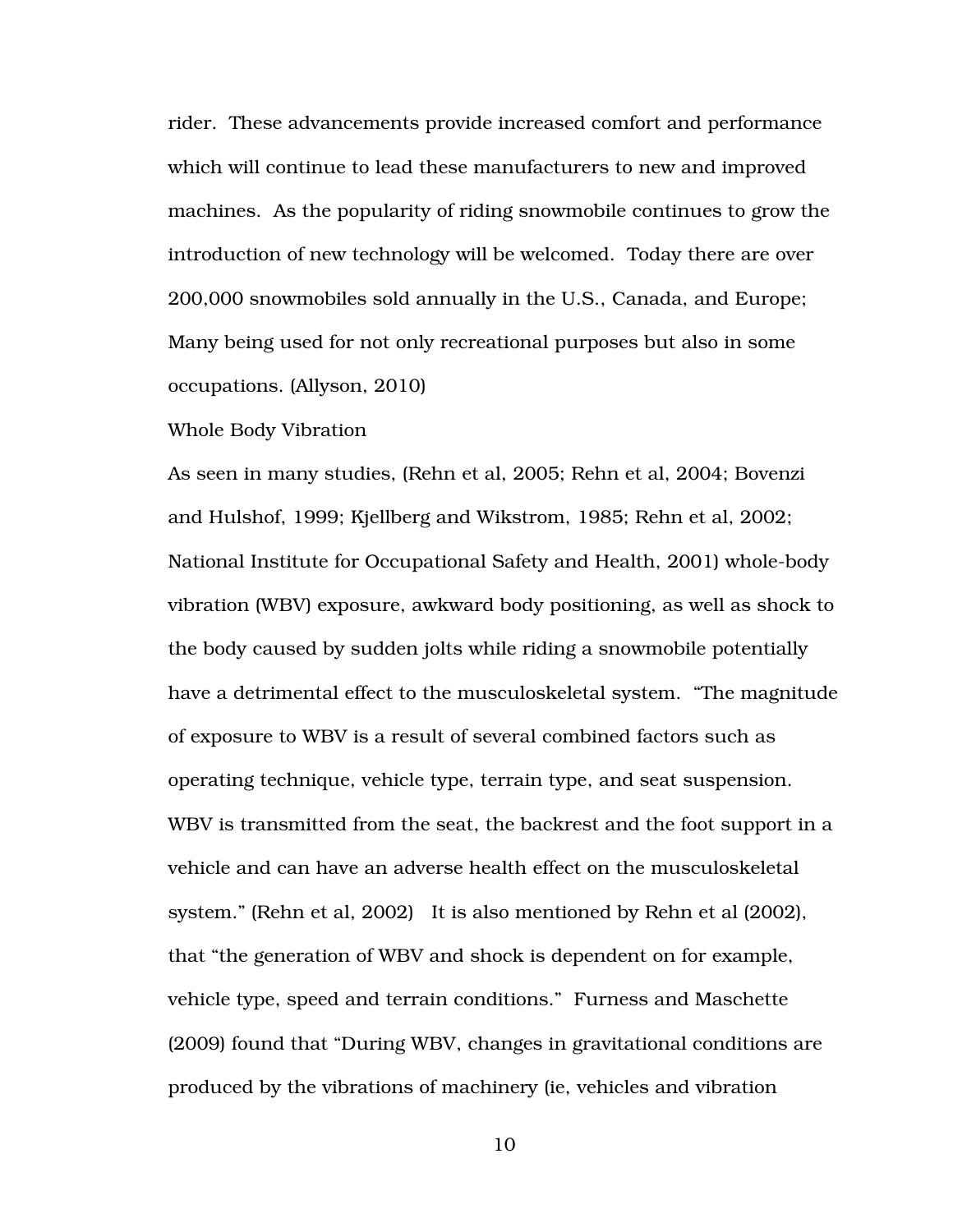rider. These advancements provide increased comfort and performance which will continue to lead these manufacturers to new and improved machines. As the popularity of riding snowmobile continues to grow the introduction of new technology will be welcomed. Today there are over 200,000 snowmobiles sold annually in the U.S., Canada, and Europe; Many being used for not only recreational purposes but also in some occupations. (Allyson, 2010)

## Whole Body Vibration

As seen in many studies, (Rehn et al, 2005; Rehn et al, 2004; Bovenzi and Hulshof, 1999; Kjellberg and Wikstrom, 1985; Rehn et al, 2002; National Institute for Occupational Safety and Health, 2001) whole-body vibration (WBV) exposure, awkward body positioning, as well as shock to the body caused by sudden jolts while riding a snowmobile potentially have a detrimental effect to the musculoskeletal system. "The magnitude of exposure to WBV is a result of several combined factors such as operating technique, vehicle type, terrain type, and seat suspension. WBV is transmitted from the seat, the backrest and the foot support in a vehicle and can have an adverse health effect on the musculoskeletal system." (Rehn et al, 2002) It is also mentioned by Rehn et al (2002), that "the generation of WBV and shock is dependent on for example, vehicle type, speed and terrain conditions." Furness and Maschette (2009) found that "During WBV, changes in gravitational conditions are produced by the vibrations of machinery (ie, vehicles and vibration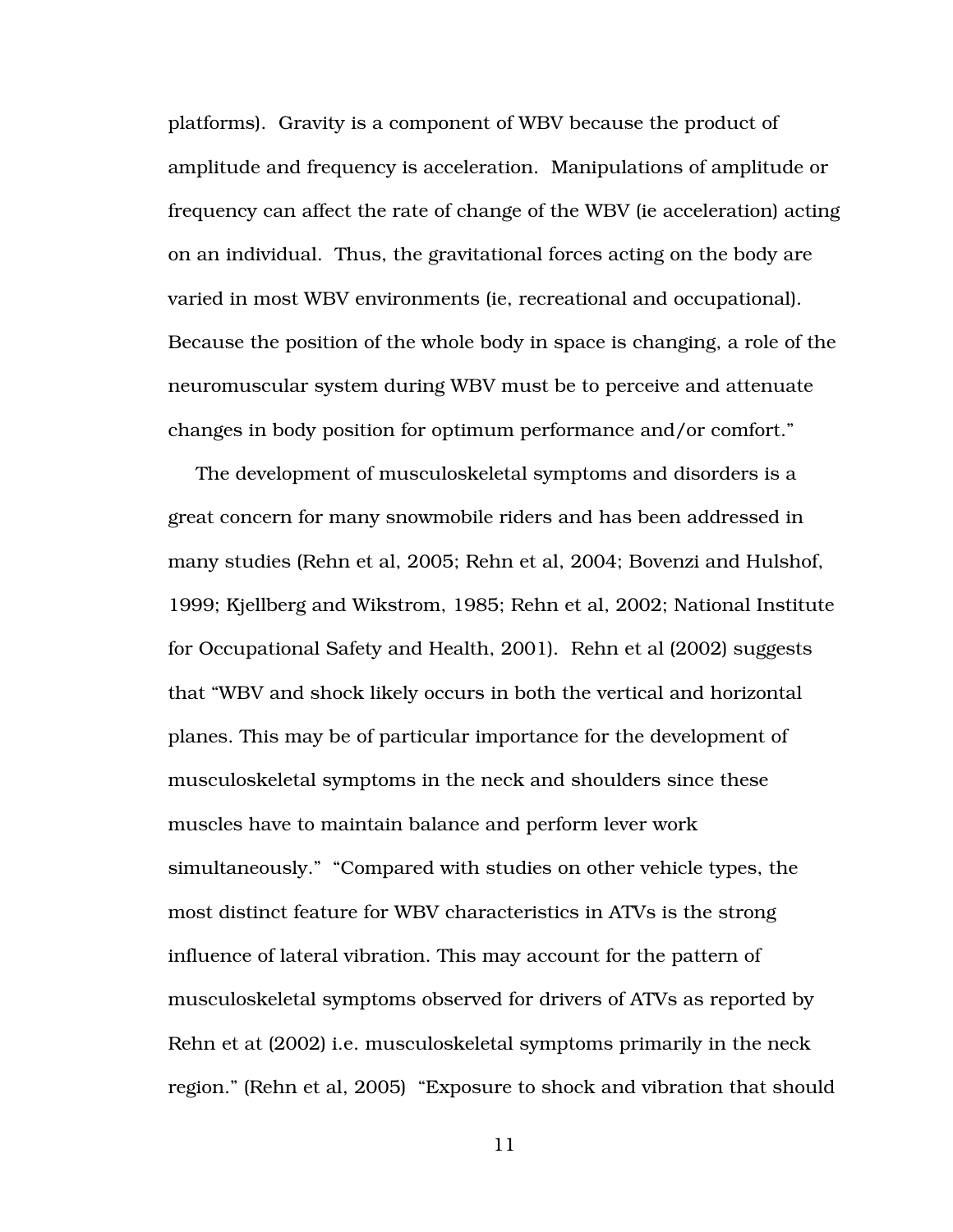platforms). Gravity is a component of WBV because the product of amplitude and frequency is acceleration. Manipulations of amplitude or frequency can affect the rate of change of the WBV (ie acceleration) acting on an individual. Thus, the gravitational forces acting on the body are varied in most WBV environments (ie, recreational and occupational). Because the position of the whole body in space is changing, a role of the neuromuscular system during WBV must be to perceive and attenuate changes in body position for optimum performance and/or comfort."

The development of musculoskeletal symptoms and disorders is a great concern for many snowmobile riders and has been addressed in many studies (Rehn et al, 2005; Rehn et al, 2004; Bovenzi and Hulshof, 1999; Kjellberg and Wikstrom, 1985; Rehn et al, 2002; National Institute for Occupational Safety and Health, 2001). Rehn et al (2002) suggests that "WBV and shock likely occurs in both the vertical and horizontal planes. This may be of particular importance for the development of musculoskeletal symptoms in the neck and shoulders since these muscles have to maintain balance and perform lever work simultaneously." "Compared with studies on other vehicle types, the most distinct feature for WBV characteristics in ATVs is the strong influence of lateral vibration. This may account for the pattern of musculoskeletal symptoms observed for drivers of ATVs as reported by Rehn et at (2002) i.e. musculoskeletal symptoms primarily in the neck region." (Rehn et al, 2005) "Exposure to shock and vibration that should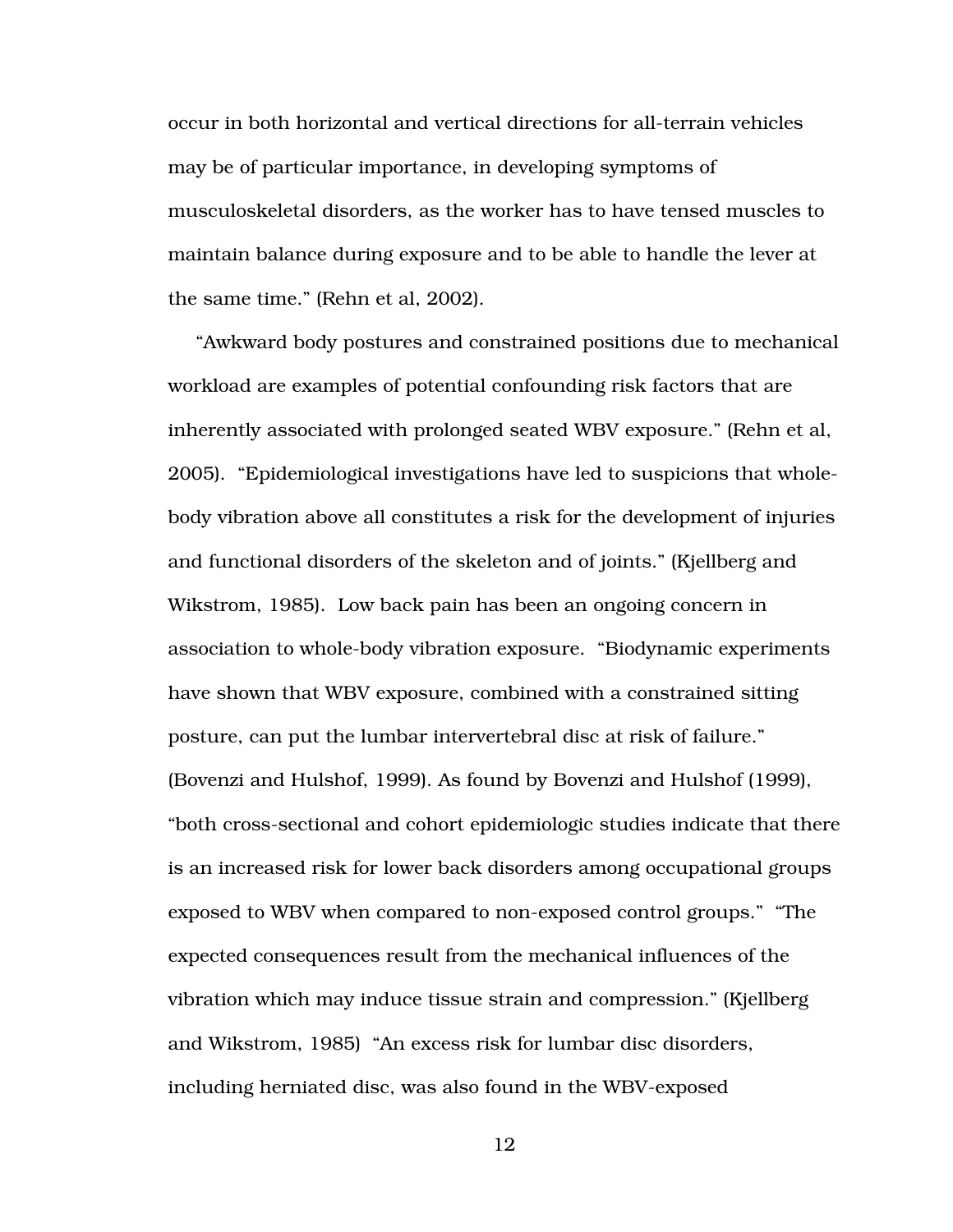occur in both horizontal and vertical directions for all-terrain vehicles may be of particular importance, in developing symptoms of musculoskeletal disorders, as the worker has to have tensed muscles to maintain balance during exposure and to be able to handle the lever at the same time." (Rehn et al, 2002).

"Awkward body postures and constrained positions due to mechanical workload are examples of potential confounding risk factors that are inherently associated with prolonged seated WBV exposure." (Rehn et al, 2005). "Epidemiological investigations have led to suspicions that whole-body vibration above all constitutes a risk for the development of injuries and functional disorders of the skeleton and of joints." (Kjellberg and Wikstrom, 1985). Low back pain has been an ongoing concern in association to whole-body vibration exposure. "Biodynamic experiments have shown that WBV exposure, combined with a constrained sitting posture, can put the lumbar intervertebral disc at risk of failure." (Bovenzi and Hulshof, 1999). As found by Bovenzi and Hulshof (1999), "both cross-sectional and cohort epidemiologic studies indicate that there is an increased risk for lower back disorders among occupational groups exposed to WBV when compared to non-exposed control groups." "The expected consequences result from the mechanical influences of the vibration which may induce tissue strain and compression." (Kjellberg and Wikstrom, 1985) "An excess risk for lumbar disc disorders, including herniated disc, was also found in the WBV-exposed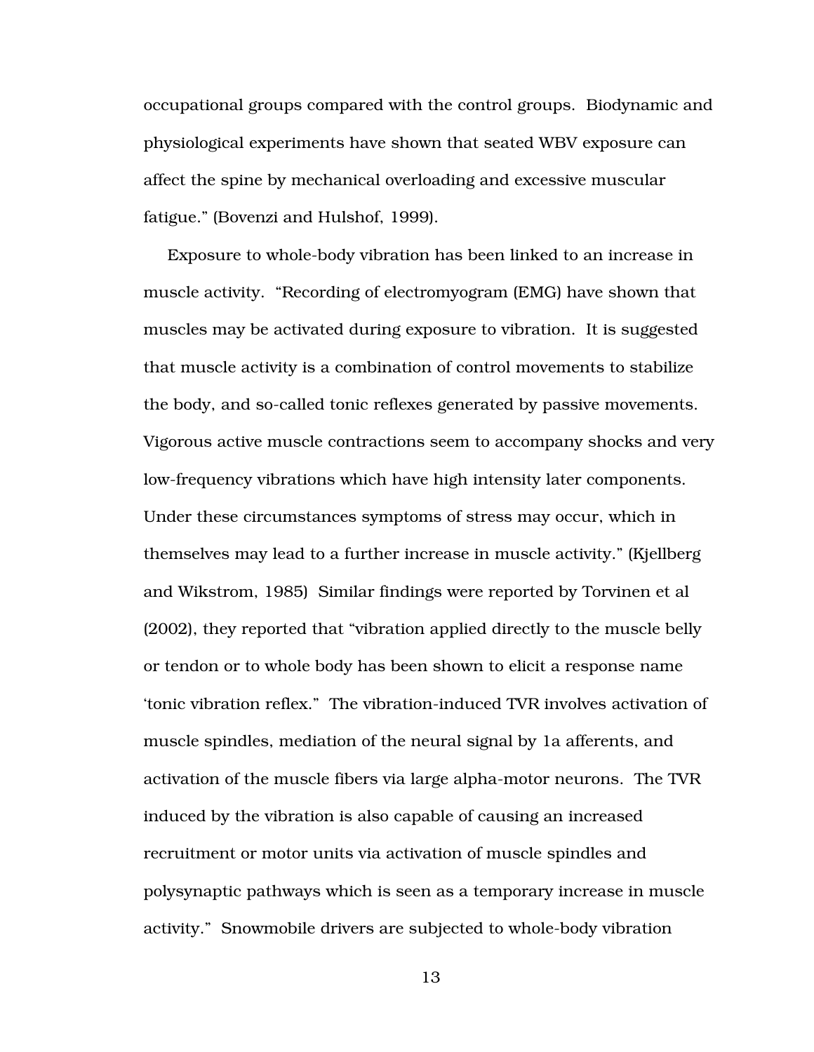occupational groups compared with the control groups.  Biodynamic and physiological experiments have shown that seated WBV exposure can affect the spine by mechanical overloading and excessive muscular fatigue." (Bovenzi and Hulshof, 1999).

Exposure to whole-body vibration has been linked to an increase in muscle activity.  "Recording of electromyogram (EMG) have shown that muscles may be activated during exposure to vibration.  It is suggested that muscle activity is a combination of control movements to stabilize the body, and so-called tonic reflexes generated by passive movements. Vigorous active muscle contractions seem to accompany shocks and very low-frequency vibrations which have high intensity later components. Under these circumstances symptoms of stress may occur, which in themselves may lead to a further increase in muscle activity." (Kjellberg and Wikstrom, 1985)  Similar findings were reported by Torvinen et al (2002), they reported that "vibration applied directly to the muscle belly or tendon or to whole body has been shown to elicit a response name 'tonic vibration reflex."  The vibration-induced TVR involves activation of muscle spindles, mediation of the neural signal by 1a afferents, and activation of the muscle fibers via large alpha-motor neurons.  The TVR induced by the vibration is also capable of causing an increased recruitment or motor units via activation of muscle spindles and polysynaptic pathways which is seen as a temporary increase in muscle activity."  Snowmobile drivers are subjected to whole-body vibration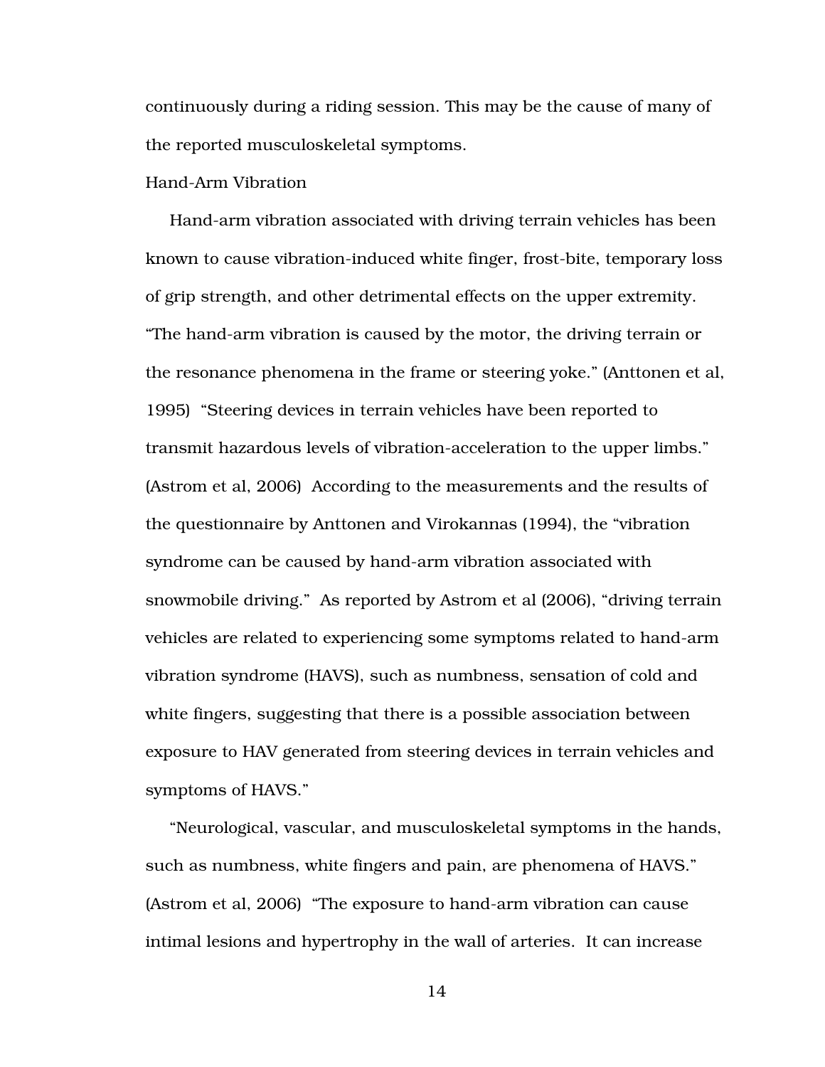continuously during a riding session. This may be the cause of many of the reported musculoskeletal symptoms.

### Hand-Arm Vibration

Hand-arm vibration associated with driving terrain vehicles has been known to cause vibration-induced white finger, frost-bite, temporary loss of grip strength, and other detrimental effects on the upper extremity. "The hand-arm vibration is caused by the motor, the driving terrain or the resonance phenomena in the frame or steering yoke." (Anttonen et al, 1995) "Steering devices in terrain vehicles have been reported to transmit hazardous levels of vibration-acceleration to the upper limbs." (Astrom et al, 2006) According to the measurements and the results of the questionnaire by Anttonen and Virokannas (1994), the "vibration syndrome can be caused by hand-arm vibration associated with snowmobile driving." As reported by Astrom et al (2006), "driving terrain vehicles are related to experiencing some symptoms related to hand-arm vibration syndrome (HAVS), such as numbness, sensation of cold and white fingers, suggesting that there is a possible association between exposure to HAV generated from steering devices in terrain vehicles and symptoms of HAVS."

"Neurological, vascular, and musculoskeletal symptoms in the hands, such as numbness, white fingers and pain, are phenomena of HAVS." (Astrom et al, 2006) "The exposure to hand-arm vibration can cause intimal lesions and hypertrophy in the wall of arteries. It can increase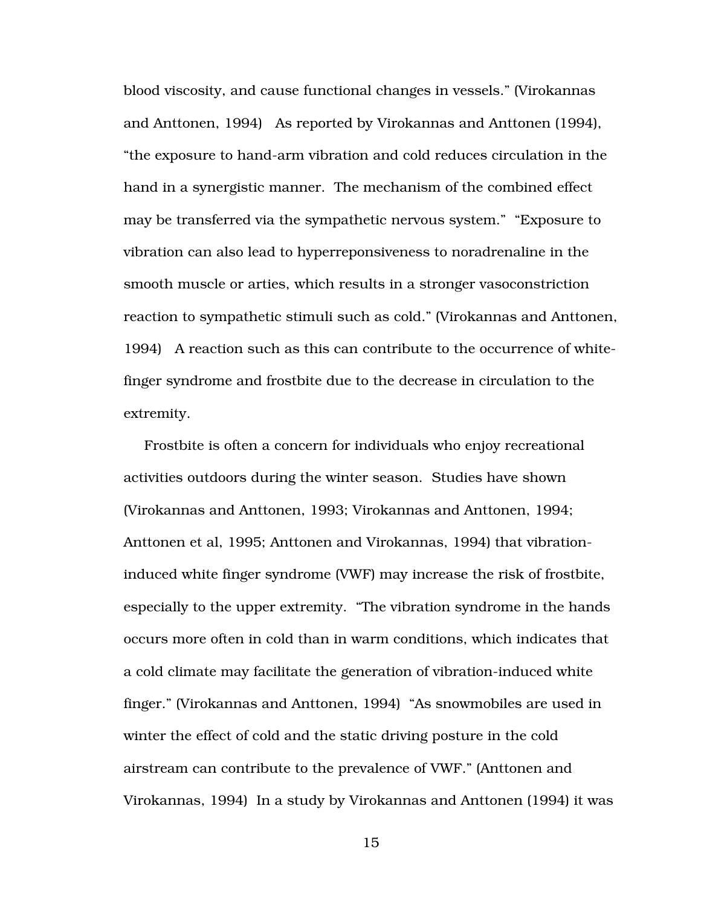blood viscosity, and cause functional changes in vessels." (Virokannas and Anttonen, 1994) As reported by Virokannas and Anttonen (1994), "the exposure to hand-arm vibration and cold reduces circulation in the hand in a synergistic manner. The mechanism of the combined effect may be transferred via the sympathetic nervous system." "Exposure to vibration can also lead to hyperreponsiveness to noradrenaline in the smooth muscle or arties, which results in a stronger vasoconstriction reaction to sympathetic stimuli such as cold." (Virokannas and Anttonen, 1994) A reaction such as this can contribute to the occurrence of white-finger syndrome and frostbite due to the decrease in circulation to the extremity.

Frostbite is often a concern for individuals who enjoy recreational activities outdoors during the winter season. Studies have shown (Virokannas and Anttonen, 1993; Virokannas and Anttonen, 1994; Anttonen et al, 1995; Anttonen and Virokannas, 1994) that vibration-induced white finger syndrome (VWF) may increase the risk of frostbite, especially to the upper extremity. "The vibration syndrome in the hands occurs more often in cold than in warm conditions, which indicates that a cold climate may facilitate the generation of vibration-induced white finger." (Virokannas and Anttonen, 1994) "As snowmobiles are used in winter the effect of cold and the static driving posture in the cold airstream can contribute to the prevalence of VWF." (Anttonen and Virokannas, 1994) In a study by Virokannas and Anttonen (1994) it was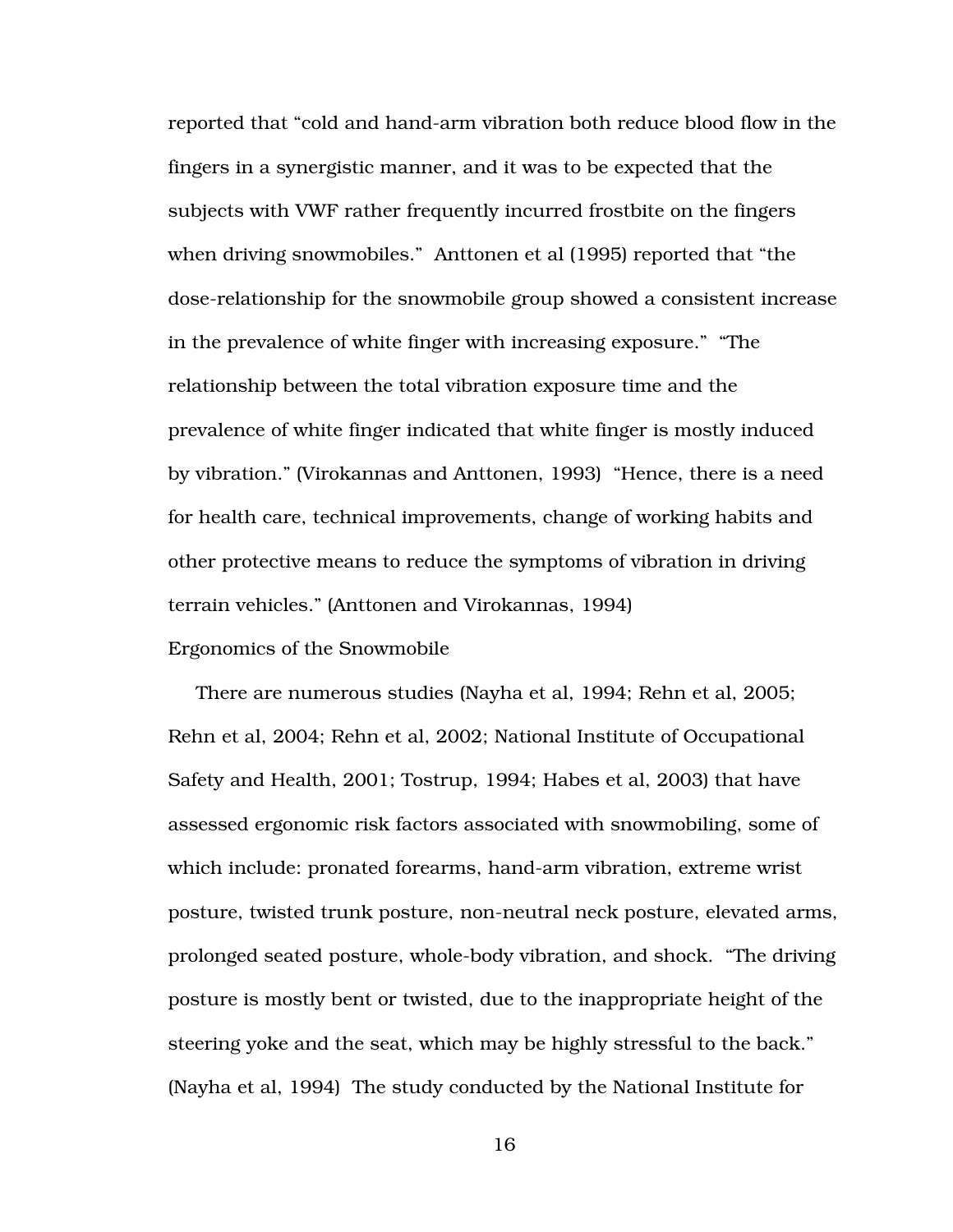reported that "cold and hand-arm vibration both reduce blood flow in the fingers in a synergistic manner, and it was to be expected that the subjects with VWF rather frequently incurred frostbite on the fingers when driving snowmobiles." Anttonen et al (1995) reported that "the dose-relationship for the snowmobile group showed a consistent increase in the prevalence of white finger with increasing exposure." "The relationship between the total vibration exposure time and the prevalence of white finger indicated that white finger is mostly induced by vibration." (Virokannas and Anttonen, 1993) "Hence, there is a need for health care, technical improvements, change of working habits and other protective means to reduce the symptoms of vibration in driving terrain vehicles." (Anttonen and Virokannas, 1994)

## Ergonomics of the Snowmobile

There are numerous studies (Nayha et al, 1994; Rehn et al, 2005; Rehn et al, 2004; Rehn et al, 2002; National Institute of Occupational Safety and Health, 2001; Tostrup, 1994; Habes et al, 2003) that have assessed ergonomic risk factors associated with snowmobiling, some of which include: pronated forearms, hand-arm vibration, extreme wrist posture, twisted trunk posture, non-neutral neck posture, elevated arms, prolonged seated posture, whole-body vibration, and shock. "The driving posture is mostly bent or twisted, due to the inappropriate height of the steering yoke and the seat, which may be highly stressful to the back." (Nayha et al, 1994) The study conducted by the National Institute for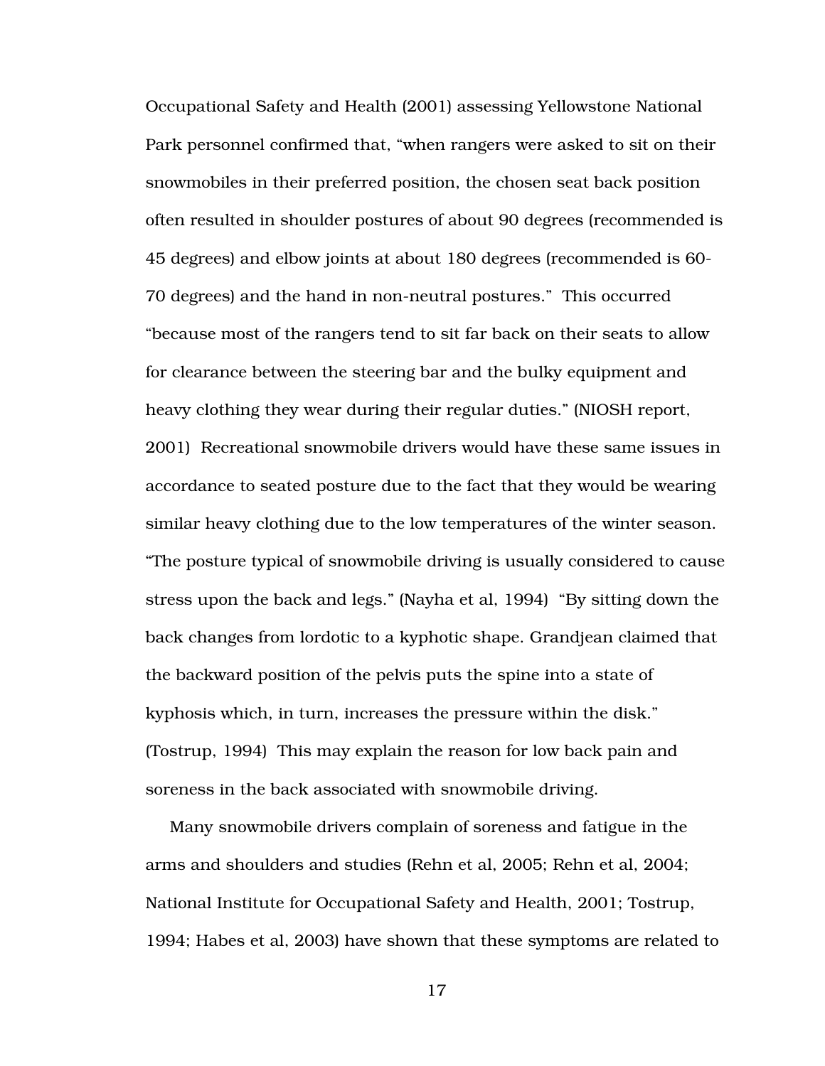Occupational Safety and Health (2001) assessing Yellowstone National Park personnel confirmed that, "when rangers were asked to sit on their snowmobiles in their preferred position, the chosen seat back position often resulted in shoulder postures of about 90 degrees (recommended is 45 degrees) and elbow joints at about 180 degrees (recommended is 60-70 degrees) and the hand in non-neutral postures." This occurred "because most of the rangers tend to sit far back on their seats to allow for clearance between the steering bar and the bulky equipment and heavy clothing they wear during their regular duties." (NIOSH report, 2001) Recreational snowmobile drivers would have these same issues in accordance to seated posture due to the fact that they would be wearing similar heavy clothing due to the low temperatures of the winter season. "The posture typical of snowmobile driving is usually considered to cause stress upon the back and legs." (Nayha et al, 1994) "By sitting down the back changes from lordotic to a kyphotic shape. Grandjean claimed that the backward position of the pelvis puts the spine into a state of kyphosis which, in turn, increases the pressure within the disk." (Tostrup, 1994) This may explain the reason for low back pain and soreness in the back associated with snowmobile driving.

Many snowmobile drivers complain of soreness and fatigue in the arms and shoulders and studies (Rehn et al, 2005; Rehn et al, 2004; National Institute for Occupational Safety and Health, 2001; Tostrup, 1994; Habes et al, 2003) have shown that these symptoms are related to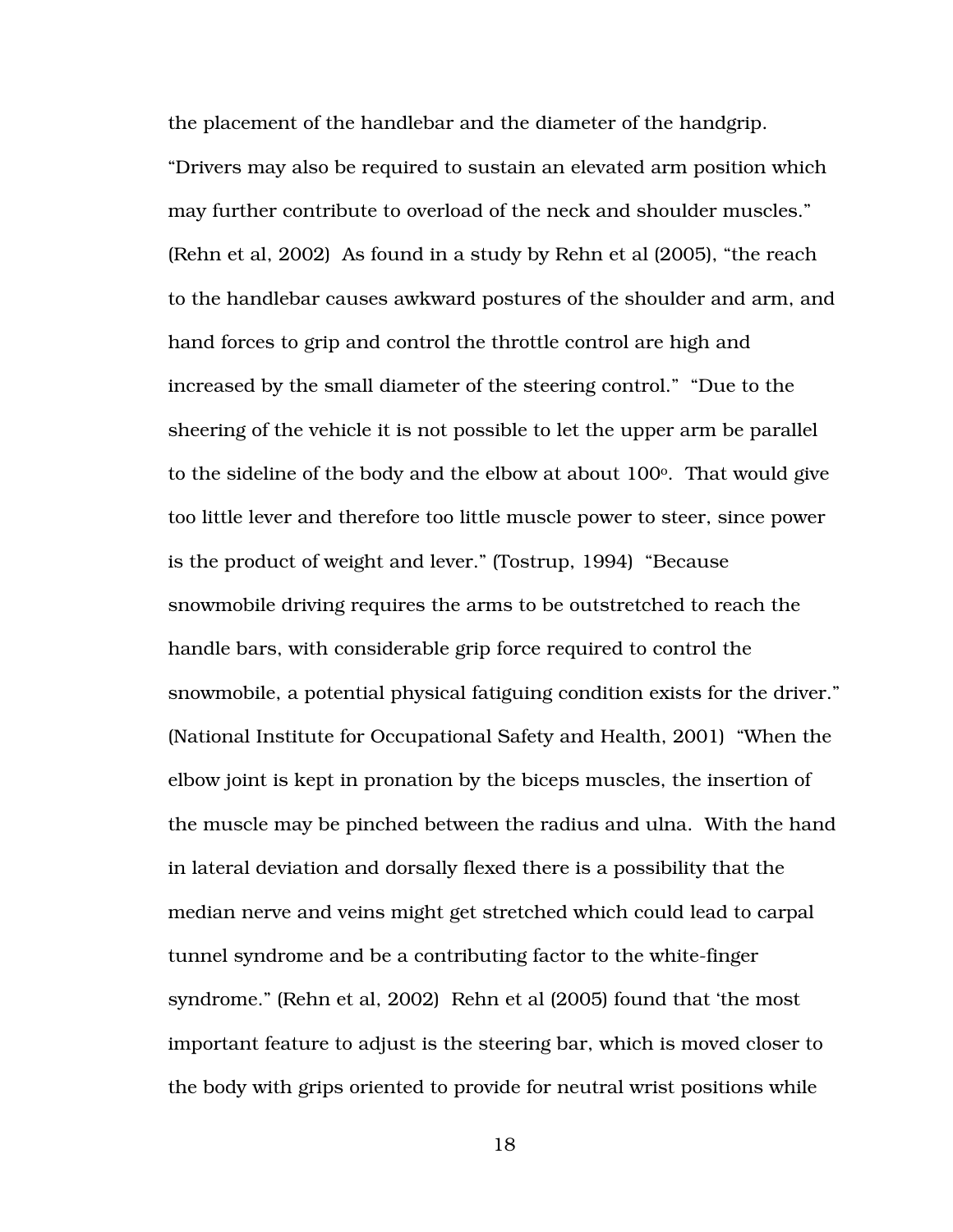the placement of the handlebar and the diameter of the handgrip. "Drivers may also be required to sustain an elevated arm position which may further contribute to overload of the neck and shoulder muscles." (Rehn et al, 2002) As found in a study by Rehn et al (2005), "the reach to the handlebar causes awkward postures of the shoulder and arm, and hand forces to grip and control the throttle control are high and increased by the small diameter of the steering control." "Due to the sheering of the vehicle it is not possible to let the upper arm be parallel to the sideline of the body and the elbow at about $100^o$. That would give too little lever and therefore too little muscle power to steer, since power is the product of weight and lever." (Tostrup, 1994) "Because snowmobile driving requires the arms to be outstretched to reach the handle bars, with considerable grip force required to control the snowmobile, a potential physical fatiguing condition exists for the driver." (National Institute for Occupational Safety and Health, 2001) "When the elbow joint is kept in pronation by the biceps muscles, the insertion of the muscle may be pinched between the radius and ulna. With the hand in lateral deviation and dorsally flexed there is a possibility that the median nerve and veins might get stretched which could lead to carpal tunnel syndrome and be a contributing factor to the white-finger syndrome." (Rehn et al, 2002) Rehn et al (2005) found that 'the most important feature to adjust is the steering bar, which is moved closer to the body with grips oriented to provide for neutral wrist positions while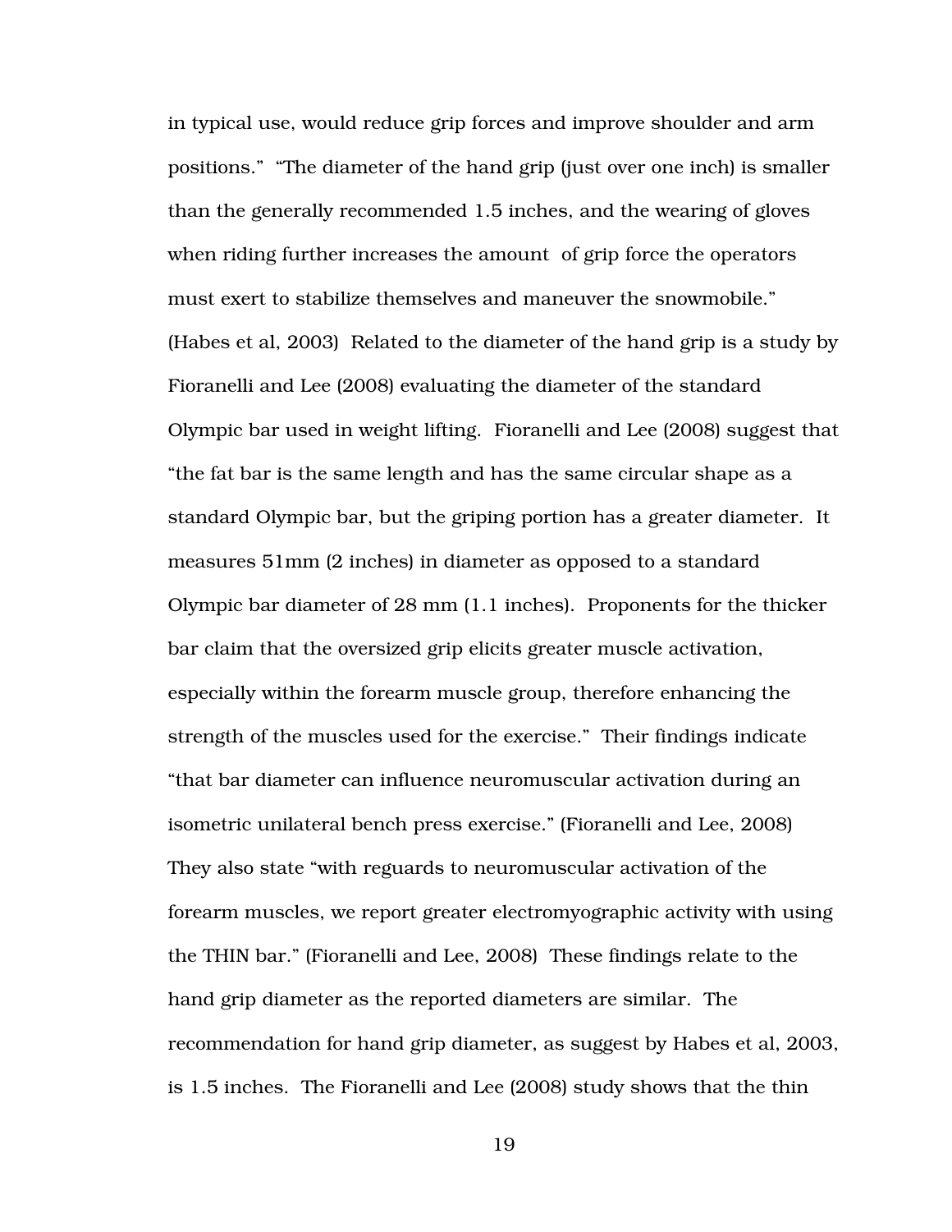in typical use, would reduce grip forces and improve shoulder and arm positions." "The diameter of the hand grip (just over one inch) is smaller than the generally recommended 1.5 inches, and the wearing of gloves when riding further increases the amount of grip force the operators must exert to stabilize themselves and maneuver the snowmobile." (Habes et al, 2003) Related to the diameter of the hand grip is a study by Fioranelli and Lee (2008) evaluating the diameter of the standard Olympic bar used in weight lifting. Fioranelli and Lee (2008) suggest that "the fat bar is the same length and has the same circular shape as a standard Olympic bar, but the griping portion has a greater diameter. It measures 51mm (2 inches) in diameter as opposed to a standard Olympic bar diameter of 28 mm (1.1 inches). Proponents for the thicker bar claim that the oversized grip elicits greater muscle activation, especially within the forearm muscle group, therefore enhancing the strength of the muscles used for the exercise." Their findings indicate "that bar diameter can influence neuromuscular activation during an isometric unilateral bench press exercise." (Fioranelli and Lee, 2008) They also state "with reguards to neuromuscular activation of the forearm muscles, we report greater electromyographic activity with using the THIN bar." (Fioranelli and Lee, 2008) These findings relate to the hand grip diameter as the reported diameters are similar. The recommendation for hand grip diameter, as suggest by Habes et al, 2003, is 1.5 inches. The Fioranelli and Lee (2008) study shows that the thin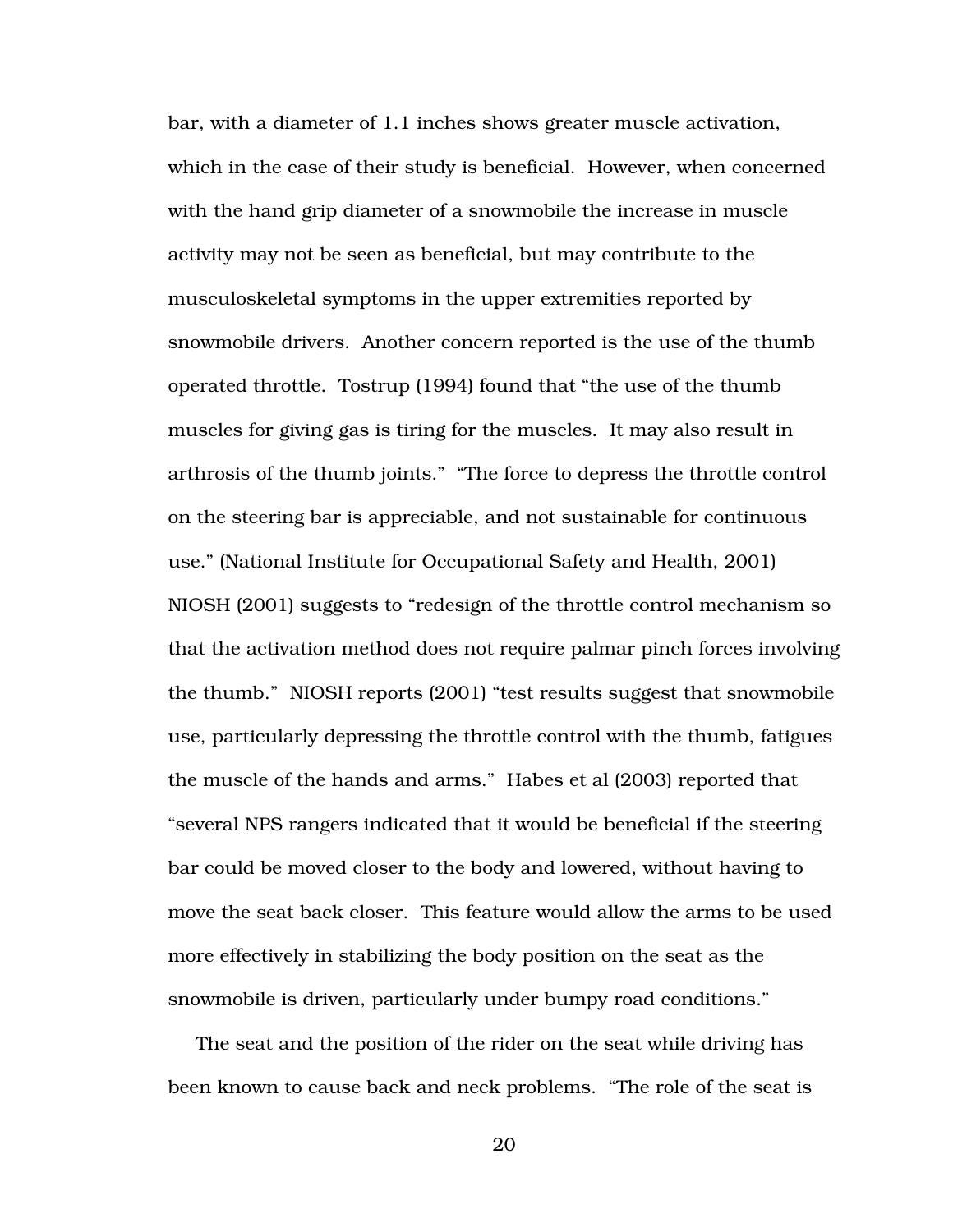bar, with a diameter of 1.1 inches shows greater muscle activation, which in the case of their study is beneficial. However, when concerned with the hand grip diameter of a snowmobile the increase in muscle activity may not be seen as beneficial, but may contribute to the musculoskeletal symptoms in the upper extremities reported by snowmobile drivers. Another concern reported is the use of the thumb operated throttle. Tostrup (1994) found that "the use of the thumb muscles for giving gas is tiring for the muscles. It may also result in arthrosis of the thumb joints." "The force to depress the throttle control on the steering bar is appreciable, and not sustainable for continuous use." (National Institute for Occupational Safety and Health, 2001) NIOSH (2001) suggests to "redesign of the throttle control mechanism so that the activation method does not require palmar pinch forces involving the thumb." NIOSH reports (2001) "test results suggest that snowmobile use, particularly depressing the throttle control with the thumb, fatigues the muscle of the hands and arms." Habes et al (2003) reported that "several NPS rangers indicated that it would be beneficial if the steering bar could be moved closer to the body and lowered, without having to move the seat back closer. This feature would allow the arms to be used more effectively in stabilizing the body position on the seat as the snowmobile is driven, particularly under bumpy road conditions."

The seat and the position of the rider on the seat while driving has been known to cause back and neck problems. "The role of the seat is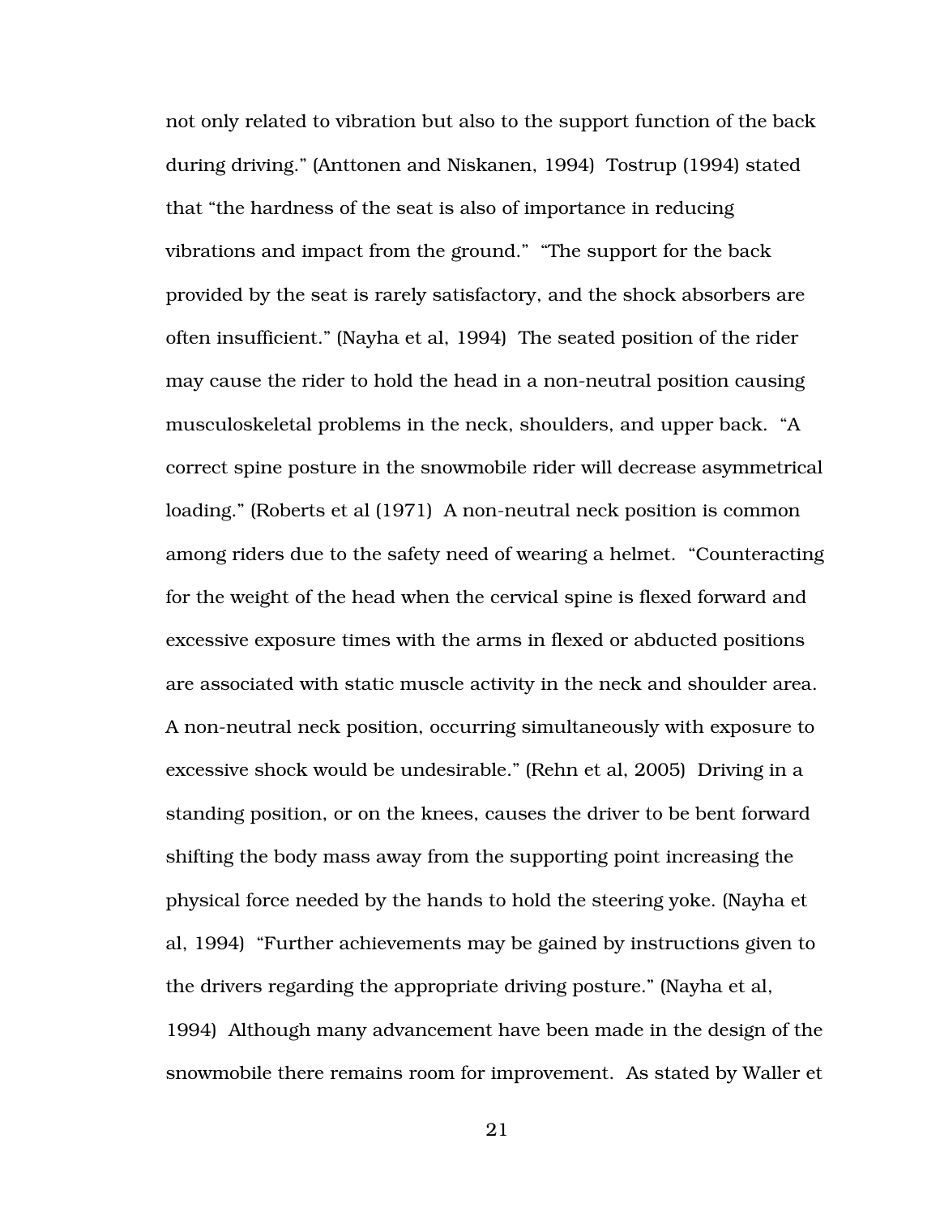not only related to vibration but also to the support function of the back during driving." (Anttonen and Niskanen, 1994) Tostrup (1994) stated that "the hardness of the seat is also of importance in reducing vibrations and impact from the ground." "The support for the back provided by the seat is rarely satisfactory, and the shock absorbers are often insufficient." (Nayha et al, 1994) The seated position of the rider may cause the rider to hold the head in a non-neutral position causing musculoskeletal problems in the neck, shoulders, and upper back. "A correct spine posture in the snowmobile rider will decrease asymmetrical loading." (Roberts et al (1971) A non-neutral neck position is common among riders due to the safety need of wearing a helmet. "Counteracting for the weight of the head when the cervical spine is flexed forward and excessive exposure times with the arms in flexed or abducted positions are associated with static muscle activity in the neck and shoulder area. A non-neutral neck position, occurring simultaneously with exposure to excessive shock would be undesirable." (Rehn et al, 2005) Driving in a standing position, or on the knees, causes the driver to be bent forward shifting the body mass away from the supporting point increasing the physical force needed by the hands to hold the steering yoke. (Nayha et al, 1994) "Further achievements may be gained by instructions given to the drivers regarding the appropriate driving posture." (Nayha et al, 1994) Although many advancement have been made in the design of the snowmobile there remains room for improvement. As stated by Waller et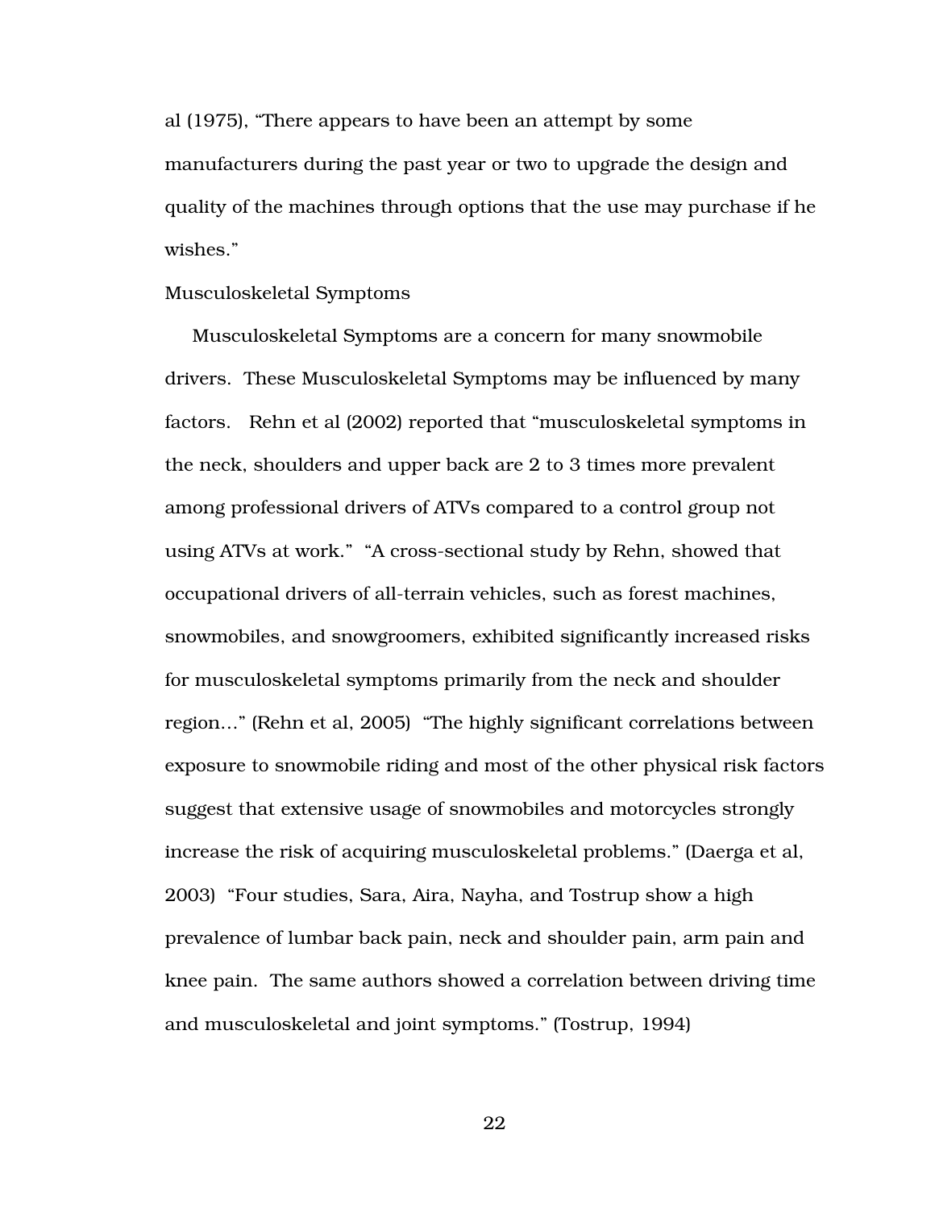al (1975), "There appears to have been an attempt by some manufacturers during the past year or two to upgrade the design and quality of the machines through options that the use may purchase if he wishes."

## Musculoskeletal Symptoms

Musculoskeletal Symptoms are a concern for many snowmobile drivers. These Musculoskeletal Symptoms may be influenced by many factors. Rehn et al (2002) reported that "musculoskeletal symptoms in the neck, shoulders and upper back are 2 to 3 times more prevalent among professional drivers of ATVs compared to a control group not using ATVs at work." "A cross-sectional study by Rehn, showed that occupational drivers of all-terrain vehicles, such as forest machines, snowmobiles, and snowgroomers, exhibited significantly increased risks for musculoskeletal symptoms primarily from the neck and shoulder region…" (Rehn et al, 2005) "The highly significant correlations between exposure to snowmobile riding and most of the other physical risk factors suggest that extensive usage of snowmobiles and motorcycles strongly increase the risk of acquiring musculoskeletal problems." (Daerga et al, 2003) "Four studies, Sara, Aira, Nayha, and Tostrup show a high prevalence of lumbar back pain, neck and shoulder pain, arm pain and knee pain. The same authors showed a correlation between driving time and musculoskeletal and joint symptoms." (Tostrup, 1994)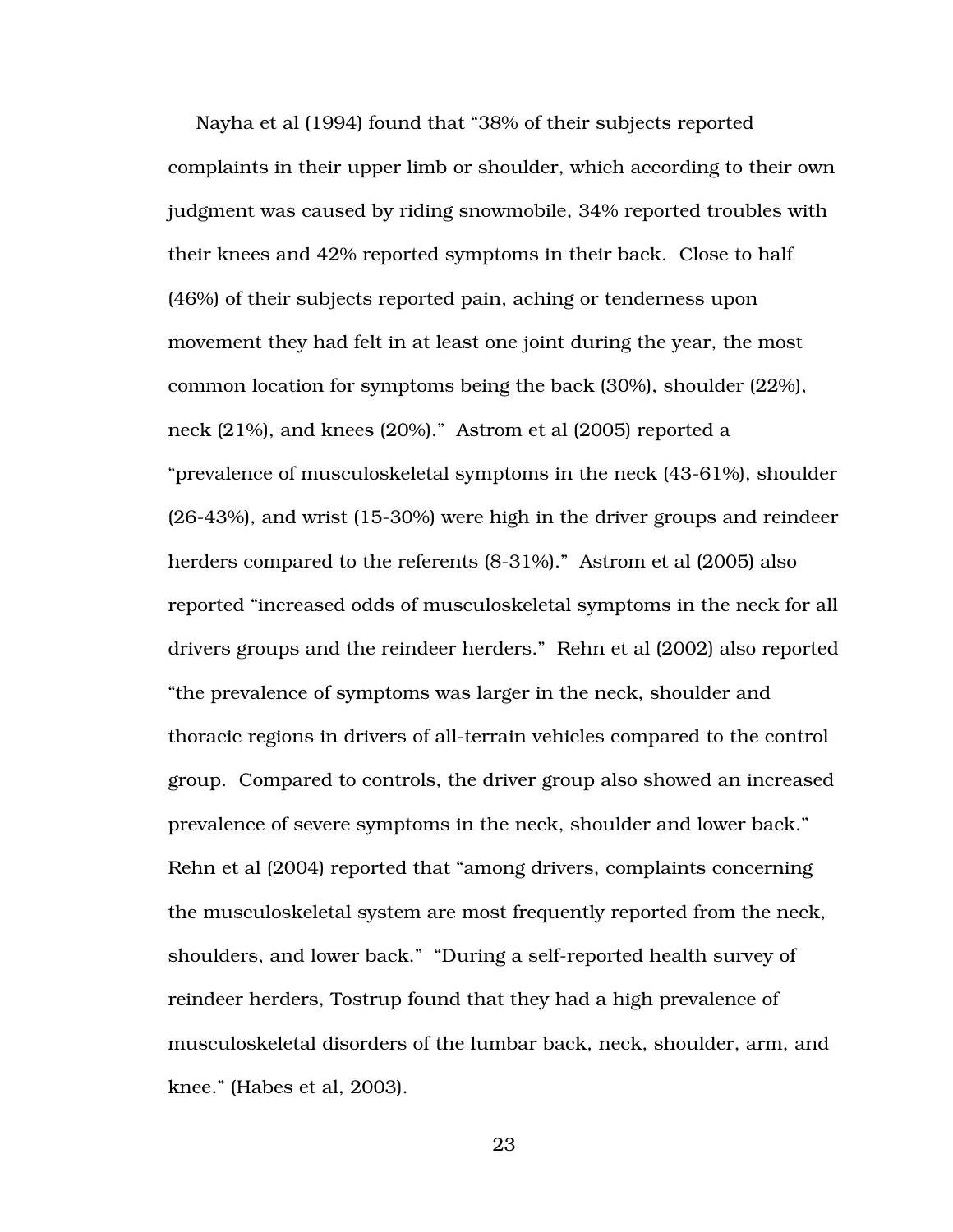Nayha et al (1994) found that "38% of their subjects reported complaints in their upper limb or shoulder, which according to their own judgment was caused by riding snowmobile, 34% reported troubles with their knees and 42% reported symptoms in their back. Close to half (46%) of their subjects reported pain, aching or tenderness upon movement they had felt in at least one joint during the year, the most common location for symptoms being the back (30%), shoulder (22%), neck (21%), and knees (20%)." Astrom et al (2005) reported a "prevalence of musculoskeletal symptoms in the neck (43-61%), shoulder (26-43%), and wrist (15-30%) were high in the driver groups and reindeer herders compared to the referents (8-31%)." Astrom et al (2005) also reported "increased odds of musculoskeletal symptoms in the neck for all drivers groups and the reindeer herders." Rehn et al (2002) also reported "the prevalence of symptoms was larger in the neck, shoulder and thoracic regions in drivers of all-terrain vehicles compared to the control group. Compared to controls, the driver group also showed an increased prevalence of severe symptoms in the neck, shoulder and lower back." Rehn et al (2004) reported that "among drivers, complaints concerning the musculoskeletal system are most frequently reported from the neck, shoulders, and lower back." "During a self-reported health survey of reindeer herders, Tostrup found that they had a high prevalence of musculoskeletal disorders of the lumbar back, neck, shoulder, arm, and knee." (Habes et al, 2003).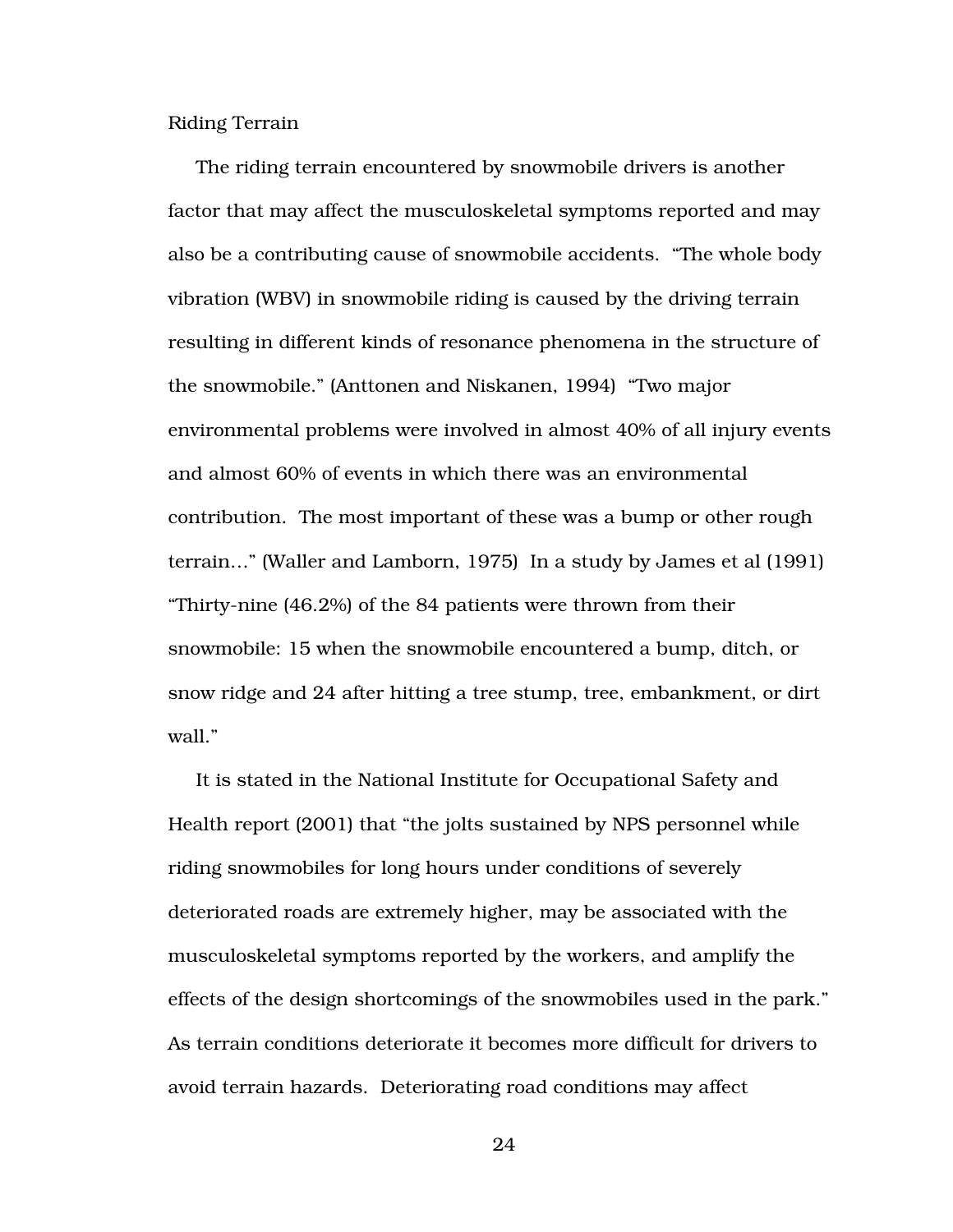Riding Terrain

The riding terrain encountered by snowmobile drivers is another factor that may affect the musculoskeletal symptoms reported and may also be a contributing cause of snowmobile accidents. "The whole body vibration (WBV) in snowmobile riding is caused by the driving terrain resulting in different kinds of resonance phenomena in the structure of the snowmobile." (Anttonen and Niskanen, 1994) "Two major environmental problems were involved in almost 40% of all injury events and almost 60% of events in which there was an environmental contribution. The most important of these was a bump or other rough terrain…" (Waller and Lamborn, 1975) In a study by James et al (1991) "Thirty-nine (46.2%) of the 84 patients were thrown from their snowmobile: 15 when the snowmobile encountered a bump, ditch, or snow ridge and 24 after hitting a tree stump, tree, embankment, or dirt wall."

It is stated in the National Institute for Occupational Safety and Health report (2001) that "the jolts sustained by NPS personnel while riding snowmobiles for long hours under conditions of severely deteriorated roads are extremely higher, may be associated with the musculoskeletal symptoms reported by the workers, and amplify the effects of the design shortcomings of the snowmobiles used in the park." As terrain conditions deteriorate it becomes more difficult for drivers to avoid terrain hazards. Deteriorating road conditions may affect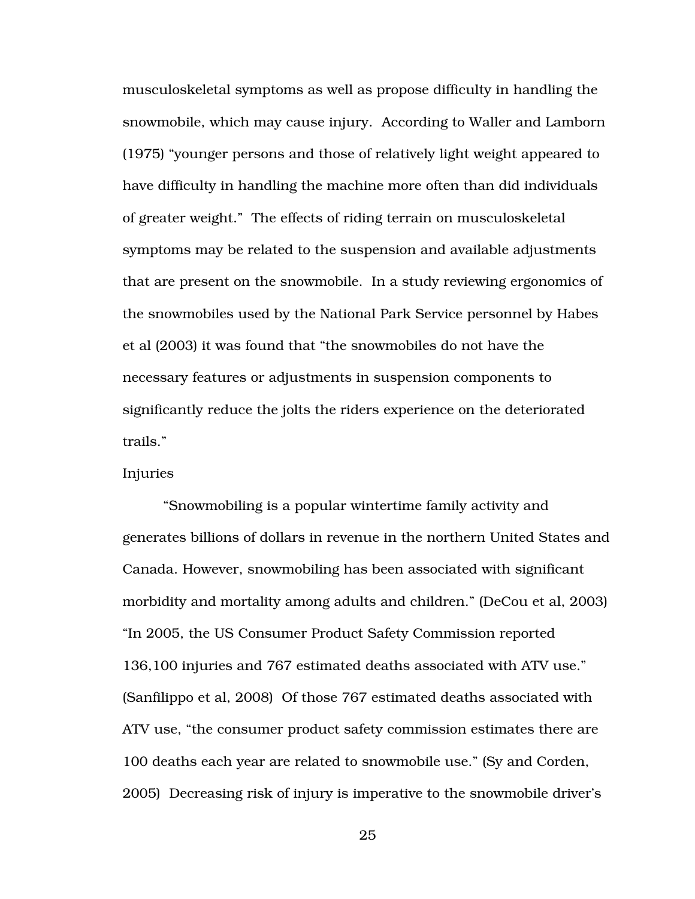musculoskeletal symptoms as well as propose difficulty in handling the snowmobile, which may cause injury. According to Waller and Lamborn (1975) "younger persons and those of relatively light weight appeared to have difficulty in handling the machine more often than did individuals of greater weight." The effects of riding terrain on musculoskeletal symptoms may be related to the suspension and available adjustments that are present on the snowmobile. In a study reviewing ergonomics of the snowmobiles used by the National Park Service personnel by Habes et al (2003) it was found that "the snowmobiles do not have the necessary features or adjustments in suspension components to significantly reduce the jolts the riders experience on the deteriorated trails."

## Injuries

"Snowmobiling is a popular wintertime family activity and generates billions of dollars in revenue in the northern United States and Canada. However, snowmobiling has been associated with significant morbidity and mortality among adults and children." (DeCou et al, 2003) "In 2005, the US Consumer Product Safety Commission reported 136,100 injuries and 767 estimated deaths associated with ATV use." (Sanfilippo et al, 2008) Of those 767 estimated deaths associated with ATV use, "the consumer product safety commission estimates there are 100 deaths each year are related to snowmobile use." (Sy and Corden, 2005) Decreasing risk of injury is imperative to the snowmobile driver's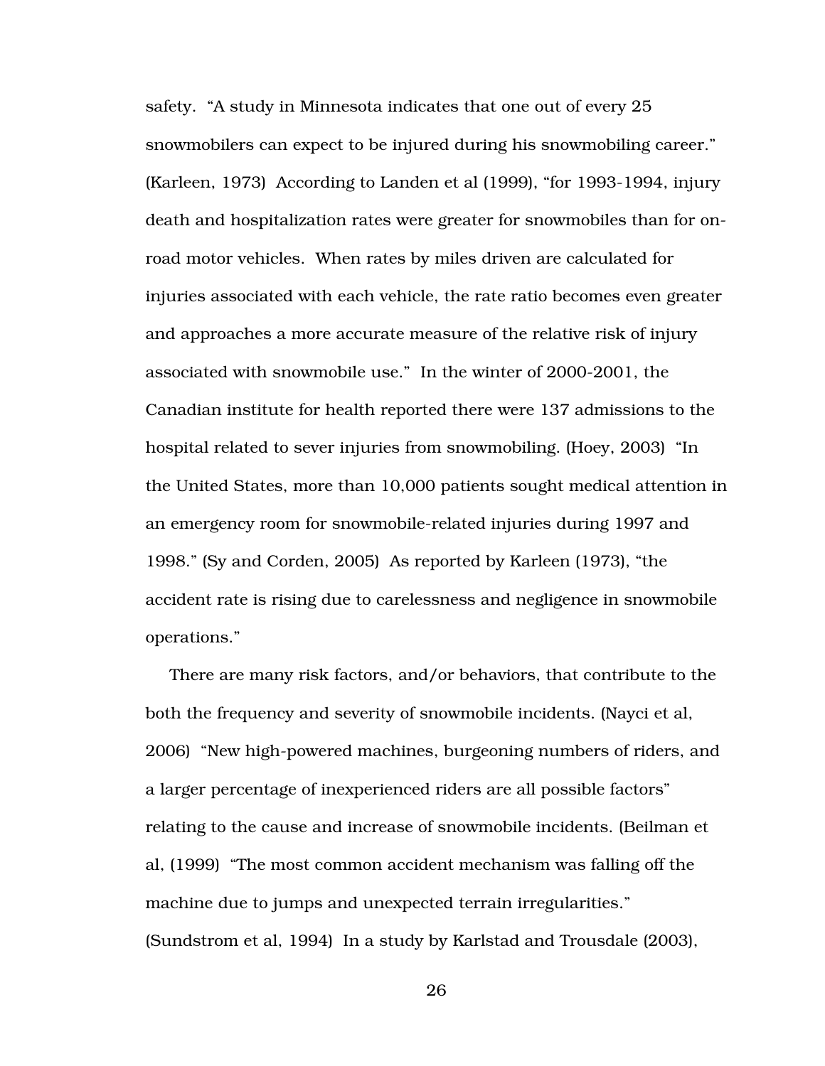safety. "A study in Minnesota indicates that one out of every 25 snowmobilers can expect to be injured during his snowmobiling career." (Karleen, 1973) According to Landen et al (1999), "for 1993-1994, injury death and hospitalization rates were greater for snowmobiles than for on-road motor vehicles. When rates by miles driven are calculated for injuries associated with each vehicle, the rate ratio becomes even greater and approaches a more accurate measure of the relative risk of injury associated with snowmobile use." In the winter of 2000-2001, the Canadian institute for health reported there were 137 admissions to the hospital related to sever injuries from snowmobiling. (Hoey, 2003) "In the United States, more than 10,000 patients sought medical attention in an emergency room for snowmobile-related injuries during 1997 and 1998." (Sy and Corden, 2005) As reported by Karleen (1973), "the accident rate is rising due to carelessness and negligence in snowmobile operations."

There are many risk factors, and/or behaviors, that contribute to the both the frequency and severity of snowmobile incidents. (Nayci et al, 2006) "New high-powered machines, burgeoning numbers of riders, and a larger percentage of inexperienced riders are all possible factors" relating to the cause and increase of snowmobile incidents. (Beilman et al, (1999) "The most common accident mechanism was falling off the machine due to jumps and unexpected terrain irregularities." (Sundstrom et al, 1994) In a study by Karlstad and Trousdale (2003),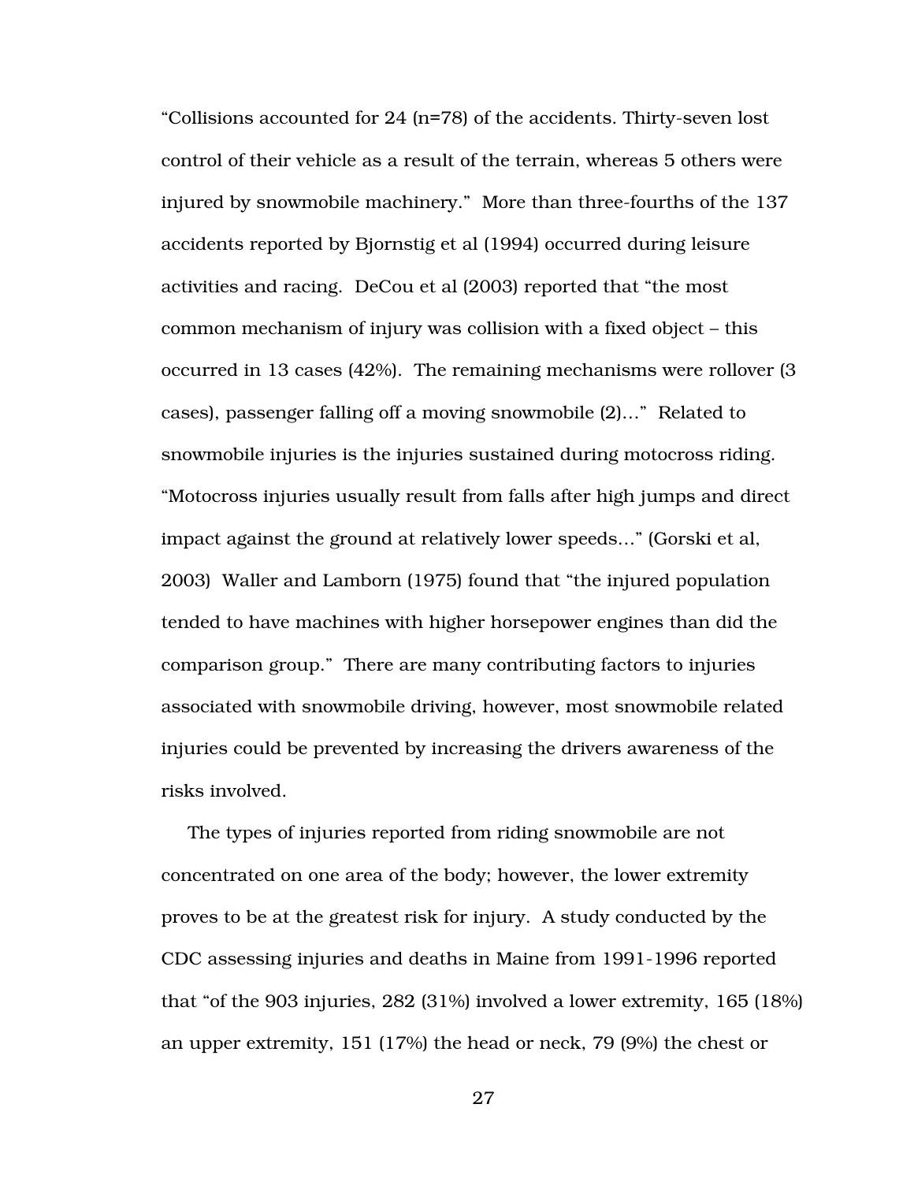"Collisions accounted for 24 (n=78) of the accidents. Thirty-seven lost control of their vehicle as a result of the terrain, whereas 5 others were injured by snowmobile machinery." More than three-fourths of the 137 accidents reported by Bjornstig et al (1994) occurred during leisure activities and racing. DeCou et al (2003) reported that "the most common mechanism of injury was collision with a fixed object – this occurred in 13 cases (42%). The remaining mechanisms were rollover (3 cases), passenger falling off a moving snowmobile (2)…" Related to snowmobile injuries is the injuries sustained during motocross riding. "Motocross injuries usually result from falls after high jumps and direct impact against the ground at relatively lower speeds…" (Gorski et al, 2003) Waller and Lamborn (1975) found that "the injured population tended to have machines with higher horsepower engines than did the comparison group." There are many contributing factors to injuries associated with snowmobile driving, however, most snowmobile related injuries could be prevented by increasing the drivers awareness of the risks involved.

The types of injuries reported from riding snowmobile are not concentrated on one area of the body; however, the lower extremity proves to be at the greatest risk for injury. A study conducted by the CDC assessing injuries and deaths in Maine from 1991-1996 reported that "of the 903 injuries, 282 (31%) involved a lower extremity, 165 (18%) an upper extremity, 151 (17%) the head or neck, 79 (9%) the chest or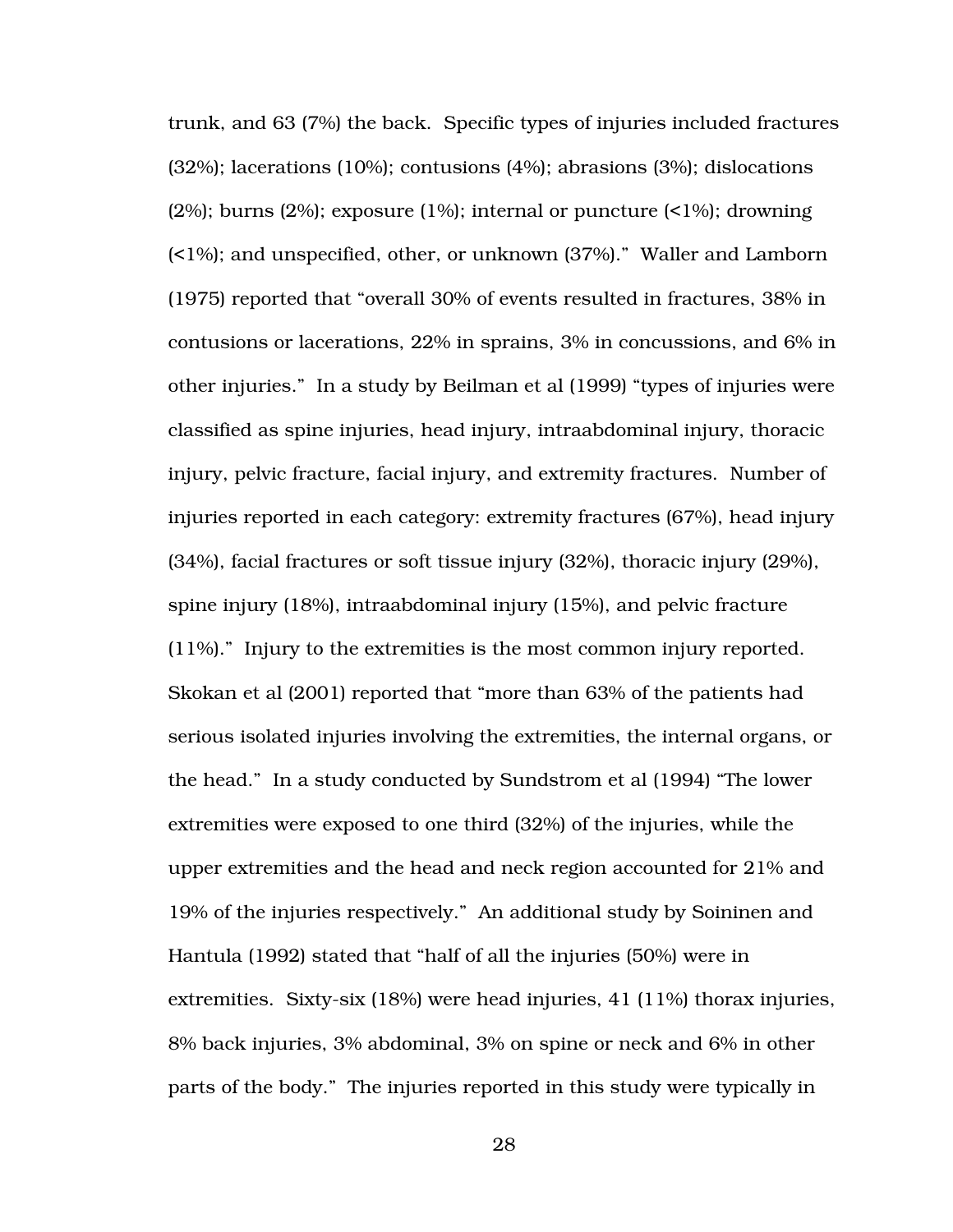trunk, and 63 (7%) the back. Specific types of injuries included fractures (32%); lacerations (10%); contusions (4%); abrasions (3%); dislocations (2%); burns (2%); exposure (1%); internal or puncture (<1%); drowning (<1%); and unspecified, other, or unknown (37%)." Waller and Lamborn (1975) reported that "overall 30% of events resulted in fractures, 38% in contusions or lacerations, 22% in sprains, 3% in concussions, and 6% in other injuries." In a study by Beilman et al (1999) "types of injuries were classified as spine injuries, head injury, intraabdominal injury, thoracic injury, pelvic fracture, facial injury, and extremity fractures. Number of injuries reported in each category: extremity fractures (67%), head injury (34%), facial fractures or soft tissue injury (32%), thoracic injury (29%), spine injury (18%), intraabdominal injury (15%), and pelvic fracture (11%)." Injury to the extremities is the most common injury reported. Skokan et al (2001) reported that "more than 63% of the patients had serious isolated injuries involving the extremities, the internal organs, or the head." In a study conducted by Sundstrom et al (1994) "The lower extremities were exposed to one third (32%) of the injuries, while the upper extremities and the head and neck region accounted for 21% and 19% of the injuries respectively." An additional study by Soininen and Hantula (1992) stated that "half of all the injuries (50%) were in extremities. Sixty-six (18%) were head injuries, 41 (11%) thorax injuries, 8% back injuries, 3% abdominal, 3% on spine or neck and 6% in other parts of the body." The injuries reported in this study were typically in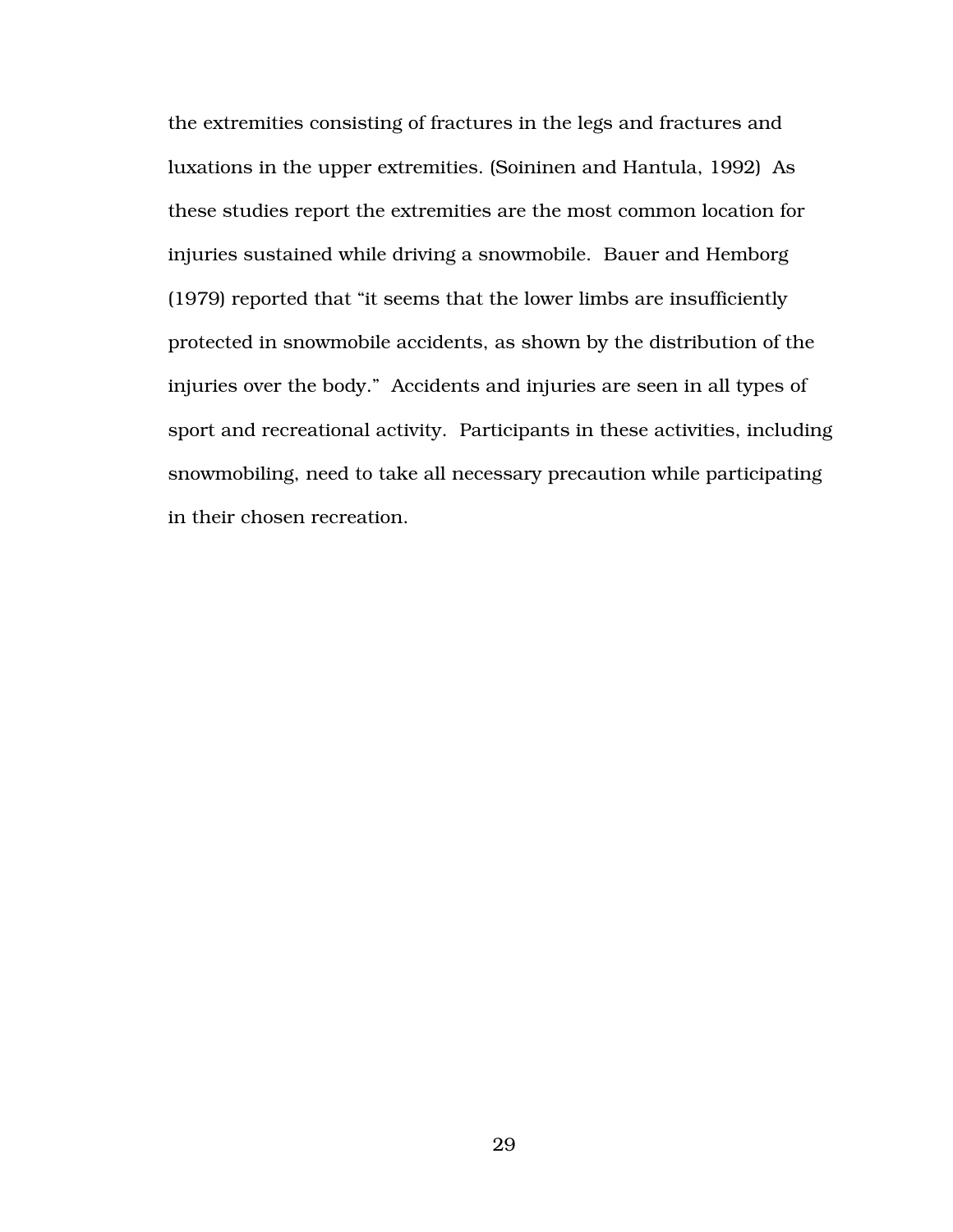the extremities consisting of fractures in the legs and fractures and luxations in the upper extremities. (Soininen and Hantula, 1992) As these studies report the extremities are the most common location for injuries sustained while driving a snowmobile. Bauer and Hemborg (1979) reported that “it seems that the lower limbs are insufficiently protected in snowmobile accidents, as shown by the distribution of the injuries over the body.” Accidents and injuries are seen in all types of sport and recreational activity. Participants in these activities, including snowmobiling, need to take all necessary precaution while participating in their chosen recreation.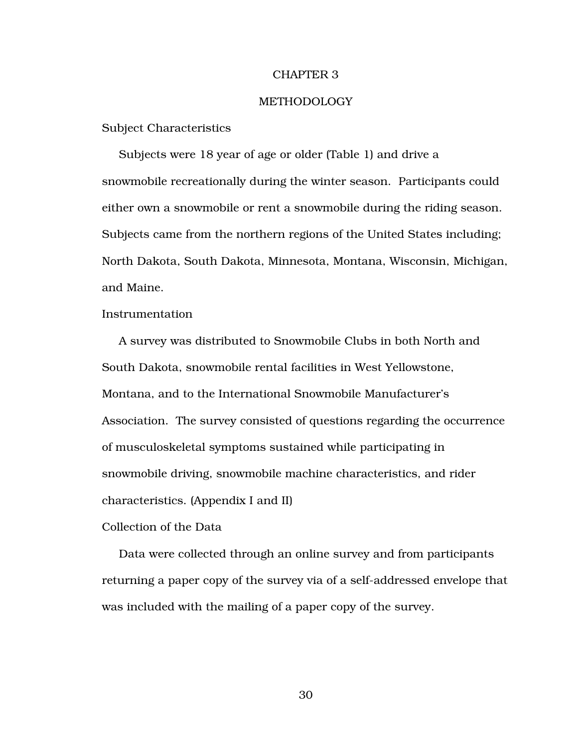# CHAPTER 3

# METHODOLOGY

## Subject Characteristics

Subjects were 18 year of age or older (Table 1) and drive a snowmobile recreationally during the winter season. Participants could either own a snowmobile or rent a snowmobile during the riding season. Subjects came from the northern regions of the United States including; North Dakota, South Dakota, Minnesota, Montana, Wisconsin, Michigan, and Maine.

## Instrumentation

A survey was distributed to Snowmobile Clubs in both North and South Dakota, snowmobile rental facilities in West Yellowstone, Montana, and to the International Snowmobile Manufacturer's Association. The survey consisted of questions regarding the occurrence of musculoskeletal symptoms sustained while participating in snowmobile driving, snowmobile machine characteristics, and rider characteristics. (Appendix I and II)

## Collection of the Data

Data were collected through an online survey and from participants returning a paper copy of the survey via of a self-addressed envelope that was included with the mailing of a paper copy of the survey.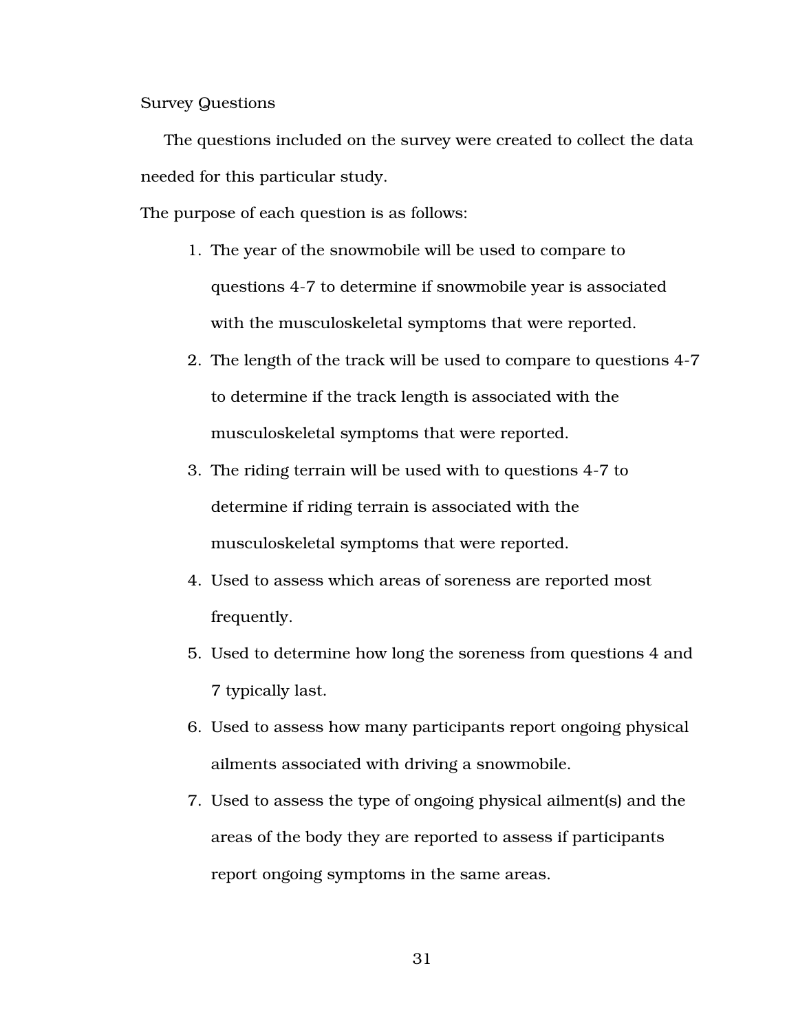### Survey Questions

The questions included on the survey were created to collect the data needed for this particular study.

The purpose of each question is as follows:

1. The year of the snowmobile will be used to compare to questions 4-7 to determine if snowmobile year is associated with the musculoskeletal symptoms that were reported.
2. The length of the track will be used to compare to questions 4-7 to determine if the track length is associated with the musculoskeletal symptoms that were reported.
3. The riding terrain will be used with to questions 4-7 to determine if riding terrain is associated with the musculoskeletal symptoms that were reported.
4. Used to assess which areas of soreness are reported most frequently.
5. Used to determine how long the soreness from questions 4 and 7 typically last.
6. Used to assess how many participants report ongoing physical ailments associated with driving a snowmobile.
7. Used to assess the type of ongoing physical ailment(s) and the areas of the body they are reported to assess if participants report ongoing symptoms in the same areas.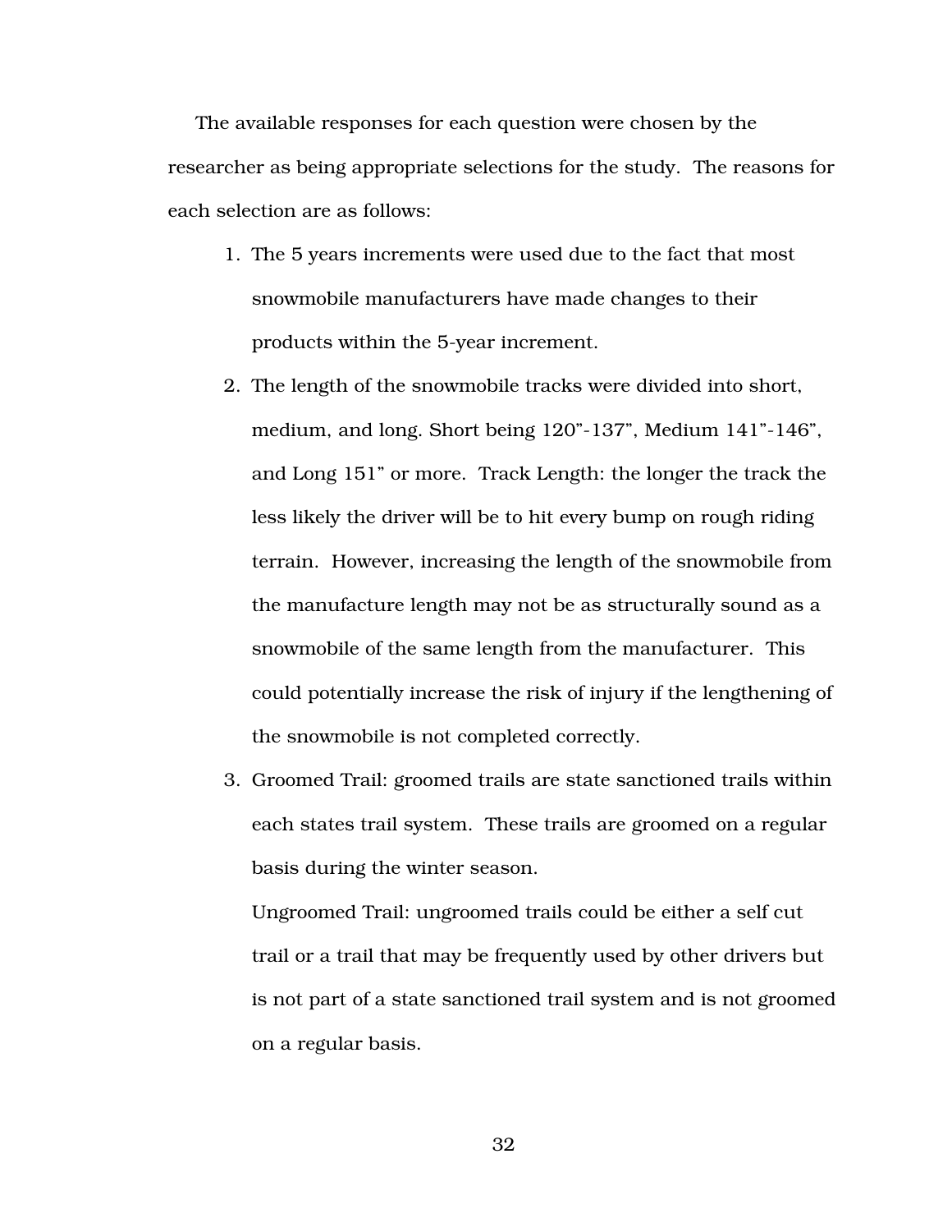The available responses for each question were chosen by the researcher as being appropriate selections for the study. The reasons for each selection are as follows:

1. The 5 years increments were used due to the fact that most snowmobile manufacturers have made changes to their products within the 5-year increment.
2. The length of the snowmobile tracks were divided into short, medium, and long. Short being 120”-137”, Medium 141”-146”, and Long 151” or more. Track Length: the longer the track the less likely the driver will be to hit every bump on rough riding terrain. However, increasing the length of the snowmobile from the manufacture length may not be as structurally sound as a snowmobile of the same length from the manufacturer. This could potentially increase the risk of injury if the lengthening of the snowmobile is not completed correctly.
3. Groomed Trail: groomed trails are state sanctioned trails within each states trail system. These trails are groomed on a regular basis during the winter season.

   Ungroomed Trail: ungroomed trails could be either a self cut trail or a trail that may be frequently used by other drivers but is not part of a state sanctioned trail system and is not groomed on a regular basis.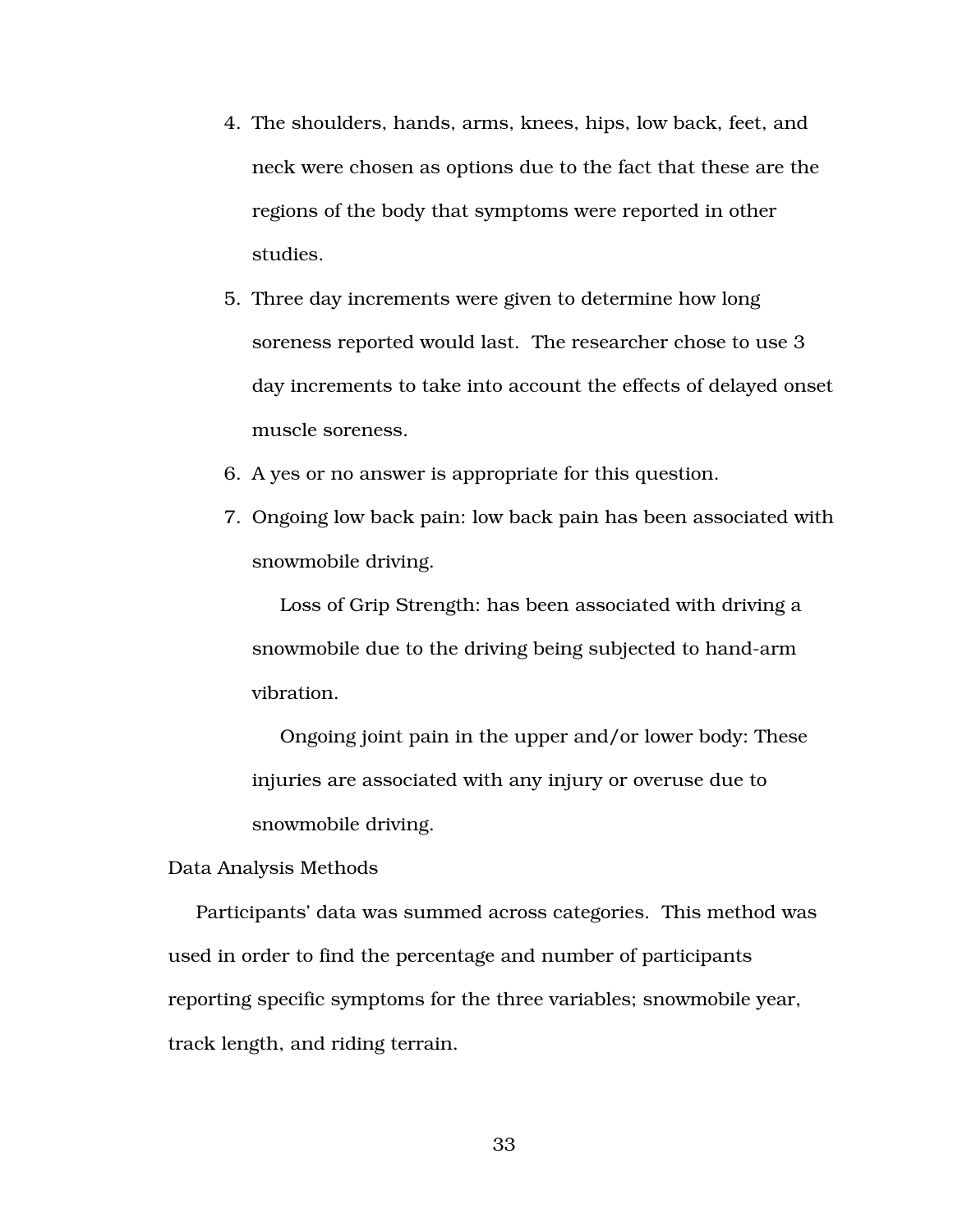4. The shoulders, hands, arms, knees, hips, low back, feet, and neck were chosen as options due to the fact that these are the regions of the body that symptoms were reported in other studies.
5. Three day increments were given to determine how long soreness reported would last. The researcher chose to use 3 day increments to take into account the effects of delayed onset muscle soreness.
6. A yes or no answer is appropriate for this question.
7. Ongoing low back pain: low back pain has been associated with snowmobile driving.

   Loss of Grip Strength: has been associated with driving a snowmobile due to the driving being subjected to hand-arm vibration.

   Ongoing joint pain in the upper and/or lower body: These injuries are associated with any injury or overuse due to snowmobile driving.

Data Analysis Methods

Participants' data was summed across categories. This method was used in order to find the percentage and number of participants reporting specific symptoms for the three variables; snowmobile year, track length, and riding terrain.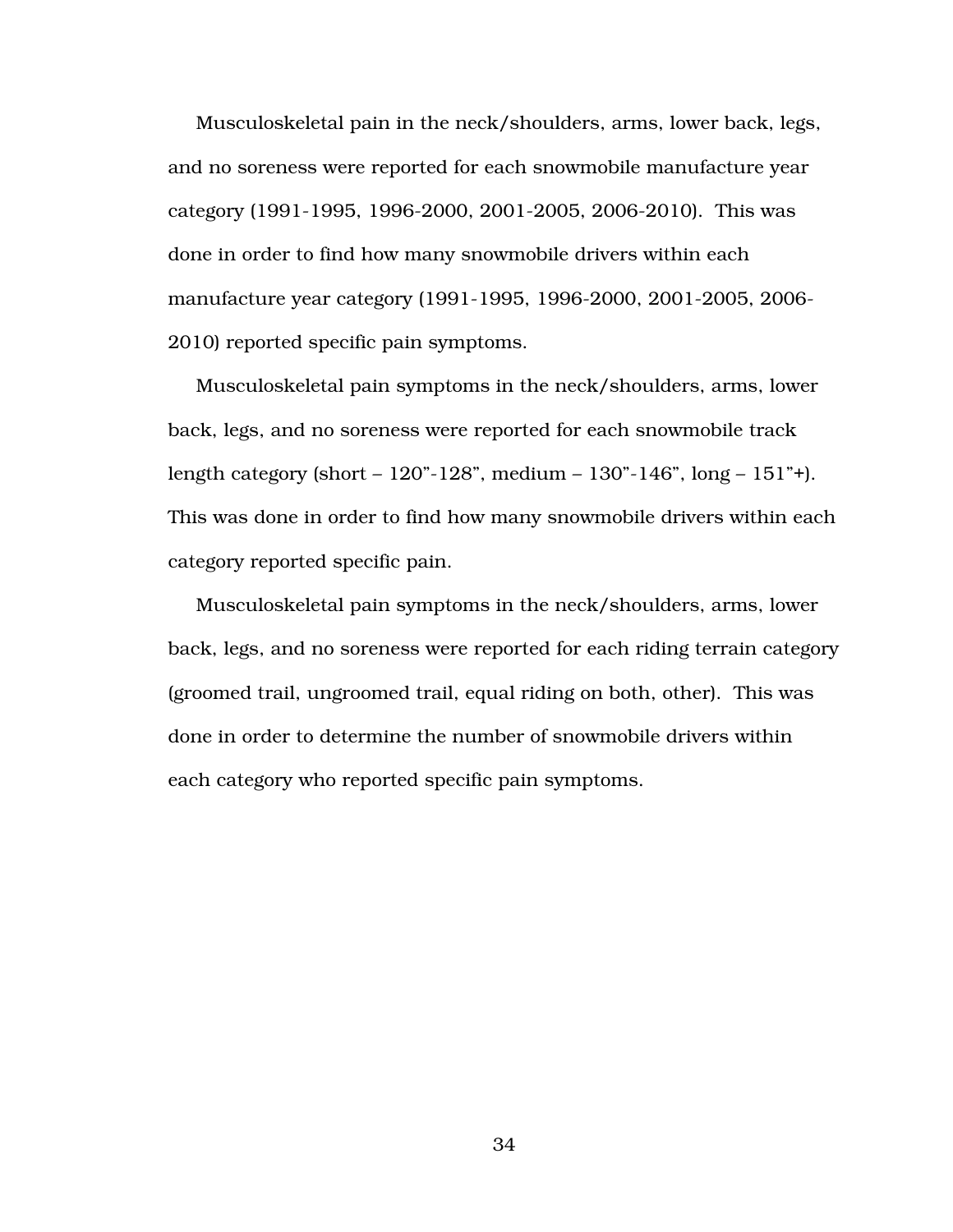Musculoskeletal pain in the neck/shoulders, arms, lower back, legs, and no soreness were reported for each snowmobile manufacture year category (1991-1995, 1996-2000, 2001-2005, 2006-2010). This was done in order to find how many snowmobile drivers within each manufacture year category (1991-1995, 1996-2000, 2001-2005, 2006-2010) reported specific pain symptoms.

Musculoskeletal pain symptoms in the neck/shoulders, arms, lower back, legs, and no soreness were reported for each snowmobile track length category (short – 120"-128", medium – 130"-146", long – 151"+). This was done in order to find how many snowmobile drivers within each category reported specific pain.

Musculoskeletal pain symptoms in the neck/shoulders, arms, lower back, legs, and no soreness were reported for each riding terrain category (groomed trail, ungroomed trail, equal riding on both, other). This was done in order to determine the number of snowmobile drivers within each category who reported specific pain symptoms.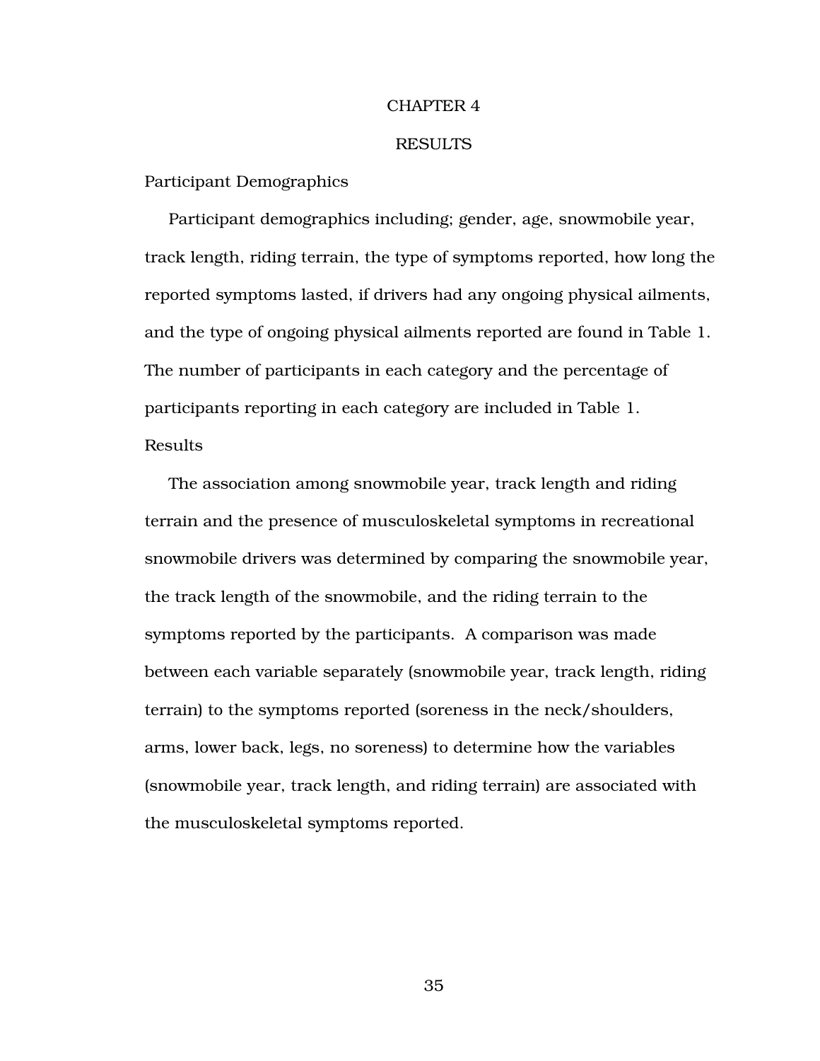# CHAPTER 4

# RESULTS

## Participant Demographics

Participant demographics including; gender, age, snowmobile year, track length, riding terrain, the type of symptoms reported, how long the reported symptoms lasted, if drivers had any ongoing physical ailments, and the type of ongoing physical ailments reported are found in Table 1. The number of participants in each category and the percentage of participants reporting in each category are included in Table 1.

## Results

The association among snowmobile year, track length and riding terrain and the presence of musculoskeletal symptoms in recreational snowmobile drivers was determined by comparing the snowmobile year, the track length of the snowmobile, and the riding terrain to the symptoms reported by the participants. A comparison was made between each variable separately (snowmobile year, track length, riding terrain) to the symptoms reported (soreness in the neck/shoulders, arms, lower back, legs, no soreness) to determine how the variables (snowmobile year, track length, and riding terrain) are associated with the musculoskeletal symptoms reported.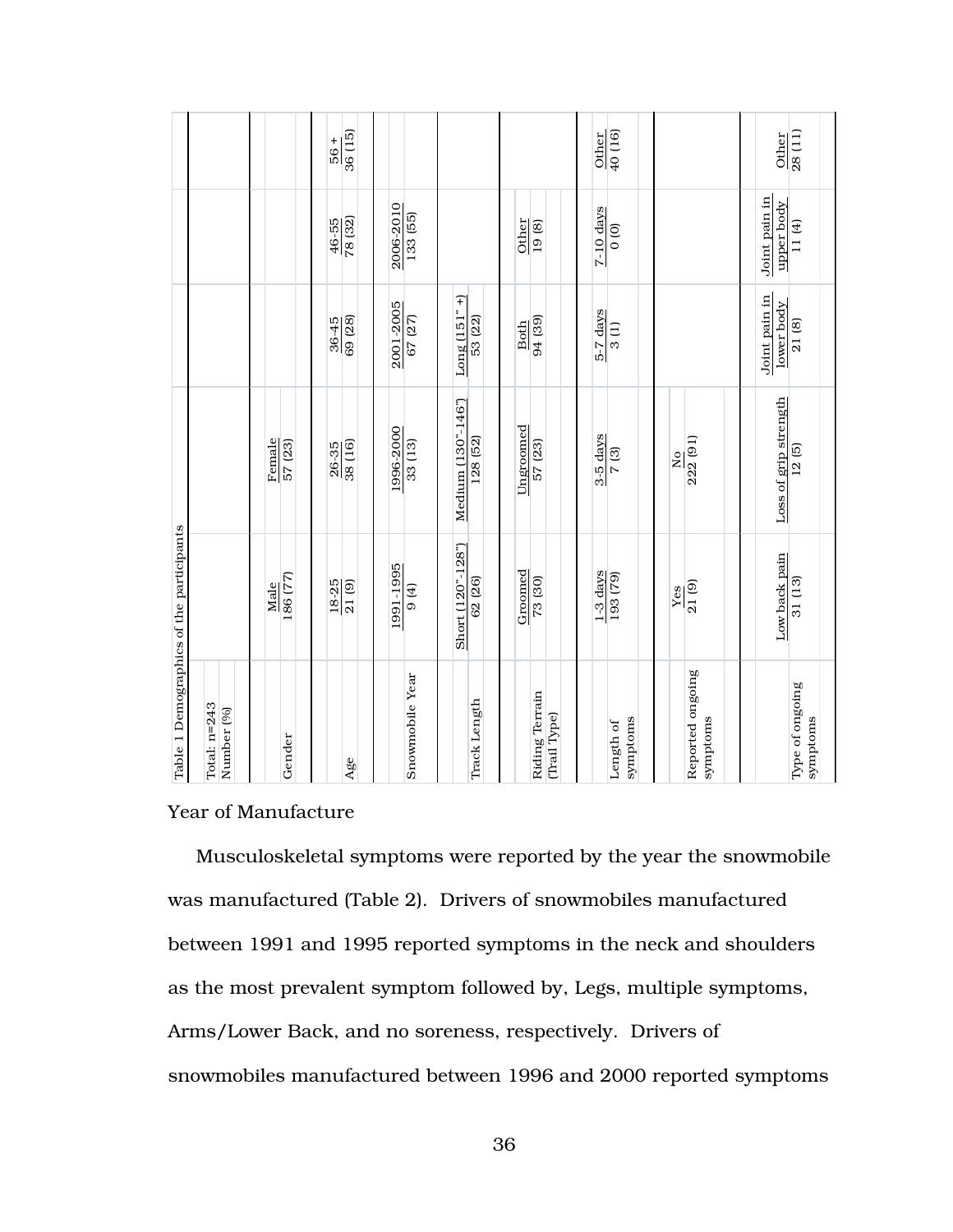Table 1 Demographics of the participants

| Total: n=243<br>Number (%) | | | | | | |
|---|---|---|---|---|---|---|
| Gender | Male<br>186 (77) | Female<br>57 (23) | | | | |
| Age | 18-25<br>21 (9) | 26-35<br>38 (16) | 36-45<br>69 (28) | 46-55<br>78 (32) | 56 +<br>36 (15) | |
| Snowmobile Year | 1991-1995<br>9 (4) | 1996-2000<br>33 (13) | 2001-2005<br>67 (27) | 2006-2010<br>133 (55) | | |
| Track Length | Short (120"-128")<br>62 (26) | Medium (130"-146")<br>128 (52) | Long (151" +)<br>53 (22) | | | |
| Riding Terrain (Trail Type) | Groomed<br>73 (30) | Ungroomed<br>57 (23) | Both<br>94 (39) | Other<br>19 (8) | | |
| Length of symptoms | 1-3 days<br>193 (79) | 3-5 days<br>7 (3) | 5-7 days<br>3 (1) | 7-10 days<br>0 (0) | Other<br>40 (16) | |
| Reported ongoing symptoms | Yes<br>21 (9) | No<br>222 (91) | | | | |
| Type of ongoing symptoms | Low back pain<br>31 (13) | Loss of grip strength<br>12 (5) | Joint pain in lower body<br>21 (8) | Joint pain in upper body<br>11 (4) | Other<br>28 (11) | |

Year of Manufacture

Musculoskeletal symptoms were reported by the year the snowmobile was manufactured (Table 2). Drivers of snowmobiles manufactured between 1991 and 1995 reported symptoms in the neck and shoulders as the most prevalent symptom followed by, Legs, multiple symptoms, Arms/Lower Back, and no soreness, respectively. Drivers of snowmobiles manufactured between 1996 and 2000 reported symptoms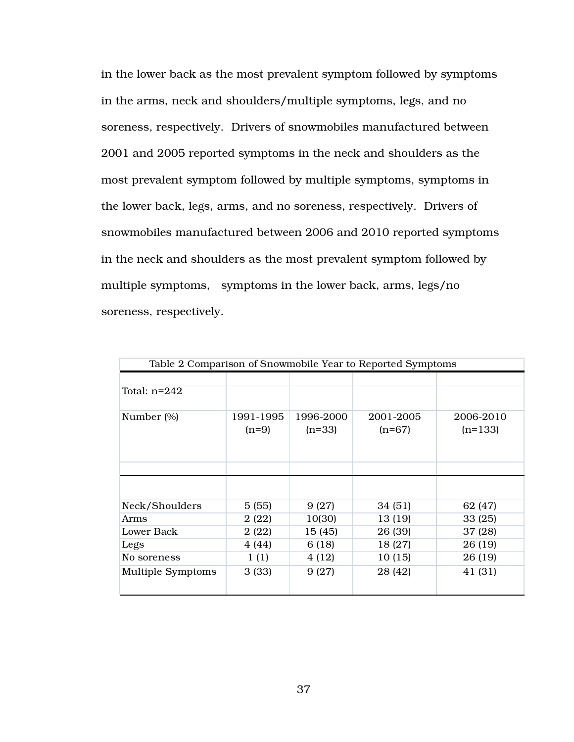in the lower back as the most prevalent symptom followed by symptoms in the arms, neck and shoulders/multiple symptoms, legs, and no soreness, respectively. Drivers of snowmobiles manufactured between 2001 and 2005 reported symptoms in the neck and shoulders as the most prevalent symptom followed by multiple symptoms, symptoms in the lower back, legs, arms, and no soreness, respectively. Drivers of snowmobiles manufactured between 2006 and 2010 reported symptoms in the neck and shoulders as the most prevalent symptom followed by multiple symptoms, symptoms in the lower back, arms, legs/no soreness, respectively.

Table 2 Comparison of Snowmobile Year to Reported Symptoms

| Total: n=242 | | | | |
|---|---|---|---|---|
| Number (%) | 1991-1995 (n=9) | 1996-2000 (n=33) | 2001-2005 (n=67) | 2006-2010 (n=133) |
| Neck/Shoulders | 5 (55) | 9 (27) | 34 (51) | 62 (47) |
| Arms | 2 (22) | 10(30) | 13 (19) | 33 (25) |
| Lower Back | 2 (22) | 15 (45) | 26 (39) | 37 (28) |
| Legs | 4 (44) | 6 (18) | 18 (27) | 26 (19) |
| No soreness | 1 (1) | 4 (12) | 10 (15) | 26 (19) |
| Multiple Symptoms | 3 (33) | 9 (27) | 28 (42) | 41 (31) |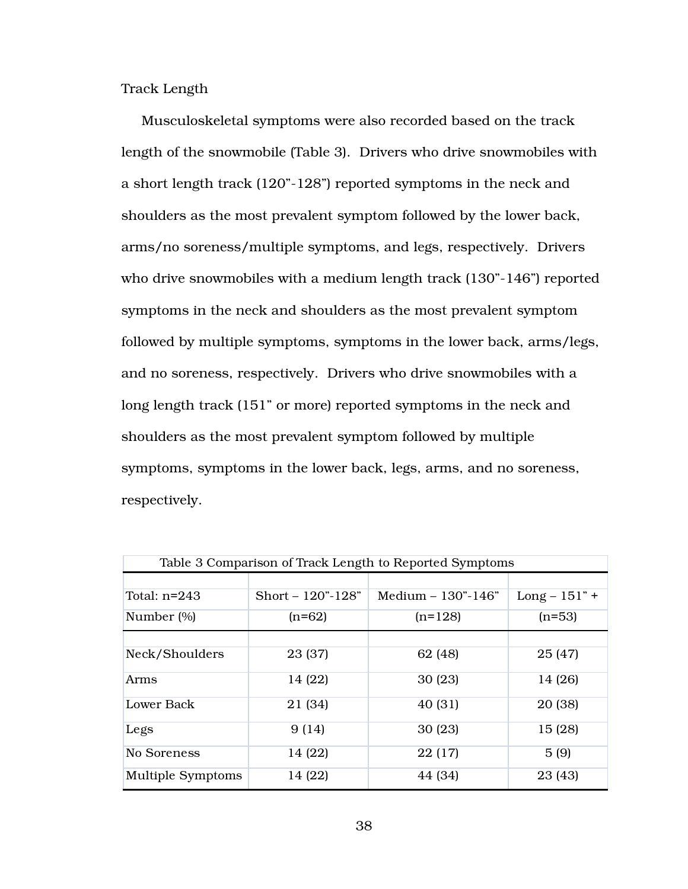Track Length

Musculoskeletal symptoms were also recorded based on the track length of the snowmobile (Table 3). Drivers who drive snowmobiles with a short length track (120"-128") reported symptoms in the neck and shoulders as the most prevalent symptom followed by the lower back, arms/no soreness/multiple symptoms, and legs, respectively. Drivers who drive snowmobiles with a medium length track (130"-146") reported symptoms in the neck and shoulders as the most prevalent symptom followed by multiple symptoms, symptoms in the lower back, arms/legs, and no soreness, respectively. Drivers who drive snowmobiles with a long length track (151" or more) reported symptoms in the neck and shoulders as the most prevalent symptom followed by multiple symptoms, symptoms in the lower back, legs, arms, and no soreness, respectively.

Table 3 Comparison of Track Length to Reported Symptoms

| Total: n=243 | Short – 120"-128" | Medium – 130"-146" | Long – 151" + |
|---|---|---|---|
| Number (%) | (n=62) | (n=128) | (n=53) |
| Neck/Shoulders | 23 (37) | 62 (48) | 25 (47) |
| Arms | 14 (22) | 30 (23) | 14 (26) |
| Lower Back | 21 (34) | 40 (31) | 20 (38) |
| Legs | 9 (14) | 30 (23) | 15 (28) |
| No Soreness | 14 (22) | 22 (17) | 5 (9) |
| Multiple Symptoms | 14 (22) | 44 (34) | 23 (43) |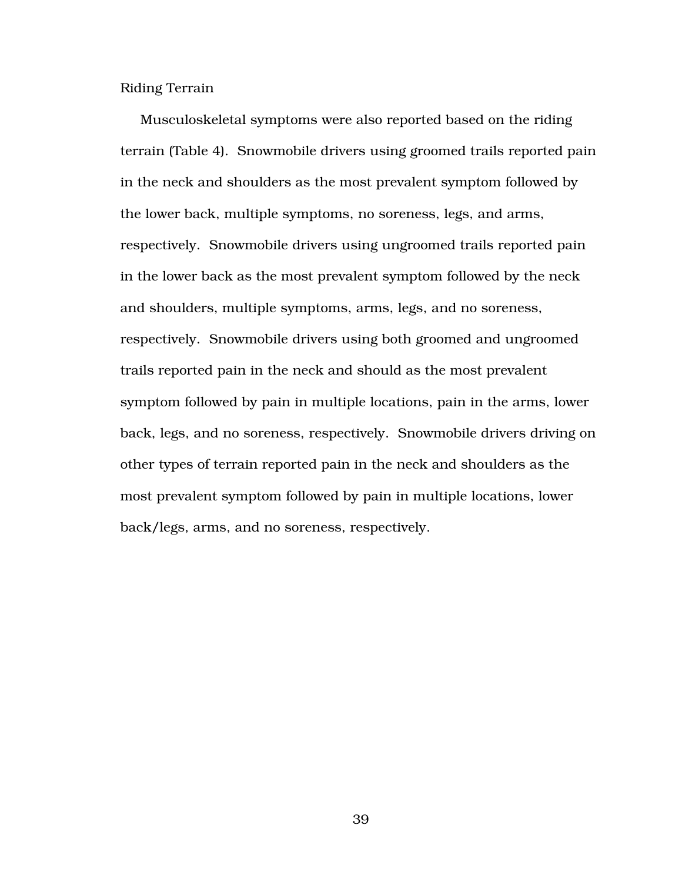### Riding Terrain

Musculoskeletal symptoms were also reported based on the riding terrain (Table 4). Snowmobile drivers using groomed trails reported pain in the neck and shoulders as the most prevalent symptom followed by the lower back, multiple symptoms, no soreness, legs, and arms, respectively. Snowmobile drivers using ungroomed trails reported pain in the lower back as the most prevalent symptom followed by the neck and shoulders, multiple symptoms, arms, legs, and no soreness, respectively. Snowmobile drivers using both groomed and ungroomed trails reported pain in the neck and should as the most prevalent symptom followed by pain in multiple locations, pain in the arms, lower back, legs, and no soreness, respectively. Snowmobile drivers driving on other types of terrain reported pain in the neck and shoulders as the most prevalent symptom followed by pain in multiple locations, lower back/legs, arms, and no soreness, respectively.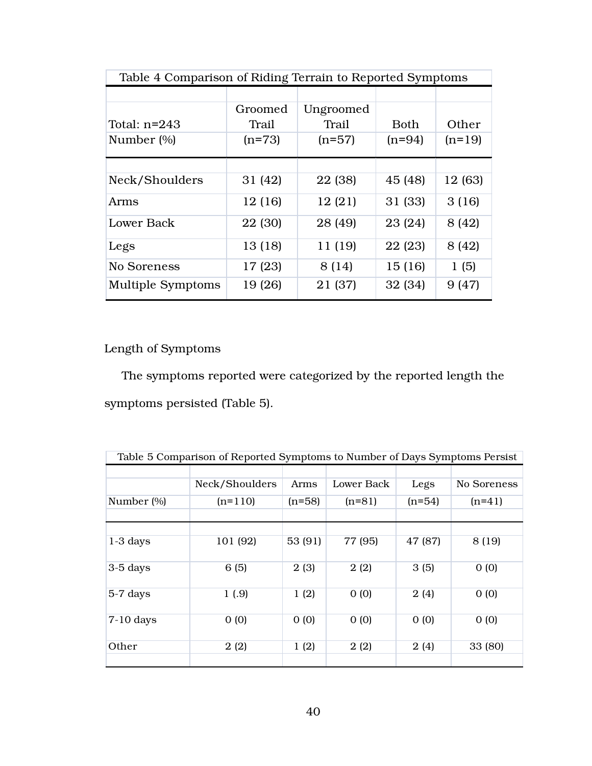Table 4 Comparison of Riding Terrain to Reported Symptoms

| Total: n=243<br>Number (%) | Groomed Trail<br>(n=73) | Ungroomed Trail<br>(n=57) | Both<br>(n=94) | Other<br>(n=19) |
|---|---|---|---|---|
| Neck/Shoulders | 31 (42) | 22 (38) | 45 (48) | 12 (63) |
| Arms | 12 (16) | 12 (21) | 31 (33) | 3 (16) |
| Lower Back | 22 (30) | 28 (49) | 23 (24) | 8 (42) |
| Legs | 13 (18) | 11 (19) | 22 (23) | 8 (42) |
| No Soreness | 17 (23) | 8 (14) | 15 (16) | 1 (5) |
| Multiple Symptoms | 19 (26) | 21 (37) | 32 (34) | 9 (47) |

Length of Symptoms

The symptoms reported were categorized by the reported length the symptoms persisted (Table 5).

Table 5 Comparison of Reported Symptoms to Number of Days Symptoms Persist

| Number (%) | Neck/Shoulders<br>(n=110) | Arms<br>(n=58) | Lower Back<br>(n=81) | Legs<br>(n=54) | No Soreness<br>(n=41) |
|---|---|---|---|---|---|
| 1-3 days | 101 (92) | 53 (91) | 77 (95) | 47 (87) | 8 (19) |
| 3-5 days | 6 (5) | 2 (3) | 2 (2) | 3 (5) | 0 (0) |
| 5-7 days | 1 (.9) | 1 (2) | 0 (0) | 2 (4) | 0 (0) |
| 7-10 days | 0 (0) | 0 (0) | 0 (0) | 0 (0) | 0 (0) |
| Other | 2 (2) | 1 (2) | 2 (2) | 2 (4) | 33 (80) |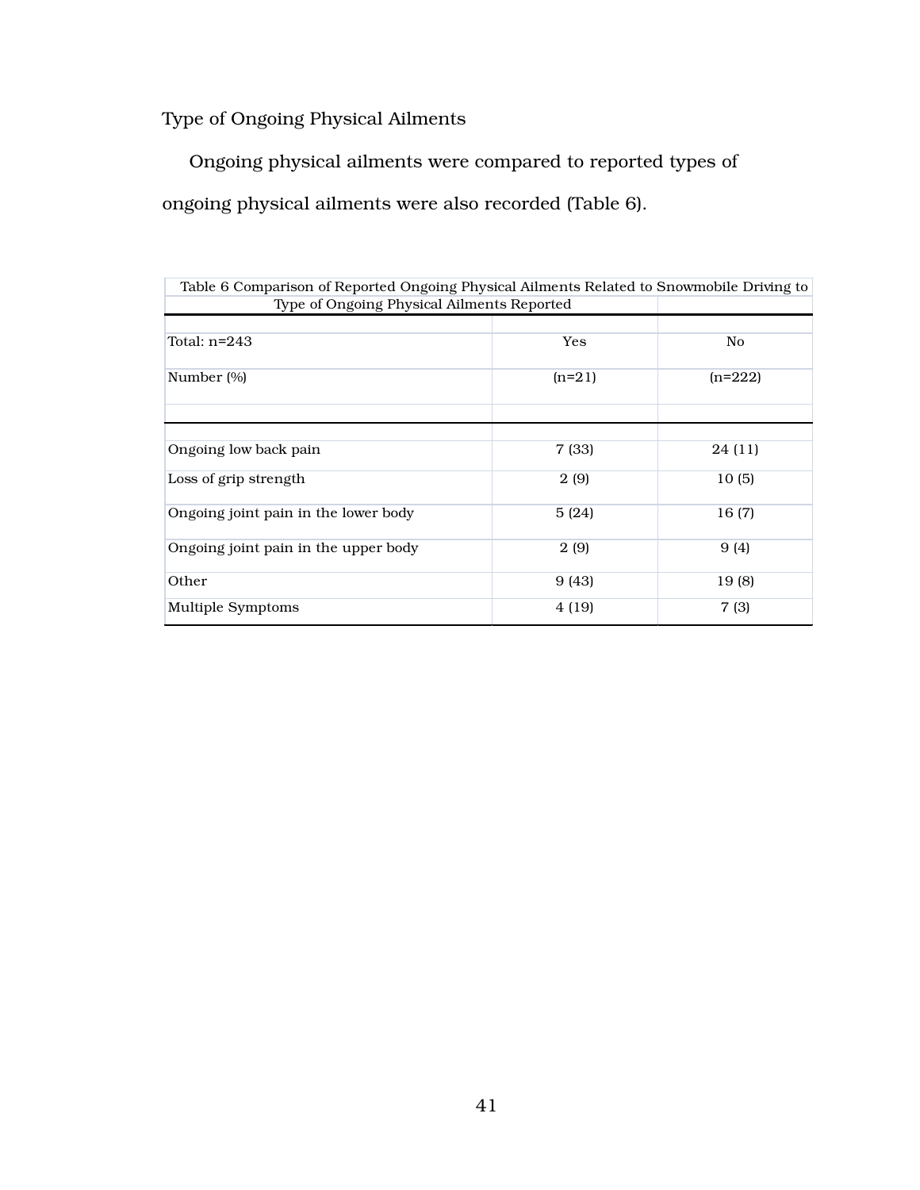Type of Ongoing Physical Ailments

Ongoing physical ailments were compared to reported types of ongoing physical ailments were also recorded (Table 6).

Table 6 Comparison of Reported Ongoing Physical Ailments Related to Snowmobile Driving to Type of Ongoing Physical Ailments Reported

| Total: n=243 | Yes | No |
|---|---|---|
| Number (%) | (n=21) | (n=222) |
| Ongoing low back pain | 7 (33) | 24 (11) |
| Loss of grip strength | 2 (9) | 10 (5) |
| Ongoing joint pain in the lower body | 5 (24) | 16 (7) |
| Ongoing joint pain in the upper body | 2 (9) | 9 (4) |
| Other | 9 (43) | 19 (8) |
| Multiple Symptoms | 4 (19) | 7 (3) |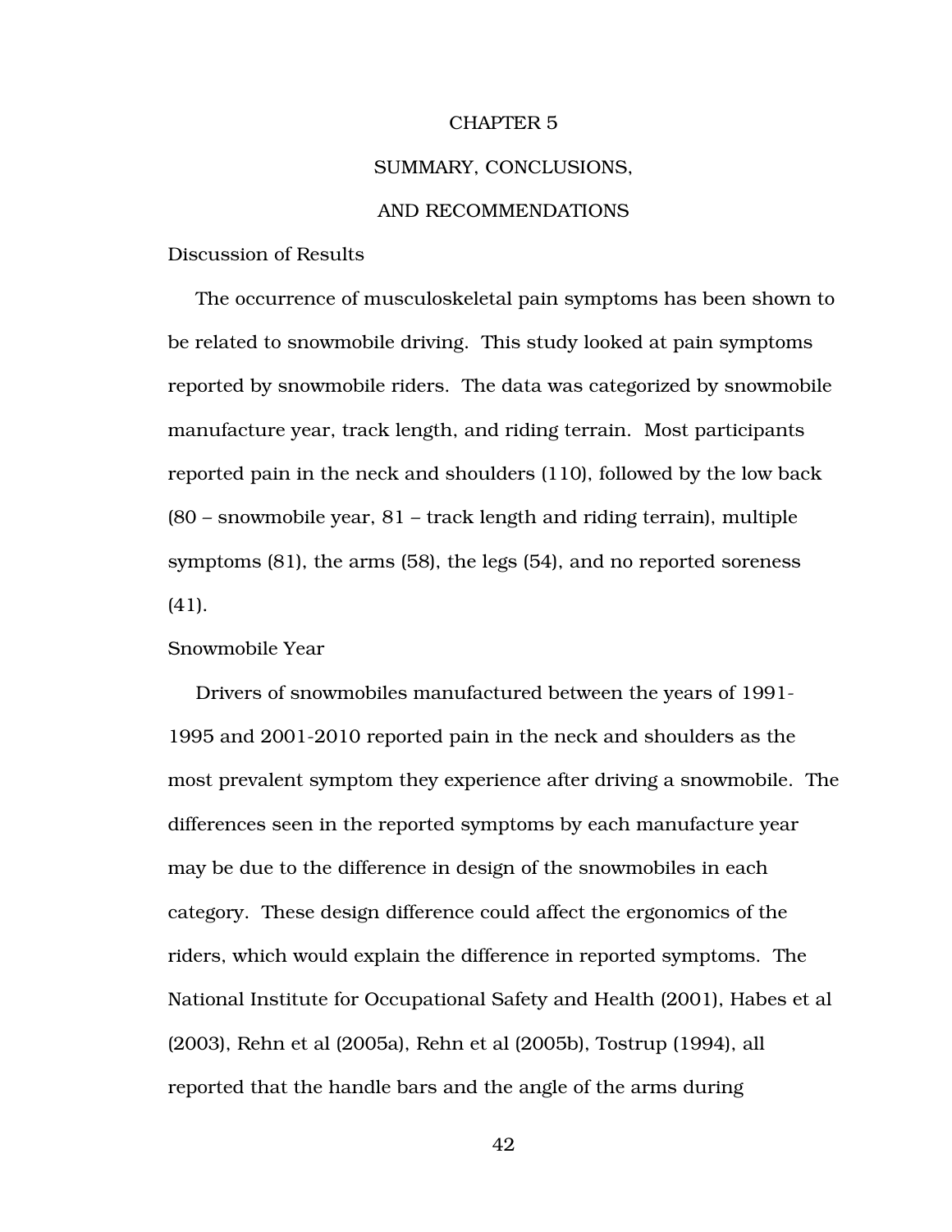# CHAPTER 5

# SUMMARY, CONCLUSIONS, AND RECOMMENDATIONS

## Discussion of Results

The occurrence of musculoskeletal pain symptoms has been shown to be related to snowmobile driving. This study looked at pain symptoms reported by snowmobile riders. The data was categorized by snowmobile manufacture year, track length, and riding terrain. Most participants reported pain in the neck and shoulders (110), followed by the low back (80 – snowmobile year, 81 – track length and riding terrain), multiple symptoms (81), the arms (58), the legs (54), and no reported soreness (41).

### Snowmobile Year

Drivers of snowmobiles manufactured between the years of 1991-1995 and 2001-2010 reported pain in the neck and shoulders as the most prevalent symptom they experience after driving a snowmobile. The differences seen in the reported symptoms by each manufacture year may be due to the difference in design of the snowmobiles in each category. These design difference could affect the ergonomics of the riders, which would explain the difference in reported symptoms. The National Institute for Occupational Safety and Health (2001), Habes et al (2003), Rehn et al (2005a), Rehn et al (2005b), Tostrup (1994), all reported that the handle bars and the angle of the arms during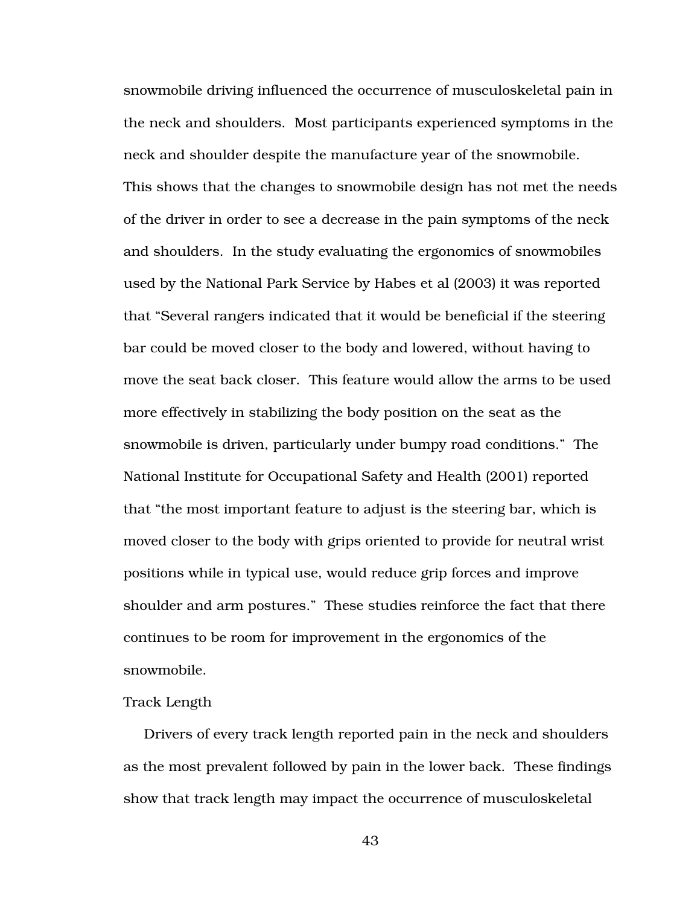snowmobile driving influenced the occurrence of musculoskeletal pain in the neck and shoulders. Most participants experienced symptoms in the neck and shoulder despite the manufacture year of the snowmobile. This shows that the changes to snowmobile design has not met the needs of the driver in order to see a decrease in the pain symptoms of the neck and shoulders. In the study evaluating the ergonomics of snowmobiles used by the National Park Service by Habes et al (2003) it was reported that "Several rangers indicated that it would be beneficial if the steering bar could be moved closer to the body and lowered, without having to move the seat back closer. This feature would allow the arms to be used more effectively in stabilizing the body position on the seat as the snowmobile is driven, particularly under bumpy road conditions." The National Institute for Occupational Safety and Health (2001) reported that "the most important feature to adjust is the steering bar, which is moved closer to the body with grips oriented to provide for neutral wrist positions while in typical use, would reduce grip forces and improve shoulder and arm postures." These studies reinforce the fact that there continues to be room for improvement in the ergonomics of the snowmobile.

Track Length

Drivers of every track length reported pain in the neck and shoulders as the most prevalent followed by pain in the lower back. These findings show that track length may impact the occurrence of musculoskeletal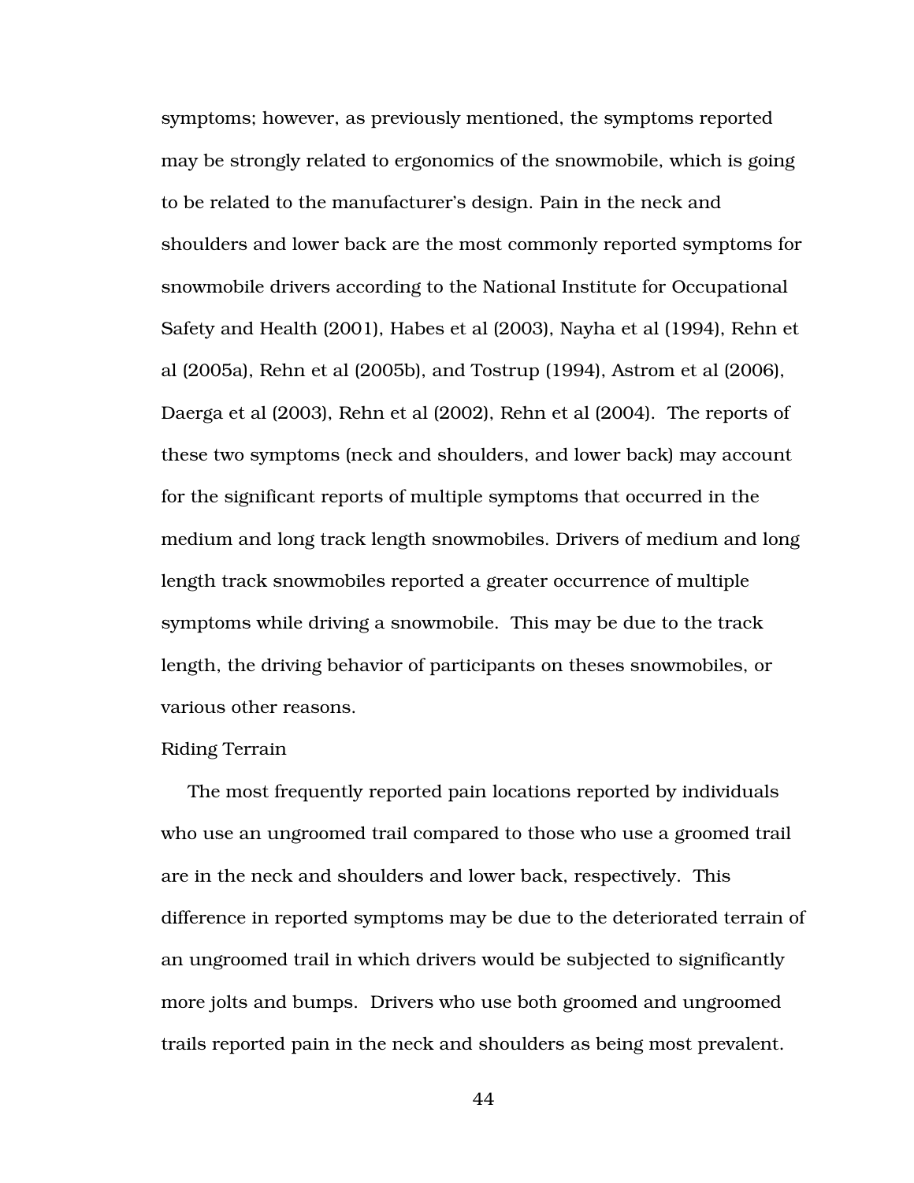symptoms; however, as previously mentioned, the symptoms reported may be strongly related to ergonomics of the snowmobile, which is going to be related to the manufacturer's design. Pain in the neck and shoulders and lower back are the most commonly reported symptoms for snowmobile drivers according to the National Institute for Occupational Safety and Health (2001), Habes et al (2003), Nayha et al (1994), Rehn et al (2005a), Rehn et al (2005b), and Tostrup (1994), Astrom et al (2006), Daerga et al (2003), Rehn et al (2002), Rehn et al (2004). The reports of these two symptoms (neck and shoulders, and lower back) may account for the significant reports of multiple symptoms that occurred in the medium and long track length snowmobiles. Drivers of medium and long length track snowmobiles reported a greater occurrence of multiple symptoms while driving a snowmobile. This may be due to the track length, the driving behavior of participants on theses snowmobiles, or various other reasons.

## Riding Terrain

The most frequently reported pain locations reported by individuals who use an ungroomed trail compared to those who use a groomed trail are in the neck and shoulders and lower back, respectively. This difference in reported symptoms may be due to the deteriorated terrain of an ungroomed trail in which drivers would be subjected to significantly more jolts and bumps. Drivers who use both groomed and ungroomed trails reported pain in the neck and shoulders as being most prevalent.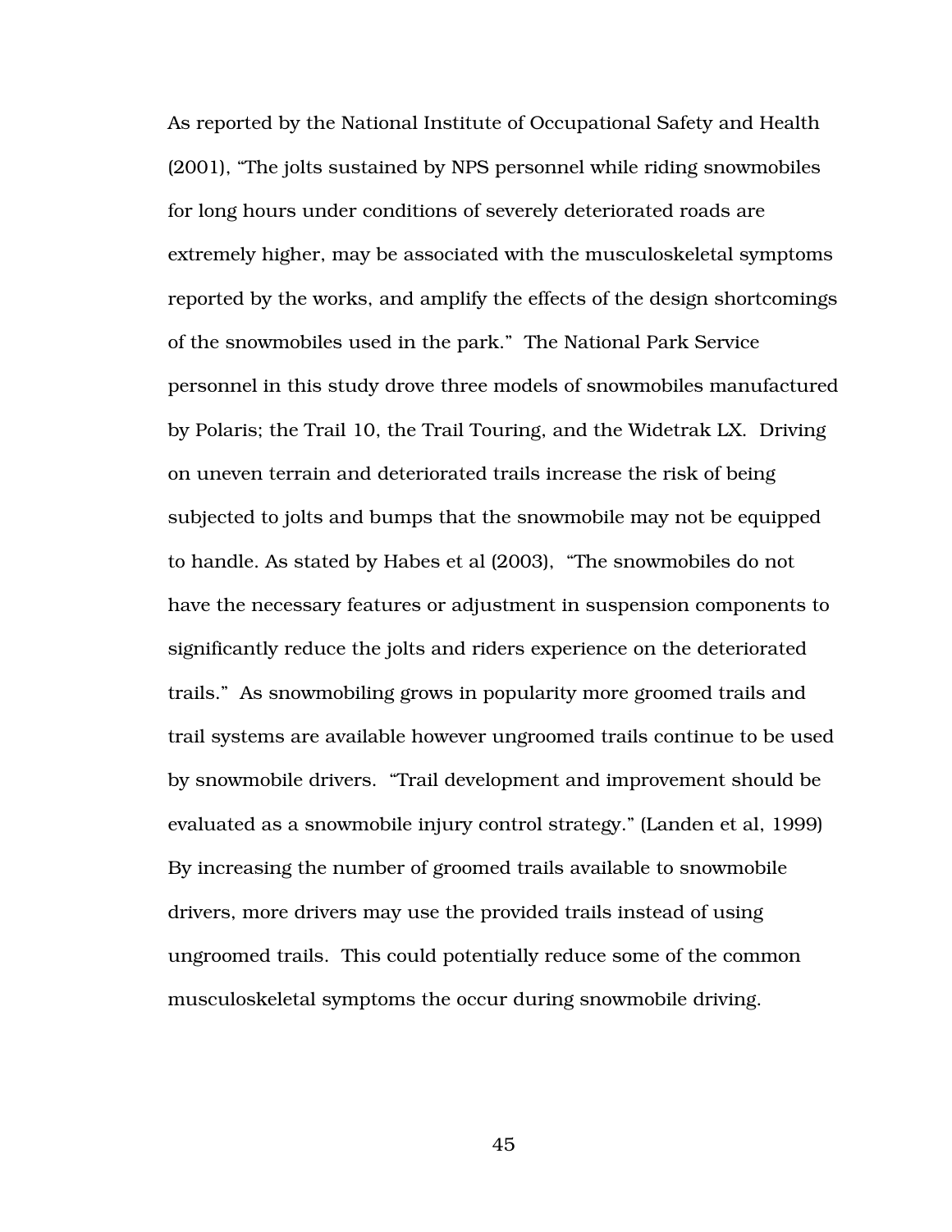As reported by the National Institute of Occupational Safety and Health (2001), "The jolts sustained by NPS personnel while riding snowmobiles for long hours under conditions of severely deteriorated roads are extremely higher, may be associated with the musculoskeletal symptoms reported by the works, and amplify the effects of the design shortcomings of the snowmobiles used in the park." The National Park Service personnel in this study drove three models of snowmobiles manufactured by Polaris; the Trail 10, the Trail Touring, and the Widetrak LX. Driving on uneven terrain and deteriorated trails increase the risk of being subjected to jolts and bumps that the snowmobile may not be equipped to handle. As stated by Habes et al (2003), "The snowmobiles do not have the necessary features or adjustment in suspension components to significantly reduce the jolts and riders experience on the deteriorated trails." As snowmobiling grows in popularity more groomed trails and trail systems are available however ungroomed trails continue to be used by snowmobile drivers. "Trail development and improvement should be evaluated as a snowmobile injury control strategy." (Landen et al, 1999) By increasing the number of groomed trails available to snowmobile drivers, more drivers may use the provided trails instead of using ungroomed trails. This could potentially reduce some of the common musculoskeletal symptoms the occur during snowmobile driving.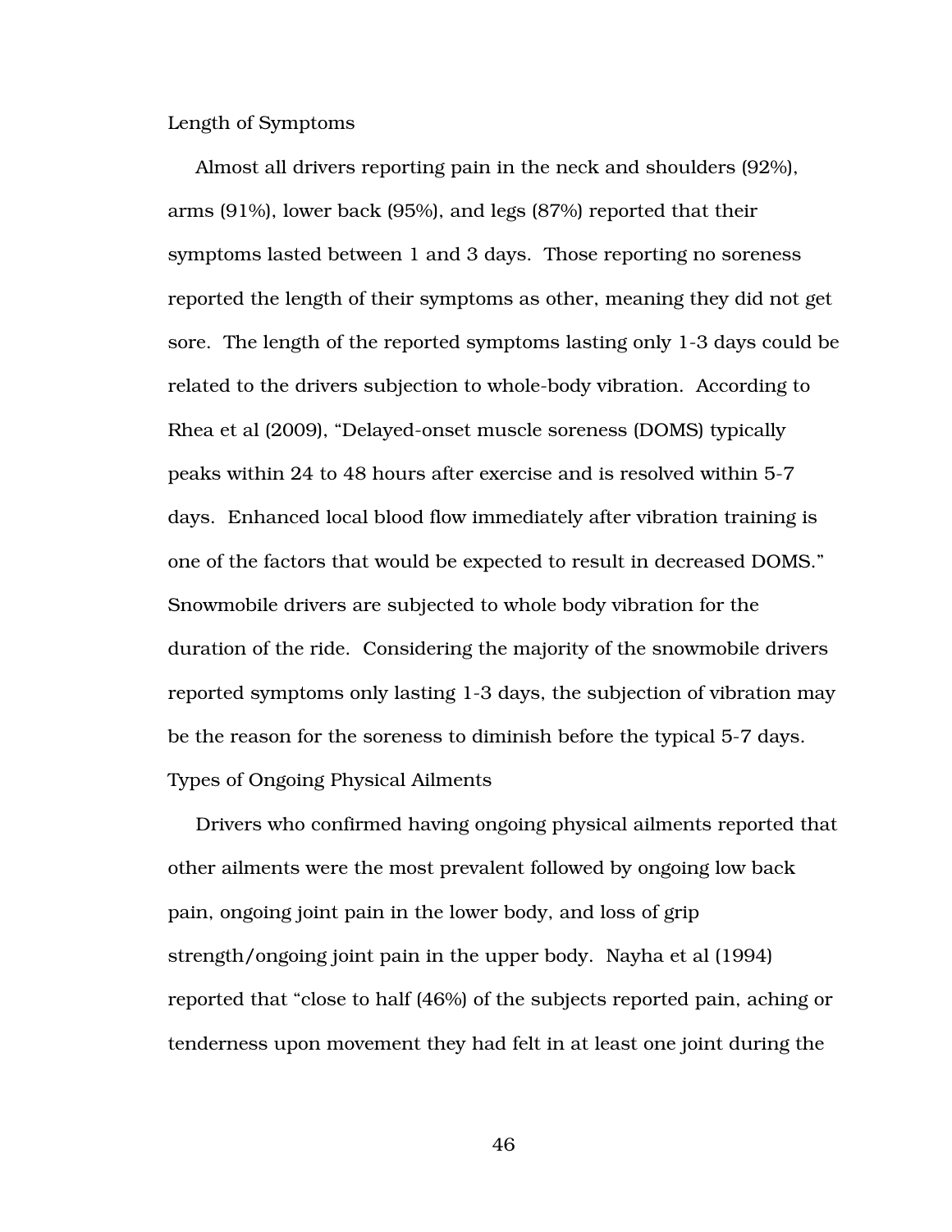### Length of Symptoms

Almost all drivers reporting pain in the neck and shoulders (92%), arms (91%), lower back (95%), and legs (87%) reported that their symptoms lasted between 1 and 3 days. Those reporting no soreness reported the length of their symptoms as other, meaning they did not get sore. The length of the reported symptoms lasting only 1-3 days could be related to the drivers subjection to whole-body vibration. According to Rhea et al (2009), "Delayed-onset muscle soreness (DOMS) typically peaks within 24 to 48 hours after exercise and is resolved within 5-7 days. Enhanced local blood flow immediately after vibration training is one of the factors that would be expected to result in decreased DOMS." Snowmobile drivers are subjected to whole body vibration for the duration of the ride. Considering the majority of the snowmobile drivers reported symptoms only lasting 1-3 days, the subjection of vibration may be the reason for the soreness to diminish before the typical 5-7 days.

### Types of Ongoing Physical Ailments

Drivers who confirmed having ongoing physical ailments reported that other ailments were the most prevalent followed by ongoing low back pain, ongoing joint pain in the lower body, and loss of grip strength/ongoing joint pain in the upper body. Nayha et al (1994) reported that "close to half (46%) of the subjects reported pain, aching or tenderness upon movement they had felt in at least one joint during the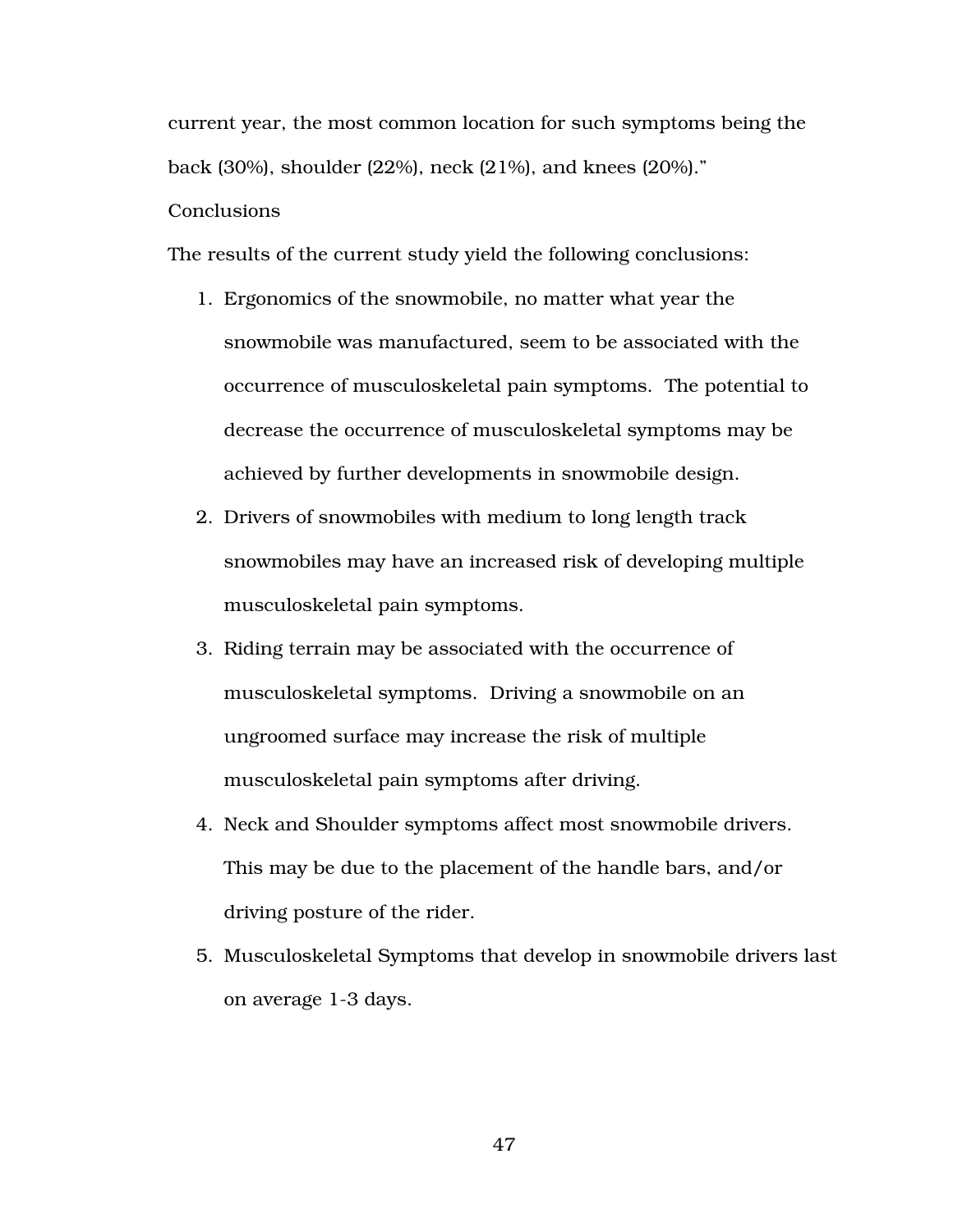current year, the most common location for such symptoms being the back (30%), shoulder (22%), neck (21%), and knees (20%)."

## Conclusions

The results of the current study yield the following conclusions:

1. Ergonomics of the snowmobile, no matter what year the snowmobile was manufactured, seem to be associated with the occurrence of musculoskeletal pain symptoms. The potential to decrease the occurrence of musculoskeletal symptoms may be achieved by further developments in snowmobile design.
2. Drivers of snowmobiles with medium to long length track snowmobiles may have an increased risk of developing multiple musculoskeletal pain symptoms.
3. Riding terrain may be associated with the occurrence of musculoskeletal symptoms. Driving a snowmobile on an ungroomed surface may increase the risk of multiple musculoskeletal pain symptoms after driving.
4. Neck and Shoulder symptoms affect most snowmobile drivers. This may be due to the placement of the handle bars, and/or driving posture of the rider.
5. Musculoskeletal Symptoms that develop in snowmobile drivers last on average 1-3 days.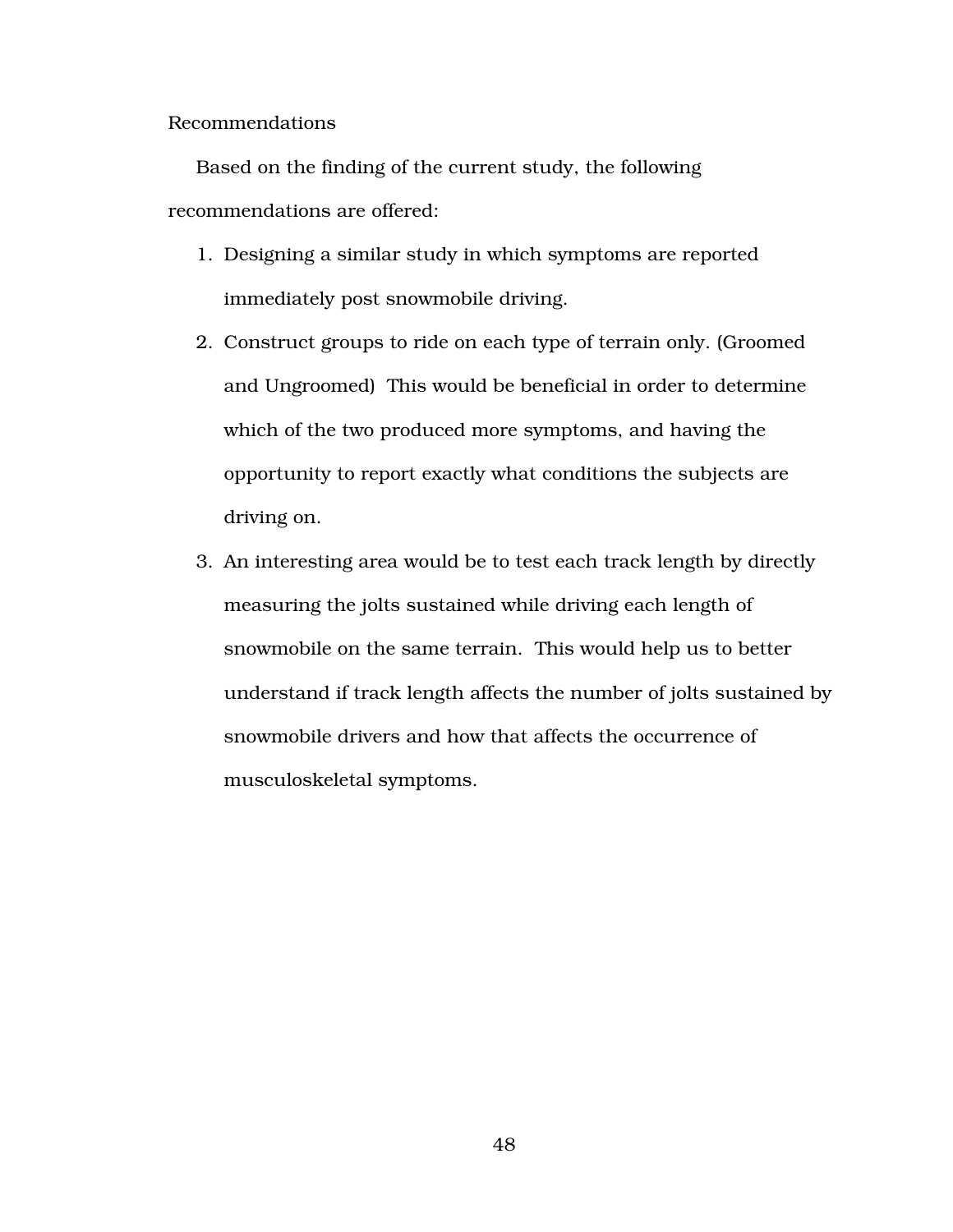## Recommendations

Based on the finding of the current study, the following recommendations are offered:

1. Designing a similar study in which symptoms are reported immediately post snowmobile driving.
2. Construct groups to ride on each type of terrain only. (Groomed and Ungroomed) This would be beneficial in order to determine which of the two produced more symptoms, and having the opportunity to report exactly what conditions the subjects are driving on.
3. An interesting area would be to test each track length by directly measuring the jolts sustained while driving each length of snowmobile on the same terrain. This would help us to better understand if track length affects the number of jolts sustained by snowmobile drivers and how that affects the occurrence of musculoskeletal symptoms.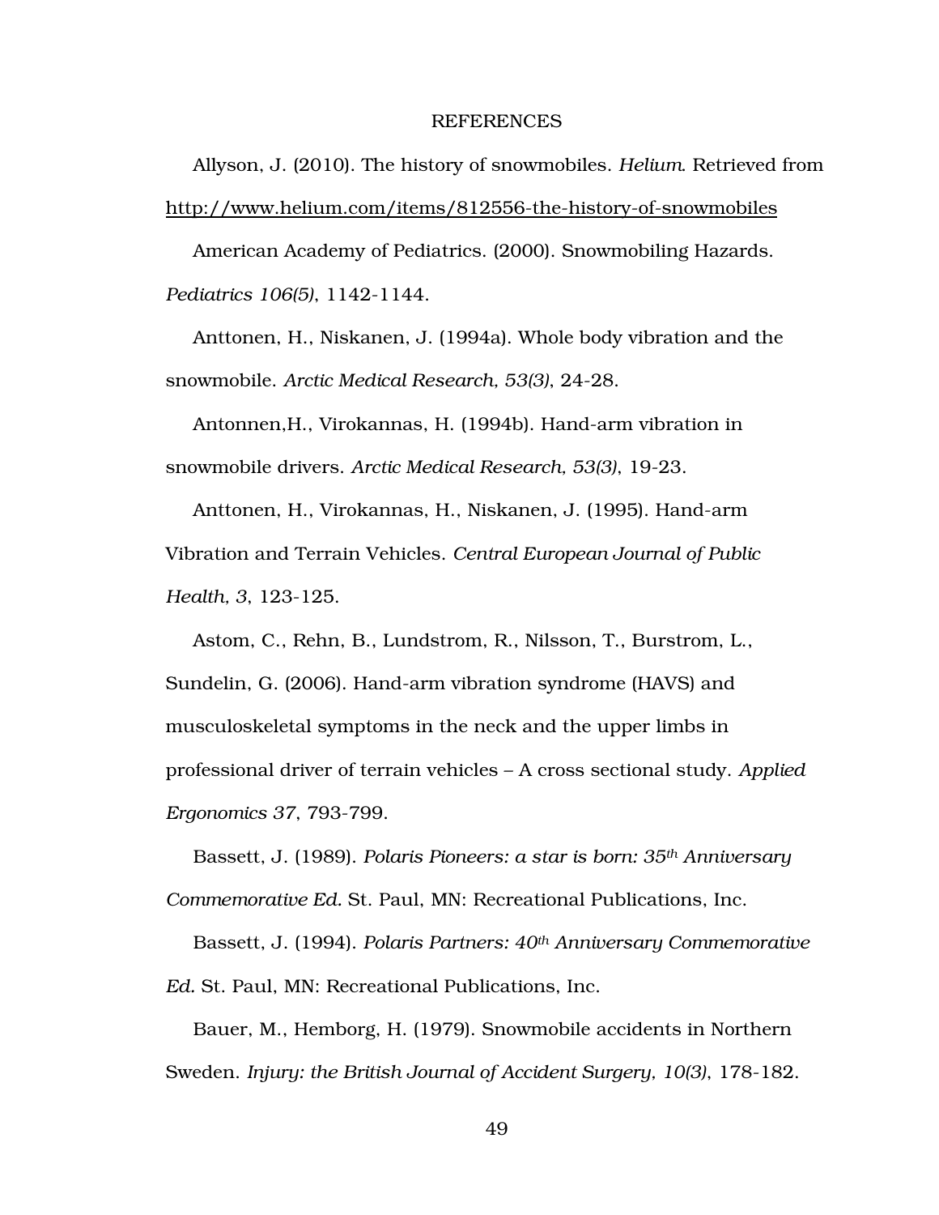# REFERENCES

Allyson, J. (2010). The history of snowmobiles. *Helium*. Retrieved from http://www.helium.com/items/812556-the-history-of-snowmobiles

American Academy of Pediatrics. (2000). Snowmobiling Hazards. *Pediatrics 106(5)*, 1142-1144.

Anttonen, H., Niskanen, J. (1994a). Whole body vibration and the snowmobile. *Arctic Medical Research, 53(3)*, 24-28.

Antonnen,H., Virokannas, H. (1994b). Hand-arm vibration in snowmobile drivers. *Arctic Medical Research, 53(3)*, 19-23.

Anttonen, H., Virokannas, H., Niskanen, J. (1995). Hand-arm Vibration and Terrain Vehicles. *Central European Journal of Public Health, 3*, 123-125.

Astom, C., Rehn, B., Lundstrom, R., Nilsson, T., Burstrom, L., Sundelin, G. (2006). Hand-arm vibration syndrome (HAVS) and musculoskeletal symptoms in the neck and the upper limbs in professional driver of terrain vehicles – A cross sectional study. *Applied Ergonomics 37*, 793-799.

Bassett, J. (1989). *Polaris Pioneers: a star is born: 35th Anniversary Commemorative Ed.* St. Paul, MN: Recreational Publications, Inc.

Bassett, J. (1994). *Polaris Partners: 40th Anniversary Commemorative Ed.* St. Paul, MN: Recreational Publications, Inc.

Bauer, M., Hemborg, H. (1979). Snowmobile accidents in Northern Sweden. *Injury: the British Journal of Accident Surgery, 10(3)*, 178-182.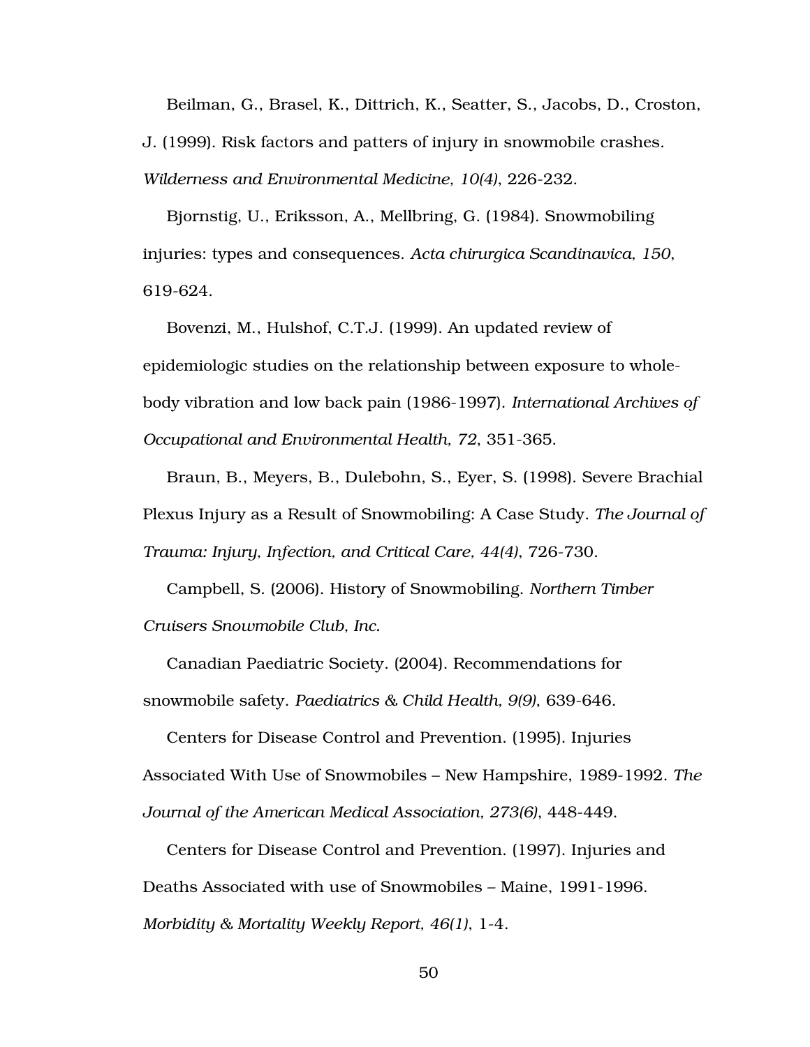Beilman, G., Brasel, K., Dittrich, K., Seatter, S., Jacobs, D., Croston, J. (1999). Risk factors and patters of injury in snowmobile crashes. *Wilderness and Environmental Medicine, 10(4)*, 226-232.

Bjornstig, U., Eriksson, A., Mellbring, G. (1984). Snowmobiling injuries: types and consequences. *Acta chirurgica Scandinavica, 150*, 619-624.

Bovenzi, M., Hulshof, C.T.J. (1999). An updated review of epidemiologic studies on the relationship between exposure to whole-body vibration and low back pain (1986-1997). *International Archives of Occupational and Environmental Health, 72*, 351-365.

Braun, B., Meyers, B., Dulebohn, S., Eyer, S. (1998). Severe Brachial Plexus Injury as a Result of Snowmobiling: A Case Study. *The Journal of Trauma: Injury, Infection, and Critical Care, 44(4)*, 726-730.

Campbell, S. (2006). History of Snowmobiling. *Northern Timber Cruisers Snowmobile Club, Inc.*

Canadian Paediatric Society. (2004). Recommendations for snowmobile safety. *Paediatrics & Child Health, 9(9)*, 639-646.

Centers for Disease Control and Prevention. (1995). Injuries Associated With Use of Snowmobiles – New Hampshire, 1989-1992. *The Journal of the American Medical Association, 273(6)*, 448-449.

Centers for Disease Control and Prevention. (1997). Injuries and Deaths Associated with use of Snowmobiles – Maine, 1991-1996. *Morbidity & Mortality Weekly Report, 46(1)*, 1-4.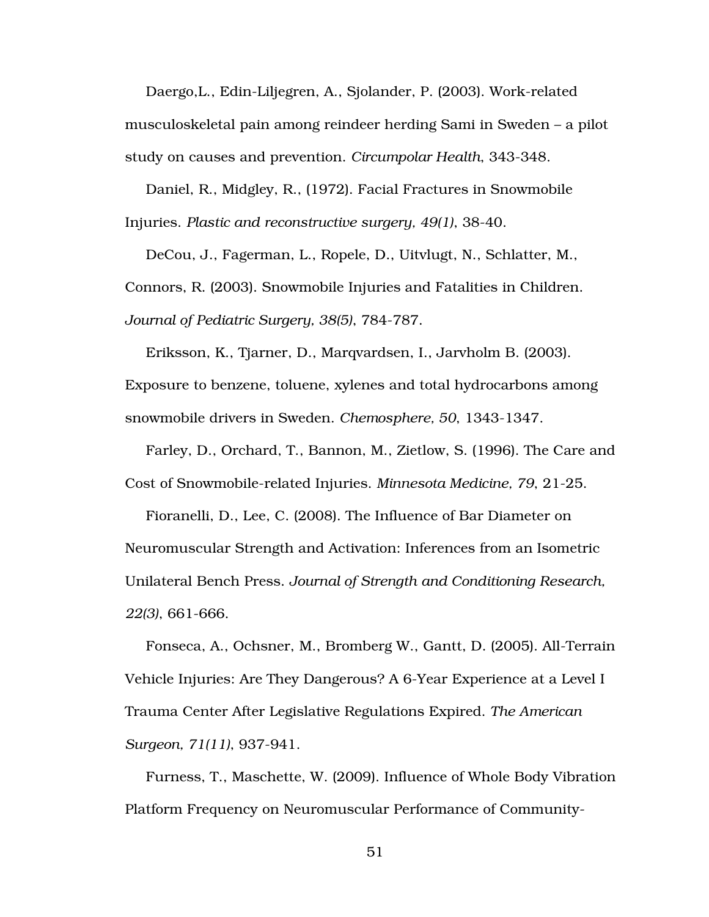Daergo,L., Edin-Liljegren, A., Sjolander, P. (2003). Work-related musculoskeletal pain among reindeer herding Sami in Sweden – a pilot study on causes and prevention. *Circumpolar Health*, 343-348.

Daniel, R., Midgley, R., (1972). Facial Fractures in Snowmobile Injuries. *Plastic and reconstructive surgery, 49(1)*, 38-40.

DeCou, J., Fagerman, L., Ropele, D., Uitvlugt, N., Schlatter, M., Connors, R. (2003). Snowmobile Injuries and Fatalities in Children. *Journal of Pediatric Surgery, 38(5)*, 784-787.

Eriksson, K., Tjarner, D., Marqvardsen, I., Jarvholm B. (2003). Exposure to benzene, toluene, xylenes and total hydrocarbons among snowmobile drivers in Sweden. *Chemosphere, 50*, 1343-1347.

Farley, D., Orchard, T., Bannon, M., Zietlow, S. (1996). The Care and Cost of Snowmobile-related Injuries. *Minnesota Medicine, 79*, 21-25.

Fioranelli, D., Lee, C. (2008). The Influence of Bar Diameter on Neuromuscular Strength and Activation: Inferences from an Isometric Unilateral Bench Press. *Journal of Strength and Conditioning Research, 22(3)*, 661-666.

Fonseca, A., Ochsner, M., Bromberg W., Gantt, D. (2005). All-Terrain Vehicle Injuries: Are They Dangerous? A 6-Year Experience at a Level I Trauma Center After Legislative Regulations Expired. *The American Surgeon, 71(11)*, 937-941.

Furness, T., Maschette, W. (2009). Influence of Whole Body Vibration Platform Frequency on Neuromuscular Performance of Community-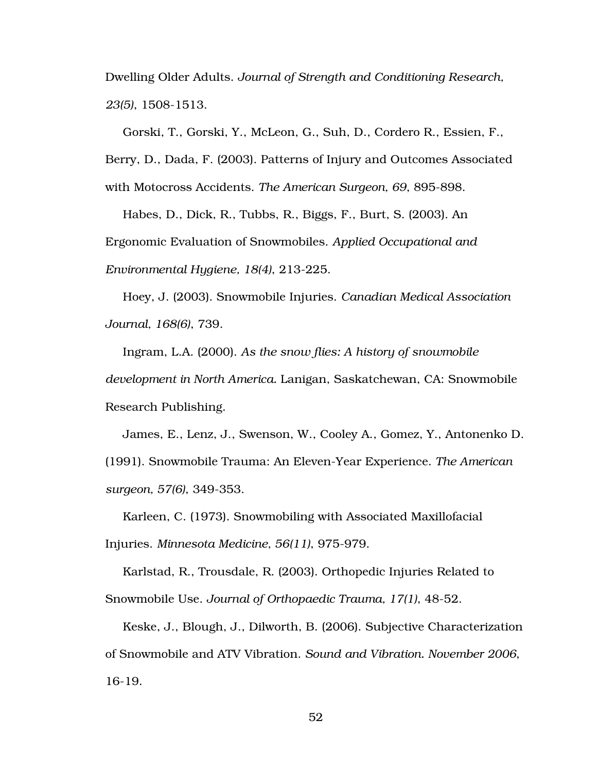Dwelling Older Adults. *Journal of Strength and Conditioning Research, 23(5)*, 1508-1513.

Gorski, T., Gorski, Y., McLeon, G., Suh, D., Cordero R., Essien, F., Berry, D., Dada, F. (2003). Patterns of Injury and Outcomes Associated with Motocross Accidents. *The American Surgeon, 69*, 895-898.

Habes, D., Dick, R., Tubbs, R., Biggs, F., Burt, S. (2003). An Ergonomic Evaluation of Snowmobiles. *Applied Occupational and Environmental Hygiene, 18(4)*, 213-225.

Hoey, J. (2003). Snowmobile Injuries. *Canadian Medical Association Journal, 168(6)*, 739.

Ingram, L.A. (2000). *As the snow flies: A history of snowmobile development in North America.* Lanigan, Saskatchewan, CA: Snowmobile Research Publishing.

James, E., Lenz, J., Swenson, W., Cooley A., Gomez, Y., Antonenko D. (1991). Snowmobile Trauma: An Eleven-Year Experience. *The American surgeon, 57(6)*, 349-353.

Karleen, C. (1973). Snowmobiling with Associated Maxillofacial Injuries. *Minnesota Medicine, 56(11)*, 975-979.

Karlstad, R., Trousdale, R. (2003). Orthopedic Injuries Related to Snowmobile Use. *Journal of Orthopaedic Trauma, 17(1)*, 48-52.

Keske, J., Blough, J., Dilworth, B. (2006). Subjective Characterization of Snowmobile and ATV Vibration. *Sound and Vibration. November 2006*, 16-19.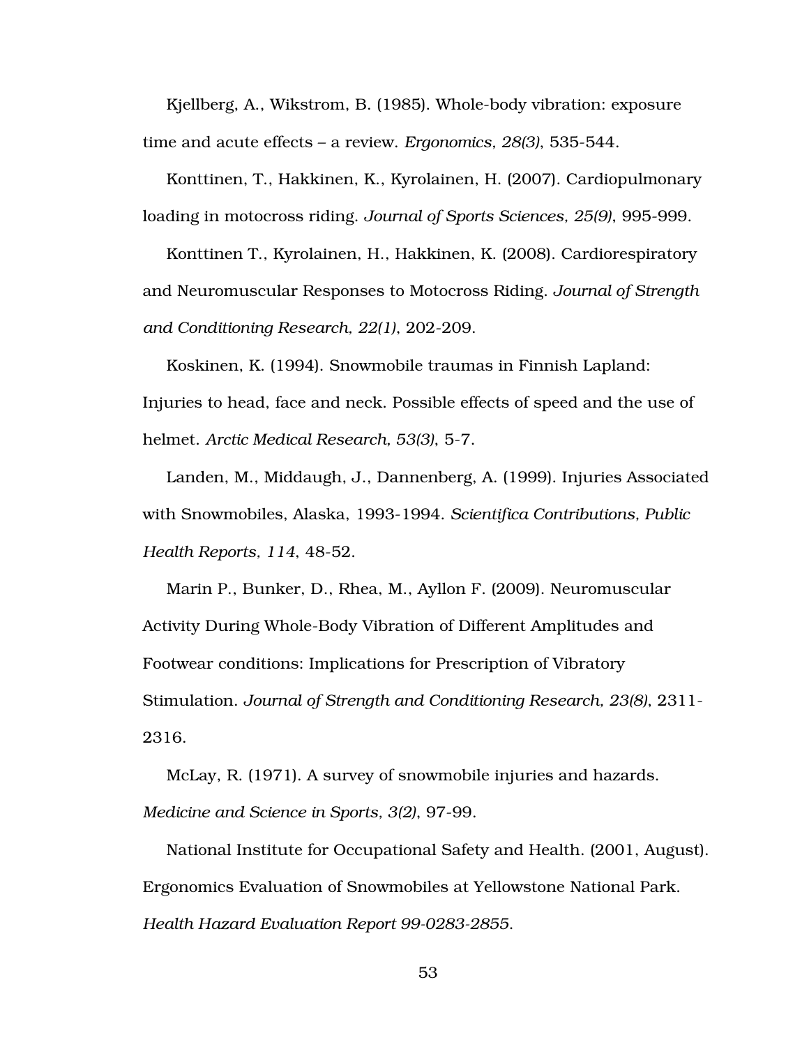Kjellberg, A., Wikstrom, B. (1985). Whole-body vibration: exposure time and acute effects – a review. *Ergonomics, 28(3)*, 535-544.

Konttinen, T., Hakkinen, K., Kyrolainen, H. (2007). Cardiopulmonary loading in motocross riding. *Journal of Sports Sciences, 25(9)*, 995-999.

Konttinen T., Kyrolainen, H., Hakkinen, K. (2008). Cardiorespiratory and Neuromuscular Responses to Motocross Riding. *Journal of Strength and Conditioning Research, 22(1)*, 202-209.

Koskinen, K. (1994). Snowmobile traumas in Finnish Lapland: Injuries to head, face and neck. Possible effects of speed and the use of helmet. *Arctic Medical Research, 53(3)*, 5-7.

Landen, M., Middaugh, J., Dannenberg, A. (1999). Injuries Associated with Snowmobiles, Alaska, 1993-1994. *Scientifica Contributions, Public Health Reports, 114*, 48-52.

Marin P., Bunker, D., Rhea, M., Ayllon F. (2009). Neuromuscular Activity During Whole-Body Vibration of Different Amplitudes and Footwear conditions: Implications for Prescription of Vibratory Stimulation. *Journal of Strength and Conditioning Research, 23(8)*, 2311-2316.

McLay, R. (1971). A survey of snowmobile injuries and hazards. *Medicine and Science in Sports, 3(2)*, 97-99.

National Institute for Occupational Safety and Health. (2001, August). Ergonomics Evaluation of Snowmobiles at Yellowstone National Park. *Health Hazard Evaluation Report 99-0283-2855.*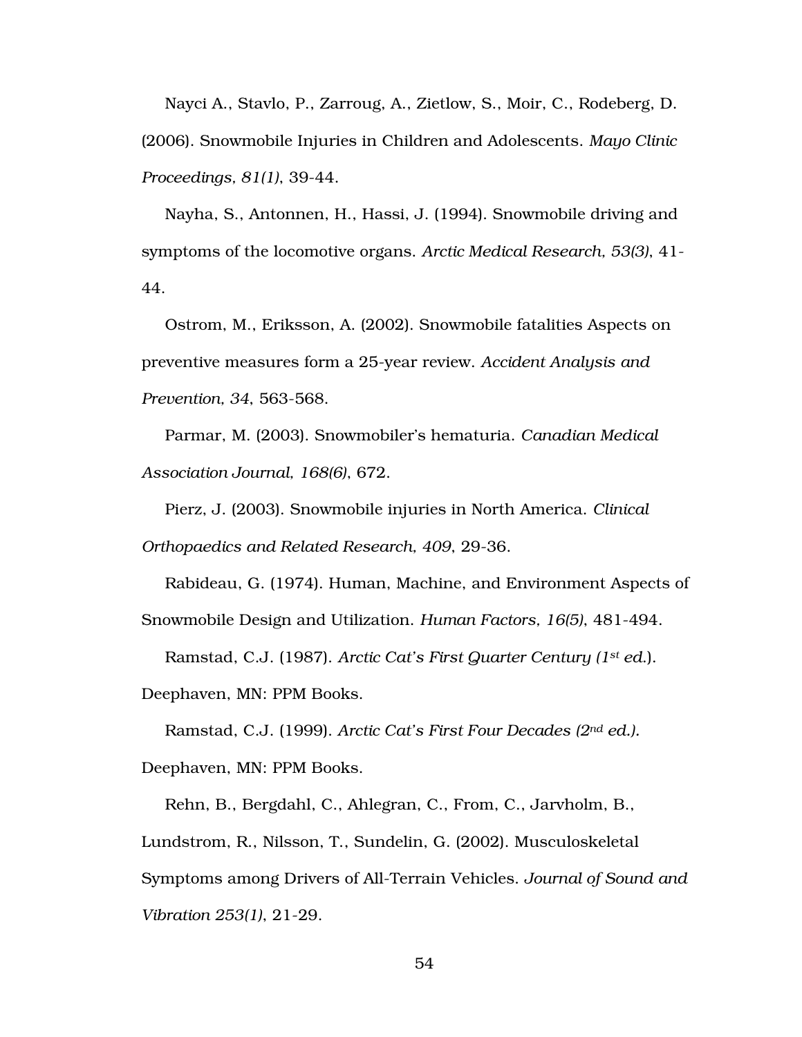Nayci A., Stavlo, P., Zarroug, A., Zietlow, S., Moir, C., Rodeberg, D. (2006). Snowmobile Injuries in Children and Adolescents. *Mayo Clinic Proceedings, 81(1)*, 39-44.

Nayha, S., Antonnen, H., Hassi, J. (1994). Snowmobile driving and symptoms of the locomotive organs. *Arctic Medical Research, 53(3)*, 41-44.

Ostrom, M., Eriksson, A. (2002). Snowmobile fatalities Aspects on preventive measures form a 25-year review. *Accident Analysis and Prevention, 34*, 563-568.

Parmar, M. (2003). Snowmobiler's hematuria. *Canadian Medical Association Journal, 168(6)*, 672.

Pierz, J. (2003). Snowmobile injuries in North America. *Clinical Orthopaedics and Related Research, 409*, 29-36.

Rabideau, G. (1974). Human, Machine, and Environment Aspects of Snowmobile Design and Utilization. *Human Factors, 16(5)*, 481-494.

Ramstad, C.J. (1987). *Arctic Cat's First Quarter Century (1st ed.)*. Deephaven, MN: PPM Books.

Ramstad, C.J. (1999). *Arctic Cat's First Four Decades (2nd ed.).* Deephaven, MN: PPM Books.

Rehn, B., Bergdahl, C., Ahlegran, C., From, C., Jarvholm, B., Lundstrom, R., Nilsson, T., Sundelin, G. (2002). Musculoskeletal Symptoms among Drivers of All-Terrain Vehicles. *Journal of Sound and Vibration 253(1)*, 21-29.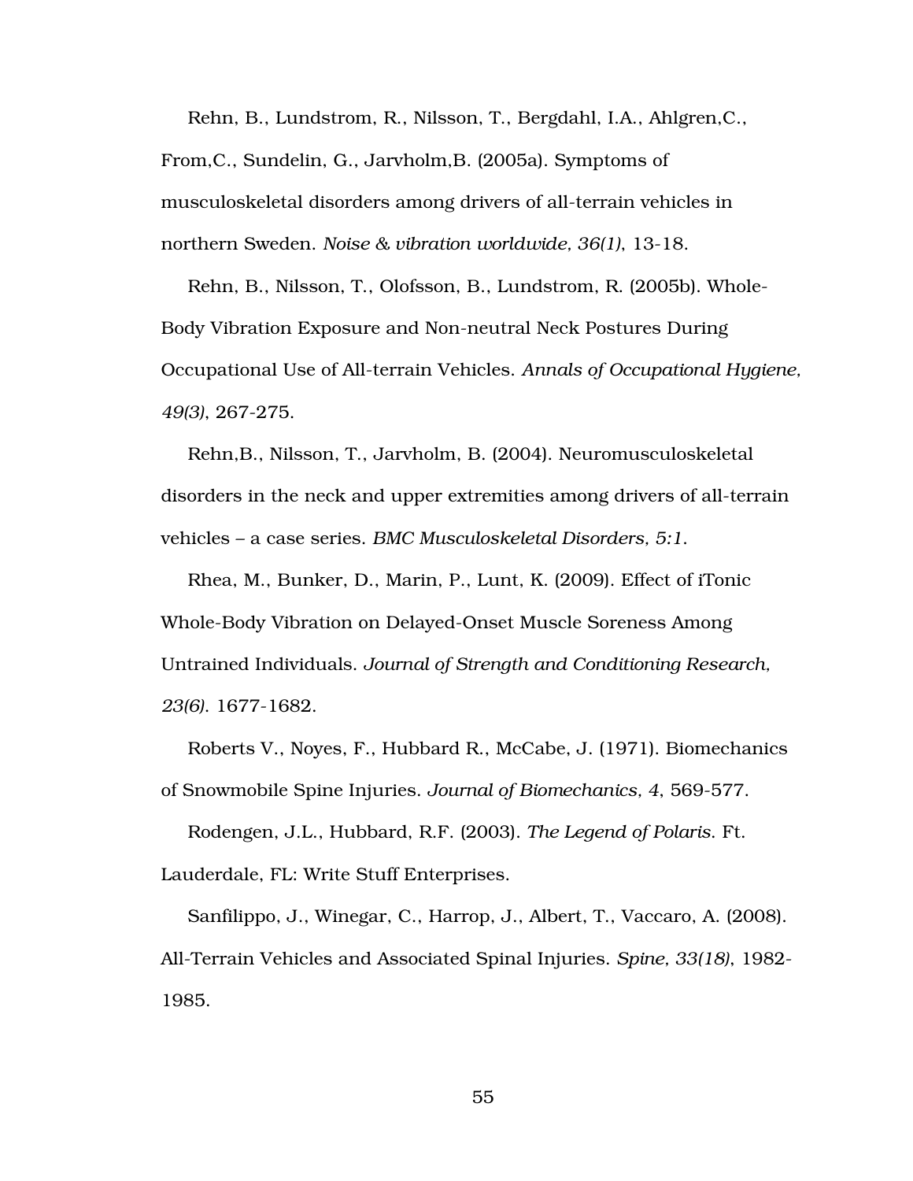Rehn, B., Lundstrom, R., Nilsson, T., Bergdahl, I.A., Ahlgren,C., From,C., Sundelin, G., Jarvholm,B. (2005a). Symptoms of musculoskeletal disorders among drivers of all-terrain vehicles in northern Sweden. *Noise & vibration worldwide, 36(1)*, 13-18.

Rehn, B., Nilsson, T., Olofsson, B., Lundstrom, R. (2005b). Whole-Body Vibration Exposure and Non-neutral Neck Postures During Occupational Use of All-terrain Vehicles. *Annals of Occupational Hygiene, 49(3)*, 267-275.

Rehn,B., Nilsson, T., Jarvholm, B. (2004). Neuromusculoskeletal disorders in the neck and upper extremities among drivers of all-terrain vehicles – a case series. *BMC Musculoskeletal Disorders, 5:1*.

Rhea, M., Bunker, D., Marin, P., Lunt, K. (2009). Effect of iTonic Whole-Body Vibration on Delayed-Onset Muscle Soreness Among Untrained Individuals. *Journal of Strength and Conditioning Research, 23(6)*. 1677-1682.

Roberts V., Noyes, F., Hubbard R., McCabe, J. (1971). Biomechanics of Snowmobile Spine Injuries. *Journal of Biomechanics, 4*, 569-577.

Rodengen, J.L., Hubbard, R.F. (2003). *The Legend of Polaris*. Ft. Lauderdale, FL: Write Stuff Enterprises.

Sanfilippo, J., Winegar, C., Harrop, J., Albert, T., Vaccaro, A. (2008). All-Terrain Vehicles and Associated Spinal Injuries. *Spine, 33(18)*, 1982-1985.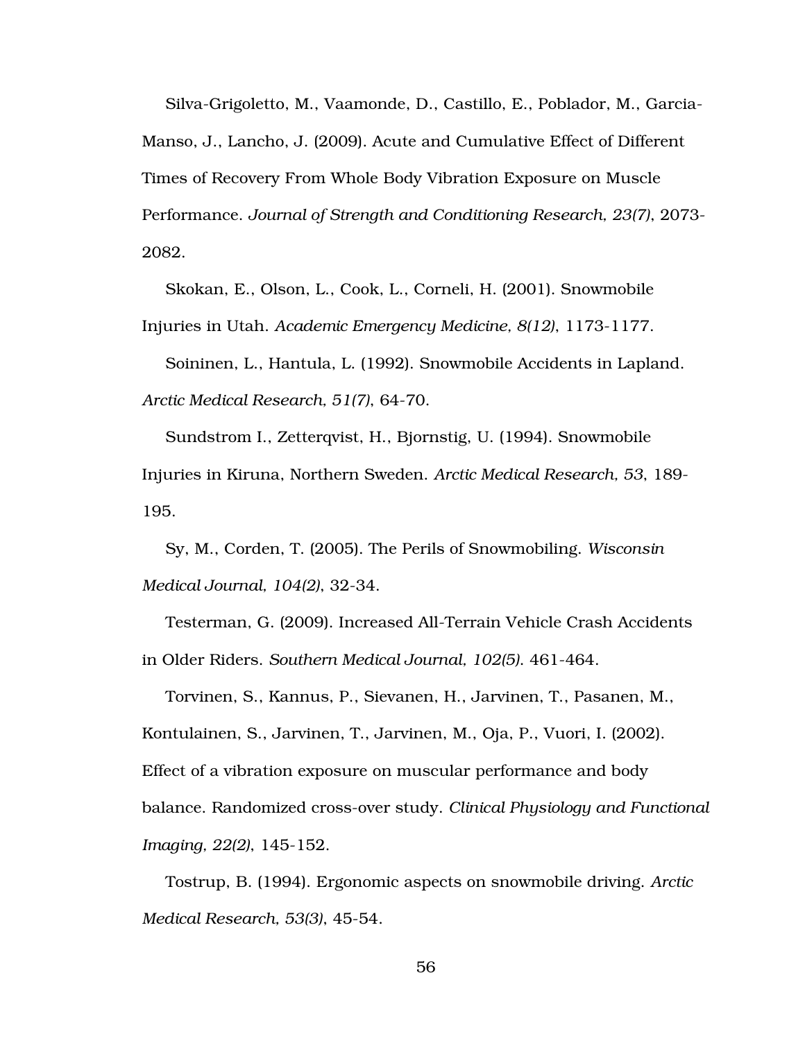Silva-Grigoletto, M., Vaamonde, D., Castillo, E., Poblador, M., Garcia-Manso, J., Lancho, J. (2009). Acute and Cumulative Effect of Different Times of Recovery From Whole Body Vibration Exposure on Muscle Performance. *Journal of Strength and Conditioning Research, 23(7)*, 2073-2082.

Skokan, E., Olson, L., Cook, L., Corneli, H. (2001). Snowmobile Injuries in Utah. *Academic Emergency Medicine, 8(12)*, 1173-1177.

Soininen, L., Hantula, L. (1992). Snowmobile Accidents in Lapland. *Arctic Medical Research, 51(7)*, 64-70.

Sundstrom I., Zetterqvist, H., Bjornstig, U. (1994). Snowmobile Injuries in Kiruna, Northern Sweden. *Arctic Medical Research, 53*, 189-195.

Sy, M., Corden, T. (2005). The Perils of Snowmobiling. *Wisconsin Medical Journal, 104(2)*, 32-34.

Testerman, G. (2009). Increased All-Terrain Vehicle Crash Accidents in Older Riders. *Southern Medical Journal, 102(5)*. 461-464.

Torvinen, S., Kannus, P., Sievanen, H., Jarvinen, T., Pasanen, M., Kontulainen, S., Jarvinen, T., Jarvinen, M., Oja, P., Vuori, I. (2002). Effect of a vibration exposure on muscular performance and body balance. Randomized cross-over study. *Clinical Physiology and Functional Imaging, 22(2)*, 145-152.

Tostrup, B. (1994). Ergonomic aspects on snowmobile driving. *Arctic Medical Research, 53(3)*, 45-54.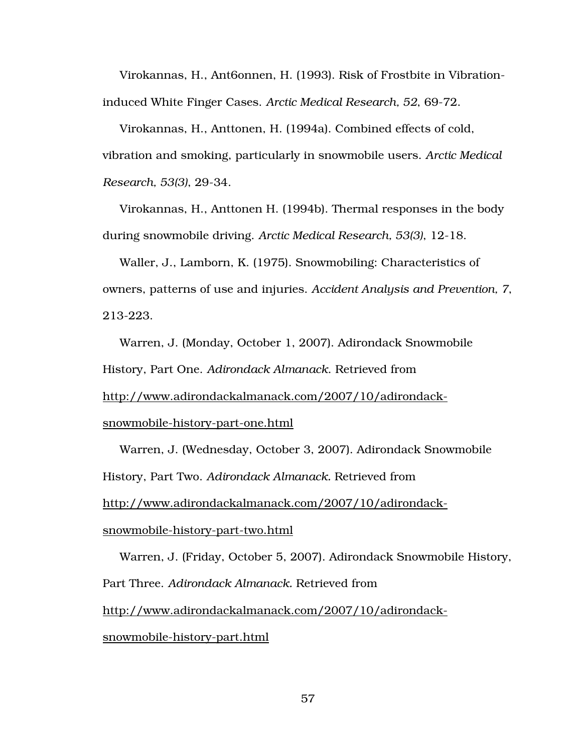Virokannas, H., Ant6onnen, H. (1993). Risk of Frostbite in Vibration-induced White Finger Cases. *Arctic Medical Research, 52*, 69-72.

Virokannas, H., Anttonen, H. (1994a). Combined effects of cold, vibration and smoking, particularly in snowmobile users. *Arctic Medical Research, 53(3)*, 29-34.

Virokannas, H., Anttonen H. (1994b). Thermal responses in the body during snowmobile driving. *Arctic Medical Research, 53(3)*, 12-18.

Waller, J., Lamborn, K. (1975). Snowmobiling: Characteristics of owners, patterns of use and injuries. *Accident Analysis and Prevention, 7*, 213-223.

Warren, J. (Monday, October 1, 2007). Adirondack Snowmobile History, Part One. *Adirondack Almanack*. Retrieved from http://www.adirondackalmanack.com/2007/10/adirondack-snowmobile-history-part-one.html

Warren, J. (Wednesday, October 3, 2007). Adirondack Snowmobile History, Part Two. *Adirondack Almanack*. Retrieved from http://www.adirondackalmanack.com/2007/10/adirondack-snowmobile-history-part-two.html

Warren, J. (Friday, October 5, 2007). Adirondack Snowmobile History, Part Three. *Adirondack Almanack*. Retrieved from http://www.adirondackalmanack.com/2007/10/adirondack-snowmobile-history-part.html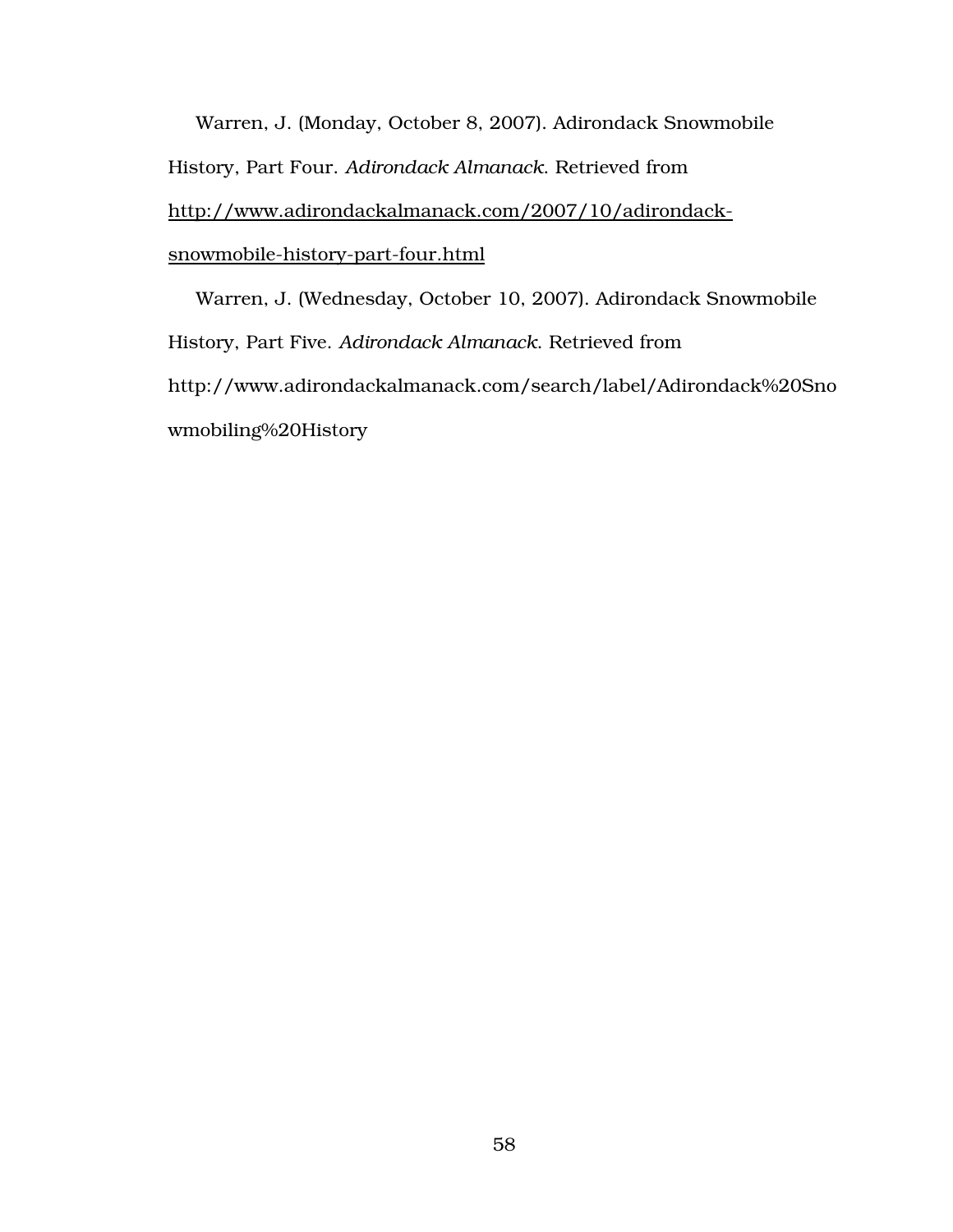Warren, J. (Monday, October 8, 2007). Adirondack Snowmobile History, Part Four. *Adirondack Almanack*. Retrieved from http://www.adirondackalmanack.com/2007/10/adirondack-snowmobile-history-part-four.html

Warren, J. (Wednesday, October 10, 2007). Adirondack Snowmobile History, Part Five. *Adirondack Almanack*. Retrieved from http://www.adirondackalmanack.com/search/label/Adirondack%20Snowmobiling%20History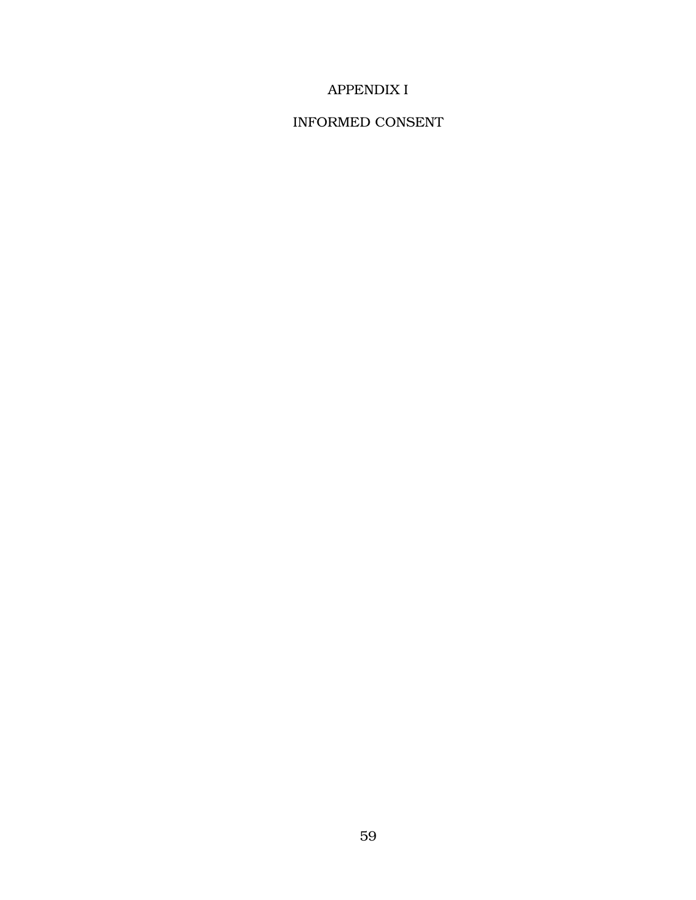# APPENDIX I

# INFORMED CONSENT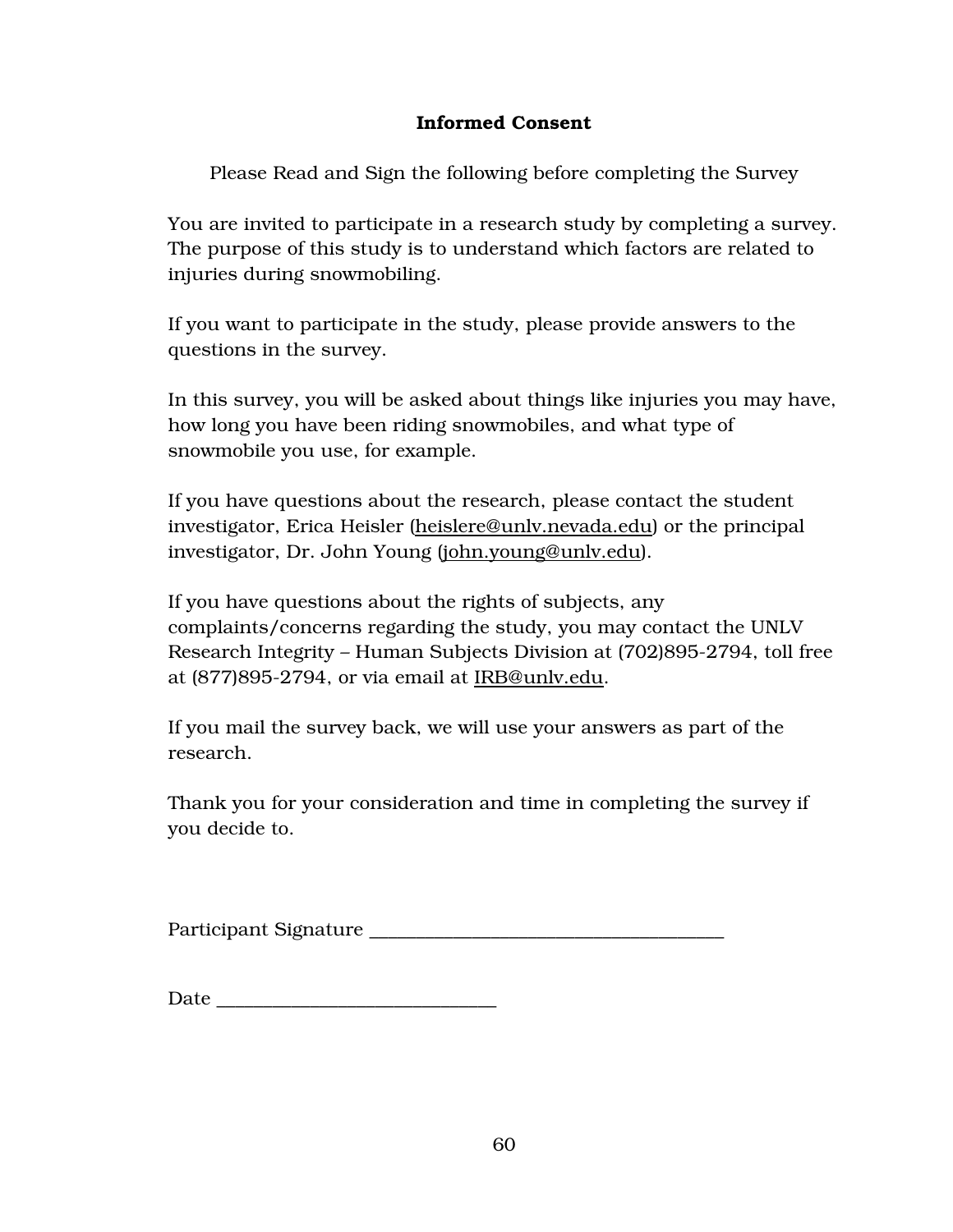**Informed Consent**

Please Read and Sign the following before completing the Survey

You are invited to participate in a research study by completing a survey. The purpose of this study is to understand which factors are related to injuries during snowmobiling.

If you want to participate in the study, please provide answers to the questions in the survey.

In this survey, you will be asked about things like injuries you may have, how long you have been riding snowmobiles, and what type of snowmobile you use, for example.

If you have questions about the research, please contact the student investigator, Erica Heisler (heislere@unlv.nevada.edu) or the principal investigator, Dr. John Young (john.young@unlv.edu).

If you have questions about the rights of subjects, any complaints/concerns regarding the study, you may contact the UNLV Research Integrity – Human Subjects Division at (702)895-2794, toll free at (877)895-2794, or via email at IRB@unlv.edu.

If you mail the survey back, we will use your answers as part of the research.

Thank you for your consideration and time in completing the survey if you decide to.

Participant Signature ___________________________________

Date ___________________________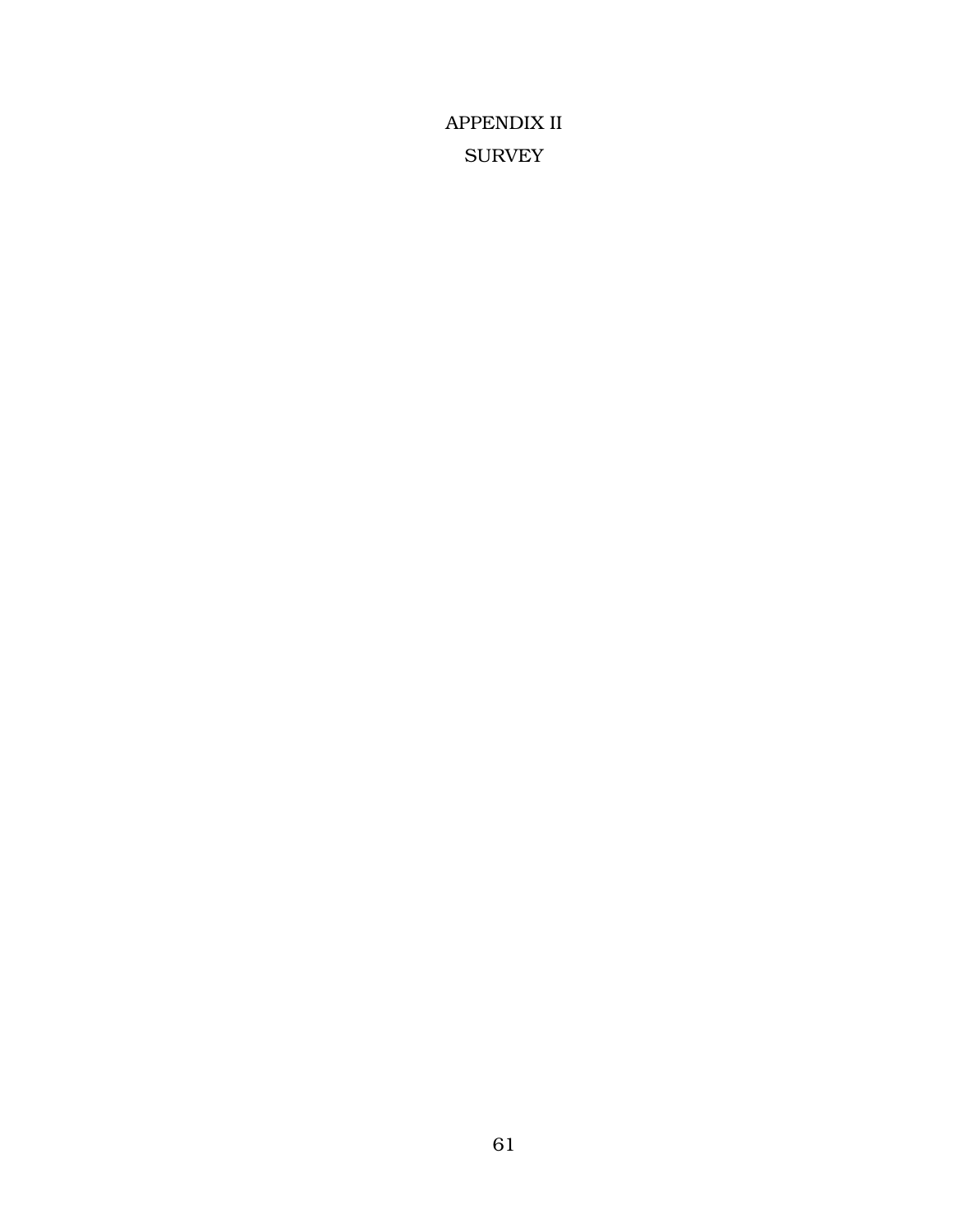# APPENDIX II

# SURVEY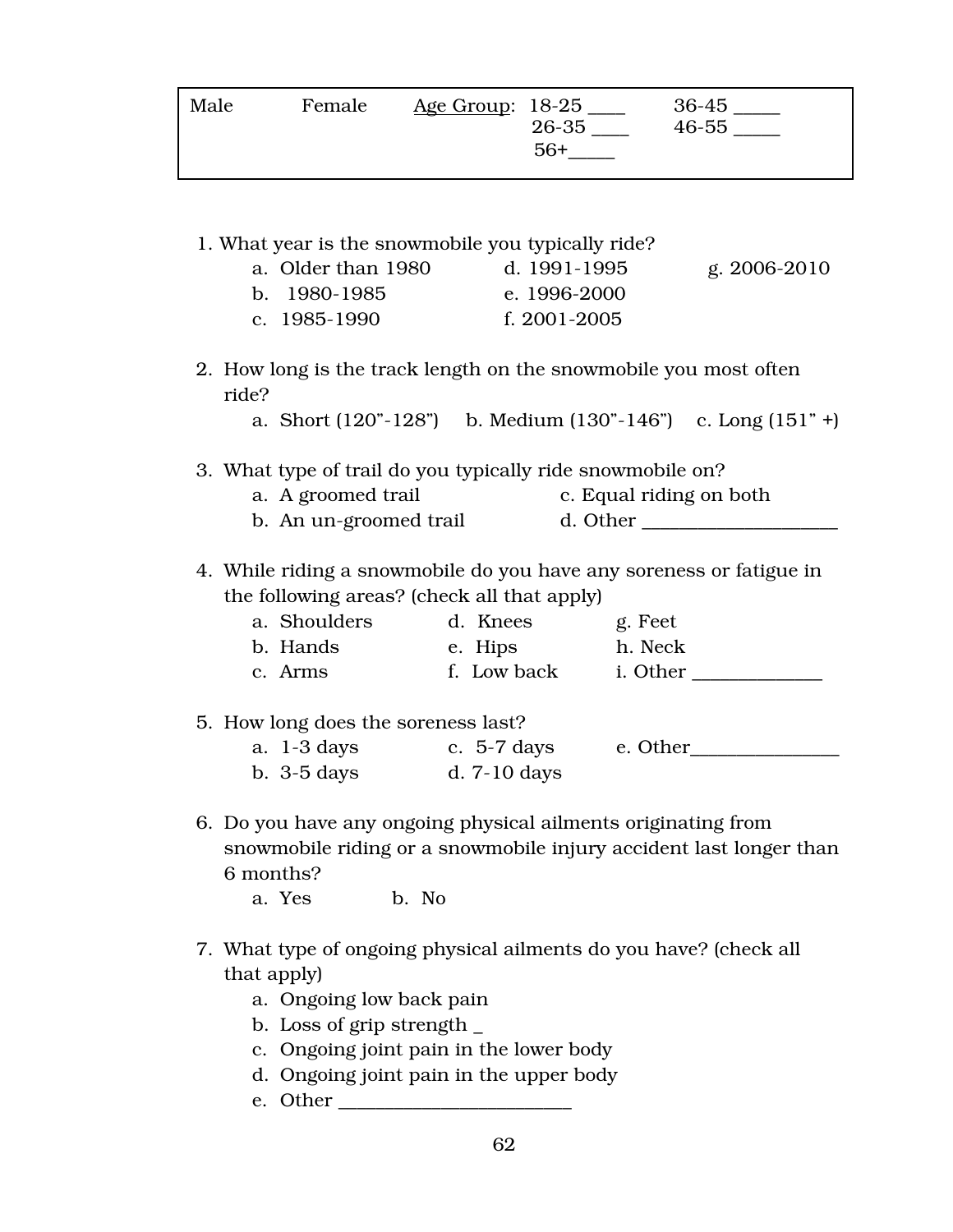| Male | Female | Age Group: | 18-25 ____ | 36-45 _____ |
|---|---|---|---|---|
| | | | 26-35 ____ | 46-55 _____ |
| | | | 56+_____ | |

1. What year is the snowmobile you typically ride?
   a. Older than 1980
   b. 1980-1985
   c. 1985-1990
   d. 1991-1995
   e. 1996-2000
   f. 2001-2005
   g. 2006-2010

2. How long is the track length on the snowmobile you most often ride?
   a. Short (120”-128”)
   b. Medium (130”-146”)
   c. Long (151” +)

3. What type of trail do you typically ride snowmobile on?
   a. A groomed trail
   b. An un-groomed trail
   c. Equal riding on both
   d. Other ____________________

4. While riding a snowmobile do you have any soreness or fatigue in the following areas? (check all that apply)
   a. Shoulders
   b. Hands
   c. Arms
   d. Knees
   e. Hips
   f. Low back
   g. Feet
   h. Neck
   i. Other _____________

5. How long does the soreness last?
   a. 1-3 days
   b. 3-5 days
   c. 5-7 days
   d. 7-10 days
   e. Other_______________

6. Do you have any ongoing physical ailments originating from snowmobile riding or a snowmobile injury accident last longer than 6 months?
   a. Yes
   b. No

7. What type of ongoing physical ailments do you have? (check all that apply)
   a. Ongoing low back pain
   b. Loss of grip strength _
   c. Ongoing joint pain in the lower body
   d. Ongoing joint pain in the upper body
   e. Other ________________________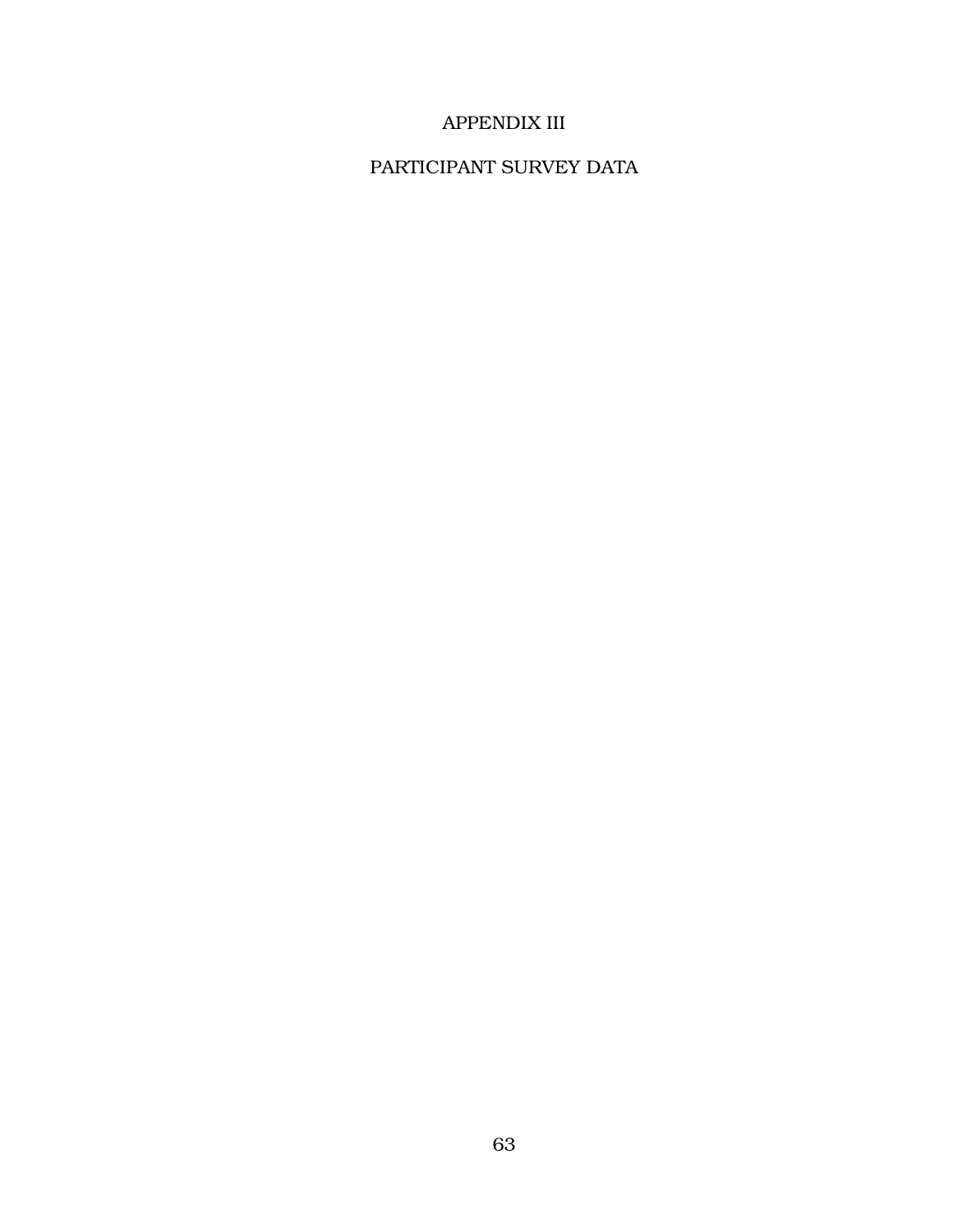# APPENDIX III

## PARTICIPANT SURVEY DATA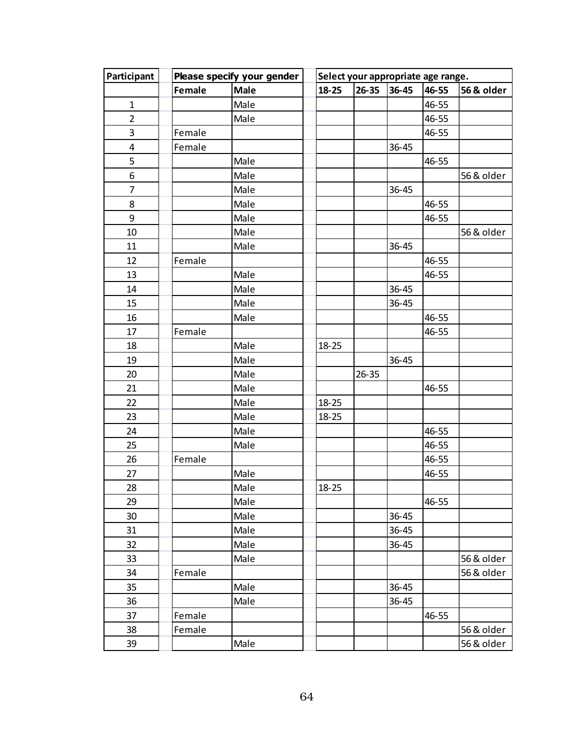| Participant | Please specify your gender | | Select your appropriate age range. | | | | |
|---|---|---|---|---|---|---|---|
| | Female | Male | 18-25 | 26-35 | 36-45 | 46-55 | 56 & older |
| 1 | | Male | | | | 46-55 | |
| 2 | | Male | | | | 46-55 | |
| 3 | Female | | | | | 46-55 | |
| 4 | Female | | | | 36-45 | | |
| 5 | | Male | | | | 46-55 | |
| 6 | | Male | | | | | 56 & older |
| 7 | | Male | | | 36-45 | | |
| 8 | | Male | | | | 46-55 | |
| 9 | | Male | | | | 46-55 | |
| 10 | | Male | | | | | 56 & older |
| 11 | | Male | | | 36-45 | | |
| 12 | Female | | | | | 46-55 | |
| 13 | | Male | | | | 46-55 | |
| 14 | | Male | | | 36-45 | | |
| 15 | | Male | | | 36-45 | | |
| 16 | | Male | | | | 46-55 | |
| 17 | Female | | | | | 46-55 | |
| 18 | | Male | 18-25 | | | | |
| 19 | | Male | | | 36-45 | | |
| 20 | | Male | | 26-35 | | | |
| 21 | | Male | | | | 46-55 | |
| 22 | | Male | 18-25 | | | | |
| 23 | | Male | 18-25 | | | | |
| 24 | | Male | | | | 46-55 | |
| 25 | | Male | | | | 46-55 | |
| 26 | Female | | | | | 46-55 | |
| 27 | | Male | | | | 46-55 | |
| 28 | | Male | 18-25 | | | | |
| 29 | | Male | | | | 46-55 | |
| 30 | | Male | | | 36-45 | | |
| 31 | | Male | | | 36-45 | | |
| 32 | | Male | | | 36-45 | | |
| 33 | | Male | | | | | 56 & older |
| 34 | Female | | | | | | 56 & older |
| 35 | | Male | | | 36-45 | | |
| 36 | | Male | | | 36-45 | | |
| 37 | Female | | | | | 46-55 | |
| 38 | Female | | | | | | 56 & older |
| 39 | | Male | | | | | 56 & older |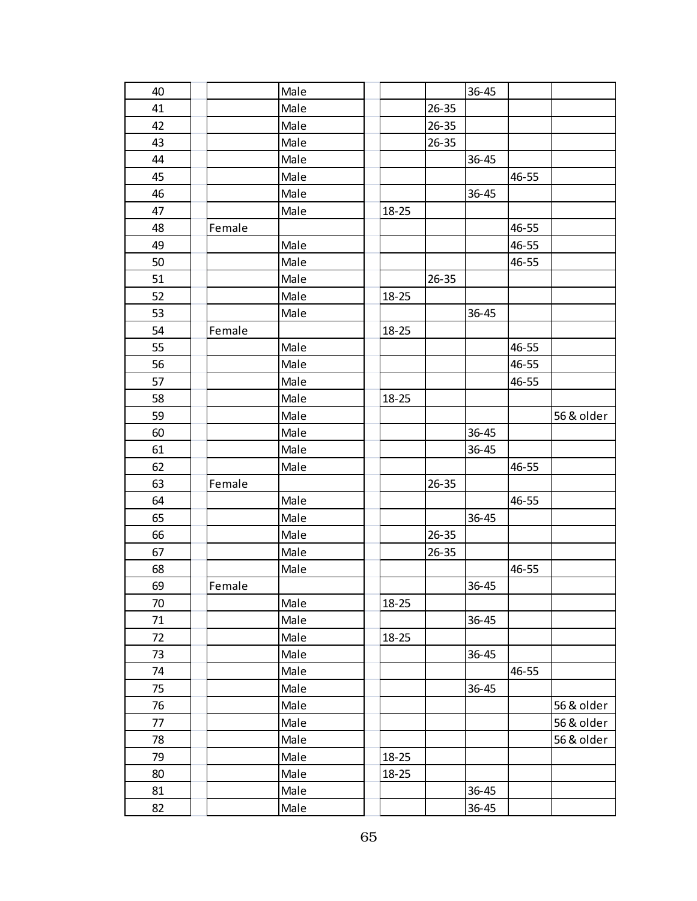| | | | | | | | |
|---|---|---|---|---|---|---|---|
| 40 | | Male | | | 36-45 | | |
| 41 | | Male | | 26-35 | | | |
| 42 | | Male | | 26-35 | | | |
| 43 | | Male | | 26-35 | | | |
| 44 | | Male | | | 36-45 | | |
| 45 | | Male | | | | 46-55 | |
| 46 | | Male | | | 36-45 | | |
| 47 | | Male | 18-25 | | | | |
| 48 | Female | | | | | 46-55 | |
| 49 | | Male | | | | 46-55 | |
| 50 | | Male | | | | 46-55 | |
| 51 | | Male | | 26-35 | | | |
| 52 | | Male | 18-25 | | | | |
| 53 | | Male | | | 36-45 | | |
| 54 | Female | | 18-25 | | | | |
| 55 | | Male | | | | 46-55 | |
| 56 | | Male | | | | 46-55 | |
| 57 | | Male | | | | 46-55 | |
| 58 | | Male | 18-25 | | | | |
| 59 | | Male | | | | | 56 & older |
| 60 | | Male | | | 36-45 | | |
| 61 | | Male | | | 36-45 | | |
| 62 | | Male | | | | 46-55 | |
| 63 | Female | | | 26-35 | | | |
| 64 | | Male | | | | 46-55 | |
| 65 | | Male | | | 36-45 | | |
| 66 | | Male | | 26-35 | | | |
| 67 | | Male | | 26-35 | | | |
| 68 | | Male | | | | 46-55 | |
| 69 | Female | | | | 36-45 | | |
| 70 | | Male | 18-25 | | | | |
| 71 | | Male | | | 36-45 | | |
| 72 | | Male | 18-25 | | | | |
| 73 | | Male | | | 36-45 | | |
| 74 | | Male | | | | 46-55 | |
| 75 | | Male | | | 36-45 | | |
| 76 | | Male | | | | | 56 & older |
| 77 | | Male | | | | | 56 & older |
| 78 | | Male | | | | | 56 & older |
| 79 | | Male | 18-25 | | | | |
| 80 | | Male | 18-25 | | | | |
| 81 | | Male | | | 36-45 | | |
| 82 | | Male | | | 36-45 | | |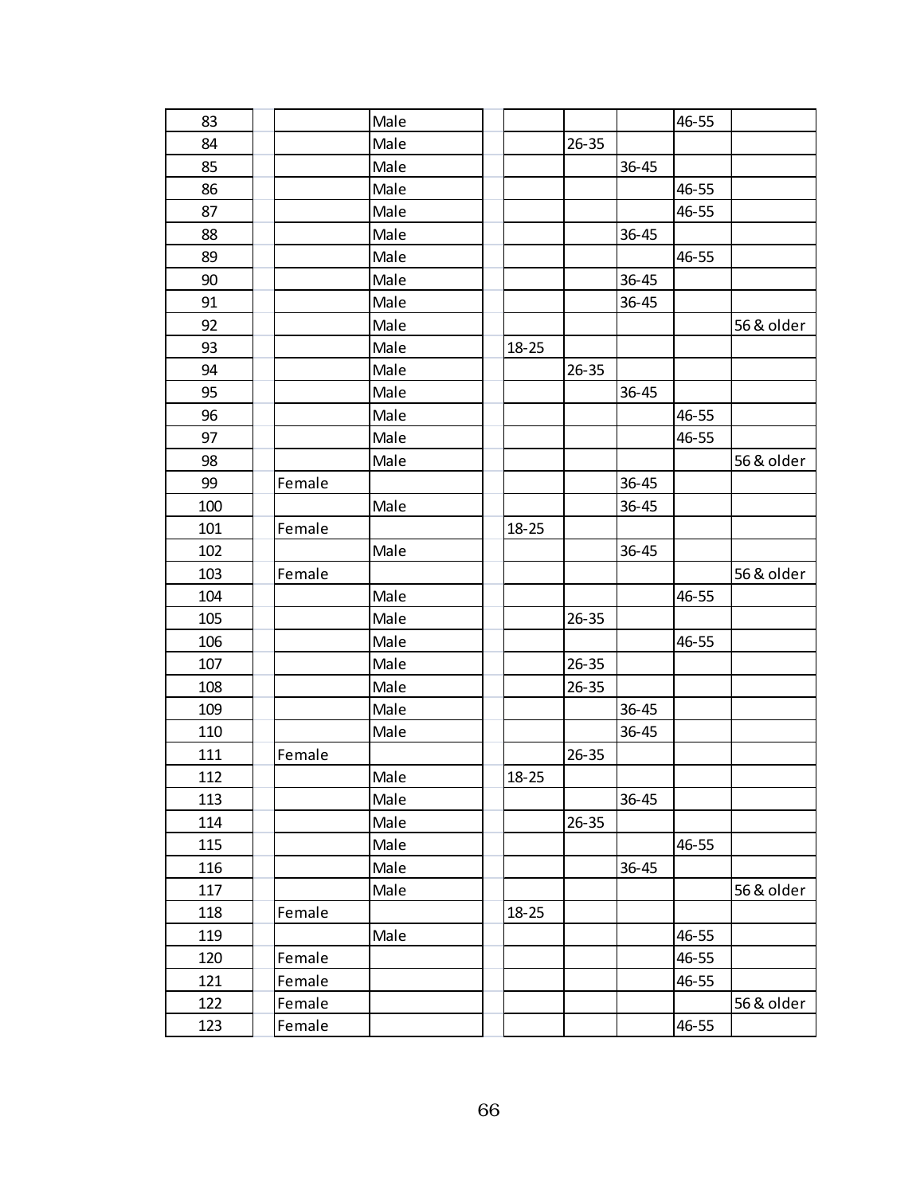| | | | | | | | |
|---|---|---|---|---|---|---|---|
| 83 | | Male | | | | 46-55 | |
| 84 | | Male | | 26-35 | | | |
| 85 | | Male | | | 36-45 | | |
| 86 | | Male | | | | 46-55 | |
| 87 | | Male | | | | 46-55 | |
| 88 | | Male | | | 36-45 | | |
| 89 | | Male | | | | 46-55 | |
| 90 | | Male | | | 36-45 | | |
| 91 | | Male | | | 36-45 | | |
| 92 | | Male | | | | | 56 & older |
| 93 | | Male | 18-25 | | | | |
| 94 | | Male | | 26-35 | | | |
| 95 | | Male | | | 36-45 | | |
| 96 | | Male | | | | 46-55 | |
| 97 | | Male | | | | 46-55 | |
| 98 | | Male | | | | | 56 & older |
| 99 | Female | | | | 36-45 | | |
| 100 | | Male | | | 36-45 | | |
| 101 | Female | | 18-25 | | | | |
| 102 | | Male | | | 36-45 | | |
| 103 | Female | | | | | | 56 & older |
| 104 | | Male | | | | 46-55 | |
| 105 | | Male | | 26-35 | | | |
| 106 | | Male | | | | 46-55 | |
| 107 | | Male | | 26-35 | | | |
| 108 | | Male | | 26-35 | | | |
| 109 | | Male | | | 36-45 | | |
| 110 | | Male | | | 36-45 | | |
| 111 | Female | | | 26-35 | | | |
| 112 | | Male | 18-25 | | | | |
| 113 | | Male | | | 36-45 | | |
| 114 | | Male | | 26-35 | | | |
| 115 | | Male | | | | 46-55 | |
| 116 | | Male | | | 36-45 | | |
| 117 | | Male | | | | | 56 & older |
| 118 | Female | | 18-25 | | | | |
| 119 | | Male | | | | 46-55 | |
| 120 | Female | | | | | 46-55 | |
| 121 | Female | | | | | 46-55 | |
| 122 | Female | | | | | | 56 & older |
| 123 | Female | | | | | 46-55 | |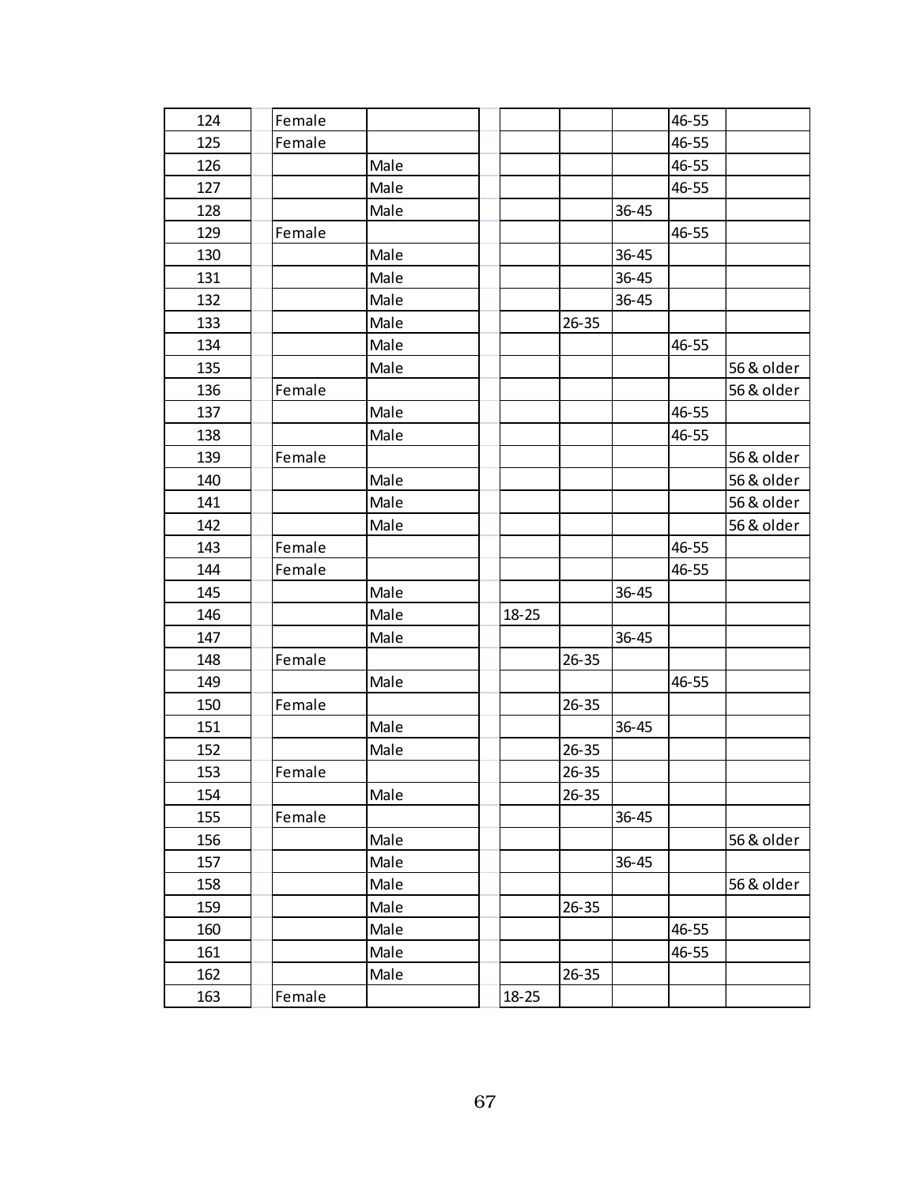| | | | | | | | |
|---|---|---|---|---|---|---|---|
| 124 | Female | | | | | 46-55 | |
| 125 | Female | | | | | 46-55 | |
| 126 | | Male | | | | 46-55 | |
| 127 | | Male | | | | 46-55 | |
| 128 | | Male | | | 36-45 | | |
| 129 | Female | | | | | 46-55 | |
| 130 | | Male | | | 36-45 | | |
| 131 | | Male | | | 36-45 | | |
| 132 | | Male | | | 36-45 | | |
| 133 | | Male | | 26-35 | | | |
| 134 | | Male | | | | 46-55 | |
| 135 | | Male | | | | | 56 & older |
| 136 | Female | | | | | | 56 & older |
| 137 | | Male | | | | 46-55 | |
| 138 | | Male | | | | 46-55 | |
| 139 | Female | | | | | | 56 & older |
| 140 | | Male | | | | | 56 & older |
| 141 | | Male | | | | | 56 & older |
| 142 | | Male | | | | | 56 & older |
| 143 | Female | | | | | 46-55 | |
| 144 | Female | | | | | 46-55 | |
| 145 | | Male | | | 36-45 | | |
| 146 | | Male | 18-25 | | | | |
| 147 | | Male | | | 36-45 | | |
| 148 | Female | | | 26-35 | | | |
| 149 | | Male | | | | 46-55 | |
| 150 | Female | | | 26-35 | | | |
| 151 | | Male | | | 36-45 | | |
| 152 | | Male | | 26-35 | | | |
| 153 | Female | | | 26-35 | | | |
| 154 | | Male | | 26-35 | | | |
| 155 | Female | | | | 36-45 | | |
| 156 | | Male | | | | | 56 & older |
| 157 | | Male | | | 36-45 | | |
| 158 | | Male | | | | | 56 & older |
| 159 | | Male | | 26-35 | | | |
| 160 | | Male | | | | 46-55 | |
| 161 | | Male | | | | 46-55 | |
| 162 | | Male | | 26-35 | | | |
| 163 | Female | | 18-25 | | | | |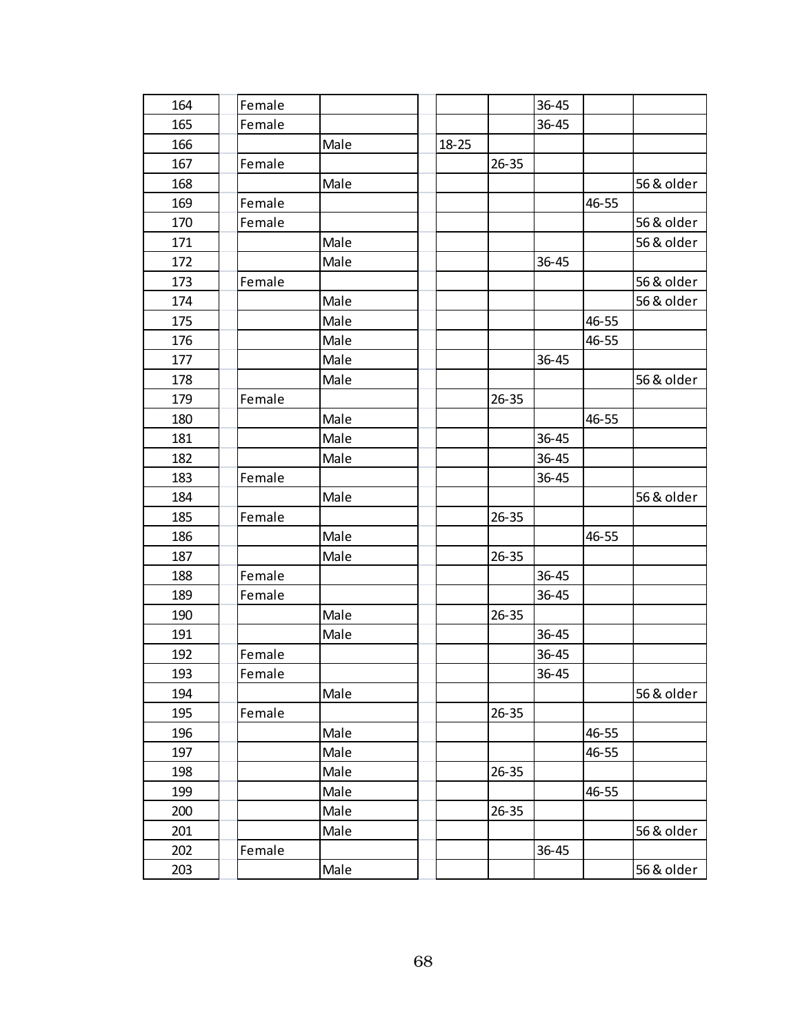| | | | | | | | |
|---|---|---|---|---|---|---|---|
| 164 | Female | | | | 36-45 | | |
| 165 | Female | | | | 36-45 | | |
| 166 | | Male | 18-25 | | | | |
| 167 | Female | | | 26-35 | | | |
| 168 | | Male | | | | | 56 & older |
| 169 | Female | | | | | 46-55 | |
| 170 | Female | | | | | | 56 & older |
| 171 | | Male | | | | | 56 & older |
| 172 | | Male | | | 36-45 | | |
| 173 | Female | | | | | | 56 & older |
| 174 | | Male | | | | | 56 & older |
| 175 | | Male | | | | 46-55 | |
| 176 | | Male | | | | 46-55 | |
| 177 | | Male | | | 36-45 | | |
| 178 | | Male | | | | | 56 & older |
| 179 | Female | | | 26-35 | | | |
| 180 | | Male | | | | 46-55 | |
| 181 | | Male | | | 36-45 | | |
| 182 | | Male | | | 36-45 | | |
| 183 | Female | | | | 36-45 | | |
| 184 | | Male | | | | | 56 & older |
| 185 | Female | | | 26-35 | | | |
| 186 | | Male | | | | 46-55 | |
| 187 | | Male | | 26-35 | | | |
| 188 | Female | | | | 36-45 | | |
| 189 | Female | | | | 36-45 | | |
| 190 | | Male | | 26-35 | | | |
| 191 | | Male | | | 36-45 | | |
| 192 | Female | | | | 36-45 | | |
| 193 | Female | | | | 36-45 | | |
| 194 | | Male | | | | | 56 & older |
| 195 | Female | | | 26-35 | | | |
| 196 | | Male | | | | 46-55 | |
| 197 | | Male | | | | 46-55 | |
| 198 | | Male | | 26-35 | | | |
| 199 | | Male | | | | 46-55 | |
| 200 | | Male | | 26-35 | | | |
| 201 | | Male | | | | | 56 & older |
| 202 | Female | | | | 36-45 | | |
| 203 | | Male | | | | | 56 & older |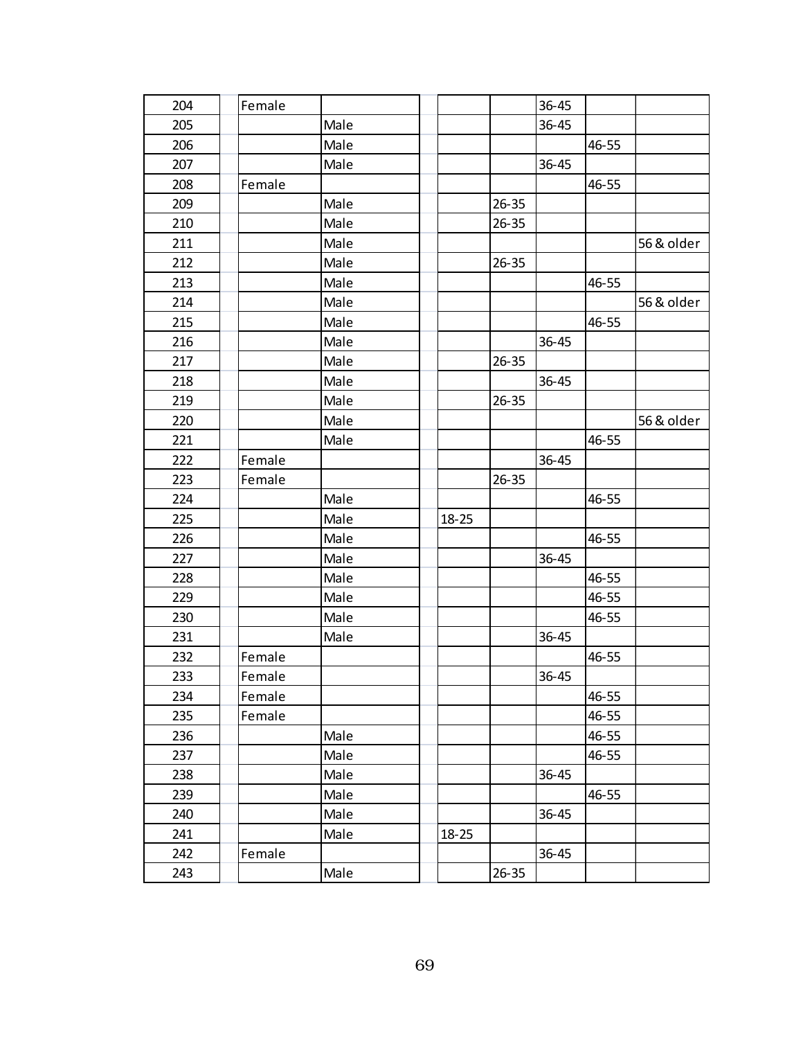| | | | | | | | |
|---|---|---|---|---|---|---|---|
| 204 | Female | | | | 36-45 | | |
| 205 | | Male | | | 36-45 | | |
| 206 | | Male | | | | 46-55 | |
| 207 | | Male | | | 36-45 | | |
| 208 | Female | | | | | 46-55 | |
| 209 | | Male | | 26-35 | | | |
| 210 | | Male | | 26-35 | | | |
| 211 | | Male | | | | | 56 & older |
| 212 | | Male | | 26-35 | | | |
| 213 | | Male | | | | 46-55 | |
| 214 | | Male | | | | | 56 & older |
| 215 | | Male | | | | 46-55 | |
| 216 | | Male | | | 36-45 | | |
| 217 | | Male | | 26-35 | | | |
| 218 | | Male | | | 36-45 | | |
| 219 | | Male | | 26-35 | | | |
| 220 | | Male | | | | | 56 & older |
| 221 | | Male | | | | 46-55 | |
| 222 | Female | | | | 36-45 | | |
| 223 | Female | | | 26-35 | | | |
| 224 | | Male | | | | 46-55 | |
| 225 | | Male | 18-25 | | | | |
| 226 | | Male | | | | 46-55 | |
| 227 | | Male | | | 36-45 | | |
| 228 | | Male | | | | 46-55 | |
| 229 | | Male | | | | 46-55 | |
| 230 | | Male | | | | 46-55 | |
| 231 | | Male | | | 36-45 | | |
| 232 | Female | | | | | 46-55 | |
| 233 | Female | | | | 36-45 | | |
| 234 | Female | | | | | 46-55 | |
| 235 | Female | | | | | 46-55 | |
| 236 | | Male | | | | 46-55 | |
| 237 | | Male | | | | 46-55 | |
| 238 | | Male | | | 36-45 | | |
| 239 | | Male | | | | 46-55 | |
| 240 | | Male | | | 36-45 | | |
| 241 | | Male | 18-25 | | | | |
| 242 | Female | | | | 36-45 | | |
| 243 | | Male | | 26-35 | | | |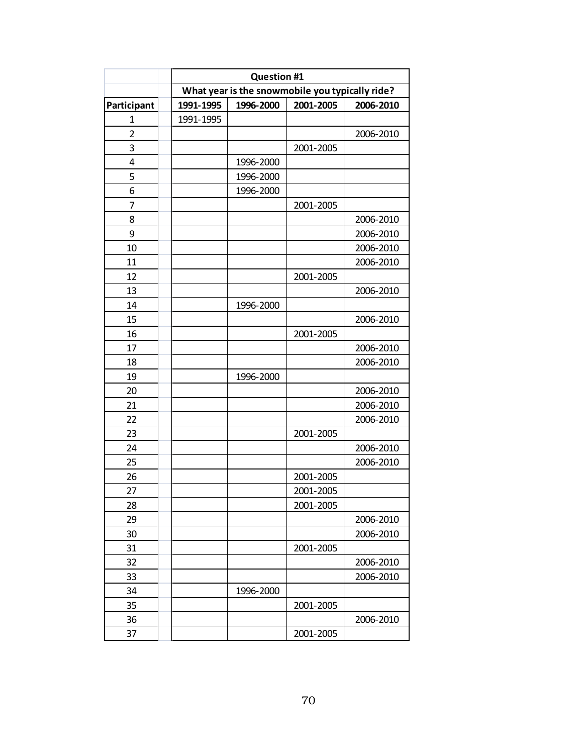| | Question #1 | | | |
|---|---|---|---|---|
| | What year is the snowmobile you typically ride? | | | |
| Participant | 1991-1995 | 1996-2000 | 2001-2005 | 2006-2010 |
| 1 | 1991-1995 | | | |
| 2 | | | | 2006-2010 |
| 3 | | | 2001-2005 | |
| 4 | | 1996-2000 | | |
| 5 | | 1996-2000 | | |
| 6 | | 1996-2000 | | |
| 7 | | | 2001-2005 | |
| 8 | | | | 2006-2010 |
| 9 | | | | 2006-2010 |
| 10 | | | | 2006-2010 |
| 11 | | | | 2006-2010 |
| 12 | | | 2001-2005 | |
| 13 | | | | 2006-2010 |
| 14 | | 1996-2000 | | |
| 15 | | | | 2006-2010 |
| 16 | | | 2001-2005 | |
| 17 | | | | 2006-2010 |
| 18 | | | | 2006-2010 |
| 19 | | 1996-2000 | | |
| 20 | | | | 2006-2010 |
| 21 | | | | 2006-2010 |
| 22 | | | | 2006-2010 |
| 23 | | | 2001-2005 | |
| 24 | | | | 2006-2010 |
| 25 | | | | 2006-2010 |
| 26 | | | 2001-2005 | |
| 27 | | | 2001-2005 | |
| 28 | | | 2001-2005 | |
| 29 | | | | 2006-2010 |
| 30 | | | | 2006-2010 |
| 31 | | | 2001-2005 | |
| 32 | | | | 2006-2010 |
| 33 | | | | 2006-2010 |
| 34 | | 1996-2000 | | |
| 35 | | | 2001-2005 | |
| 36 | | | | 2006-2010 |
| 37 | | | 2001-2005 | |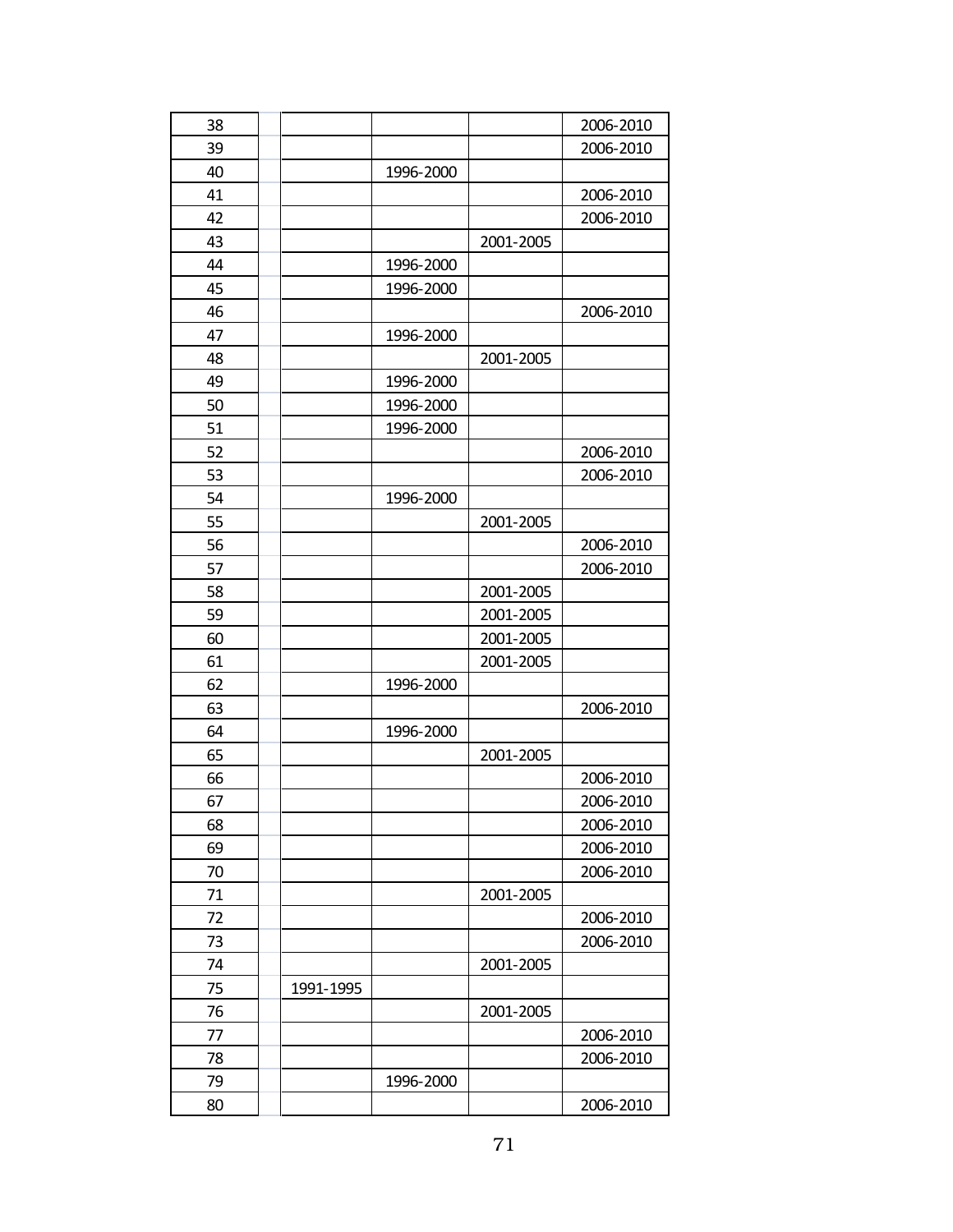| | | | | | |
|---|---|---|---|---|---|
| 38 | | | | | 2006-2010 |
| 39 | | | | | 2006-2010 |
| 40 | | | 1996-2000 | | |
| 41 | | | | | 2006-2010 |
| 42 | | | | | 2006-2010 |
| 43 | | | | 2001-2005 | |
| 44 | | | 1996-2000 | | |
| 45 | | | 1996-2000 | | |
| 46 | | | | | 2006-2010 |
| 47 | | | 1996-2000 | | |
| 48 | | | | 2001-2005 | |
| 49 | | | 1996-2000 | | |
| 50 | | | 1996-2000 | | |
| 51 | | | 1996-2000 | | |
| 52 | | | | | 2006-2010 |
| 53 | | | | | 2006-2010 |
| 54 | | | 1996-2000 | | |
| 55 | | | | 2001-2005 | |
| 56 | | | | | 2006-2010 |
| 57 | | | | | 2006-2010 |
| 58 | | | | 2001-2005 | |
| 59 | | | | 2001-2005 | |
| 60 | | | | 2001-2005 | |
| 61 | | | | 2001-2005 | |
| 62 | | | 1996-2000 | | |
| 63 | | | | | 2006-2010 |
| 64 | | | 1996-2000 | | |
| 65 | | | | 2001-2005 | |
| 66 | | | | | 2006-2010 |
| 67 | | | | | 2006-2010 |
| 68 | | | | | 2006-2010 |
| 69 | | | | | 2006-2010 |
| 70 | | | | | 2006-2010 |
| 71 | | | | 2001-2005 | |
| 72 | | | | | 2006-2010 |
| 73 | | | | | 2006-2010 |
| 74 | | | | 2001-2005 | |
| 75 | | 1991-1995 | | | |
| 76 | | | | 2001-2005 | |
| 77 | | | | | 2006-2010 |
| 78 | | | | | 2006-2010 |
| 79 | | | 1996-2000 | | |
| 80 | | | | | 2006-2010 |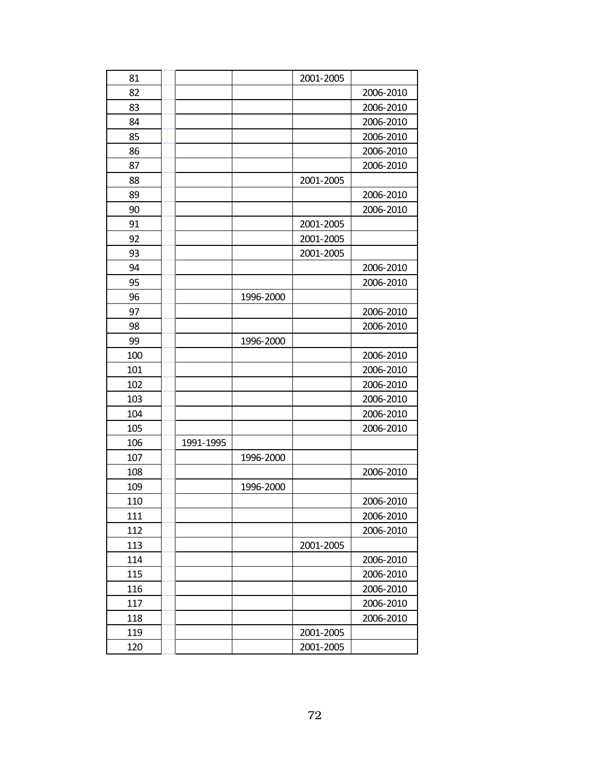| | | | | | |
|---|---|---|---|---|---|
| 81 | | | | 2001-2005 | |
| 82 | | | | | 2006-2010 |
| 83 | | | | | 2006-2010 |
| 84 | | | | | 2006-2010 |
| 85 | | | | | 2006-2010 |
| 86 | | | | | 2006-2010 |
| 87 | | | | | 2006-2010 |
| 88 | | | | 2001-2005 | |
| 89 | | | | | 2006-2010 |
| 90 | | | | | 2006-2010 |
| 91 | | | | 2001-2005 | |
| 92 | | | | 2001-2005 | |
| 93 | | | | 2001-2005 | |
| 94 | | | | | 2006-2010 |
| 95 | | | | | 2006-2010 |
| 96 | | | 1996-2000 | | |
| 97 | | | | | 2006-2010 |
| 98 | | | | | 2006-2010 |
| 99 | | | 1996-2000 | | |
| 100 | | | | | 2006-2010 |
| 101 | | | | | 2006-2010 |
| 102 | | | | | 2006-2010 |
| 103 | | | | | 2006-2010 |
| 104 | | | | | 2006-2010 |
| 105 | | | | | 2006-2010 |
| 106 | | 1991-1995 | | | |
| 107 | | | 1996-2000 | | |
| 108 | | | | | 2006-2010 |
| 109 | | | 1996-2000 | | |
| 110 | | | | | 2006-2010 |
| 111 | | | | | 2006-2010 |
| 112 | | | | | 2006-2010 |
| 113 | | | | 2001-2005 | |
| 114 | | | | | 2006-2010 |
| 115 | | | | | 2006-2010 |
| 116 | | | | | 2006-2010 |
| 117 | | | | | 2006-2010 |
| 118 | | | | | 2006-2010 |
| 119 | | | | 2001-2005 | |
| 120 | | | | 2001-2005 | |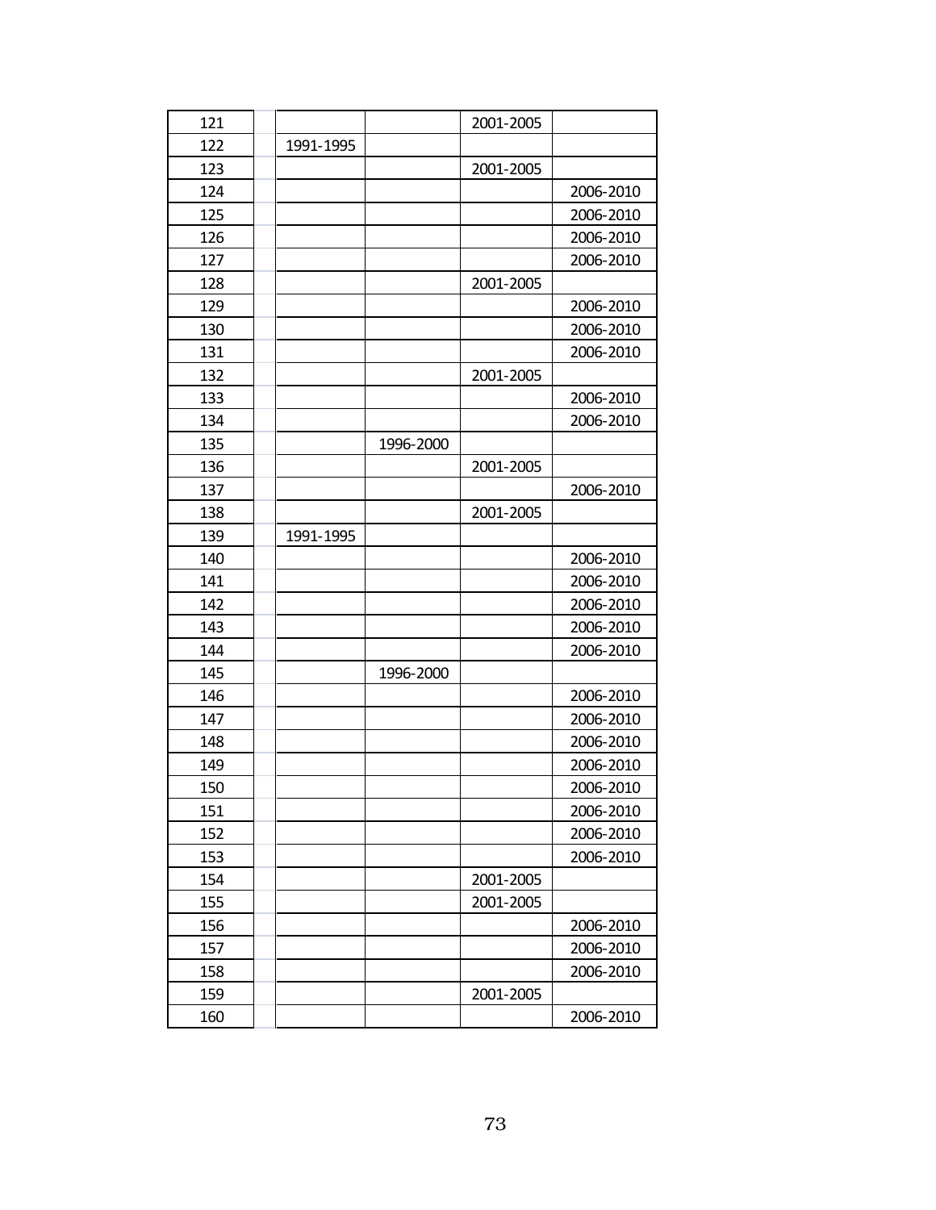| | | | | | |
|---|---|---|---|---|---|
| 121 | | | | 2001-2005 | |
| 122 | | 1991-1995 | | | |
| 123 | | | | 2001-2005 | |
| 124 | | | | | 2006-2010 |
| 125 | | | | | 2006-2010 |
| 126 | | | | | 2006-2010 |
| 127 | | | | | 2006-2010 |
| 128 | | | | 2001-2005 | |
| 129 | | | | | 2006-2010 |
| 130 | | | | | 2006-2010 |
| 131 | | | | | 2006-2010 |
| 132 | | | | 2001-2005 | |
| 133 | | | | | 2006-2010 |
| 134 | | | | | 2006-2010 |
| 135 | | | 1996-2000 | | |
| 136 | | | | 2001-2005 | |
| 137 | | | | | 2006-2010 |
| 138 | | | | 2001-2005 | |
| 139 | | 1991-1995 | | | |
| 140 | | | | | 2006-2010 |
| 141 | | | | | 2006-2010 |
| 142 | | | | | 2006-2010 |
| 143 | | | | | 2006-2010 |
| 144 | | | | | 2006-2010 |
| 145 | | | 1996-2000 | | |
| 146 | | | | | 2006-2010 |
| 147 | | | | | 2006-2010 |
| 148 | | | | | 2006-2010 |
| 149 | | | | | 2006-2010 |
| 150 | | | | | 2006-2010 |
| 151 | | | | | 2006-2010 |
| 152 | | | | | 2006-2010 |
| 153 | | | | | 2006-2010 |
| 154 | | | | 2001-2005 | |
| 155 | | | | 2001-2005 | |
| 156 | | | | | 2006-2010 |
| 157 | | | | | 2006-2010 |
| 158 | | | | | 2006-2010 |
| 159 | | | | 2001-2005 | |
| 160 | | | | | 2006-2010 |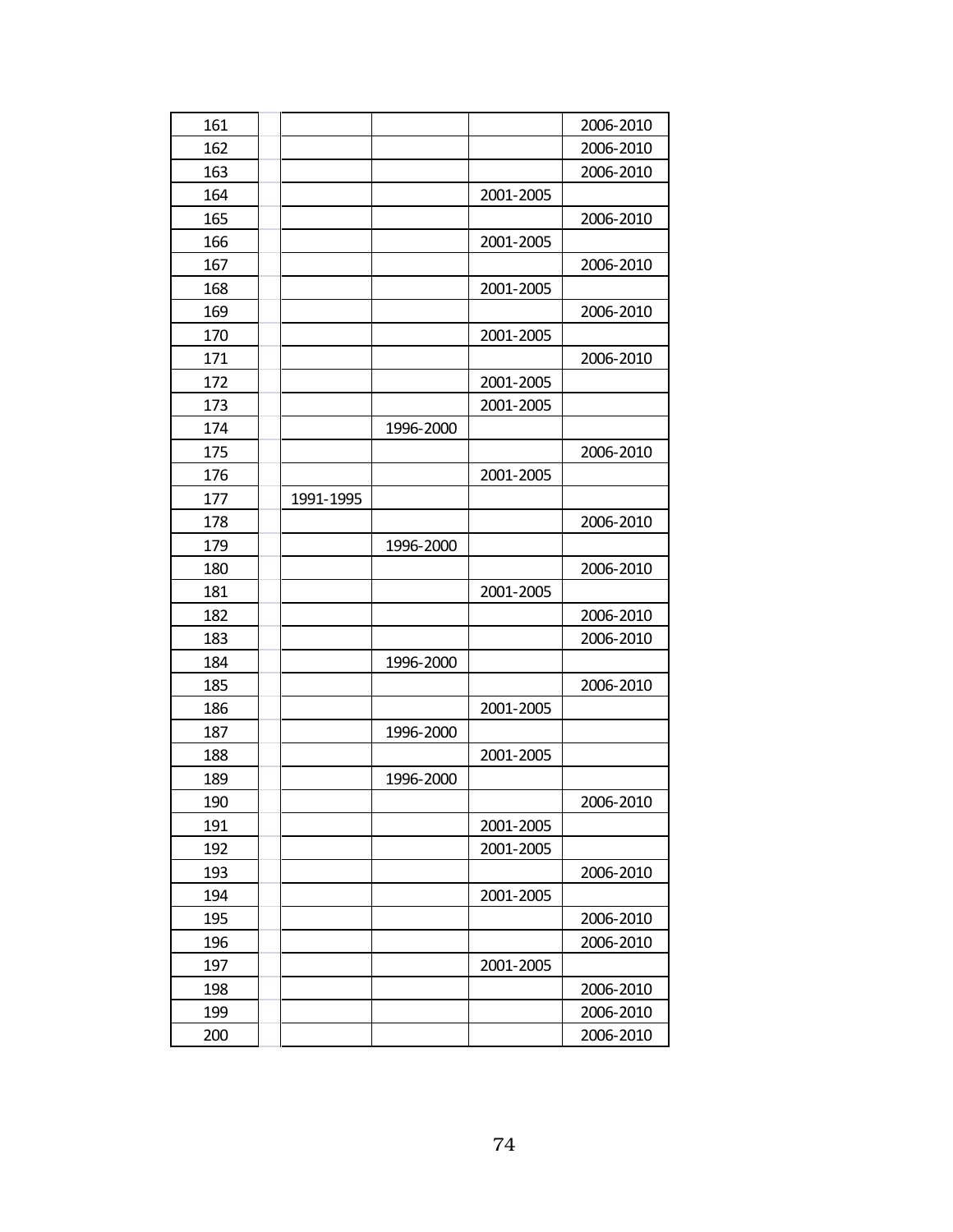| | | | | | |
|---|---|---|---|---|---|
| 161 | | | | | 2006-2010 |
| 162 | | | | | 2006-2010 |
| 163 | | | | | 2006-2010 |
| 164 | | | | 2001-2005 | |
| 165 | | | | | 2006-2010 |
| 166 | | | | 2001-2005 | |
| 167 | | | | | 2006-2010 |
| 168 | | | | 2001-2005 | |
| 169 | | | | | 2006-2010 |
| 170 | | | | 2001-2005 | |
| 171 | | | | | 2006-2010 |
| 172 | | | | 2001-2005 | |
| 173 | | | | 2001-2005 | |
| 174 | | | 1996-2000 | | |
| 175 | | | | | 2006-2010 |
| 176 | | | | 2001-2005 | |
| 177 | | 1991-1995 | | | |
| 178 | | | | | 2006-2010 |
| 179 | | | 1996-2000 | | |
| 180 | | | | | 2006-2010 |
| 181 | | | | 2001-2005 | |
| 182 | | | | | 2006-2010 |
| 183 | | | | | 2006-2010 |
| 184 | | | 1996-2000 | | |
| 185 | | | | | 2006-2010 |
| 186 | | | | 2001-2005 | |
| 187 | | | 1996-2000 | | |
| 188 | | | | 2001-2005 | |
| 189 | | | 1996-2000 | | |
| 190 | | | | | 2006-2010 |
| 191 | | | | 2001-2005 | |
| 192 | | | | 2001-2005 | |
| 193 | | | | | 2006-2010 |
| 194 | | | | 2001-2005 | |
| 195 | | | | | 2006-2010 |
| 196 | | | | | 2006-2010 |
| 197 | | | | 2001-2005 | |
| 198 | | | | | 2006-2010 |
| 199 | | | | | 2006-2010 |
| 200 | | | | | 2006-2010 |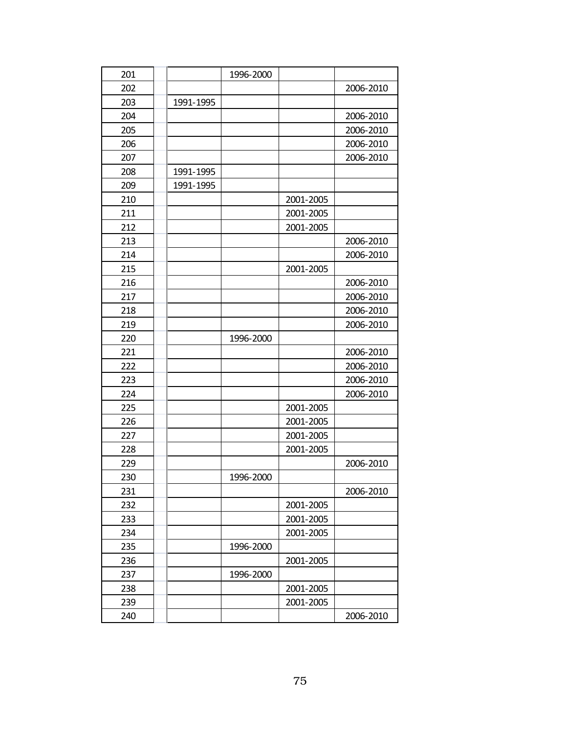| | | | | | |
|---|---|---|---|---|---|
| 201 | | | 1996-2000 | | |
| 202 | | | | | 2006-2010 |
| 203 | | 1991-1995 | | | |
| 204 | | | | | 2006-2010 |
| 205 | | | | | 2006-2010 |
| 206 | | | | | 2006-2010 |
| 207 | | | | | 2006-2010 |
| 208 | | 1991-1995 | | | |
| 209 | | 1991-1995 | | | |
| 210 | | | | 2001-2005 | |
| 211 | | | | 2001-2005 | |
| 212 | | | | 2001-2005 | |
| 213 | | | | | 2006-2010 |
| 214 | | | | | 2006-2010 |
| 215 | | | | 2001-2005 | |
| 216 | | | | | 2006-2010 |
| 217 | | | | | 2006-2010 |
| 218 | | | | | 2006-2010 |
| 219 | | | | | 2006-2010 |
| 220 | | | 1996-2000 | | |
| 221 | | | | | 2006-2010 |
| 222 | | | | | 2006-2010 |
| 223 | | | | | 2006-2010 |
| 224 | | | | | 2006-2010 |
| 225 | | | | 2001-2005 | |
| 226 | | | | 2001-2005 | |
| 227 | | | | 2001-2005 | |
| 228 | | | | 2001-2005 | |
| 229 | | | | | 2006-2010 |
| 230 | | | 1996-2000 | | |
| 231 | | | | | 2006-2010 |
| 232 | | | | 2001-2005 | |
| 233 | | | | 2001-2005 | |
| 234 | | | | 2001-2005 | |
| 235 | | | 1996-2000 | | |
| 236 | | | | 2001-2005 | |
| 237 | | | 1996-2000 | | |
| 238 | | | | 2001-2005 | |
| 239 | | | | 2001-2005 | |
| 240 | | | | | 2006-2010 |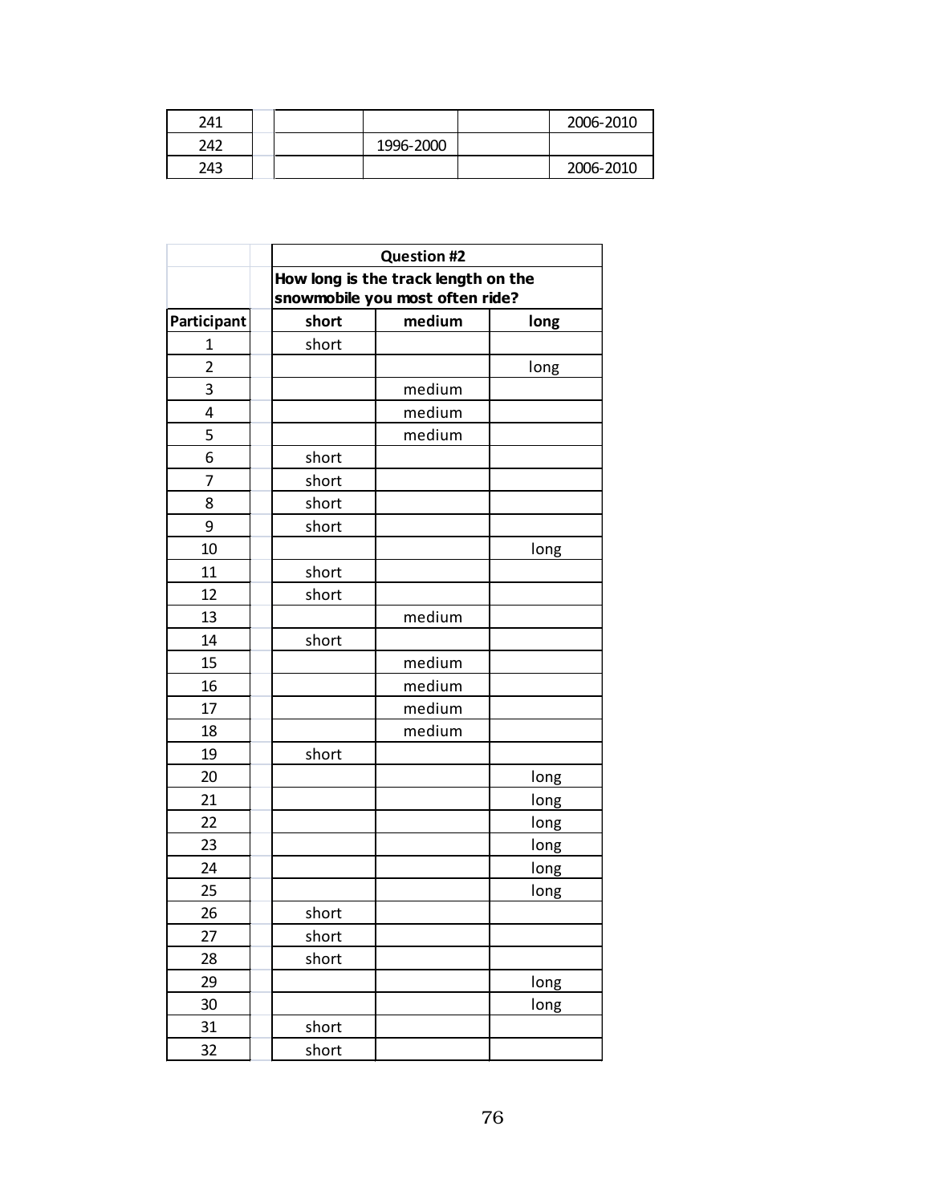| | | | | |
|---|---|---|---|---|
| 241 | | | | 2006-2010 |
| 242 | | 1996-2000 | | |
| 243 | | | | 2006-2010 |

| | Question #2 | | |
|---|---|---|---|
| | **How long is the track length on the snowmobile you most often ride?** | | |
| **Participant** | **short** | **medium** | **long** |
| 1 | short | | |
| 2 | | | long |
| 3 | | medium | |
| 4 | | medium | |
| 5 | | medium | |
| 6 | short | | |
| 7 | short | | |
| 8 | short | | |
| 9 | short | | |
| 10 | | | long |
| 11 | short | | |
| 12 | short | | |
| 13 | | medium | |
| 14 | short | | |
| 15 | | medium | |
| 16 | | medium | |
| 17 | | medium | |
| 18 | | medium | |
| 19 | short | | |
| 20 | | | long |
| 21 | | | long |
| 22 | | | long |
| 23 | | | long |
| 24 | | | long |
| 25 | | | long |
| 26 | short | | |
| 27 | short | | |
| 28 | short | | |
| 29 | | | long |
| 30 | | | long |
| 31 | short | | |
| 32 | short | | |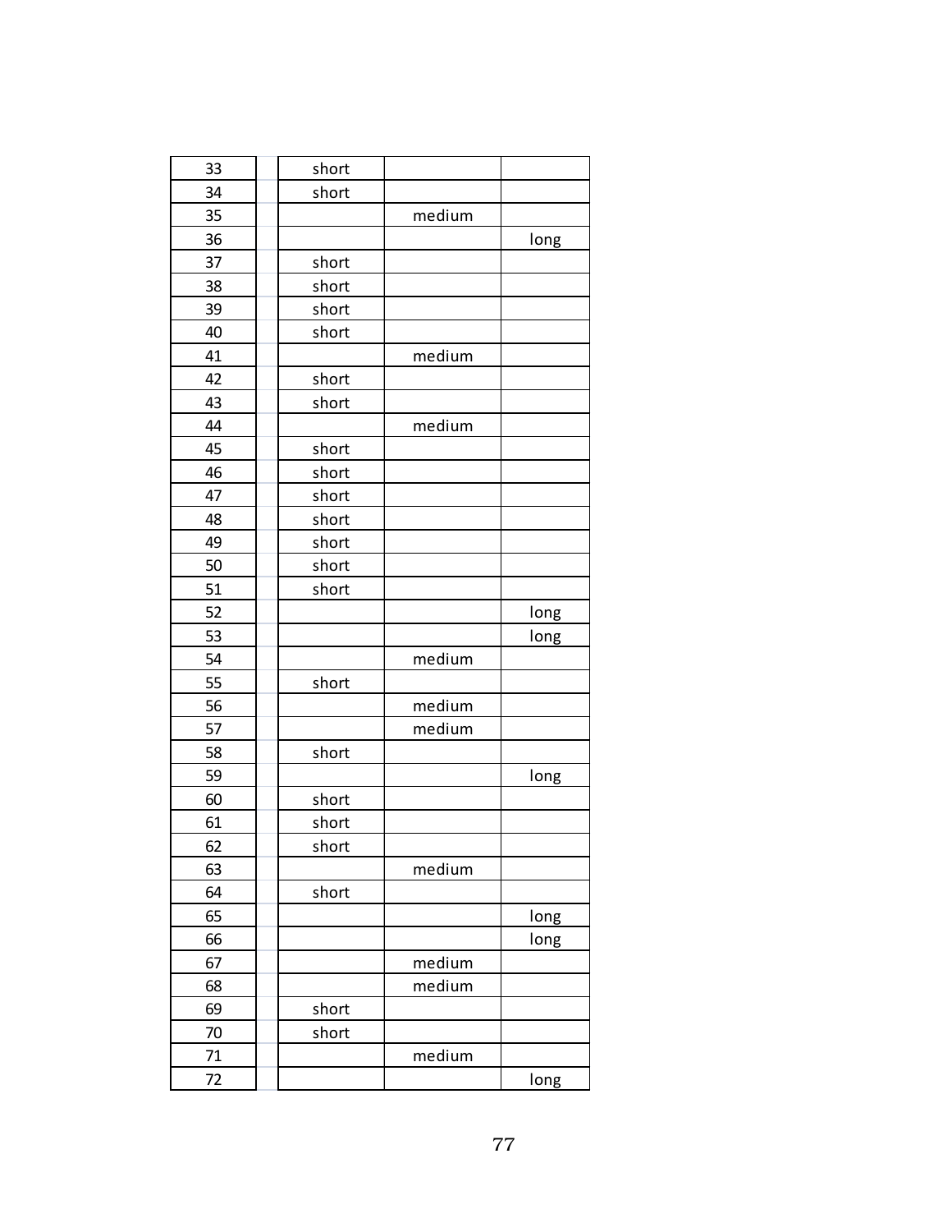| | | | | |
|---|---|---|---|---|
| 33 | | short | | |
| 34 | | short | | |
| 35 | | | medium | |
| 36 | | | | long |
| 37 | | short | | |
| 38 | | short | | |
| 39 | | short | | |
| 40 | | short | | |
| 41 | | | medium | |
| 42 | | short | | |
| 43 | | short | | |
| 44 | | | medium | |
| 45 | | short | | |
| 46 | | short | | |
| 47 | | short | | |
| 48 | | short | | |
| 49 | | short | | |
| 50 | | short | | |
| 51 | | short | | |
| 52 | | | | long |
| 53 | | | | long |
| 54 | | | medium | |
| 55 | | short | | |
| 56 | | | medium | |
| 57 | | | medium | |
| 58 | | short | | |
| 59 | | | | long |
| 60 | | short | | |
| 61 | | short | | |
| 62 | | short | | |
| 63 | | | medium | |
| 64 | | short | | |
| 65 | | | | long |
| 66 | | | | long |
| 67 | | | medium | |
| 68 | | | medium | |
| 69 | | short | | |
| 70 | | short | | |
| 71 | | | medium | |
| 72 | | | | long |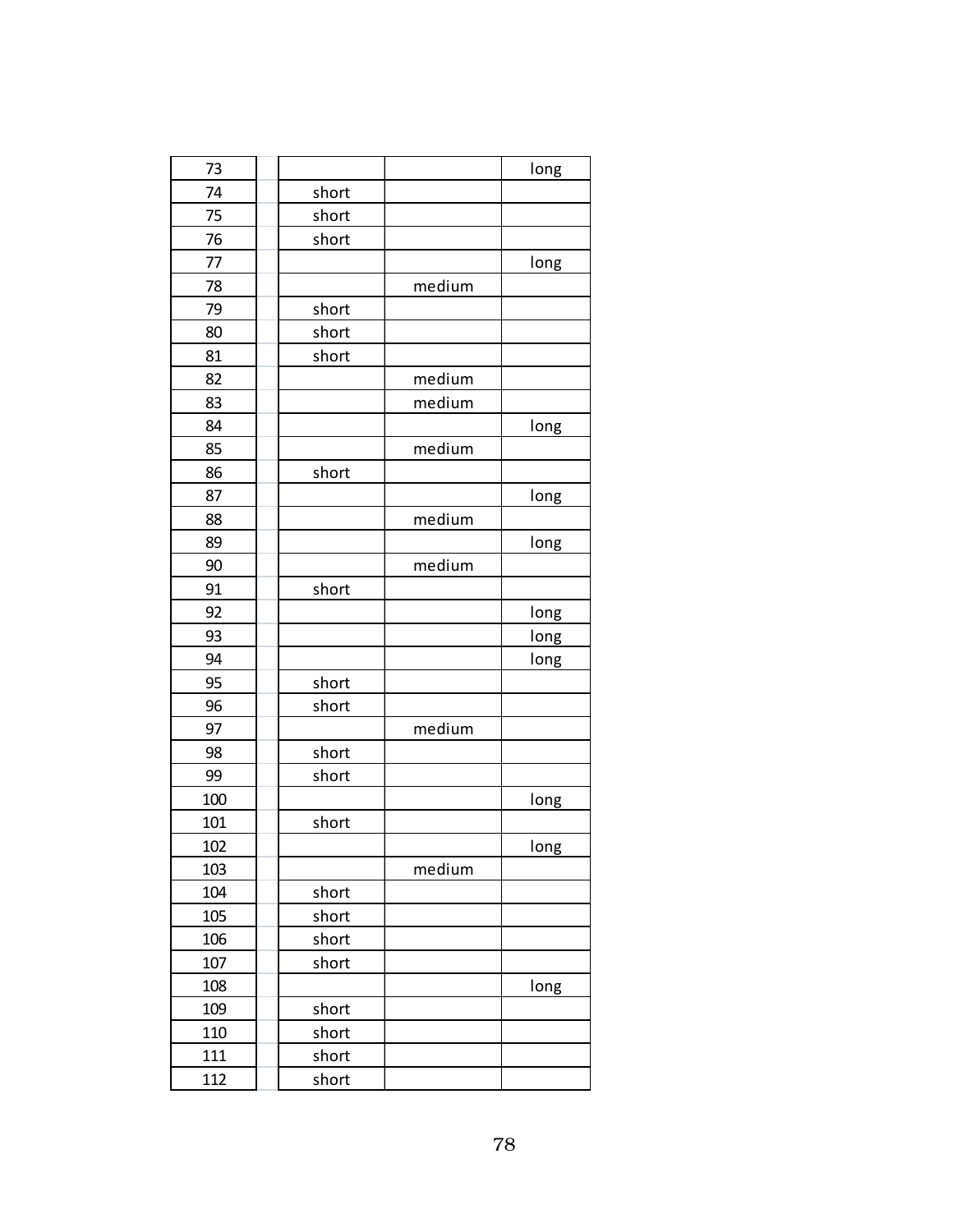| | | | |
|---|---|---|---|
| 73 | | | long |
| 74 | short | | |
| 75 | short | | |
| 76 | short | | |
| 77 | | | long |
| 78 | | medium | |
| 79 | short | | |
| 80 | short | | |
| 81 | short | | |
| 82 | | medium | |
| 83 | | medium | |
| 84 | | | long |
| 85 | | medium | |
| 86 | short | | |
| 87 | | | long |
| 88 | | medium | |
| 89 | | | long |
| 90 | | medium | |
| 91 | short | | |
| 92 | | | long |
| 93 | | | long |
| 94 | | | long |
| 95 | short | | |
| 96 | short | | |
| 97 | | medium | |
| 98 | short | | |
| 99 | short | | |
| 100 | | | long |
| 101 | short | | |
| 102 | | | long |
| 103 | | medium | |
| 104 | short | | |
| 105 | short | | |
| 106 | short | | |
| 107 | short | | |
| 108 | | | long |
| 109 | short | | |
| 110 | short | | |
| 111 | short | | |
| 112 | short | | |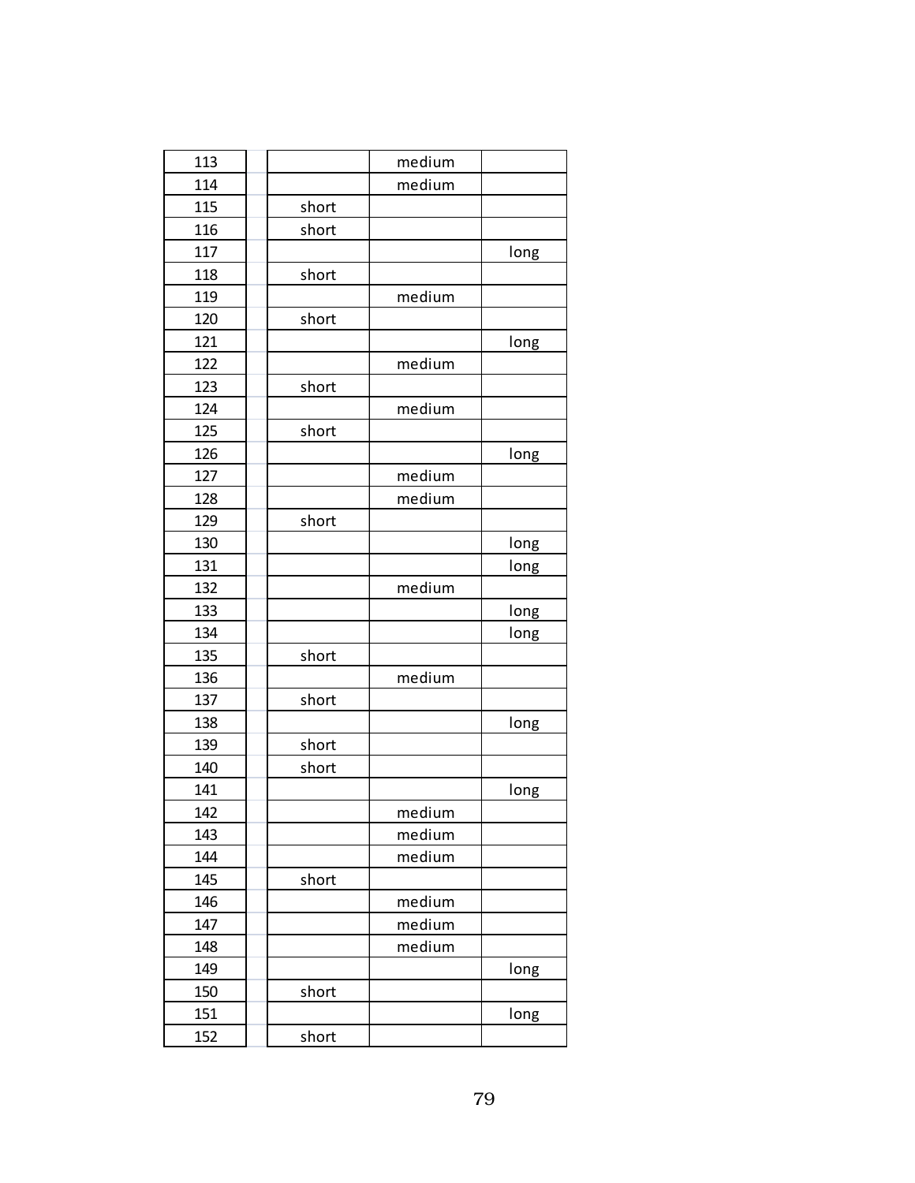| | | | |
|---|---|---|---|
| 113 | | medium | |
| 114 | | medium | |
| 115 | short | | |
| 116 | short | | |
| 117 | | | long |
| 118 | short | | |
| 119 | | medium | |
| 120 | short | | |
| 121 | | | long |
| 122 | | medium | |
| 123 | short | | |
| 124 | | medium | |
| 125 | short | | |
| 126 | | | long |
| 127 | | medium | |
| 128 | | medium | |
| 129 | short | | |
| 130 | | | long |
| 131 | | | long |
| 132 | | medium | |
| 133 | | | long |
| 134 | | | long |
| 135 | short | | |
| 136 | | medium | |
| 137 | short | | |
| 138 | | | long |
| 139 | short | | |
| 140 | short | | |
| 141 | | | long |
| 142 | | medium | |
| 143 | | medium | |
| 144 | | medium | |
| 145 | short | | |
| 146 | | medium | |
| 147 | | medium | |
| 148 | | medium | |
| 149 | | | long |
| 150 | short | | |
| 151 | | | long |
| 152 | short | | |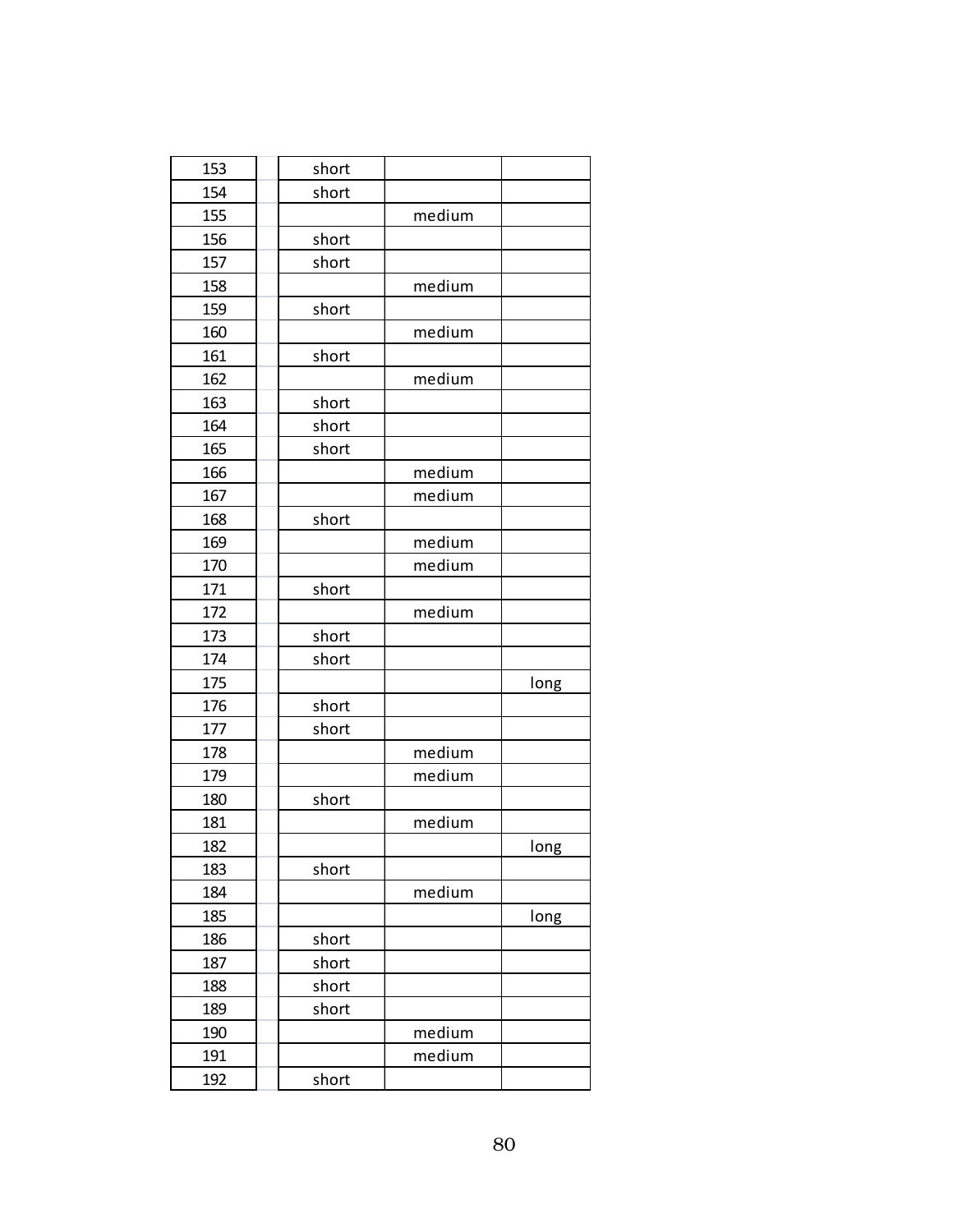| | | | | |
|---|---|---|---|---|
| 153 | | short | | |
| 154 | | short | | |
| 155 | | | medium | |
| 156 | | short | | |
| 157 | | short | | |
| 158 | | | medium | |
| 159 | | short | | |
| 160 | | | medium | |
| 161 | | short | | |
| 162 | | | medium | |
| 163 | | short | | |
| 164 | | short | | |
| 165 | | short | | |
| 166 | | | medium | |
| 167 | | | medium | |
| 168 | | short | | |
| 169 | | | medium | |
| 170 | | | medium | |
| 171 | | short | | |
| 172 | | | medium | |
| 173 | | short | | |
| 174 | | short | | |
| 175 | | | | long |
| 176 | | short | | |
| 177 | | short | | |
| 178 | | | medium | |
| 179 | | | medium | |
| 180 | | short | | |
| 181 | | | medium | |
| 182 | | | | long |
| 183 | | short | | |
| 184 | | | medium | |
| 185 | | | | long |
| 186 | | short | | |
| 187 | | short | | |
| 188 | | short | | |
| 189 | | short | | |
| 190 | | | medium | |
| 191 | | | medium | |
| 192 | | short | | |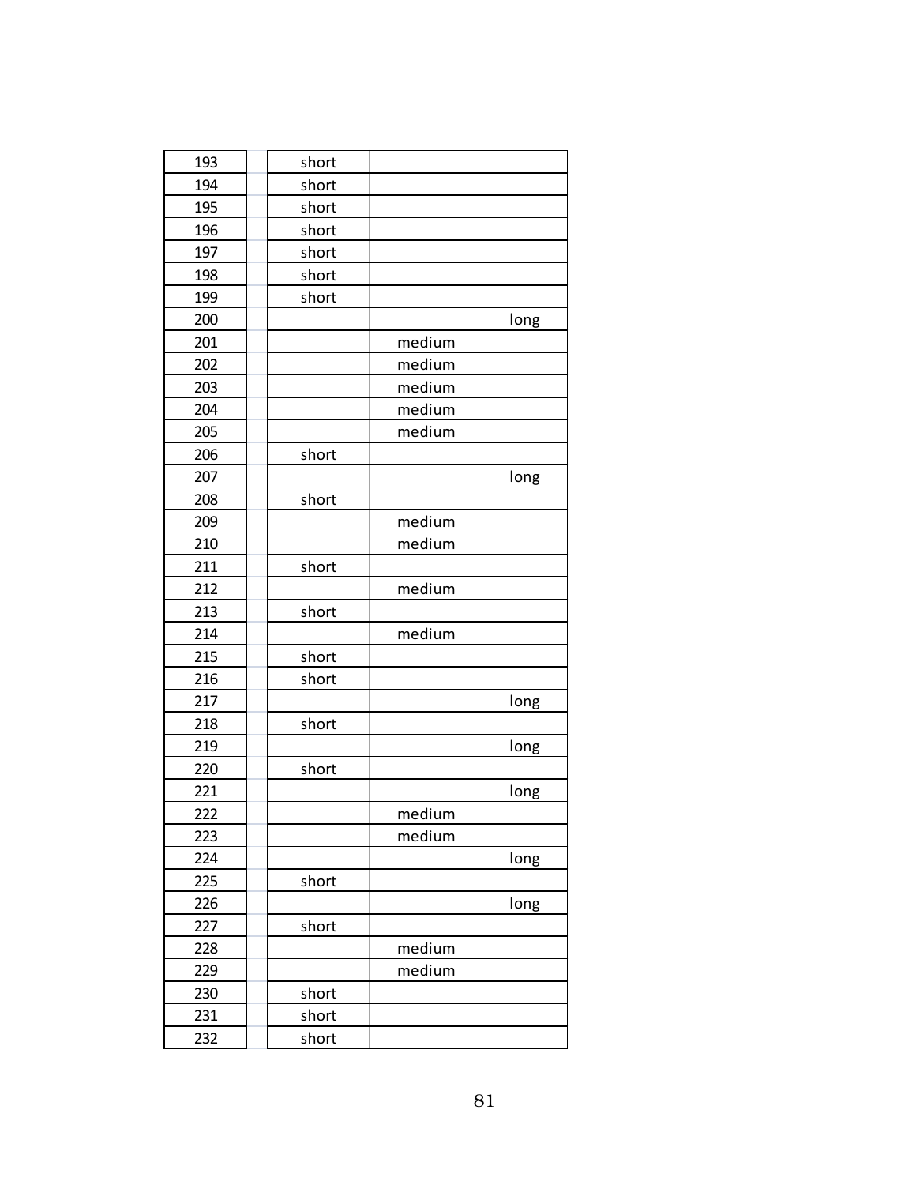| | | | | |
|---|---|---|---|---|
| 193 | | short | | |
| 194 | | short | | |
| 195 | | short | | |
| 196 | | short | | |
| 197 | | short | | |
| 198 | | short | | |
| 199 | | short | | |
| 200 | | | | long |
| 201 | | | medium | |
| 202 | | | medium | |
| 203 | | | medium | |
| 204 | | | medium | |
| 205 | | | medium | |
| 206 | | short | | |
| 207 | | | | long |
| 208 | | short | | |
| 209 | | | medium | |
| 210 | | | medium | |
| 211 | | short | | |
| 212 | | | medium | |
| 213 | | short | | |
| 214 | | | medium | |
| 215 | | short | | |
| 216 | | short | | |
| 217 | | | | long |
| 218 | | short | | |
| 219 | | | | long |
| 220 | | short | | |
| 221 | | | | long |
| 222 | | | medium | |
| 223 | | | medium | |
| 224 | | | | long |
| 225 | | short | | |
| 226 | | | | long |
| 227 | | short | | |
| 228 | | | medium | |
| 229 | | | medium | |
| 230 | | short | | |
| 231 | | short | | |
| 232 | | short | | |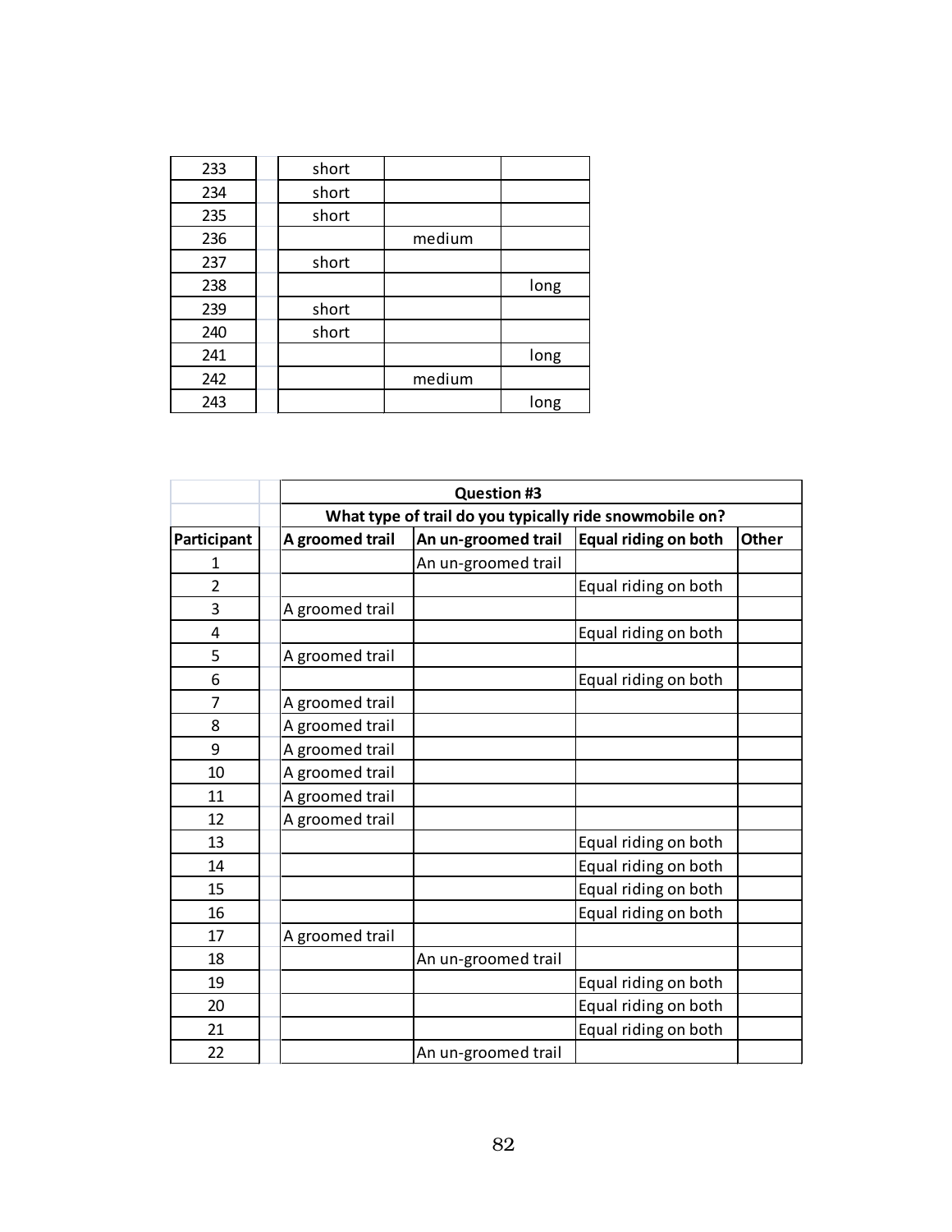| | | | | |
|---|---|---|---|---|
| 233 | | short | | |
| 234 | | short | | |
| 235 | | short | | |
| 236 | | | medium | |
| 237 | | short | | |
| 238 | | | | long |
| 239 | | short | | |
| 240 | | short | | |
| 241 | | | | long |
| 242 | | | medium | |
| 243 | | | | long |

| | | Question #3 | | | |
|---|---|---|---|---|---|
| | | What type of trail do you typically ride snowmobile on? | | | |
| **Participant** | | **A groomed trail** | **An un-groomed trail** | **Equal riding on both** | **Other** |
| 1 | | | An un-groomed trail | | |
| 2 | | | | Equal riding on both | |
| 3 | | A groomed trail | | | |
| 4 | | | | Equal riding on both | |
| 5 | | A groomed trail | | | |
| 6 | | | | Equal riding on both | |
| 7 | | A groomed trail | | | |
| 8 | | A groomed trail | | | |
| 9 | | A groomed trail | | | |
| 10 | | A groomed trail | | | |
| 11 | | A groomed trail | | | |
| 12 | | A groomed trail | | | |
| 13 | | | | Equal riding on both | |
| 14 | | | | Equal riding on both | |
| 15 | | | | Equal riding on both | |
| 16 | | | | Equal riding on both | |
| 17 | | A groomed trail | | | |
| 18 | | | An un-groomed trail | | |
| 19 | | | | Equal riding on both | |
| 20 | | | | Equal riding on both | |
| 21 | | | | Equal riding on both | |
| 22 | | | An un-groomed trail | | |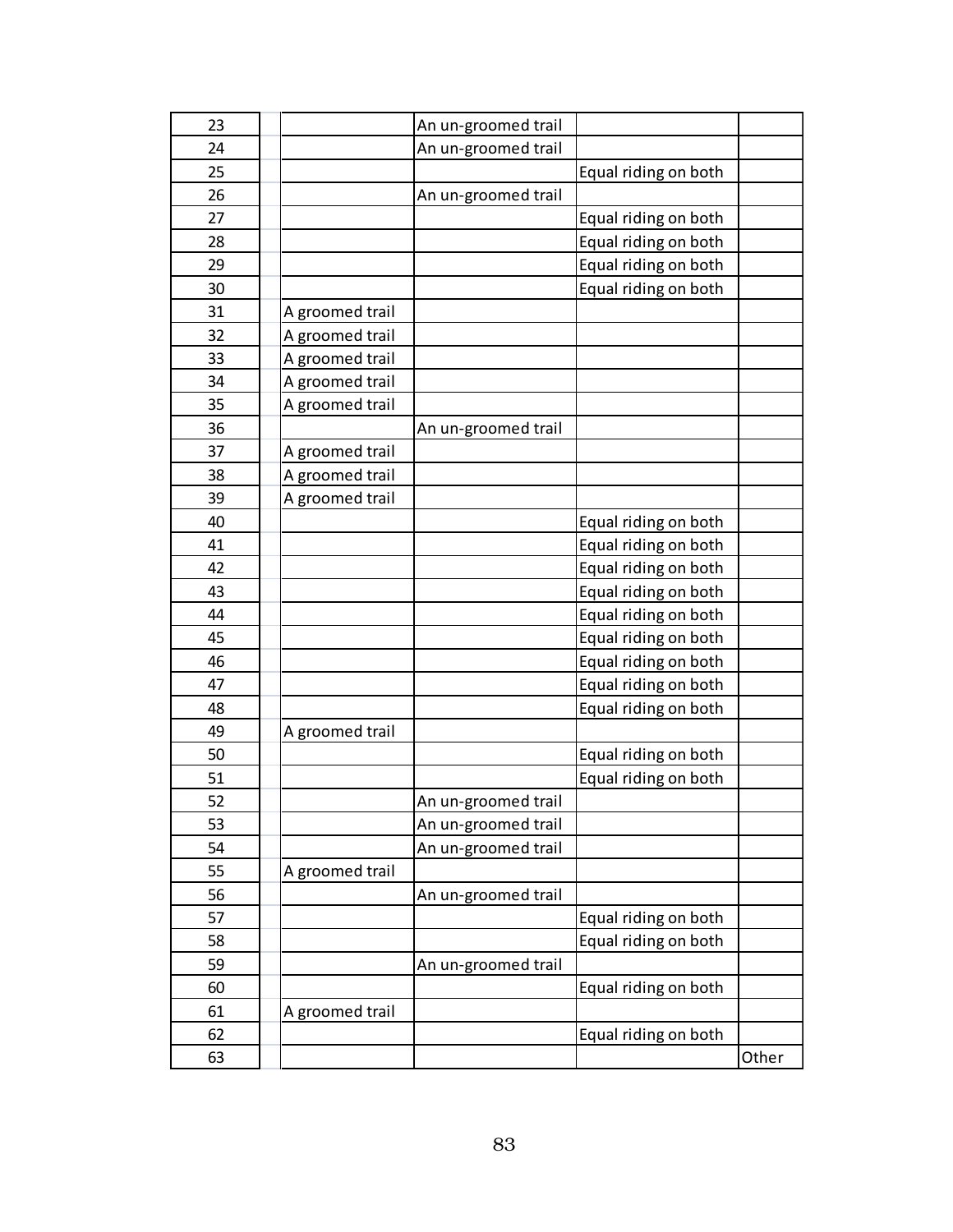| | | | | | |
|---|---|---|---|---|---|
| 23 | | | An un-groomed trail | | |
| 24 | | | An un-groomed trail | | |
| 25 | | | | Equal riding on both | |
| 26 | | | An un-groomed trail | | |
| 27 | | | | Equal riding on both | |
| 28 | | | | Equal riding on both | |
| 29 | | | | Equal riding on both | |
| 30 | | | | Equal riding on both | |
| 31 | | A groomed trail | | | |
| 32 | | A groomed trail | | | |
| 33 | | A groomed trail | | | |
| 34 | | A groomed trail | | | |
| 35 | | A groomed trail | | | |
| 36 | | | An un-groomed trail | | |
| 37 | | A groomed trail | | | |
| 38 | | A groomed trail | | | |
| 39 | | A groomed trail | | | |
| 40 | | | | Equal riding on both | |
| 41 | | | | Equal riding on both | |
| 42 | | | | Equal riding on both | |
| 43 | | | | Equal riding on both | |
| 44 | | | | Equal riding on both | |
| 45 | | | | Equal riding on both | |
| 46 | | | | Equal riding on both | |
| 47 | | | | Equal riding on both | |
| 48 | | | | Equal riding on both | |
| 49 | | A groomed trail | | | |
| 50 | | | | Equal riding on both | |
| 51 | | | | Equal riding on both | |
| 52 | | | An un-groomed trail | | |
| 53 | | | An un-groomed trail | | |
| 54 | | | An un-groomed trail | | |
| 55 | | A groomed trail | | | |
| 56 | | | An un-groomed trail | | |
| 57 | | | | Equal riding on both | |
| 58 | | | | Equal riding on both | |
| 59 | | | An un-groomed trail | | |
| 60 | | | | Equal riding on both | |
| 61 | | A groomed trail | | | |
| 62 | | | | Equal riding on both | |
| 63 | | | | | Other |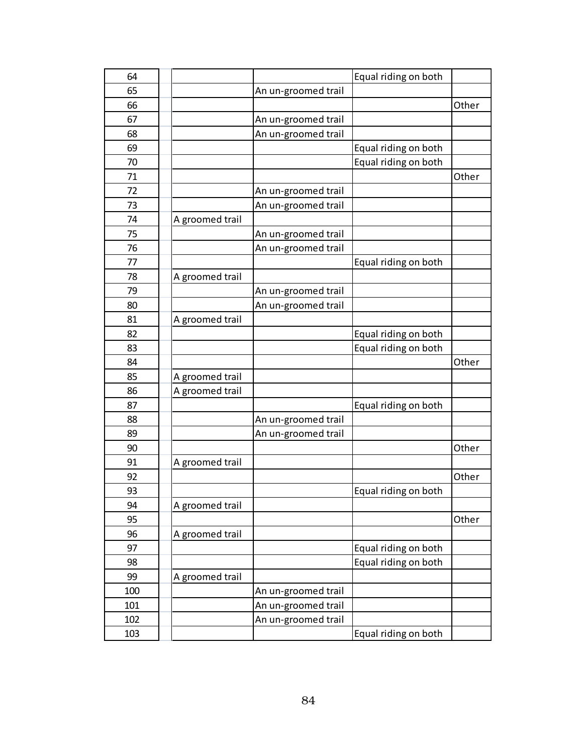| | | | | | |
|---|---|---|---|---|---|
| 64 | | | | Equal riding on both | |
| 65 | | | An un-groomed trail | | |
| 66 | | | | | Other |
| 67 | | | An un-groomed trail | | |
| 68 | | | An un-groomed trail | | |
| 69 | | | | Equal riding on both | |
| 70 | | | | Equal riding on both | |
| 71 | | | | | Other |
| 72 | | | An un-groomed trail | | |
| 73 | | | An un-groomed trail | | |
| 74 | | A groomed trail | | | |
| 75 | | | An un-groomed trail | | |
| 76 | | | An un-groomed trail | | |
| 77 | | | | Equal riding on both | |
| 78 | | A groomed trail | | | |
| 79 | | | An un-groomed trail | | |
| 80 | | | An un-groomed trail | | |
| 81 | | A groomed trail | | | |
| 82 | | | | Equal riding on both | |
| 83 | | | | Equal riding on both | |
| 84 | | | | | Other |
| 85 | | A groomed trail | | | |
| 86 | | A groomed trail | | | |
| 87 | | | | Equal riding on both | |
| 88 | | | An un-groomed trail | | |
| 89 | | | An un-groomed trail | | |
| 90 | | | | | Other |
| 91 | | A groomed trail | | | |
| 92 | | | | | Other |
| 93 | | | | Equal riding on both | |
| 94 | | A groomed trail | | | |
| 95 | | | | | Other |
| 96 | | A groomed trail | | | |
| 97 | | | | Equal riding on both | |
| 98 | | | | Equal riding on both | |
| 99 | | A groomed trail | | | |
| 100 | | | An un-groomed trail | | |
| 101 | | | An un-groomed trail | | |
| 102 | | | An un-groomed trail | | |
| 103 | | | | Equal riding on both | |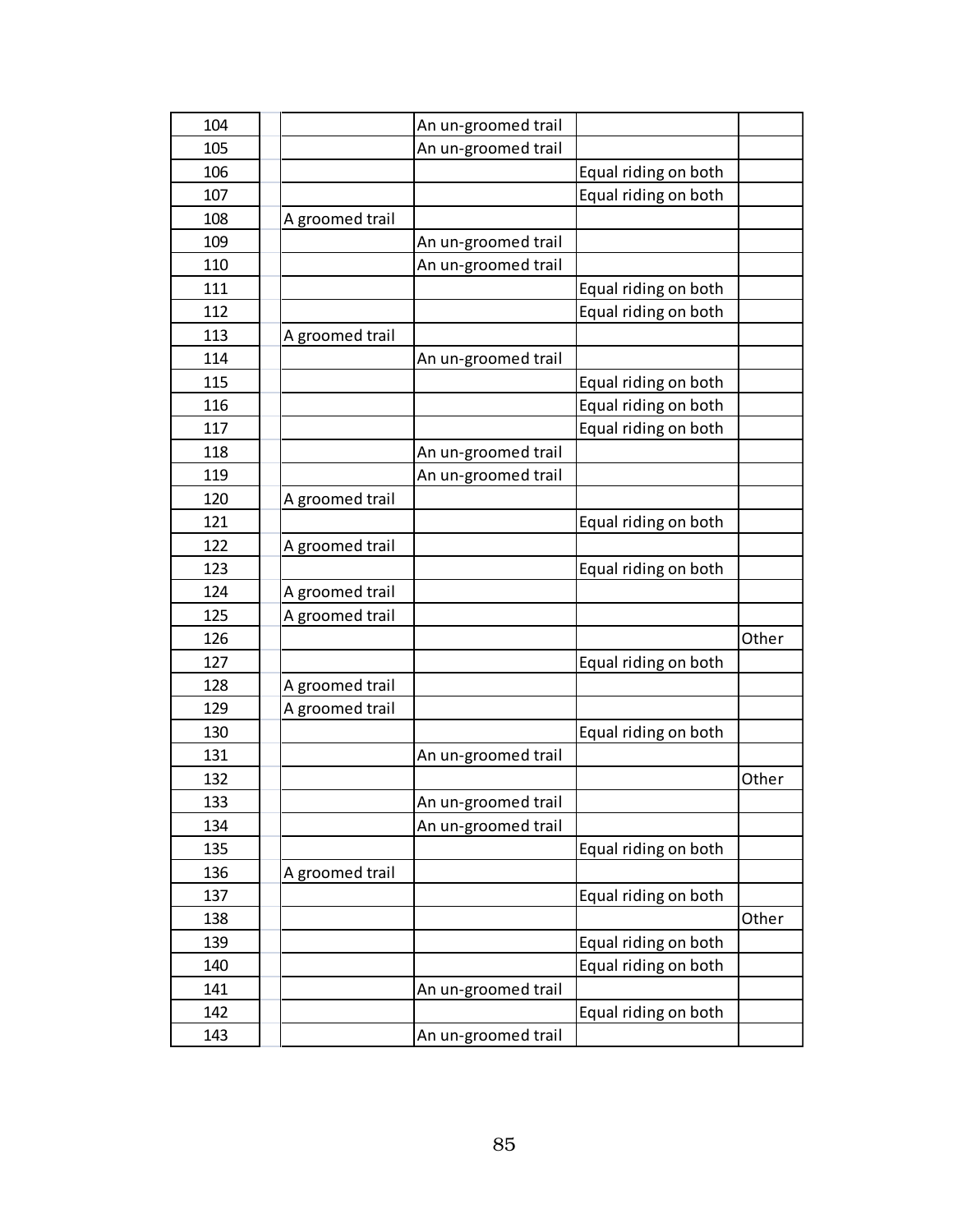| | | | | | |
|---|---|---|---|---|---|
| 104 | | | An un-groomed trail | | |
| 105 | | | An un-groomed trail | | |
| 106 | | | | Equal riding on both | |
| 107 | | | | Equal riding on both | |
| 108 | | A groomed trail | | | |
| 109 | | | An un-groomed trail | | |
| 110 | | | An un-groomed trail | | |
| 111 | | | | Equal riding on both | |
| 112 | | | | Equal riding on both | |
| 113 | | A groomed trail | | | |
| 114 | | | An un-groomed trail | | |
| 115 | | | | Equal riding on both | |
| 116 | | | | Equal riding on both | |
| 117 | | | | Equal riding on both | |
| 118 | | | An un-groomed trail | | |
| 119 | | | An un-groomed trail | | |
| 120 | | A groomed trail | | | |
| 121 | | | | Equal riding on both | |
| 122 | | A groomed trail | | | |
| 123 | | | | Equal riding on both | |
| 124 | | A groomed trail | | | |
| 125 | | A groomed trail | | | |
| 126 | | | | | Other |
| 127 | | | | Equal riding on both | |
| 128 | | A groomed trail | | | |
| 129 | | A groomed trail | | | |
| 130 | | | | Equal riding on both | |
| 131 | | | An un-groomed trail | | |
| 132 | | | | | Other |
| 133 | | | An un-groomed trail | | |
| 134 | | | An un-groomed trail | | |
| 135 | | | | Equal riding on both | |
| 136 | | A groomed trail | | | |
| 137 | | | | Equal riding on both | |
| 138 | | | | | Other |
| 139 | | | | Equal riding on both | |
| 140 | | | | Equal riding on both | |
| 141 | | | An un-groomed trail | | |
| 142 | | | | Equal riding on both | |
| 143 | | | An un-groomed trail | | |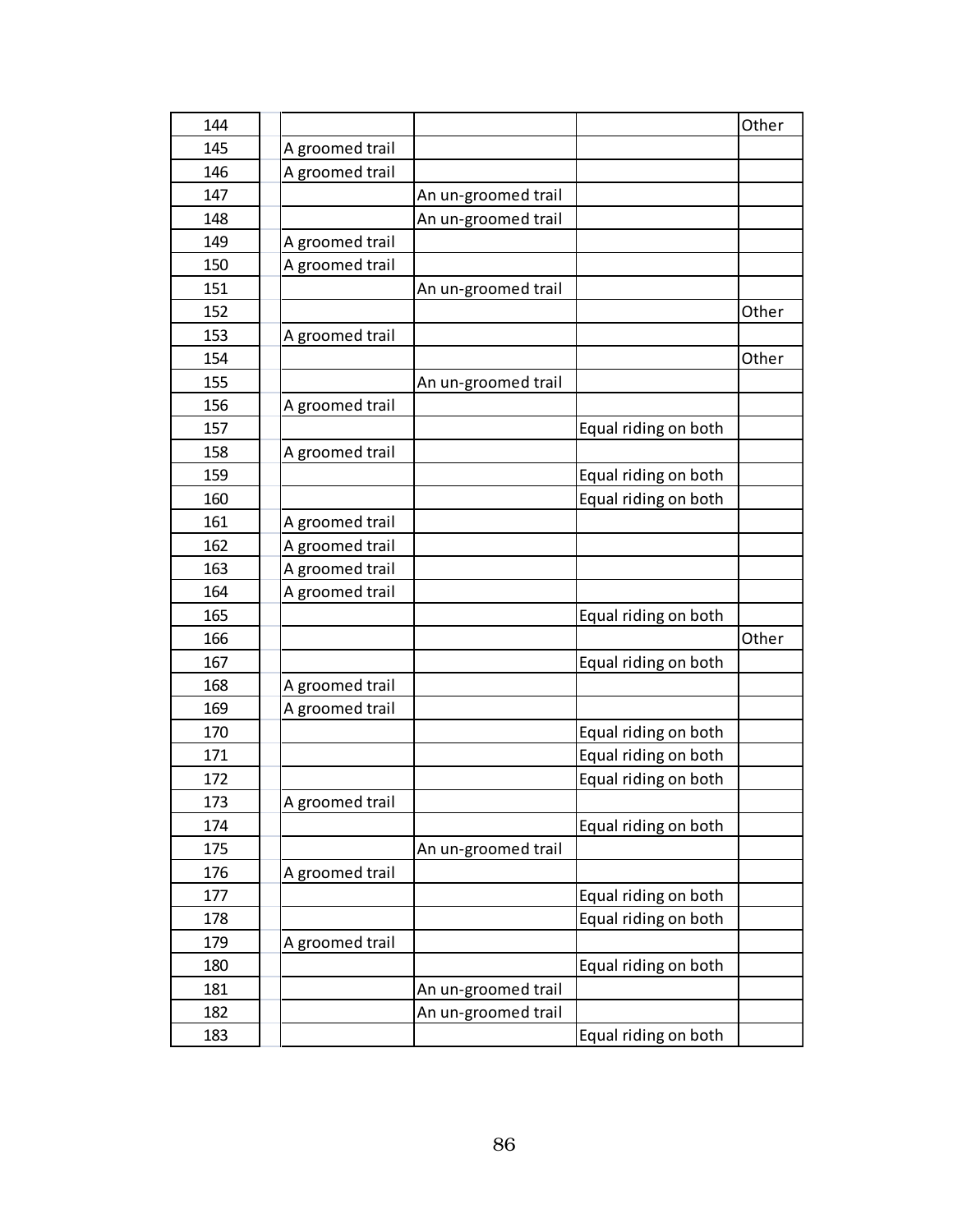| | | | | | |
|---|---|---|---|---|---|
| 144 | | | | | Other |
| 145 | | A groomed trail | | | |
| 146 | | A groomed trail | | | |
| 147 | | | An un-groomed trail | | |
| 148 | | | An un-groomed trail | | |
| 149 | | A groomed trail | | | |
| 150 | | A groomed trail | | | |
| 151 | | | An un-groomed trail | | |
| 152 | | | | | Other |
| 153 | | A groomed trail | | | |
| 154 | | | | | Other |
| 155 | | | An un-groomed trail | | |
| 156 | | A groomed trail | | | |
| 157 | | | | Equal riding on both | |
| 158 | | A groomed trail | | | |
| 159 | | | | Equal riding on both | |
| 160 | | | | Equal riding on both | |
| 161 | | A groomed trail | | | |
| 162 | | A groomed trail | | | |
| 163 | | A groomed trail | | | |
| 164 | | A groomed trail | | | |
| 165 | | | | Equal riding on both | |
| 166 | | | | | Other |
| 167 | | | | Equal riding on both | |
| 168 | | A groomed trail | | | |
| 169 | | A groomed trail | | | |
| 170 | | | | Equal riding on both | |
| 171 | | | | Equal riding on both | |
| 172 | | | | Equal riding on both | |
| 173 | | A groomed trail | | | |
| 174 | | | | Equal riding on both | |
| 175 | | | An un-groomed trail | | |
| 176 | | A groomed trail | | | |
| 177 | | | | Equal riding on both | |
| 178 | | | | Equal riding on both | |
| 179 | | A groomed trail | | | |
| 180 | | | | Equal riding on both | |
| 181 | | | An un-groomed trail | | |
| 182 | | | An un-groomed trail | | |
| 183 | | | | Equal riding on both | |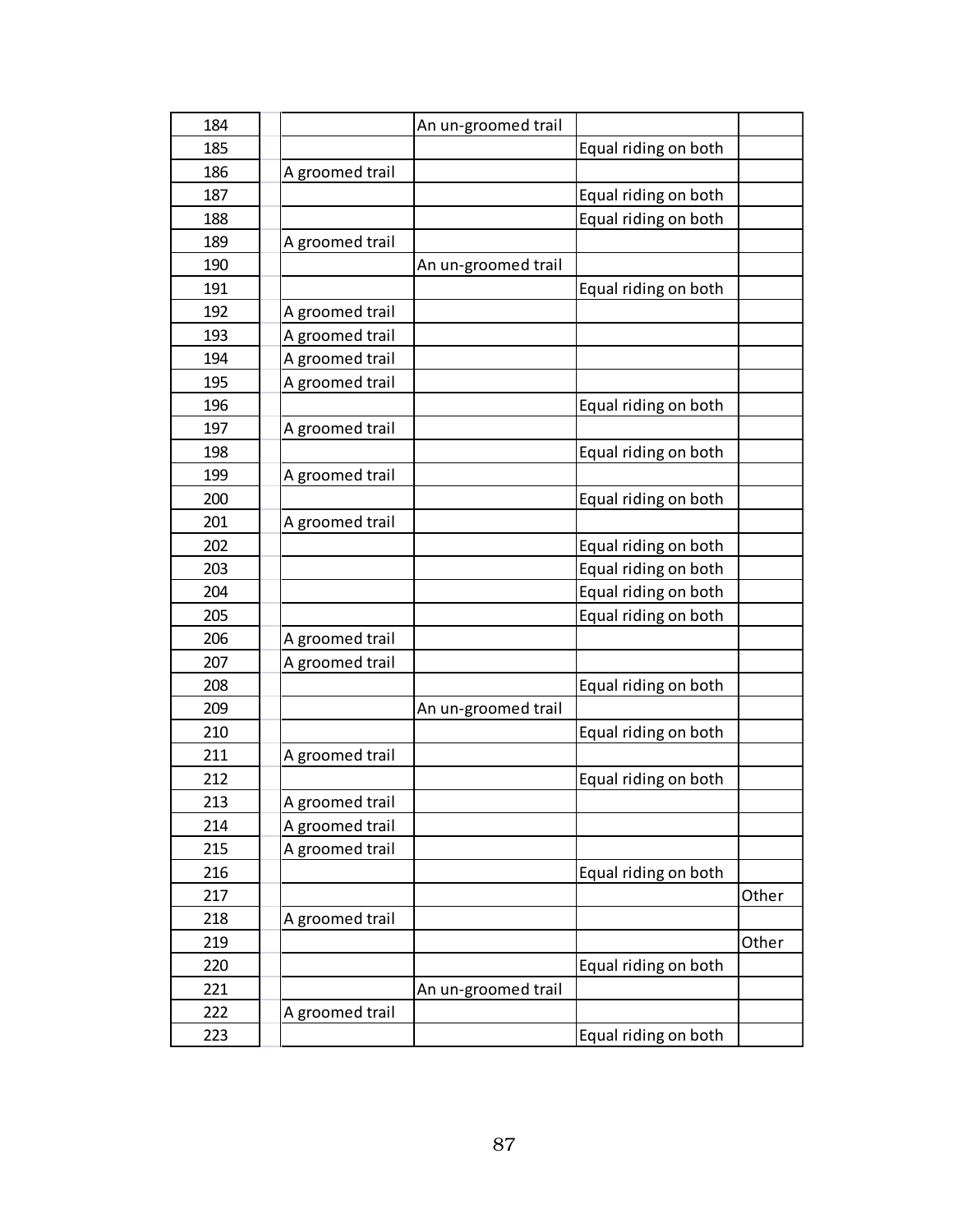| | | | | | |
|---|---|---|---|---|---|
| 184 | | | An un-groomed trail | | |
| 185 | | | | Equal riding on both | |
| 186 | | A groomed trail | | | |
| 187 | | | | Equal riding on both | |
| 188 | | | | Equal riding on both | |
| 189 | | A groomed trail | | | |
| 190 | | | An un-groomed trail | | |
| 191 | | | | Equal riding on both | |
| 192 | | A groomed trail | | | |
| 193 | | A groomed trail | | | |
| 194 | | A groomed trail | | | |
| 195 | | A groomed trail | | | |
| 196 | | | | Equal riding on both | |
| 197 | | A groomed trail | | | |
| 198 | | | | Equal riding on both | |
| 199 | | A groomed trail | | | |
| 200 | | | | Equal riding on both | |
| 201 | | A groomed trail | | | |
| 202 | | | | Equal riding on both | |
| 203 | | | | Equal riding on both | |
| 204 | | | | Equal riding on both | |
| 205 | | | | Equal riding on both | |
| 206 | | A groomed trail | | | |
| 207 | | A groomed trail | | | |
| 208 | | | | Equal riding on both | |
| 209 | | | An un-groomed trail | | |
| 210 | | | | Equal riding on both | |
| 211 | | A groomed trail | | | |
| 212 | | | | Equal riding on both | |
| 213 | | A groomed trail | | | |
| 214 | | A groomed trail | | | |
| 215 | | A groomed trail | | | |
| 216 | | | | Equal riding on both | |
| 217 | | | | | Other |
| 218 | | A groomed trail | | | |
| 219 | | | | | Other |
| 220 | | | | Equal riding on both | |
| 221 | | | An un-groomed trail | | |
| 222 | | A groomed trail | | | |
| 223 | | | | Equal riding on both | |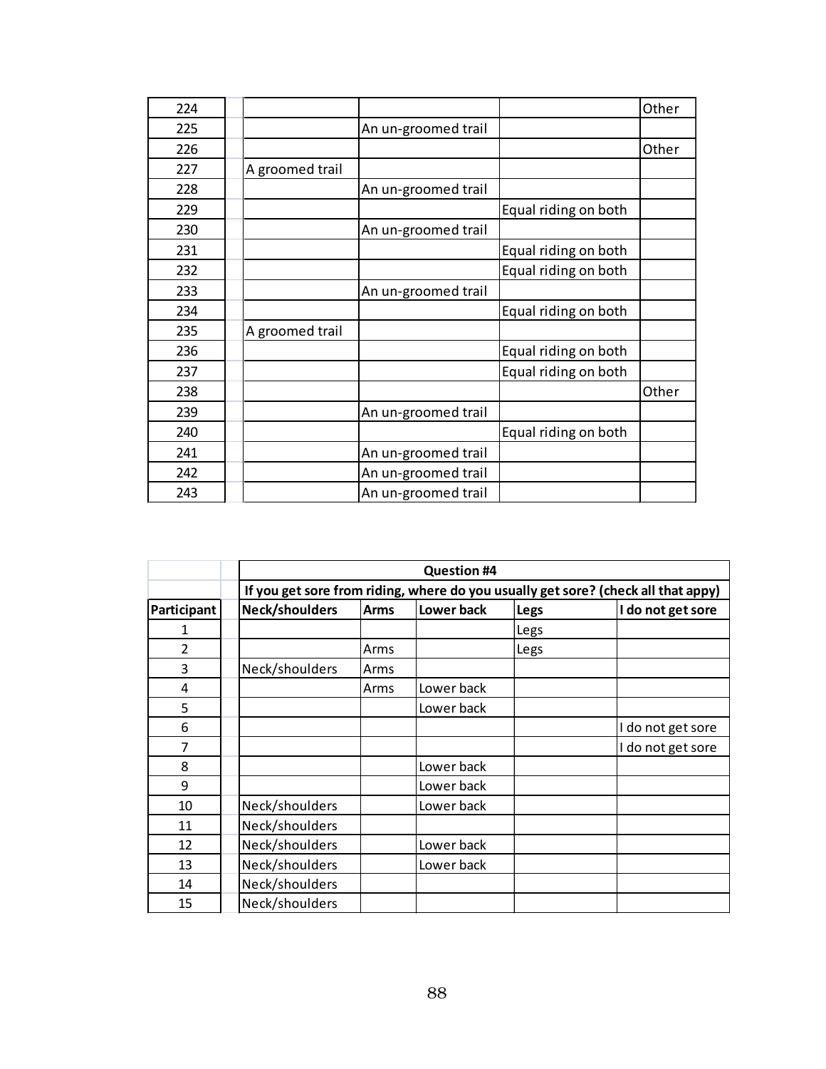| | | | | | |
|---|---|---|---|---|---|
| 224 | | | | | Other |
| 225 | | | An un-groomed trail | | |
| 226 | | | | | Other |
| 227 | | A groomed trail | | | |
| 228 | | | An un-groomed trail | | |
| 229 | | | | Equal riding on both | |
| 230 | | | An un-groomed trail | | |
| 231 | | | | Equal riding on both | |
| 232 | | | | Equal riding on both | |
| 233 | | | An un-groomed trail | | |
| 234 | | | | Equal riding on both | |
| 235 | | A groomed trail | | | |
| 236 | | | | Equal riding on both | |
| 237 | | | | Equal riding on both | |
| 238 | | | | | Other |
| 239 | | | An un-groomed trail | | |
| 240 | | | | Equal riding on both | |
| 241 | | | An un-groomed trail | | |
| 242 | | | An un-groomed trail | | |
| 243 | | | An un-groomed trail | | |

| | | **Question #4** | | | | |
|---|---|---|---|---|---|---|
| | | **If you get sore from riding, where do you usually get sore? (check all that appy)** | | | | |
| **Participant** | | **Neck/shoulders** | **Arms** | **Lower back** | **Legs** | **I do not get sore** |
| 1 | | | | | Legs | |
| 2 | | | Arms | | Legs | |
| 3 | | Neck/shoulders | Arms | | | |
| 4 | | | Arms | Lower back | | |
| 5 | | | | Lower back | | |
| 6 | | | | | | I do not get sore |
| 7 | | | | | | I do not get sore |
| 8 | | | | Lower back | | |
| 9 | | | | Lower back | | |
| 10 | | Neck/shoulders | | Lower back | | |
| 11 | | Neck/shoulders | | | | |
| 12 | | Neck/shoulders | | Lower back | | |
| 13 | | Neck/shoulders | | Lower back | | |
| 14 | | Neck/shoulders | | | | |
| 15 | | Neck/shoulders | | | | |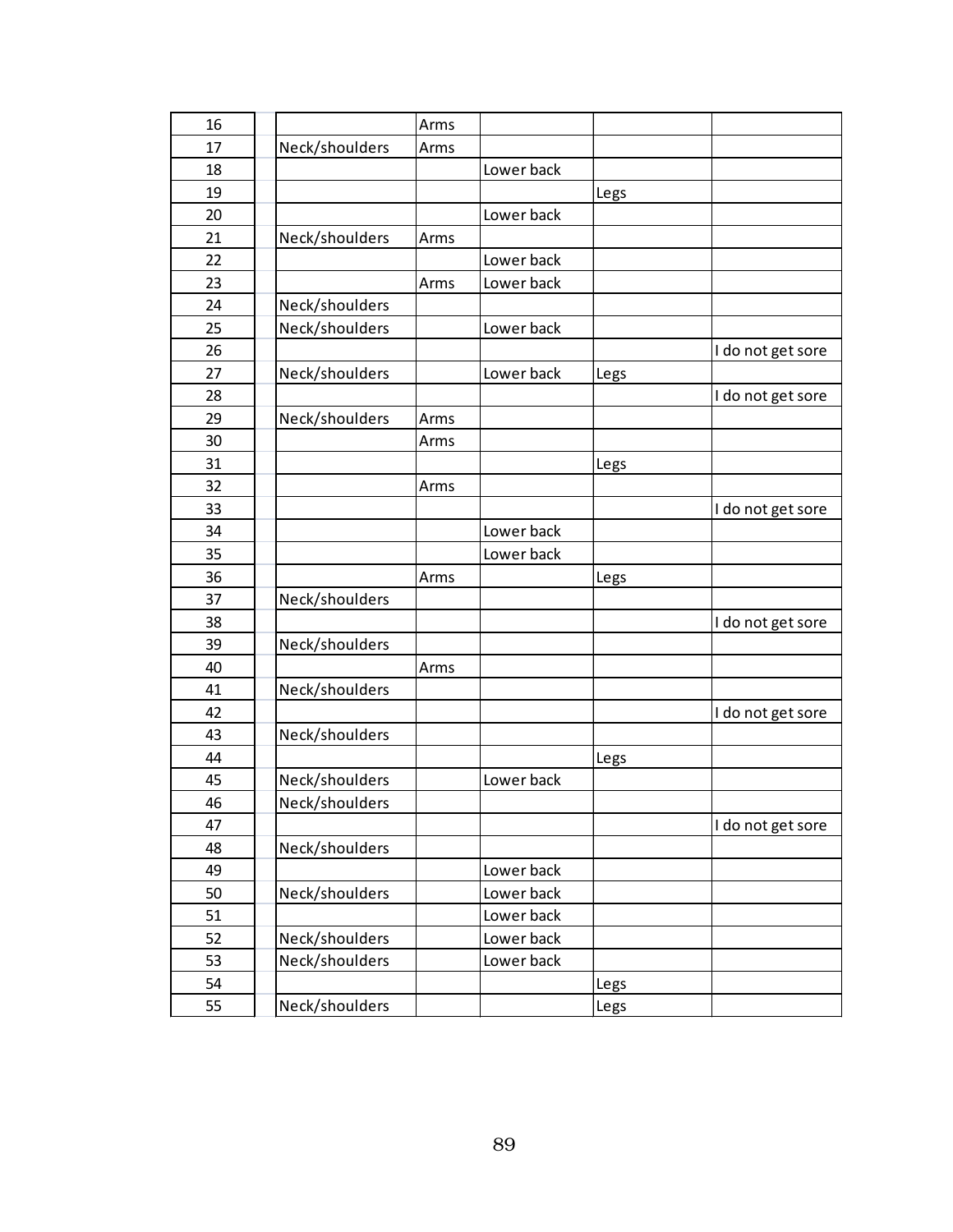| | | | | | | |
|---|---|---|---|---|---|---|
| 16 | | | Arms | | | |
| 17 | | Neck/shoulders | Arms | | | |
| 18 | | | | Lower back | | |
| 19 | | | | | Legs | |
| 20 | | | | Lower back | | |
| 21 | | Neck/shoulders | Arms | | | |
| 22 | | | | Lower back | | |
| 23 | | | Arms | Lower back | | |
| 24 | | Neck/shoulders | | | | |
| 25 | | Neck/shoulders | | Lower back | | |
| 26 | | | | | | I do not get sore |
| 27 | | Neck/shoulders | | Lower back | Legs | |
| 28 | | | | | | I do not get sore |
| 29 | | Neck/shoulders | Arms | | | |
| 30 | | | Arms | | | |
| 31 | | | | | Legs | |
| 32 | | | Arms | | | |
| 33 | | | | | | I do not get sore |
| 34 | | | | Lower back | | |
| 35 | | | | Lower back | | |
| 36 | | | Arms | | Legs | |
| 37 | | Neck/shoulders | | | | |
| 38 | | | | | | I do not get sore |
| 39 | | Neck/shoulders | | | | |
| 40 | | | Arms | | | |
| 41 | | Neck/shoulders | | | | |
| 42 | | | | | | I do not get sore |
| 43 | | Neck/shoulders | | | | |
| 44 | | | | | Legs | |
| 45 | | Neck/shoulders | | Lower back | | |
| 46 | | Neck/shoulders | | | | |
| 47 | | | | | | I do not get sore |
| 48 | | Neck/shoulders | | | | |
| 49 | | | | Lower back | | |
| 50 | | Neck/shoulders | | Lower back | | |
| 51 | | | | Lower back | | |
| 52 | | Neck/shoulders | | Lower back | | |
| 53 | | Neck/shoulders | | Lower back | | |
| 54 | | | | | Legs | |
| 55 | | Neck/shoulders | | | Legs | |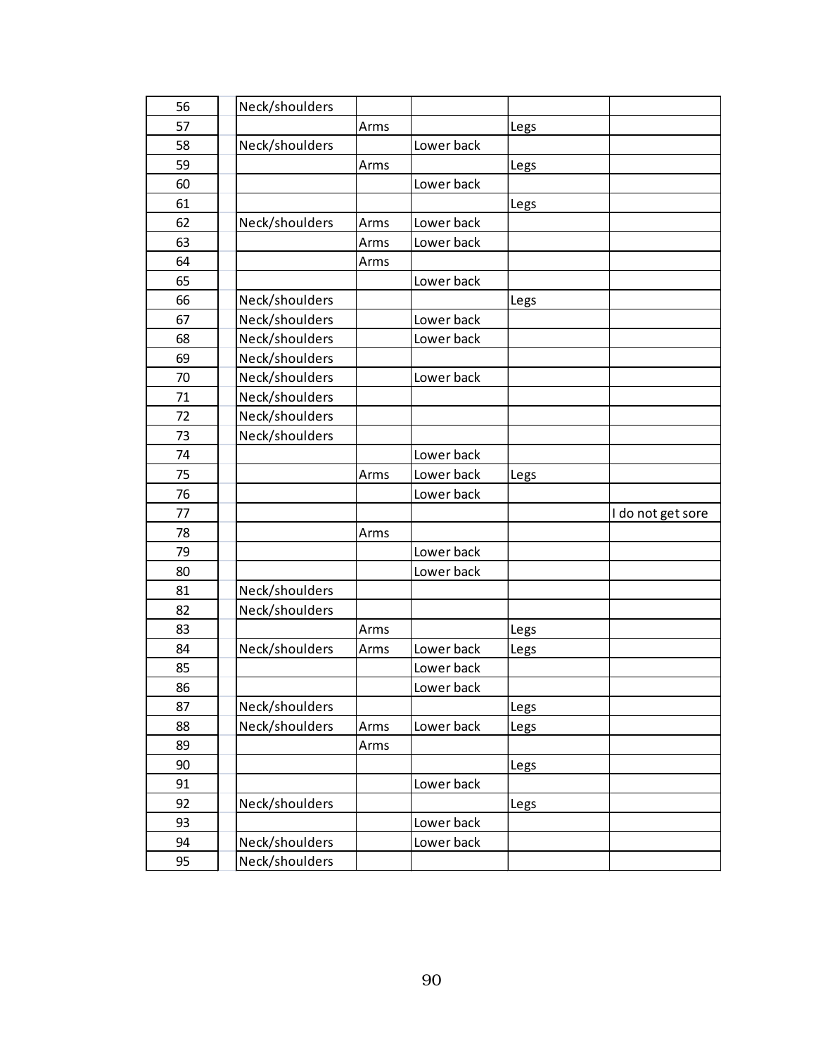| 56 | Neck/shoulders | | | | |
|---|---|---|---|---|---|
| 57 | | Arms | | Legs | |
| 58 | Neck/shoulders | | Lower back | | |
| 59 | | Arms | | Legs | |
| 60 | | | Lower back | | |
| 61 | | | | Legs | |
| 62 | Neck/shoulders | Arms | Lower back | | |
| 63 | | Arms | Lower back | | |
| 64 | | Arms | | | |
| 65 | | | Lower back | | |
| 66 | Neck/shoulders | | | Legs | |
| 67 | Neck/shoulders | | Lower back | | |
| 68 | Neck/shoulders | | Lower back | | |
| 69 | Neck/shoulders | | | | |
| 70 | Neck/shoulders | | Lower back | | |
| 71 | Neck/shoulders | | | | |
| 72 | Neck/shoulders | | | | |
| 73 | Neck/shoulders | | | | |
| 74 | | | Lower back | | |
| 75 | | Arms | Lower back | Legs | |
| 76 | | | Lower back | | |
| 77 | | | | | I do not get sore |
| 78 | | Arms | | | |
| 79 | | | Lower back | | |
| 80 | | | Lower back | | |
| 81 | Neck/shoulders | | | | |
| 82 | Neck/shoulders | | | | |
| 83 | | Arms | | Legs | |
| 84 | Neck/shoulders | Arms | Lower back | Legs | |
| 85 | | | Lower back | | |
| 86 | | | Lower back | | |
| 87 | Neck/shoulders | | | Legs | |
| 88 | Neck/shoulders | Arms | Lower back | Legs | |
| 89 | | Arms | | | |
| 90 | | | | Legs | |
| 91 | | | Lower back | | |
| 92 | Neck/shoulders | | | Legs | |
| 93 | | | Lower back | | |
| 94 | Neck/shoulders | | Lower back | | |
| 95 | Neck/shoulders | | | | |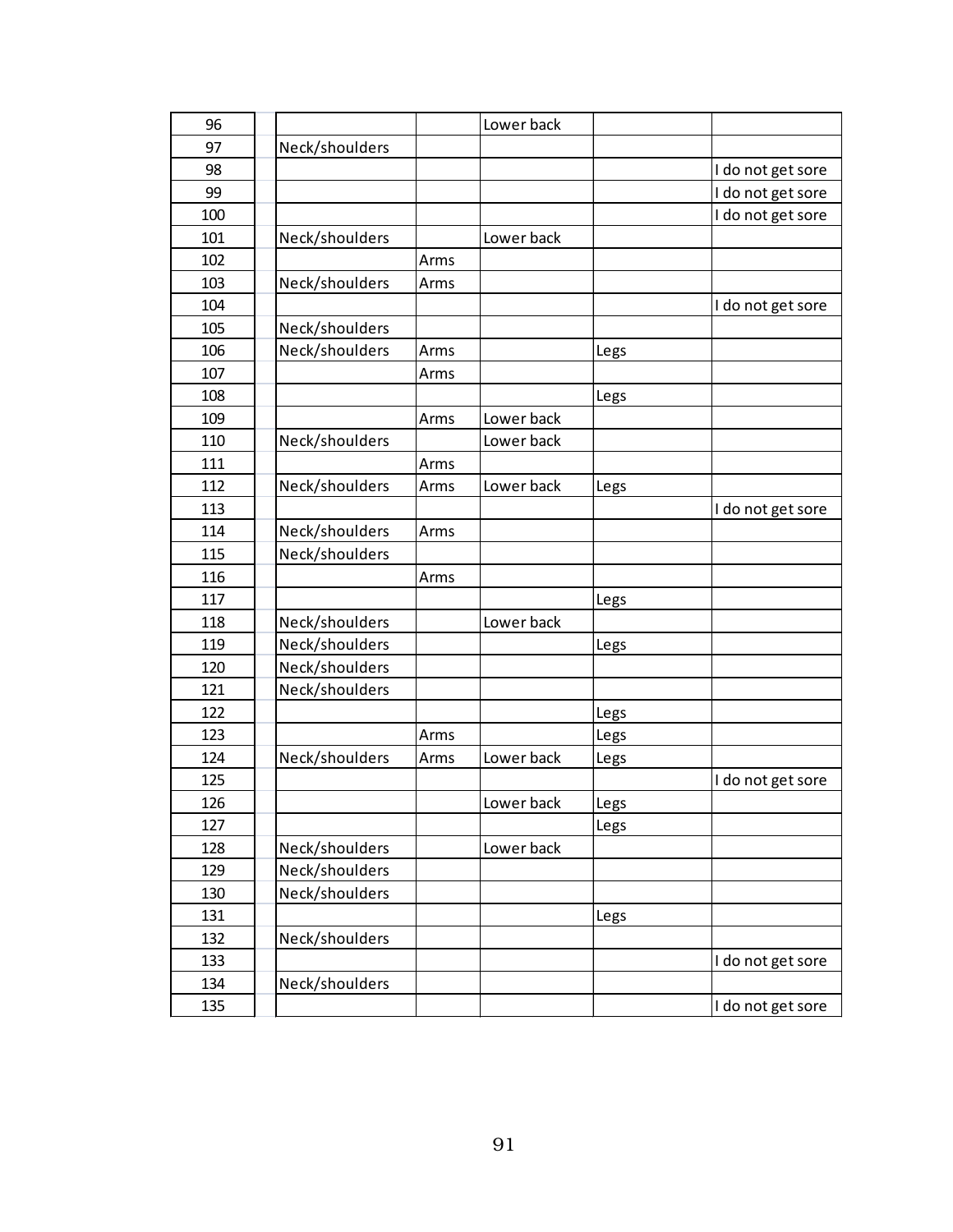| | | | | | | |
|---|---|---|---|---|---|---|
| 96 | | | | Lower back | | |
| 97 | | Neck/shoulders | | | | |
| 98 | | | | | | I do not get sore |
| 99 | | | | | | I do not get sore |
| 100 | | | | | | I do not get sore |
| 101 | | Neck/shoulders | | Lower back | | |
| 102 | | | Arms | | | |
| 103 | | Neck/shoulders | Arms | | | |
| 104 | | | | | | I do not get sore |
| 105 | | Neck/shoulders | | | | |
| 106 | | Neck/shoulders | Arms | | Legs | |
| 107 | | | Arms | | | |
| 108 | | | | | Legs | |
| 109 | | | Arms | Lower back | | |
| 110 | | Neck/shoulders | | Lower back | | |
| 111 | | | Arms | | | |
| 112 | | Neck/shoulders | Arms | Lower back | Legs | |
| 113 | | | | | | I do not get sore |
| 114 | | Neck/shoulders | Arms | | | |
| 115 | | Neck/shoulders | | | | |
| 116 | | | Arms | | | |
| 117 | | | | | Legs | |
| 118 | | Neck/shoulders | | Lower back | | |
| 119 | | Neck/shoulders | | | Legs | |
| 120 | | Neck/shoulders | | | | |
| 121 | | Neck/shoulders | | | | |
| 122 | | | | | Legs | |
| 123 | | | Arms | | Legs | |
| 124 | | Neck/shoulders | Arms | Lower back | Legs | |
| 125 | | | | | | I do not get sore |
| 126 | | | | Lower back | Legs | |
| 127 | | | | | Legs | |
| 128 | | Neck/shoulders | | Lower back | | |
| 129 | | Neck/shoulders | | | | |
| 130 | | Neck/shoulders | | | | |
| 131 | | | | | Legs | |
| 132 | | Neck/shoulders | | | | |
| 133 | | | | | | I do not get sore |
| 134 | | Neck/shoulders | | | | |
| 135 | | | | | | I do not get sore |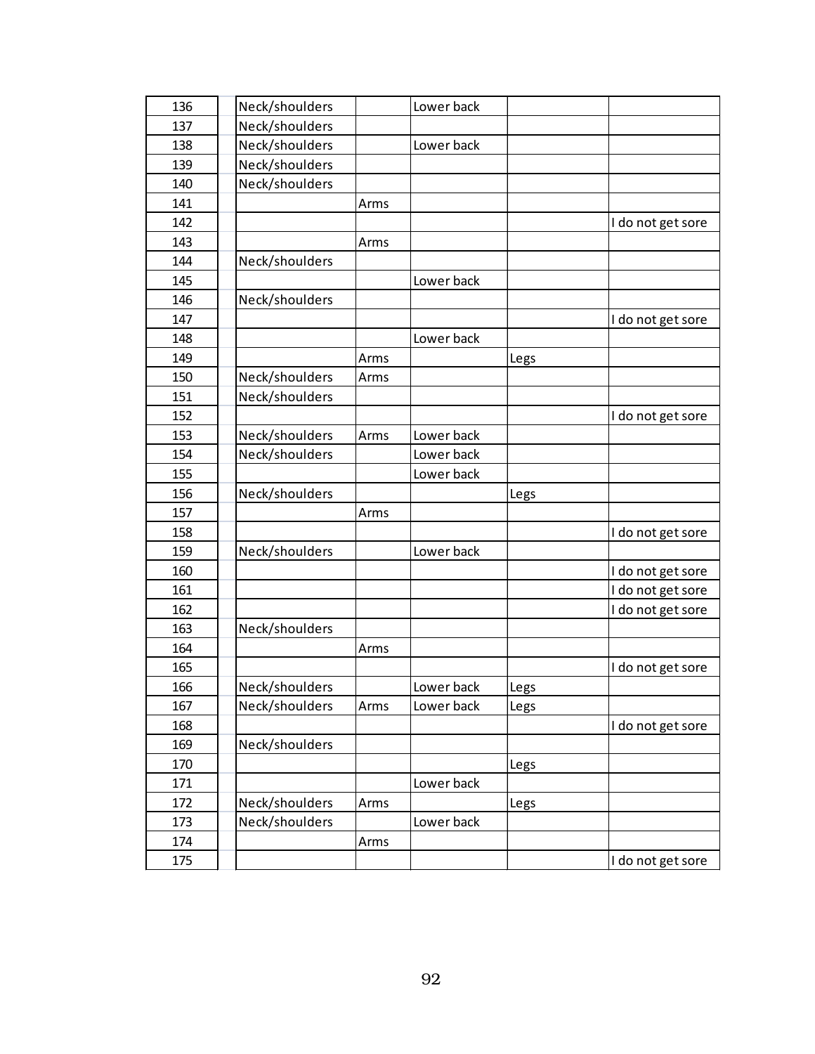| | | | | | | |
|---|---|---|---|---|---|---|
| 136 | | Neck/shoulders | | Lower back | | |
| 137 | | Neck/shoulders | | | | |
| 138 | | Neck/shoulders | | Lower back | | |
| 139 | | Neck/shoulders | | | | |
| 140 | | Neck/shoulders | | | | |
| 141 | | | Arms | | | |
| 142 | | | | | | I do not get sore |
| 143 | | | Arms | | | |
| 144 | | Neck/shoulders | | | | |
| 145 | | | | Lower back | | |
| 146 | | Neck/shoulders | | | | |
| 147 | | | | | | I do not get sore |
| 148 | | | | Lower back | | |
| 149 | | | Arms | | Legs | |
| 150 | | Neck/shoulders | Arms | | | |
| 151 | | Neck/shoulders | | | | |
| 152 | | | | | | I do not get sore |
| 153 | | Neck/shoulders | Arms | Lower back | | |
| 154 | | Neck/shoulders | | Lower back | | |
| 155 | | | | Lower back | | |
| 156 | | Neck/shoulders | | | Legs | |
| 157 | | | Arms | | | |
| 158 | | | | | | I do not get sore |
| 159 | | Neck/shoulders | | Lower back | | |
| 160 | | | | | | I do not get sore |
| 161 | | | | | | I do not get sore |
| 162 | | | | | | I do not get sore |
| 163 | | Neck/shoulders | | | | |
| 164 | | | Arms | | | |
| 165 | | | | | | I do not get sore |
| 166 | | Neck/shoulders | | Lower back | Legs | |
| 167 | | Neck/shoulders | Arms | Lower back | Legs | |
| 168 | | | | | | I do not get sore |
| 169 | | Neck/shoulders | | | | |
| 170 | | | | | Legs | |
| 171 | | | | Lower back | | |
| 172 | | Neck/shoulders | Arms | | Legs | |
| 173 | | Neck/shoulders | | Lower back | | |
| 174 | | | Arms | | | |
| 175 | | | | | | I do not get sore |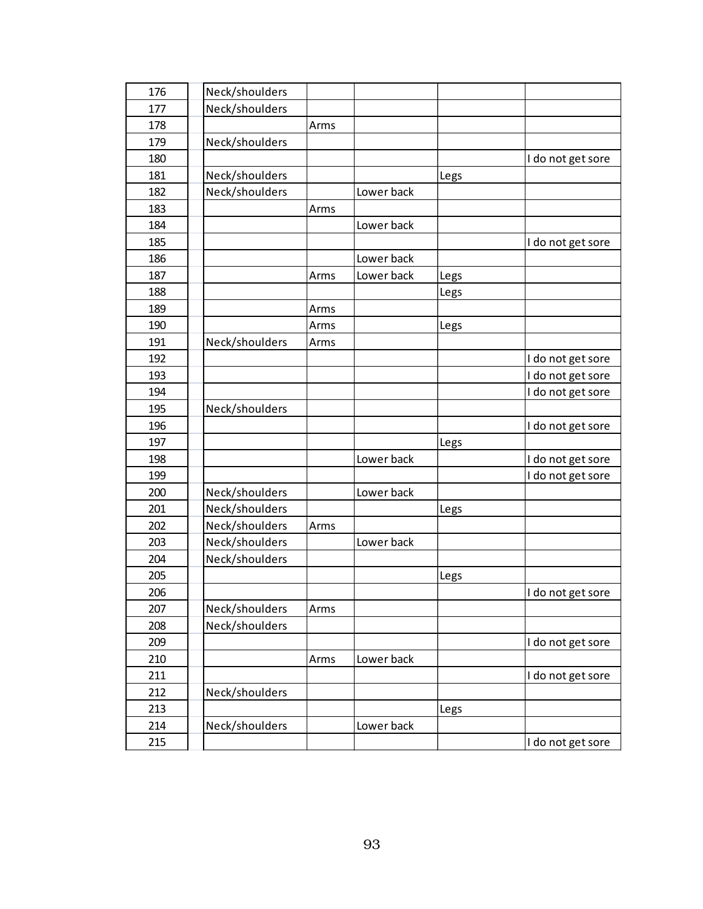| | | | | | | |
|---|---|---|---|---|---|---|
| 176 | | Neck/shoulders | | | | |
| 177 | | Neck/shoulders | | | | |
| 178 | | | Arms | | | |
| 179 | | Neck/shoulders | | | | |
| 180 | | | | | | I do not get sore |
| 181 | | Neck/shoulders | | | Legs | |
| 182 | | Neck/shoulders | | Lower back | | |
| 183 | | | Arms | | | |
| 184 | | | | Lower back | | |
| 185 | | | | | | I do not get sore |
| 186 | | | | Lower back | | |
| 187 | | | Arms | Lower back | Legs | |
| 188 | | | | | Legs | |
| 189 | | | Arms | | | |
| 190 | | | Arms | | Legs | |
| 191 | | Neck/shoulders | Arms | | | |
| 192 | | | | | | I do not get sore |
| 193 | | | | | | I do not get sore |
| 194 | | | | | | I do not get sore |
| 195 | | Neck/shoulders | | | | |
| 196 | | | | | | I do not get sore |
| 197 | | | | | Legs | |
| 198 | | | | Lower back | | I do not get sore |
| 199 | | | | | | I do not get sore |
| 200 | | Neck/shoulders | | Lower back | | |
| 201 | | Neck/shoulders | | | Legs | |
| 202 | | Neck/shoulders | Arms | | | |
| 203 | | Neck/shoulders | | Lower back | | |
| 204 | | Neck/shoulders | | | | |
| 205 | | | | | Legs | |
| 206 | | | | | | I do not get sore |
| 207 | | Neck/shoulders | Arms | | | |
| 208 | | Neck/shoulders | | | | |
| 209 | | | | | | I do not get sore |
| 210 | | | Arms | Lower back | | |
| 211 | | | | | | I do not get sore |
| 212 | | Neck/shoulders | | | | |
| 213 | | | | | Legs | |
| 214 | | Neck/shoulders | | Lower back | | |
| 215 | | | | | | I do not get sore |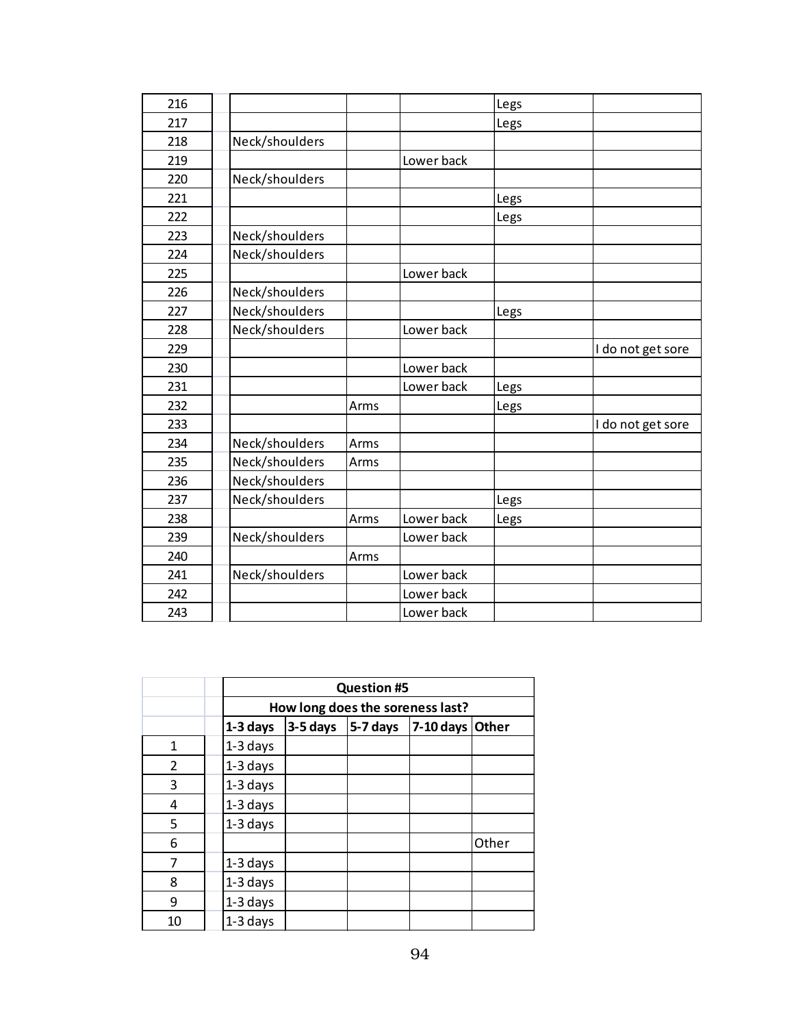| | | | | | | |
|---|---|---|---|---|---|---|
| 216 | | | | | Legs | |
| 217 | | | | | Legs | |
| 218 | | Neck/shoulders | | | | |
| 219 | | | | Lower back | | |
| 220 | | Neck/shoulders | | | | |
| 221 | | | | | Legs | |
| 222 | | | | | Legs | |
| 223 | | Neck/shoulders | | | | |
| 224 | | Neck/shoulders | | | | |
| 225 | | | | Lower back | | |
| 226 | | Neck/shoulders | | | | |
| 227 | | Neck/shoulders | | | Legs | |
| 228 | | Neck/shoulders | | Lower back | | |
| 229 | | | | | | I do not get sore |
| 230 | | | | Lower back | | |
| 231 | | | | Lower back | Legs | |
| 232 | | | Arms | | Legs | |
| 233 | | | | | | I do not get sore |
| 234 | | Neck/shoulders | Arms | | | |
| 235 | | Neck/shoulders | Arms | | | |
| 236 | | Neck/shoulders | | | | |
| 237 | | Neck/shoulders | | | Legs | |
| 238 | | | Arms | Lower back | Legs | |
| 239 | | Neck/shoulders | | Lower back | | |
| 240 | | | Arms | | | |
| 241 | | Neck/shoulders | | Lower back | | |
| 242 | | | | Lower back | | |
| 243 | | | | Lower back | | |

| | | Question #5 | | | | |
|---|---|---|---|---|---|---|
| | | How long does the soreness last? | | | | |
| | | **1-3 days** | **3-5 days** | **5-7 days** | **7-10 days** | **Other** |
| 1 | | 1-3 days | | | | |
| 2 | | 1-3 days | | | | |
| 3 | | 1-3 days | | | | |
| 4 | | 1-3 days | | | | |
| 5 | | 1-3 days | | | | |
| 6 | | | | | | Other |
| 7 | | 1-3 days | | | | |
| 8 | | 1-3 days | | | | |
| 9 | | 1-3 days | | | | |
| 10 | | 1-3 days | | | | |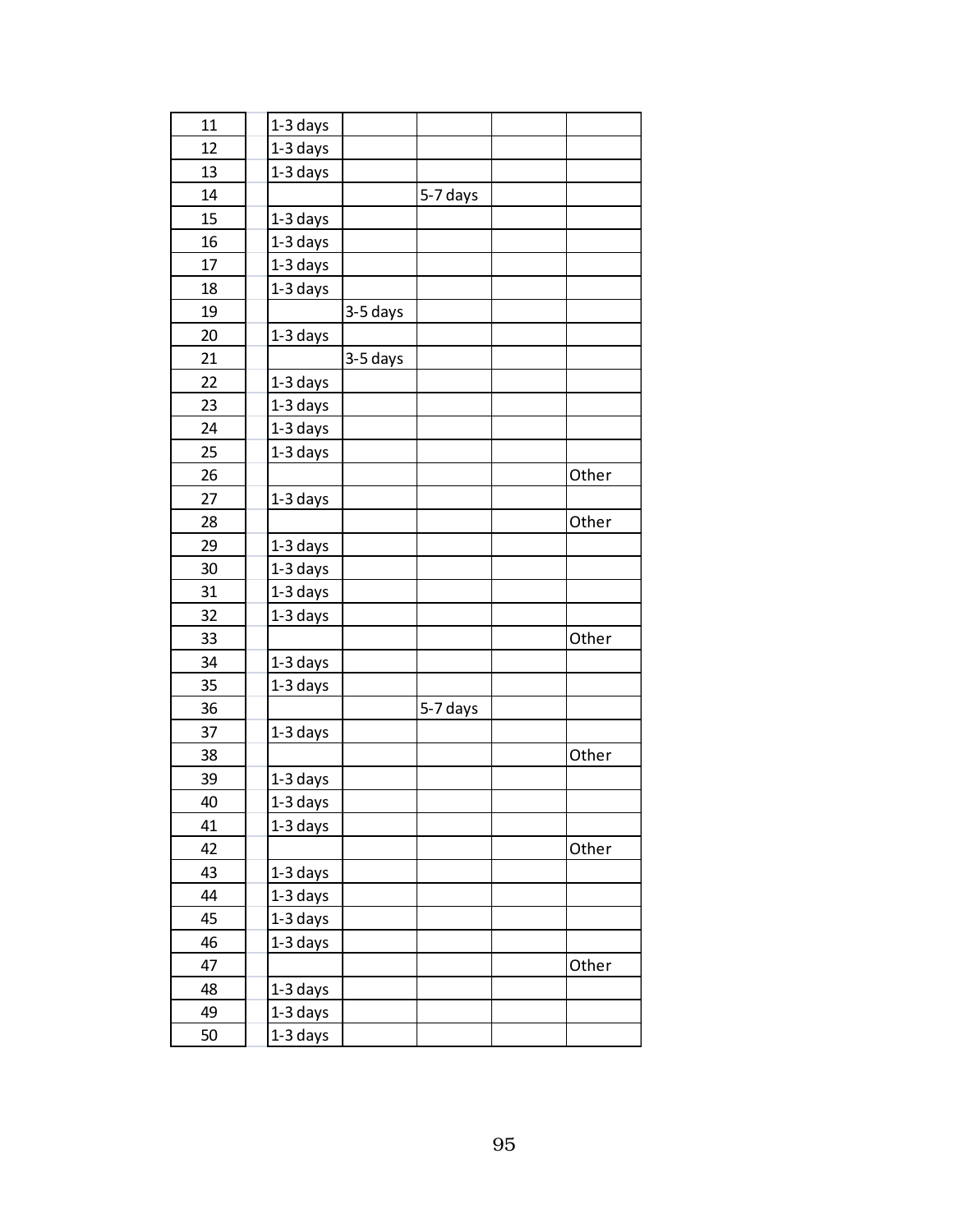| | | | | | | |
|---|---|---|---|---|---|---|
| 11 | | 1-3 days | | | | |
| 12 | | 1-3 days | | | | |
| 13 | | 1-3 days | | | | |
| 14 | | | | 5-7 days | | |
| 15 | | 1-3 days | | | | |
| 16 | | 1-3 days | | | | |
| 17 | | 1-3 days | | | | |
| 18 | | 1-3 days | | | | |
| 19 | | | 3-5 days | | | |
| 20 | | 1-3 days | | | | |
| 21 | | | 3-5 days | | | |
| 22 | | 1-3 days | | | | |
| 23 | | 1-3 days | | | | |
| 24 | | 1-3 days | | | | |
| 25 | | 1-3 days | | | | |
| 26 | | | | | | Other |
| 27 | | 1-3 days | | | | |
| 28 | | | | | | Other |
| 29 | | 1-3 days | | | | |
| 30 | | 1-3 days | | | | |
| 31 | | 1-3 days | | | | |
| 32 | | 1-3 days | | | | |
| 33 | | | | | | Other |
| 34 | | 1-3 days | | | | |
| 35 | | 1-3 days | | | | |
| 36 | | | | 5-7 days | | |
| 37 | | 1-3 days | | | | |
| 38 | | | | | | Other |
| 39 | | 1-3 days | | | | |
| 40 | | 1-3 days | | | | |
| 41 | | 1-3 days | | | | |
| 42 | | | | | | Other |
| 43 | | 1-3 days | | | | |
| 44 | | 1-3 days | | | | |
| 45 | | 1-3 days | | | | |
| 46 | | 1-3 days | | | | |
| 47 | | | | | | Other |
| 48 | | 1-3 days | | | | |
| 49 | | 1-3 days | | | | |
| 50 | | 1-3 days | | | | |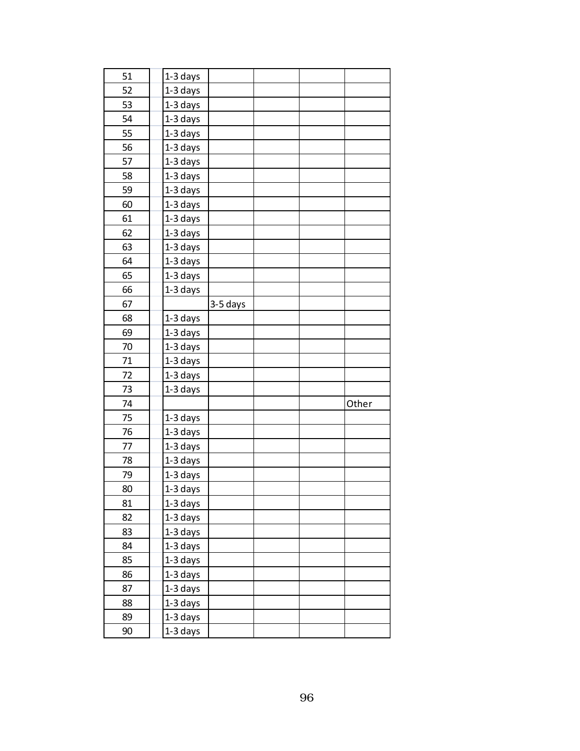| | | | | | |
|---|---|---|---|---|---|
| 51 | 1-3 days | | | | |
| 52 | 1-3 days | | | | |
| 53 | 1-3 days | | | | |
| 54 | 1-3 days | | | | |
| 55 | 1-3 days | | | | |
| 56 | 1-3 days | | | | |
| 57 | 1-3 days | | | | |
| 58 | 1-3 days | | | | |
| 59 | 1-3 days | | | | |
| 60 | 1-3 days | | | | |
| 61 | 1-3 days | | | | |
| 62 | 1-3 days | | | | |
| 63 | 1-3 days | | | | |
| 64 | 1-3 days | | | | |
| 65 | 1-3 days | | | | |
| 66 | 1-3 days | | | | |
| 67 | | 3-5 days | | | |
| 68 | 1-3 days | | | | |
| 69 | 1-3 days | | | | |
| 70 | 1-3 days | | | | |
| 71 | 1-3 days | | | | |
| 72 | 1-3 days | | | | |
| 73 | 1-3 days | | | | |
| 74 | | | | | Other |
| 75 | 1-3 days | | | | |
| 76 | 1-3 days | | | | |
| 77 | 1-3 days | | | | |
| 78 | 1-3 days | | | | |
| 79 | 1-3 days | | | | |
| 80 | 1-3 days | | | | |
| 81 | 1-3 days | | | | |
| 82 | 1-3 days | | | | |
| 83 | 1-3 days | | | | |
| 84 | 1-3 days | | | | |
| 85 | 1-3 days | | | | |
| 86 | 1-3 days | | | | |
| 87 | 1-3 days | | | | |
| 88 | 1-3 days | | | | |
| 89 | 1-3 days | | | | |
| 90 | 1-3 days | | | | |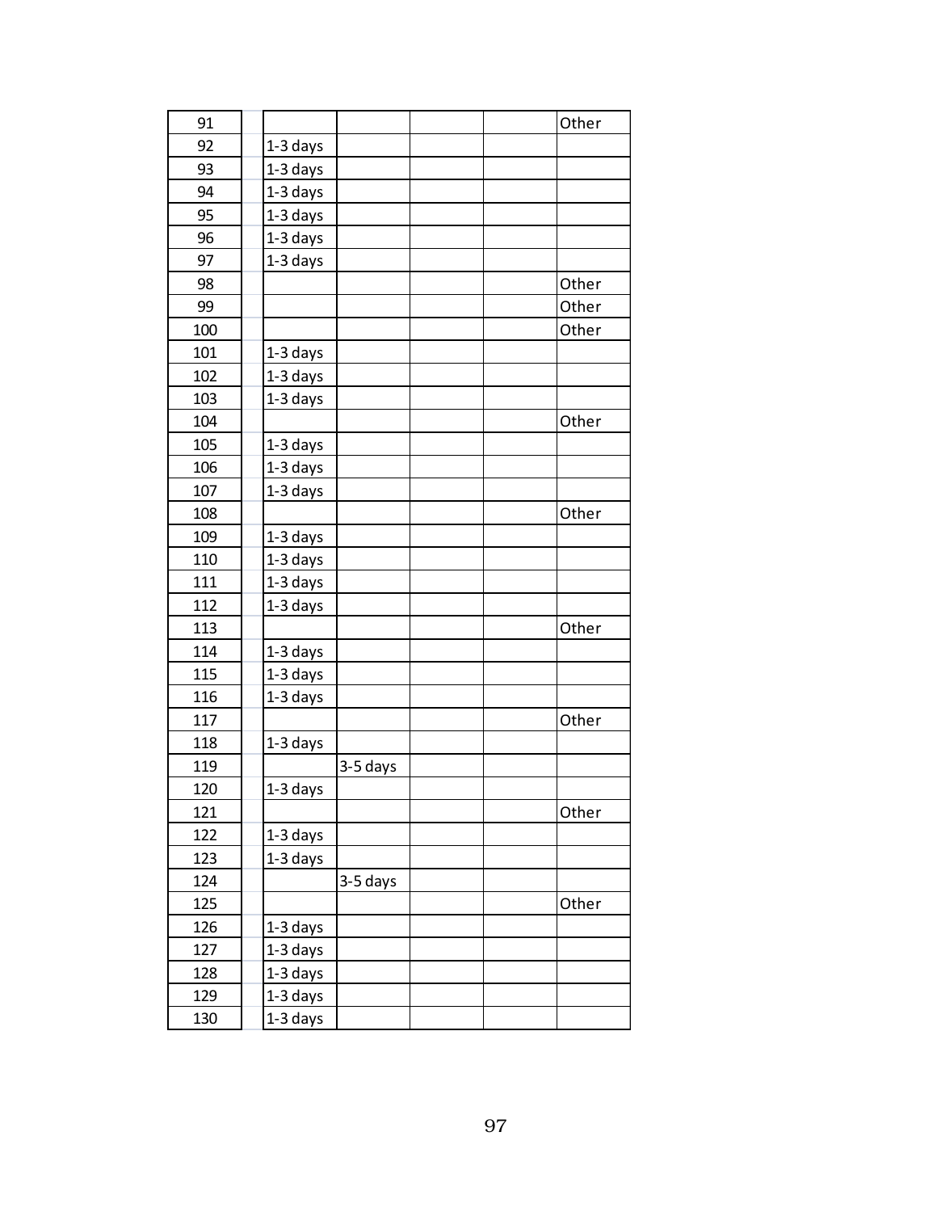| | | | | | |
|---|---|---|---|---|---|
| 91 | | | | | Other |
| 92 | 1-3 days | | | | |
| 93 | 1-3 days | | | | |
| 94 | 1-3 days | | | | |
| 95 | 1-3 days | | | | |
| 96 | 1-3 days | | | | |
| 97 | 1-3 days | | | | |
| 98 | | | | | Other |
| 99 | | | | | Other |
| 100 | | | | | Other |
| 101 | 1-3 days | | | | |
| 102 | 1-3 days | | | | |
| 103 | 1-3 days | | | | |
| 104 | | | | | Other |
| 105 | 1-3 days | | | | |
| 106 | 1-3 days | | | | |
| 107 | 1-3 days | | | | |
| 108 | | | | | Other |
| 109 | 1-3 days | | | | |
| 110 | 1-3 days | | | | |
| 111 | 1-3 days | | | | |
| 112 | 1-3 days | | | | |
| 113 | | | | | Other |
| 114 | 1-3 days | | | | |
| 115 | 1-3 days | | | | |
| 116 | 1-3 days | | | | |
| 117 | | | | | Other |
| 118 | 1-3 days | | | | |
| 119 | | 3-5 days | | | |
| 120 | 1-3 days | | | | |
| 121 | | | | | Other |
| 122 | 1-3 days | | | | |
| 123 | 1-3 days | | | | |
| 124 | | 3-5 days | | | |
| 125 | | | | | Other |
| 126 | 1-3 days | | | | |
| 127 | 1-3 days | | | | |
| 128 | 1-3 days | | | | |
| 129 | 1-3 days | | | | |
| 130 | 1-3 days | | | | |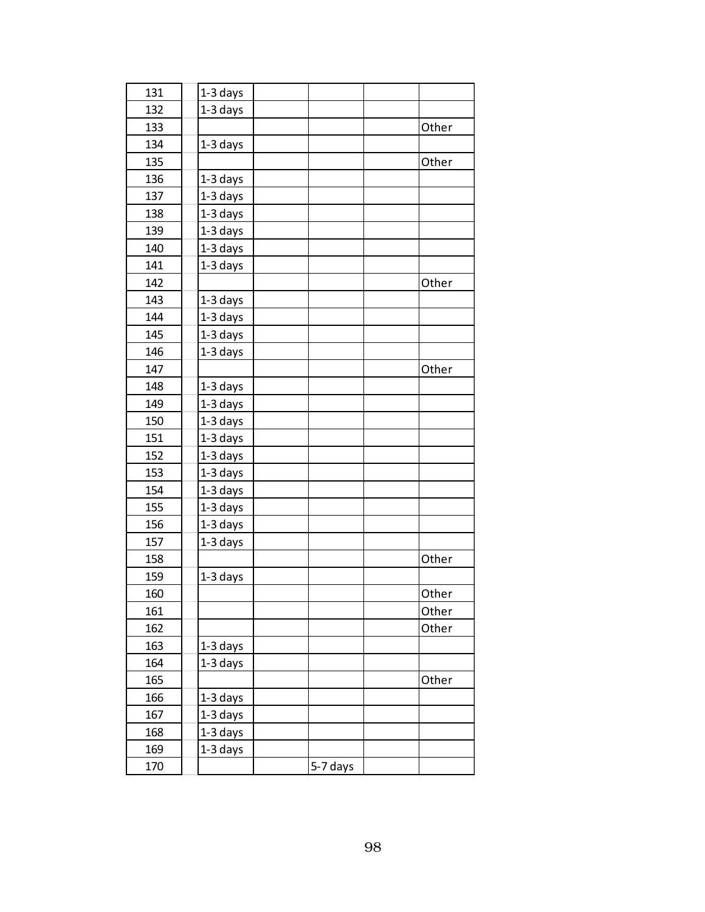| | | | | | |
|---|---|---|---|---|---|
| 131 | 1-3 days | | | | |
| 132 | 1-3 days | | | | |
| 133 | | | | | Other |
| 134 | 1-3 days | | | | |
| 135 | | | | | Other |
| 136 | 1-3 days | | | | |
| 137 | 1-3 days | | | | |
| 138 | 1-3 days | | | | |
| 139 | 1-3 days | | | | |
| 140 | 1-3 days | | | | |
| 141 | 1-3 days | | | | |
| 142 | | | | | Other |
| 143 | 1-3 days | | | | |
| 144 | 1-3 days | | | | |
| 145 | 1-3 days | | | | |
| 146 | 1-3 days | | | | |
| 147 | | | | | Other |
| 148 | 1-3 days | | | | |
| 149 | 1-3 days | | | | |
| 150 | 1-3 days | | | | |
| 151 | 1-3 days | | | | |
| 152 | 1-3 days | | | | |
| 153 | 1-3 days | | | | |
| 154 | 1-3 days | | | | |
| 155 | 1-3 days | | | | |
| 156 | 1-3 days | | | | |
| 157 | 1-3 days | | | | |
| 158 | | | | | Other |
| 159 | 1-3 days | | | | |
| 160 | | | | | Other |
| 161 | | | | | Other |
| 162 | | | | | Other |
| 163 | 1-3 days | | | | |
| 164 | 1-3 days | | | | |
| 165 | | | | | Other |
| 166 | 1-3 days | | | | |
| 167 | 1-3 days | | | | |
| 168 | 1-3 days | | | | |
| 169 | 1-3 days | | | | |
| 170 | | | 5-7 days | | |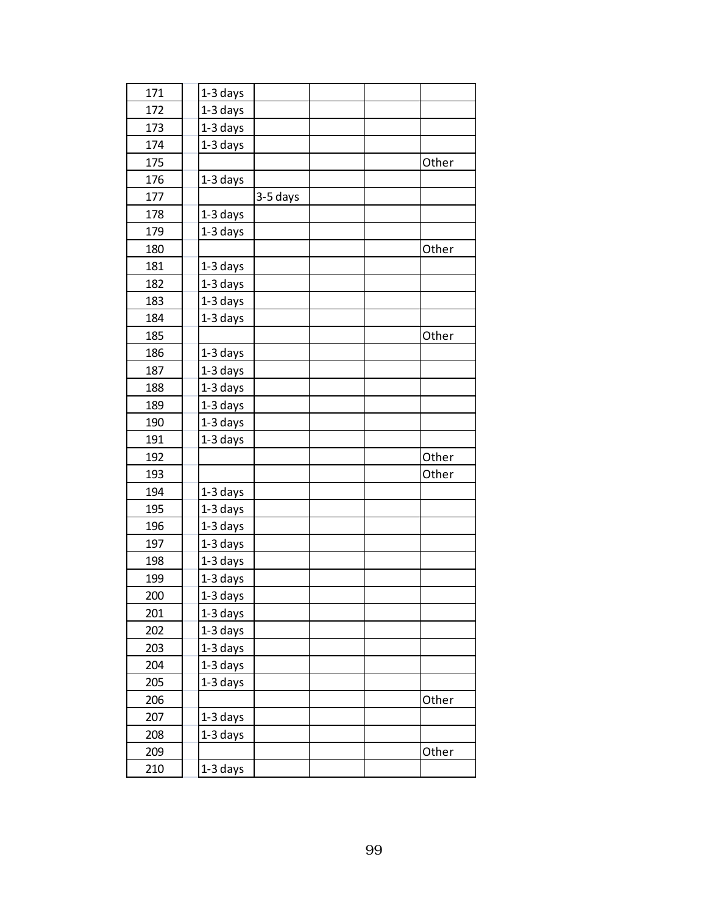| | | | | | | |
|---|---|---|---|---|---|---|
| 171 | | 1-3 days | | | | |
| 172 | | 1-3 days | | | | |
| 173 | | 1-3 days | | | | |
| 174 | | 1-3 days | | | | |
| 175 | | | | | | Other |
| 176 | | 1-3 days | | | | |
| 177 | | | 3-5 days | | | |
| 178 | | 1-3 days | | | | |
| 179 | | 1-3 days | | | | |
| 180 | | | | | | Other |
| 181 | | 1-3 days | | | | |
| 182 | | 1-3 days | | | | |
| 183 | | 1-3 days | | | | |
| 184 | | 1-3 days | | | | |
| 185 | | | | | | Other |
| 186 | | 1-3 days | | | | |
| 187 | | 1-3 days | | | | |
| 188 | | 1-3 days | | | | |
| 189 | | 1-3 days | | | | |
| 190 | | 1-3 days | | | | |
| 191 | | 1-3 days | | | | |
| 192 | | | | | | Other |
| 193 | | | | | | Other |
| 194 | | 1-3 days | | | | |
| 195 | | 1-3 days | | | | |
| 196 | | 1-3 days | | | | |
| 197 | | 1-3 days | | | | |
| 198 | | 1-3 days | | | | |
| 199 | | 1-3 days | | | | |
| 200 | | 1-3 days | | | | |
| 201 | | 1-3 days | | | | |
| 202 | | 1-3 days | | | | |
| 203 | | 1-3 days | | | | |
| 204 | | 1-3 days | | | | |
| 205 | | 1-3 days | | | | |
| 206 | | | | | | Other |
| 207 | | 1-3 days | | | | |
| 208 | | 1-3 days | | | | |
| 209 | | | | | | Other |
| 210 | | 1-3 days | | | | |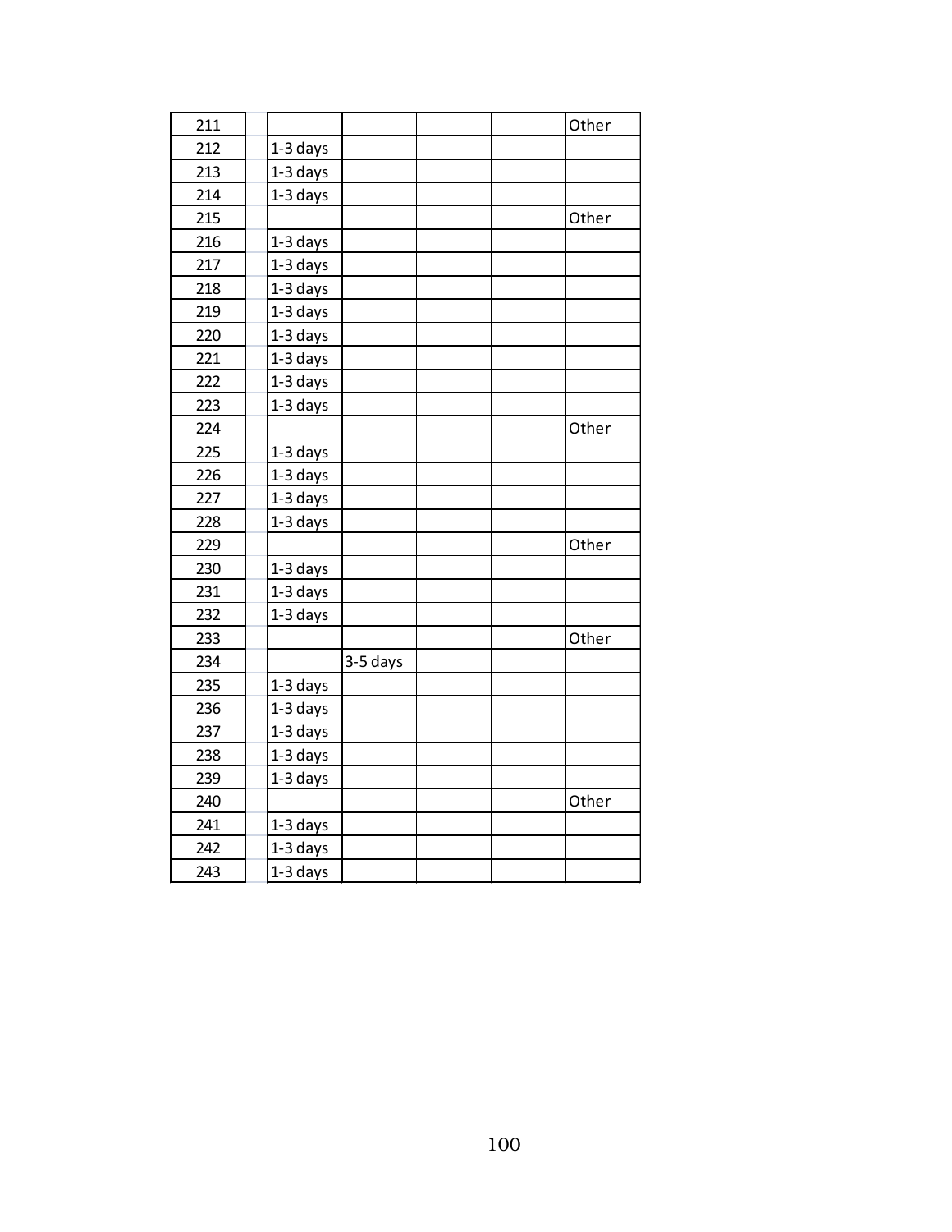| | | | | | |
|---|---|---|---|---|---|
| 211 | | | | | Other |
| 212 | 1-3 days | | | | |
| 213 | 1-3 days | | | | |
| 214 | 1-3 days | | | | |
| 215 | | | | | Other |
| 216 | 1-3 days | | | | |
| 217 | 1-3 days | | | | |
| 218 | 1-3 days | | | | |
| 219 | 1-3 days | | | | |
| 220 | 1-3 days | | | | |
| 221 | 1-3 days | | | | |
| 222 | 1-3 days | | | | |
| 223 | 1-3 days | | | | |
| 224 | | | | | Other |
| 225 | 1-3 days | | | | |
| 226 | 1-3 days | | | | |
| 227 | 1-3 days | | | | |
| 228 | 1-3 days | | | | |
| 229 | | | | | Other |
| 230 | 1-3 days | | | | |
| 231 | 1-3 days | | | | |
| 232 | 1-3 days | | | | |
| 233 | | | | | Other |
| 234 | | 3-5 days | | | |
| 235 | 1-3 days | | | | |
| 236 | 1-3 days | | | | |
| 237 | 1-3 days | | | | |
| 238 | 1-3 days | | | | |
| 239 | 1-3 days | | | | |
| 240 | | | | | Other |
| 241 | 1-3 days | | | | |
| 242 | 1-3 days | | | | |
| 243 | 1-3 days | | | | |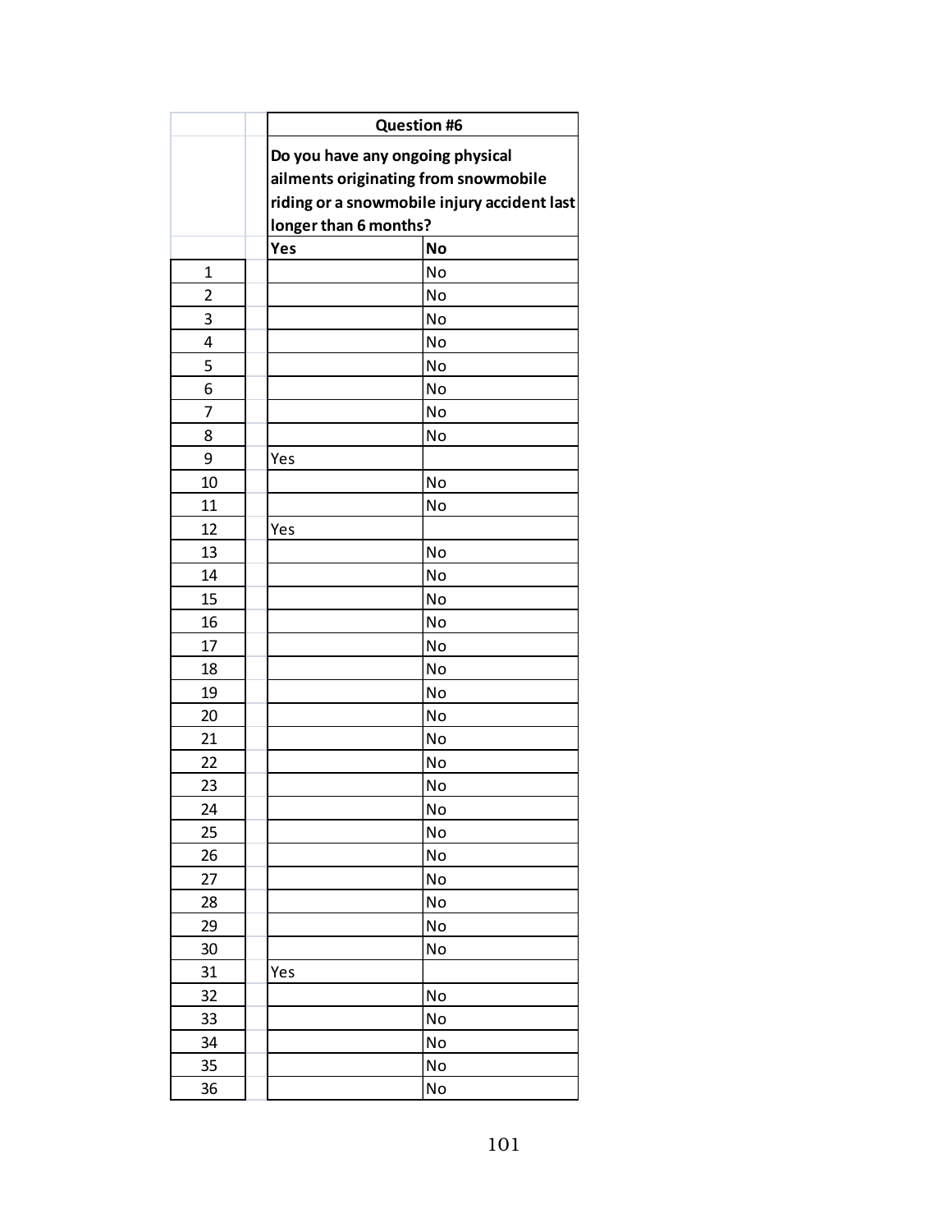| | Question #6 | |
|---|---|---|
| | Do you have any ongoing physical ailments originating from snowmobile riding or a snowmobile injury accident last longer than 6 months? | |
| | **Yes** | **No** |
| 1 | | No |
| 2 | | No |
| 3 | | No |
| 4 | | No |
| 5 | | No |
| 6 | | No |
| 7 | | No |
| 8 | | No |
| 9 | Yes | |
| 10 | | No |
| 11 | | No |
| 12 | Yes | |
| 13 | | No |
| 14 | | No |
| 15 | | No |
| 16 | | No |
| 17 | | No |
| 18 | | No |
| 19 | | No |
| 20 | | No |
| 21 | | No |
| 22 | | No |
| 23 | | No |
| 24 | | No |
| 25 | | No |
| 26 | | No |
| 27 | | No |
| 28 | | No |
| 29 | | No |
| 30 | | No |
| 31 | Yes | |
| 32 | | No |
| 33 | | No |
| 34 | | No |
| 35 | | No |
| 36 | | No |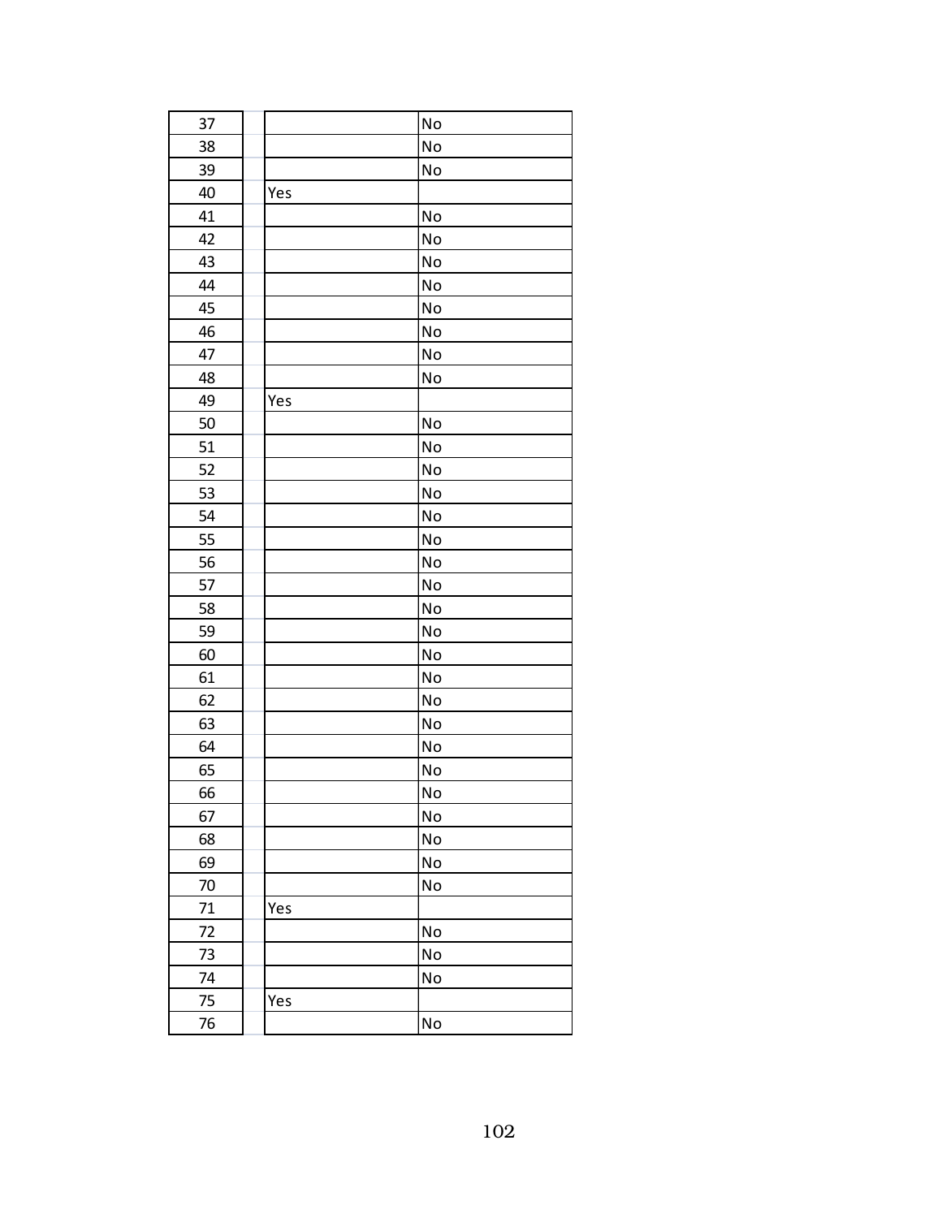| | | | |
|---|---|---|---|
| 37 | | | No |
| 38 | | | No |
| 39 | | | No |
| 40 | | Yes | |
| 41 | | | No |
| 42 | | | No |
| 43 | | | No |
| 44 | | | No |
| 45 | | | No |
| 46 | | | No |
| 47 | | | No |
| 48 | | | No |
| 49 | | Yes | |
| 50 | | | No |
| 51 | | | No |
| 52 | | | No |
| 53 | | | No |
| 54 | | | No |
| 55 | | | No |
| 56 | | | No |
| 57 | | | No |
| 58 | | | No |
| 59 | | | No |
| 60 | | | No |
| 61 | | | No |
| 62 | | | No |
| 63 | | | No |
| 64 | | | No |
| 65 | | | No |
| 66 | | | No |
| 67 | | | No |
| 68 | | | No |
| 69 | | | No |
| 70 | | | No |
| 71 | | Yes | |
| 72 | | | No |
| 73 | | | No |
| 74 | | | No |
| 75 | | Yes | |
| 76 | | | No |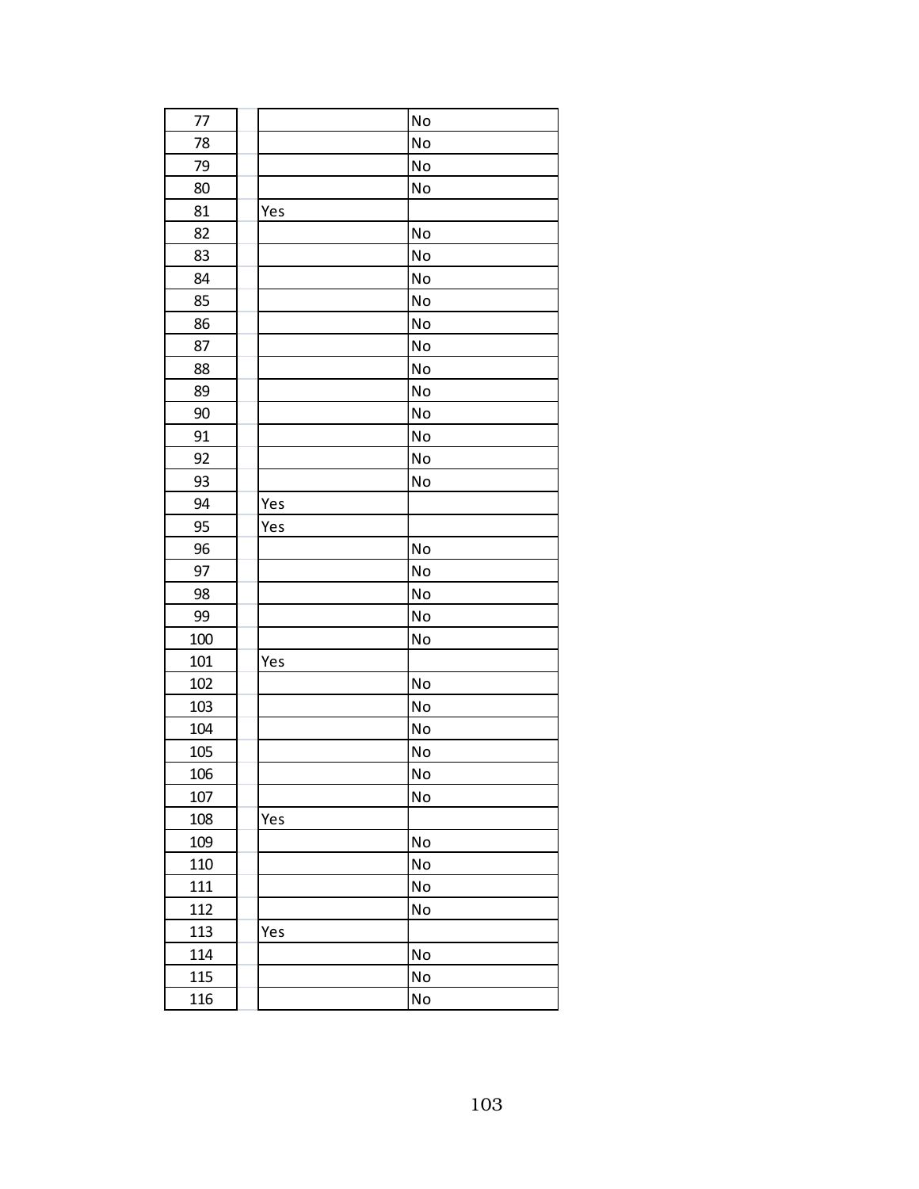| | | | |
|---|---|---|---|
| 77 | | | No |
| 78 | | | No |
| 79 | | | No |
| 80 | | | No |
| 81 | | Yes | |
| 82 | | | No |
| 83 | | | No |
| 84 | | | No |
| 85 | | | No |
| 86 | | | No |
| 87 | | | No |
| 88 | | | No |
| 89 | | | No |
| 90 | | | No |
| 91 | | | No |
| 92 | | | No |
| 93 | | | No |
| 94 | | Yes | |
| 95 | | Yes | |
| 96 | | | No |
| 97 | | | No |
| 98 | | | No |
| 99 | | | No |
| 100 | | | No |
| 101 | | Yes | |
| 102 | | | No |
| 103 | | | No |
| 104 | | | No |
| 105 | | | No |
| 106 | | | No |
| 107 | | | No |
| 108 | | Yes | |
| 109 | | | No |
| 110 | | | No |
| 111 | | | No |
| 112 | | | No |
| 113 | | Yes | |
| 114 | | | No |
| 115 | | | No |
| 116 | | | No |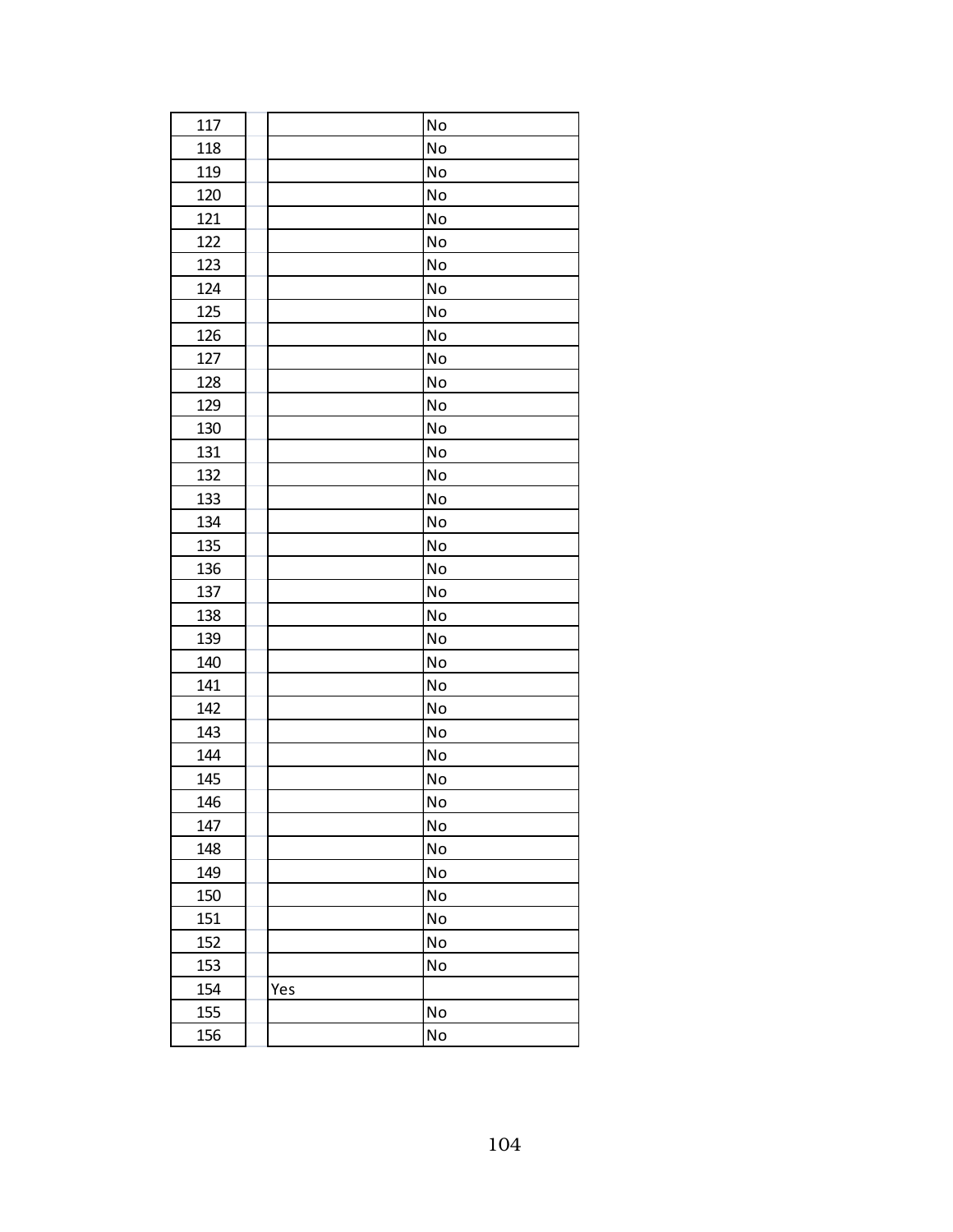| | | | |
|---|---|---|---|
| 117 | | | No |
| 118 | | | No |
| 119 | | | No |
| 120 | | | No |
| 121 | | | No |
| 122 | | | No |
| 123 | | | No |
| 124 | | | No |
| 125 | | | No |
| 126 | | | No |
| 127 | | | No |
| 128 | | | No |
| 129 | | | No |
| 130 | | | No |
| 131 | | | No |
| 132 | | | No |
| 133 | | | No |
| 134 | | | No |
| 135 | | | No |
| 136 | | | No |
| 137 | | | No |
| 138 | | | No |
| 139 | | | No |
| 140 | | | No |
| 141 | | | No |
| 142 | | | No |
| 143 | | | No |
| 144 | | | No |
| 145 | | | No |
| 146 | | | No |
| 147 | | | No |
| 148 | | | No |
| 149 | | | No |
| 150 | | | No |
| 151 | | | No |
| 152 | | | No |
| 153 | | | No |
| 154 | | Yes | |
| 155 | | | No |
| 156 | | | No |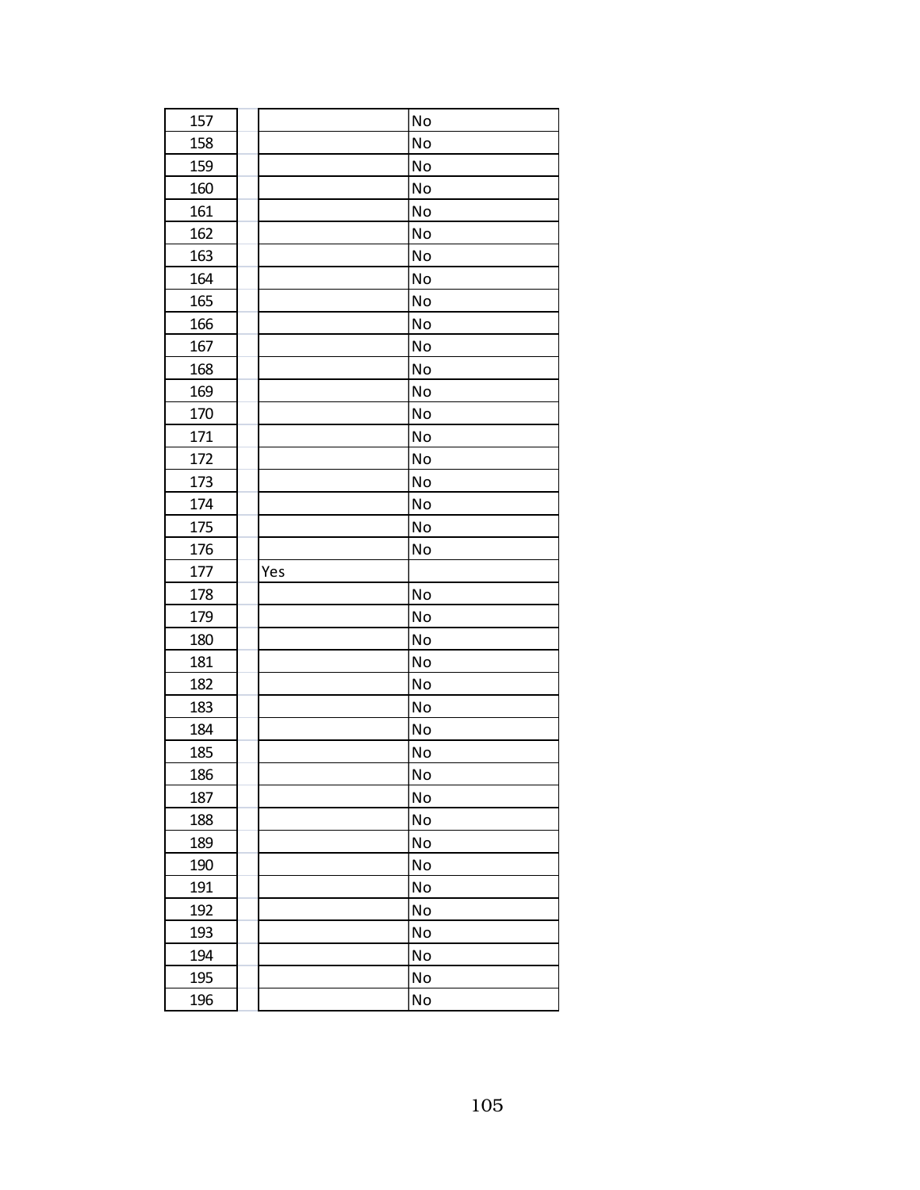| | | | |
|---|---|---|---|
| 157 | | | No |
| 158 | | | No |
| 159 | | | No |
| 160 | | | No |
| 161 | | | No |
| 162 | | | No |
| 163 | | | No |
| 164 | | | No |
| 165 | | | No |
| 166 | | | No |
| 167 | | | No |
| 168 | | | No |
| 169 | | | No |
| 170 | | | No |
| 171 | | | No |
| 172 | | | No |
| 173 | | | No |
| 174 | | | No |
| 175 | | | No |
| 176 | | | No |
| 177 | | Yes | |
| 178 | | | No |
| 179 | | | No |
| 180 | | | No |
| 181 | | | No |
| 182 | | | No |
| 183 | | | No |
| 184 | | | No |
| 185 | | | No |
| 186 | | | No |
| 187 | | | No |
| 188 | | | No |
| 189 | | | No |
| 190 | | | No |
| 191 | | | No |
| 192 | | | No |
| 193 | | | No |
| 194 | | | No |
| 195 | | | No |
| 196 | | | No |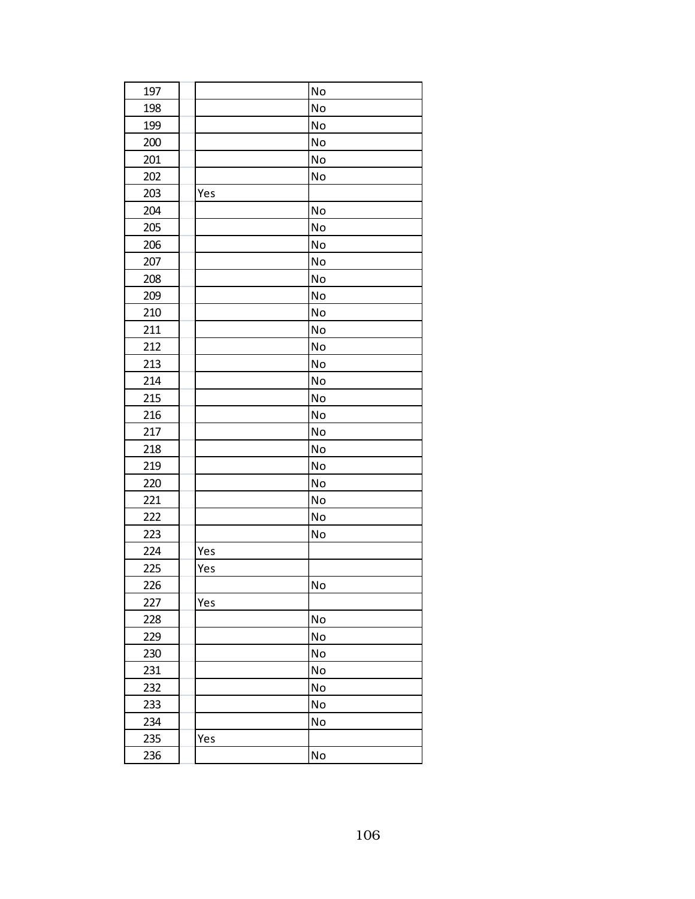| | | |
|---|---|---|
| 197 | | No |
| 198 | | No |
| 199 | | No |
| 200 | | No |
| 201 | | No |
| 202 | | No |
| 203 | Yes | |
| 204 | | No |
| 205 | | No |
| 206 | | No |
| 207 | | No |
| 208 | | No |
| 209 | | No |
| 210 | | No |
| 211 | | No |
| 212 | | No |
| 213 | | No |
| 214 | | No |
| 215 | | No |
| 216 | | No |
| 217 | | No |
| 218 | | No |
| 219 | | No |
| 220 | | No |
| 221 | | No |
| 222 | | No |
| 223 | | No |
| 224 | Yes | |
| 225 | Yes | |
| 226 | | No |
| 227 | Yes | |
| 228 | | No |
| 229 | | No |
| 230 | | No |
| 231 | | No |
| 232 | | No |
| 233 | | No |
| 234 | | No |
| 235 | Yes | |
| 236 | | No |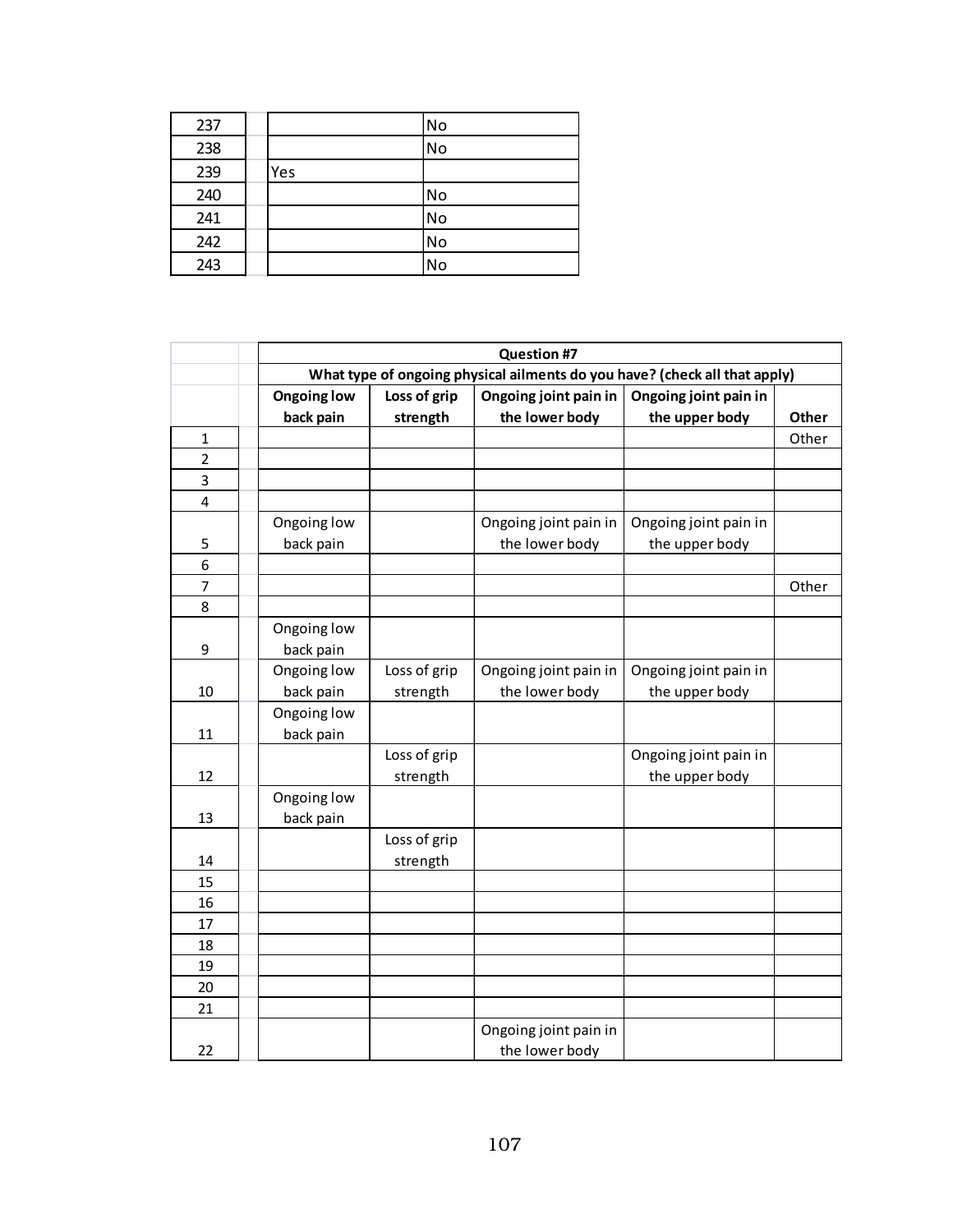| | | |
|---|---|---|
| 237 | | No |
| 238 | | No |
| 239 | Yes | |
| 240 | | No |
| 241 | | No |
| 242 | | No |
| 243 | | No |

| | **Question #7** | | | | |
|---|---|---|---|---|---|
| | **What type of ongoing physical ailments do you have? (check all that apply)** | | | | |
| | **Ongoing low back pain** | **Loss of grip strength** | **Ongoing joint pain in the lower body** | **Ongoing joint pain in the upper body** | **Other** |
| 1 | | | | | Other |
| 2 | | | | | |
| 3 | | | | | |
| 4 | | | | | |
| 5 | Ongoing low back pain | | Ongoing joint pain in the lower body | Ongoing joint pain in the upper body | |
| 6 | | | | | |
| 7 | | | | | Other |
| 8 | | | | | |
| 9 | Ongoing low back pain | | | | |
| 10 | Ongoing low back pain | Loss of grip strength | Ongoing joint pain in the lower body | Ongoing joint pain in the upper body | |
| 11 | Ongoing low back pain | | | | |
| 12 | | Loss of grip strength | | Ongoing joint pain in the upper body | |
| 13 | Ongoing low back pain | | | | |
| 14 | | Loss of grip strength | | | |
| 15 | | | | | |
| 16 | | | | | |
| 17 | | | | | |
| 18 | | | | | |
| 19 | | | | | |
| 20 | | | | | |
| 21 | | | | | |
| 22 | | | Ongoing joint pain in the lower body | | |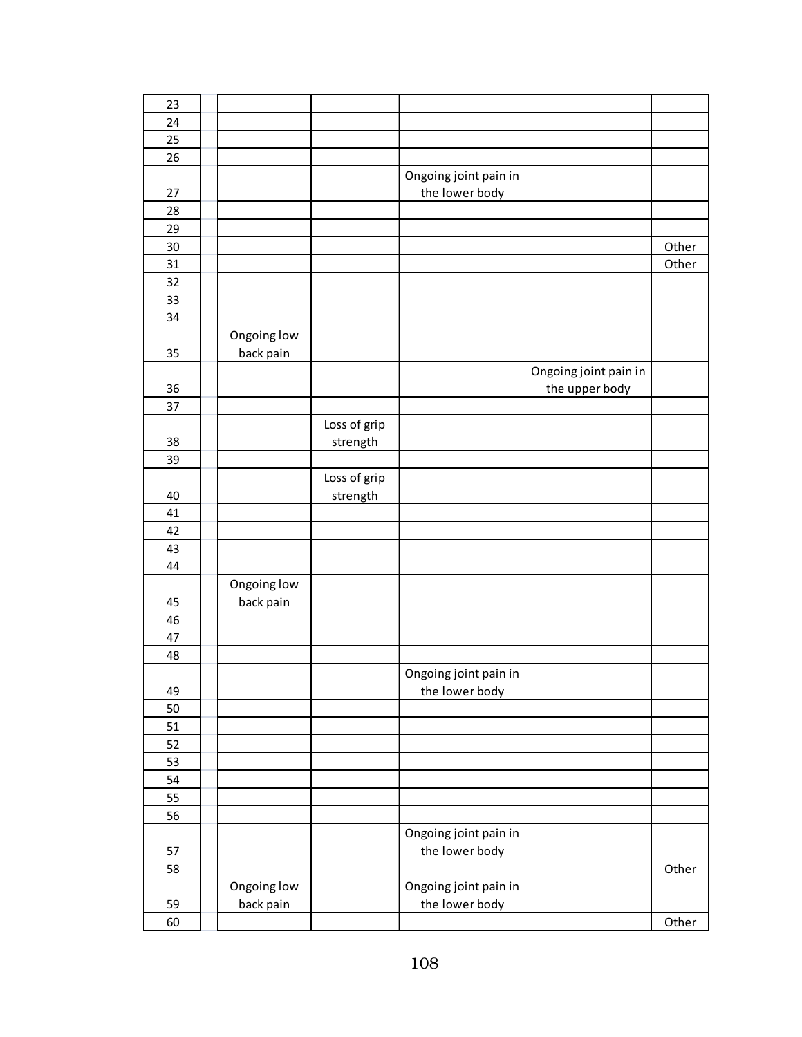| | | | | | | |
|---|---|---|---|---|---|---|
| 23 | | | | | | |
| 24 | | | | | | |
| 25 | | | | | | |
| 26 | | | | | | |
| 27 | | | | Ongoing joint pain in the lower body | | |
| 28 | | | | | | |
| 29 | | | | | | |
| 30 | | | | | | Other |
| 31 | | | | | | Other |
| 32 | | | | | | |
| 33 | | | | | | |
| 34 | | | | | | |
| 35 | | Ongoing low back pain | | | | |
| 36 | | | | | Ongoing joint pain in the upper body | |
| 37 | | | | | | |
| 38 | | | Loss of grip strength | | | |
| 39 | | | | | | |
| 40 | | | Loss of grip strength | | | |
| 41 | | | | | | |
| 42 | | | | | | |
| 43 | | | | | | |
| 44 | | | | | | |
| 45 | | Ongoing low back pain | | | | |
| 46 | | | | | | |
| 47 | | | | | | |
| 48 | | | | | | |
| 49 | | | | Ongoing joint pain in the lower body | | |
| 50 | | | | | | |
| 51 | | | | | | |
| 52 | | | | | | |
| 53 | | | | | | |
| 54 | | | | | | |
| 55 | | | | | | |
| 56 | | | | | | |
| 57 | | | | Ongoing joint pain in the lower body | | |
| 58 | | | | | | Other |
| 59 | | Ongoing low back pain | | Ongoing joint pain in the lower body | | |
| 60 | | | | | | Other |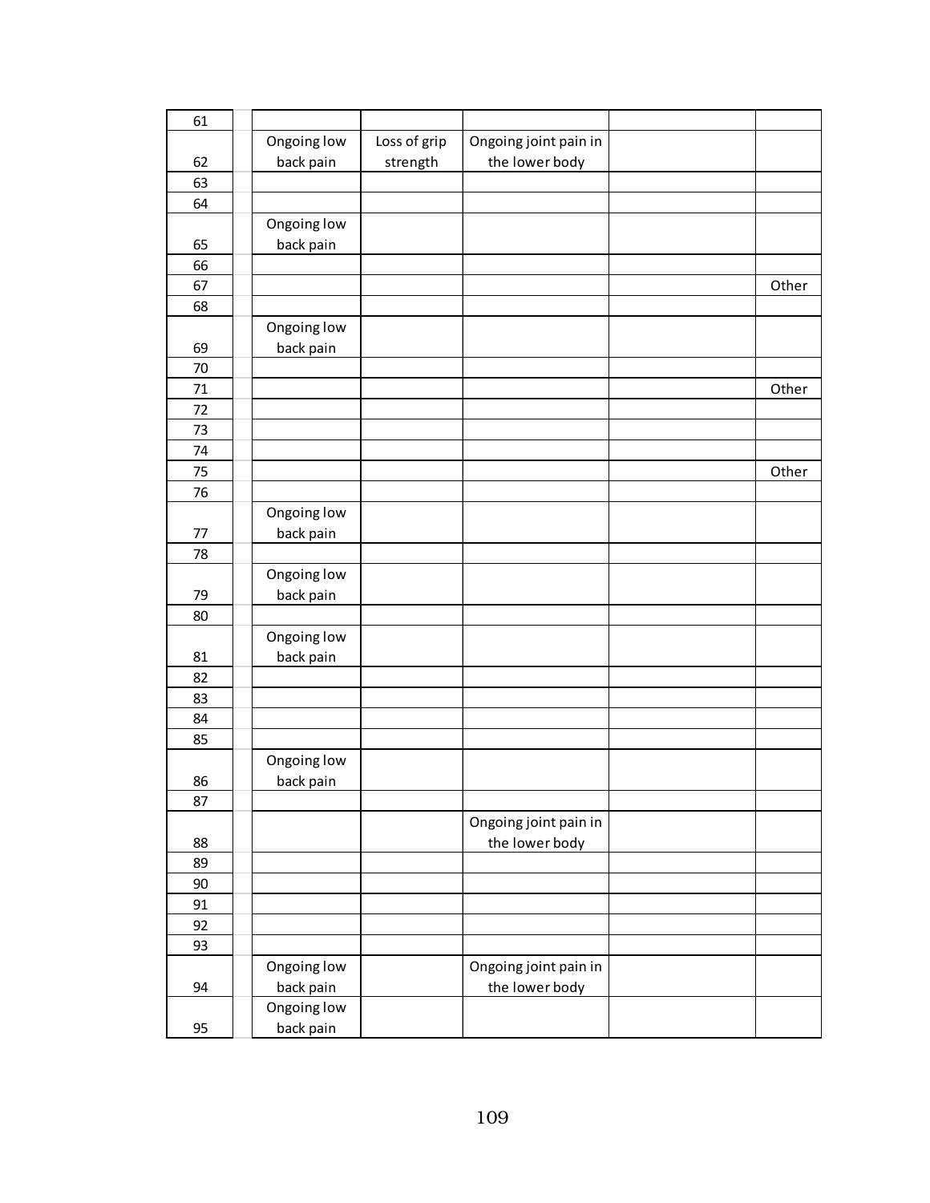| | | | | | | |
|---|---|---|---|---|---|---|
| 61 | | | | | | |
| 62 | | Ongoing low back pain | Loss of grip strength | Ongoing joint pain in the lower body | | |
| 63 | | | | | | |
| 64 | | | | | | |
| 65 | | Ongoing low back pain | | | | |
| 66 | | | | | | |
| 67 | | | | | | Other |
| 68 | | | | | | |
| 69 | | Ongoing low back pain | | | | |
| 70 | | | | | | |
| 71 | | | | | | Other |
| 72 | | | | | | |
| 73 | | | | | | |
| 74 | | | | | | |
| 75 | | | | | | Other |
| 76 | | | | | | |
| 77 | | Ongoing low back pain | | | | |
| 78 | | | | | | |
| 79 | | Ongoing low back pain | | | | |
| 80 | | | | | | |
| 81 | | Ongoing low back pain | | | | |
| 82 | | | | | | |
| 83 | | | | | | |
| 84 | | | | | | |
| 85 | | | | | | |
| 86 | | Ongoing low back pain | | | | |
| 87 | | | | | | |
| 88 | | | | Ongoing joint pain in the lower body | | |
| 89 | | | | | | |
| 90 | | | | | | |
| 91 | | | | | | |
| 92 | | | | | | |
| 93 | | | | | | |
| 94 | | Ongoing low back pain | | Ongoing joint pain in the lower body | | |
| 95 | | Ongoing low back pain | | | | |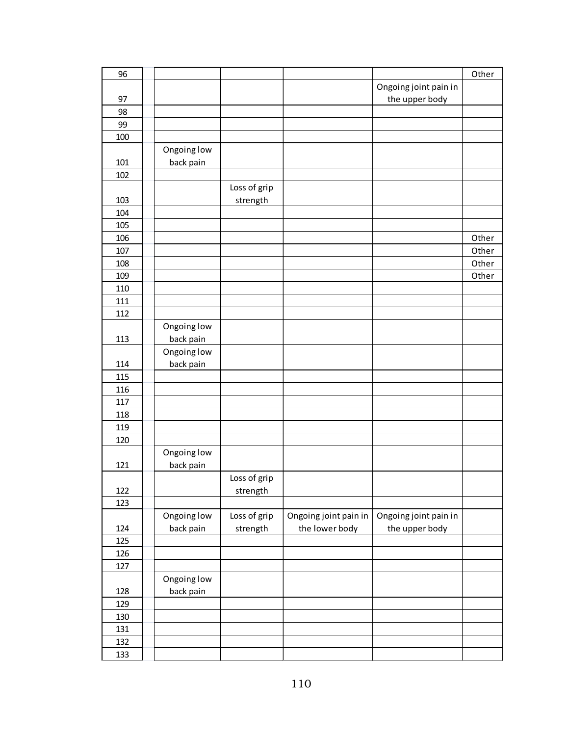| | | | | | | |
|---|---|---|---|---|---|---|
| 96 | | | | | | Other |
| 97 | | | | | Ongoing joint pain in the upper body | |
| 98 | | | | | | |
| 99 | | | | | | |
| 100 | | | | | | |
| 101 | | Ongoing low back pain | | | | |
| 102 | | | | | | |
| 103 | | | Loss of grip strength | | | |
| 104 | | | | | | |
| 105 | | | | | | |
| 106 | | | | | | Other |
| 107 | | | | | | Other |
| 108 | | | | | | Other |
| 109 | | | | | | Other |
| 110 | | | | | | |
| 111 | | | | | | |
| 112 | | | | | | |
| 113 | | Ongoing low back pain | | | | |
| 114 | | Ongoing low back pain | | | | |
| 115 | | | | | | |
| 116 | | | | | | |
| 117 | | | | | | |
| 118 | | | | | | |
| 119 | | | | | | |
| 120 | | | | | | |
| 121 | | Ongoing low back pain | | | | |
| 122 | | | Loss of grip strength | | | |
| 123 | | | | | | |
| 124 | | Ongoing low back pain | Loss of grip strength | Ongoing joint pain in the lower body | Ongoing joint pain in the upper body | |
| 125 | | | | | | |
| 126 | | | | | | |
| 127 | | | | | | |
| 128 | | Ongoing low back pain | | | | |
| 129 | | | | | | |
| 130 | | | | | | |
| 131 | | | | | | |
| 132 | | | | | | |
| 133 | | | | | | |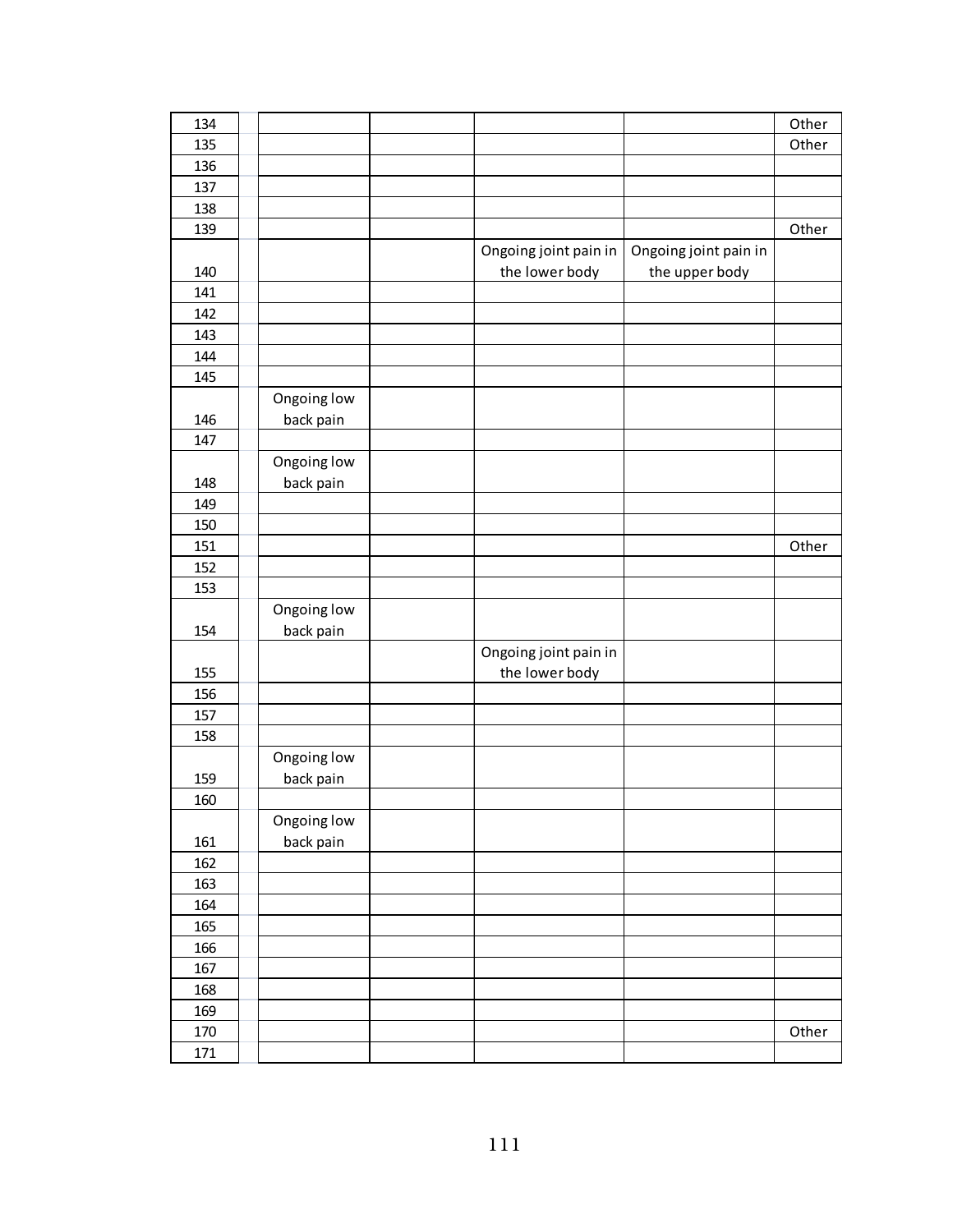| | | | | | | |
|---|---|---|---|---|---|---|
| 134 | | | | | | Other |
| 135 | | | | | | Other |
| 136 | | | | | | |
| 137 | | | | | | |
| 138 | | | | | | |
| 139 | | | | | | Other |
| 140 | | | | Ongoing joint pain in the lower body | Ongoing joint pain in the upper body | |
| 141 | | | | | | |
| 142 | | | | | | |
| 143 | | | | | | |
| 144 | | | | | | |
| 145 | | | | | | |
| 146 | | Ongoing low back pain | | | | |
| 147 | | | | | | |
| 148 | | Ongoing low back pain | | | | |
| 149 | | | | | | |
| 150 | | | | | | |
| 151 | | | | | | Other |
| 152 | | | | | | |
| 153 | | | | | | |
| 154 | | Ongoing low back pain | | | | |
| 155 | | | | Ongoing joint pain in the lower body | | |
| 156 | | | | | | |
| 157 | | | | | | |
| 158 | | | | | | |
| 159 | | Ongoing low back pain | | | | |
| 160 | | | | | | |
| 161 | | Ongoing low back pain | | | | |
| 162 | | | | | | |
| 163 | | | | | | |
| 164 | | | | | | |
| 165 | | | | | | |
| 166 | | | | | | |
| 167 | | | | | | |
| 168 | | | | | | |
| 169 | | | | | | |
| 170 | | | | | | Other |
| 171 | | | | | | |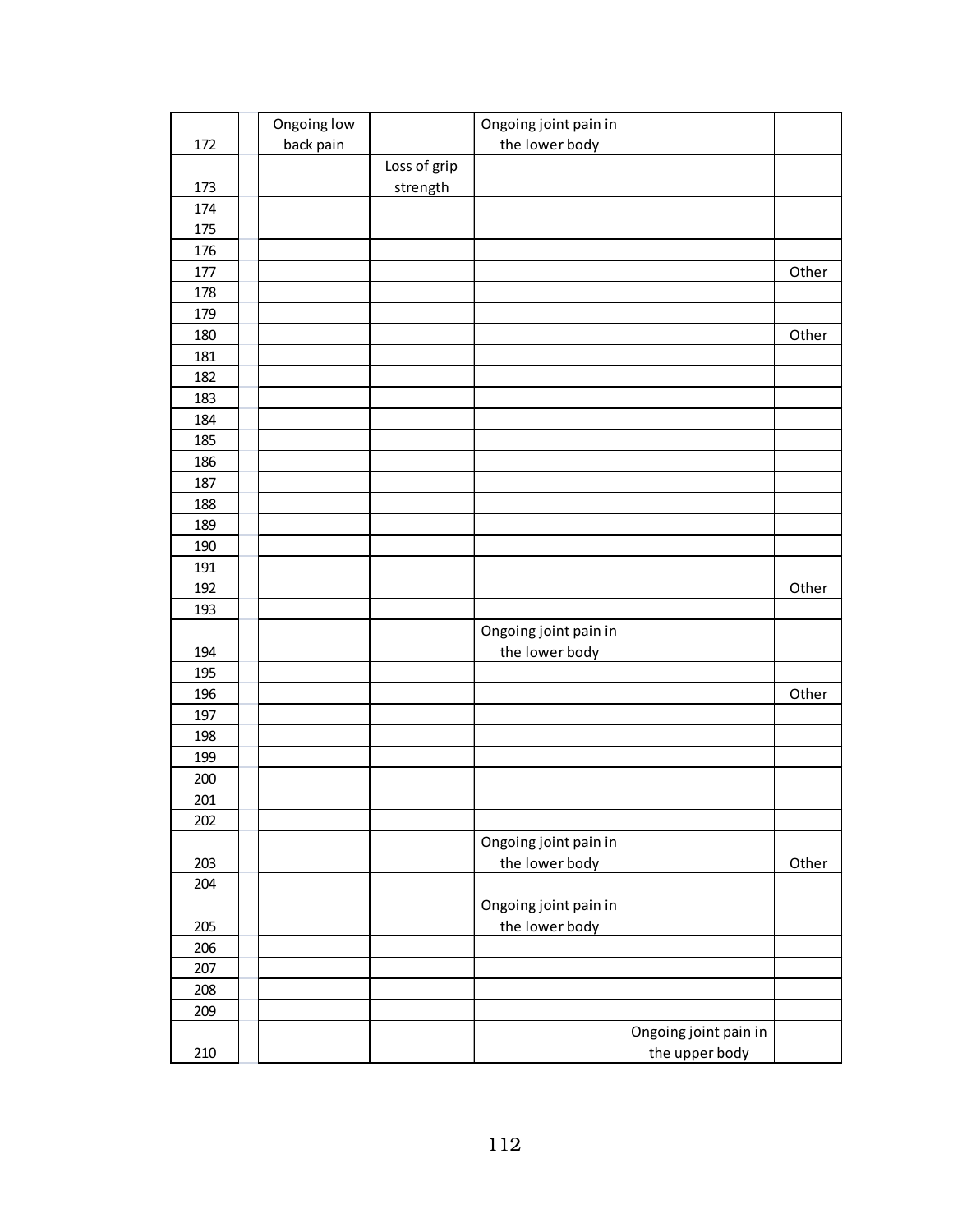| | | | | | | |
|---|---|---|---|---|---|---|
| 172 | | Ongoing low back pain | | Ongoing joint pain in the lower body | | |
| 173 | | | Loss of grip strength | | | |
| 174 | | | | | | |
| 175 | | | | | | |
| 176 | | | | | | |
| 177 | | | | | | Other |
| 178 | | | | | | |
| 179 | | | | | | |
| 180 | | | | | | Other |
| 181 | | | | | | |
| 182 | | | | | | |
| 183 | | | | | | |
| 184 | | | | | | |
| 185 | | | | | | |
| 186 | | | | | | |
| 187 | | | | | | |
| 188 | | | | | | |
| 189 | | | | | | |
| 190 | | | | | | |
| 191 | | | | | | |
| 192 | | | | | | Other |
| 193 | | | | | | |
| 194 | | | | Ongoing joint pain in the lower body | | |
| 195 | | | | | | |
| 196 | | | | | | Other |
| 197 | | | | | | |
| 198 | | | | | | |
| 199 | | | | | | |
| 200 | | | | | | |
| 201 | | | | | | |
| 202 | | | | | | |
| 203 | | | | Ongoing joint pain in the lower body | | Other |
| 204 | | | | | | |
| 205 | | | | Ongoing joint pain in the lower body | | |
| 206 | | | | | | |
| 207 | | | | | | |
| 208 | | | | | | |
| 209 | | | | | | |
| 210 | | | | | Ongoing joint pain in the upper body | |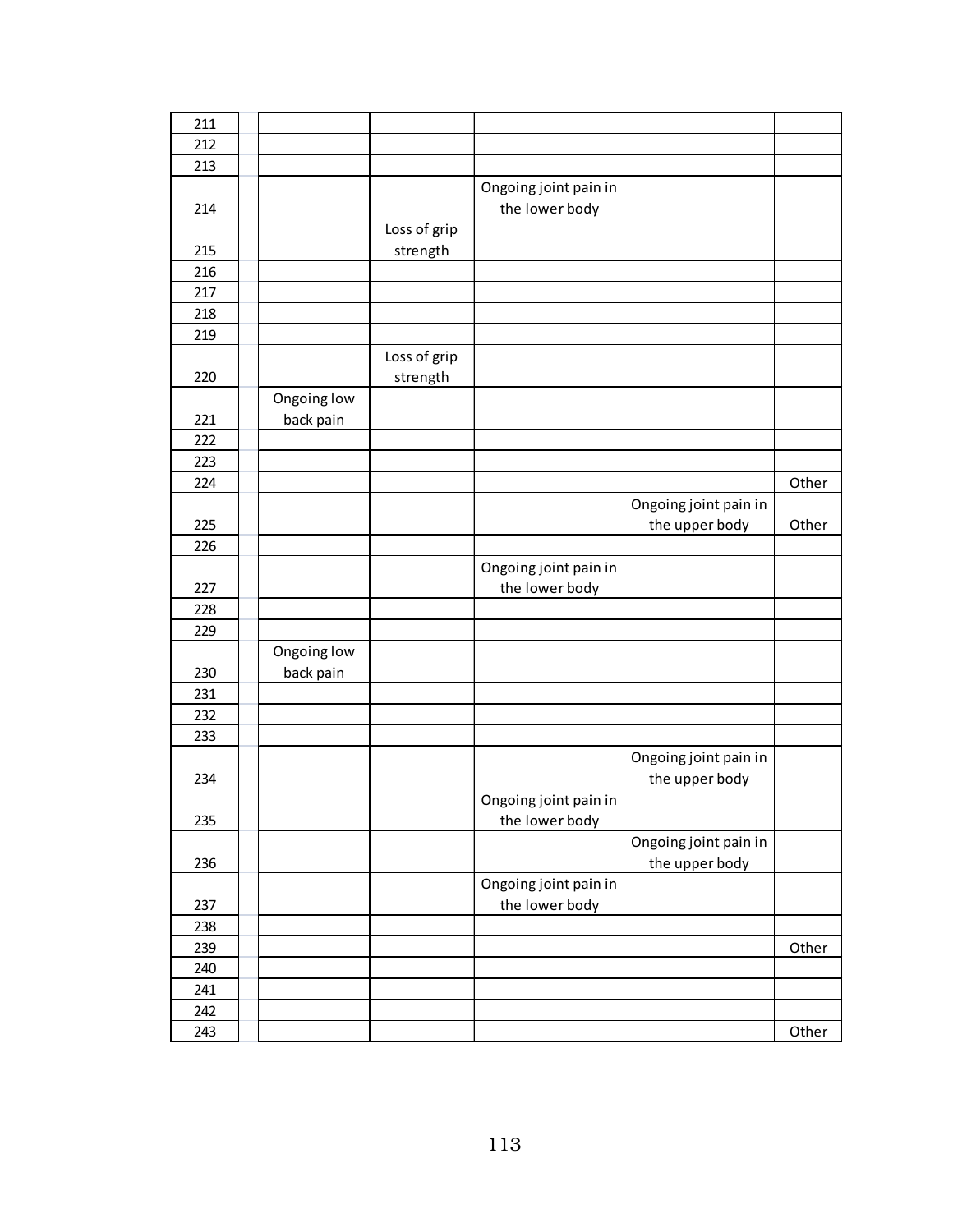| | | | | | | |
|---|---|---|---|---|---|---|
| 211 | | | | | | |
| 212 | | | | | | |
| 213 | | | | | | |
| 214 | | | | Ongoing joint pain in the lower body | | |
| 215 | | | Loss of grip strength | | | |
| 216 | | | | | | |
| 217 | | | | | | |
| 218 | | | | | | |
| 219 | | | | | | |
| 220 | | | Loss of grip strength | | | |
| 221 | | Ongoing low back pain | | | | |
| 222 | | | | | | |
| 223 | | | | | | |
| 224 | | | | | | Other |
| 225 | | | | | Ongoing joint pain in the upper body | Other |
| 226 | | | | | | |
| 227 | | | | Ongoing joint pain in the lower body | | |
| 228 | | | | | | |
| 229 | | | | | | |
| 230 | | Ongoing low back pain | | | | |
| 231 | | | | | | |
| 232 | | | | | | |
| 233 | | | | | | |
| 234 | | | | | Ongoing joint pain in the upper body | |
| 235 | | | | Ongoing joint pain in the lower body | | |
| 236 | | | | | Ongoing joint pain in the upper body | |
| 237 | | | | Ongoing joint pain in the lower body | | |
| 238 | | | | | | |
| 239 | | | | | | Other |
| 240 | | | | | | |
| 241 | | | | | | |
| 242 | | | | | | |
| 243 | | | | | | Other |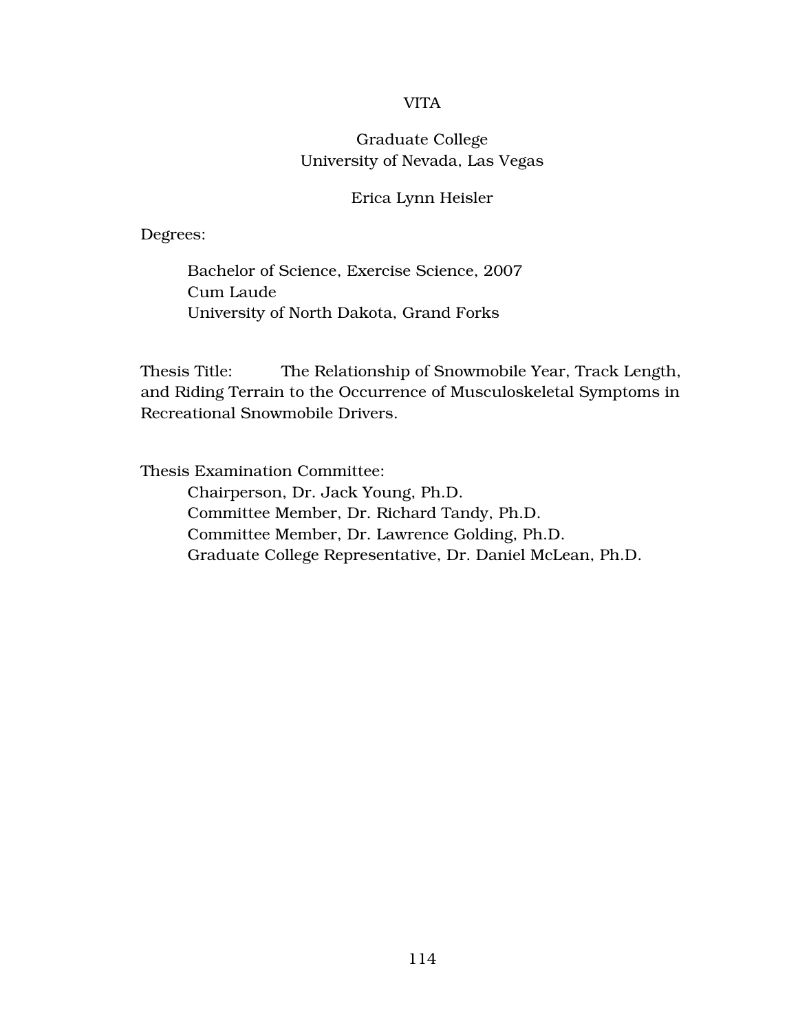# VITA

Graduate College
University of Nevada, Las Vegas

Erica Lynn Heisler

Degrees:

Bachelor of Science, Exercise Science, 2007
Cum Laude
University of North Dakota, Grand Forks

Thesis Title: The Relationship of Snowmobile Year, Track Length, and Riding Terrain to the Occurrence of Musculoskeletal Symptoms in Recreational Snowmobile Drivers.

Thesis Examination Committee:
Chairperson, Dr. Jack Young, Ph.D.
Committee Member, Dr. Richard Tandy, Ph.D.
Committee Member, Dr. Lawrence Golding, Ph.D.
Graduate College Representative, Dr. Daniel McLean, Ph.D.